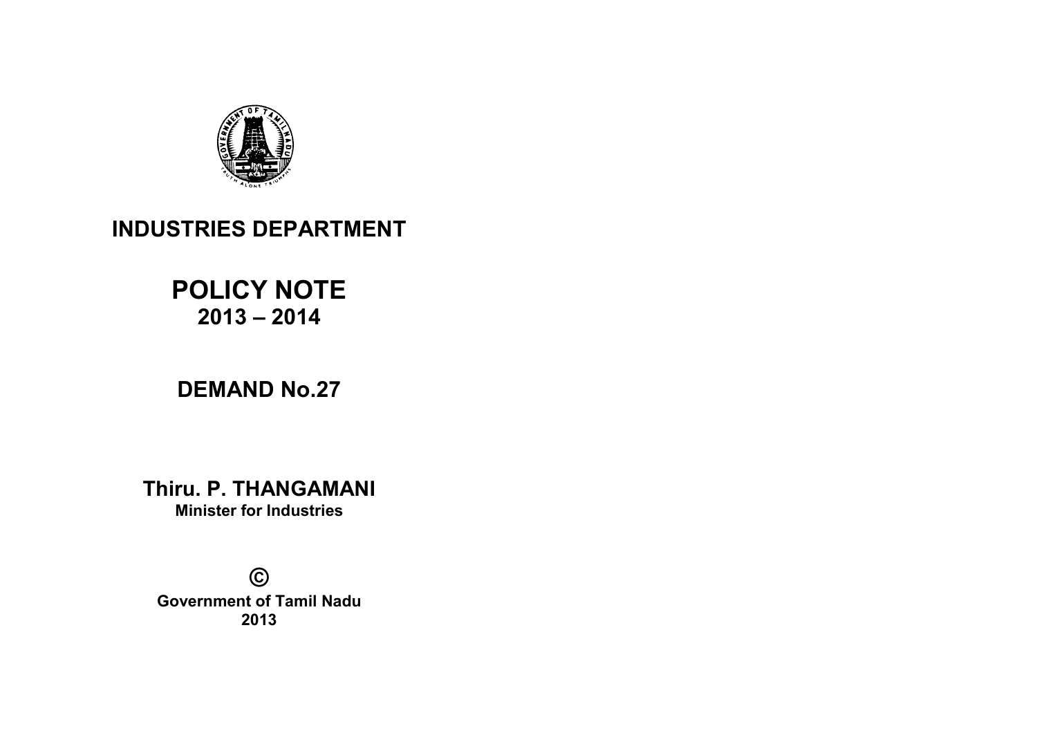# INDUSTRIES DEPARTMENT

# POLICY NOTE
## 2013 – 2014

## DEMAND No.27

**Thiru. P. THANGAMANI**
**Minister for Industries**

**©**
**Government of Tamil Nadu**
**2013**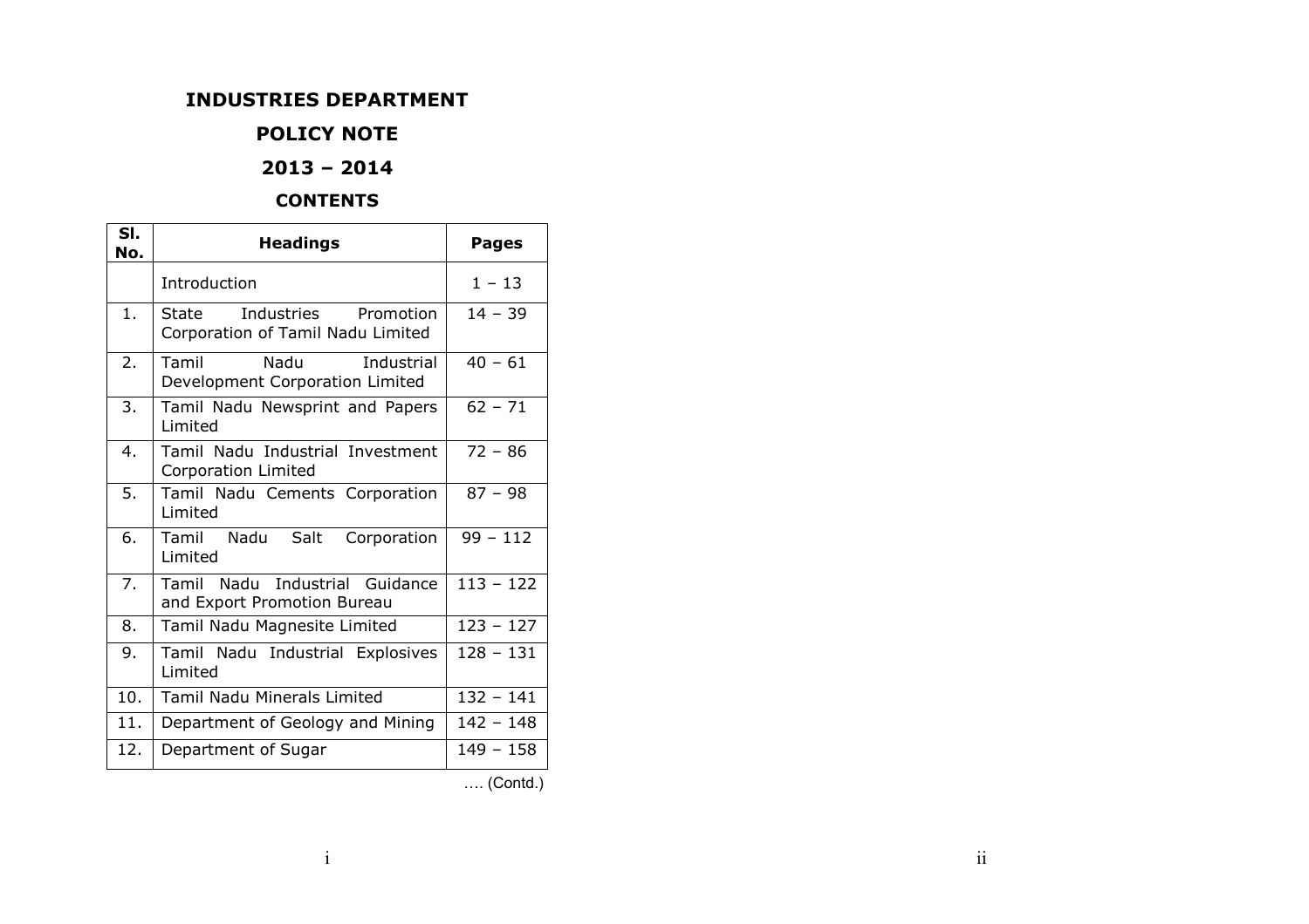# INDUSTRIES DEPARTMENT

## POLICY NOTE

## 2013 – 2014

## CONTENTS

| Sl. No. | Headings | Pages |
|---|---|---|
| | Introduction | 1 – 13 |
| 1. | State Industries Promotion Corporation of Tamil Nadu Limited | 14 – 39 |
| 2. | Tamil Nadu Industrial Development Corporation Limited | 40 – 61 |
| 3. | Tamil Nadu Newsprint and Papers Limited | 62 – 71 |
| 4. | Tamil Nadu Industrial Investment Corporation Limited | 72 – 86 |
| 5. | Tamil Nadu Cements Corporation Limited | 87 – 98 |
| 6. | Tamil Nadu Salt Corporation Limited | 99 – 112 |
| 7. | Tamil Nadu Industrial Guidance and Export Promotion Bureau | 113 – 122 |
| 8. | Tamil Nadu Magnesite Limited | 123 – 127 |
| 9. | Tamil Nadu Industrial Explosives Limited | 128 – 131 |
| 10. | Tamil Nadu Minerals Limited | 132 – 141 |
| 11. | Department of Geology and Mining | 142 – 148 |
| 12. | Department of Sugar | 149 – 158 |

…. (Contd.)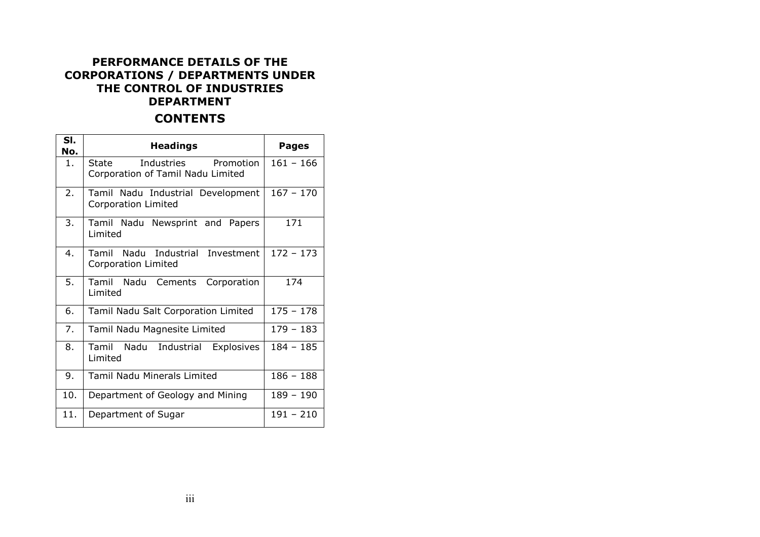# PERFORMANCE DETAILS OF THE CORPORATIONS / DEPARTMENTS UNDER THE CONTROL OF INDUSTRIES DEPARTMENT

## CONTENTS

| Sl. No. | Headings | Pages |
|---|---|---|
| 1. | State Industries Promotion Corporation of Tamil Nadu Limited | 161 – 166 |
| 2. | Tamil Nadu Industrial Development Corporation Limited | 167 – 170 |
| 3. | Tamil Nadu Newsprint and Papers Limited | 171 |
| 4. | Tamil Nadu Industrial Investment Corporation Limited | 172 – 173 |
| 5. | Tamil Nadu Cements Corporation Limited | 174 |
| 6. | Tamil Nadu Salt Corporation Limited | 175 – 178 |
| 7. | Tamil Nadu Magnesite Limited | 179 – 183 |
| 8. | Tamil Nadu Industrial Explosives Limited | 184 – 185 |
| 9. | Tamil Nadu Minerals Limited | 186 – 188 |
| 10. | Department of Geology and Mining | 189 – 190 |
| 11. | Department of Sugar | 191 – 210 |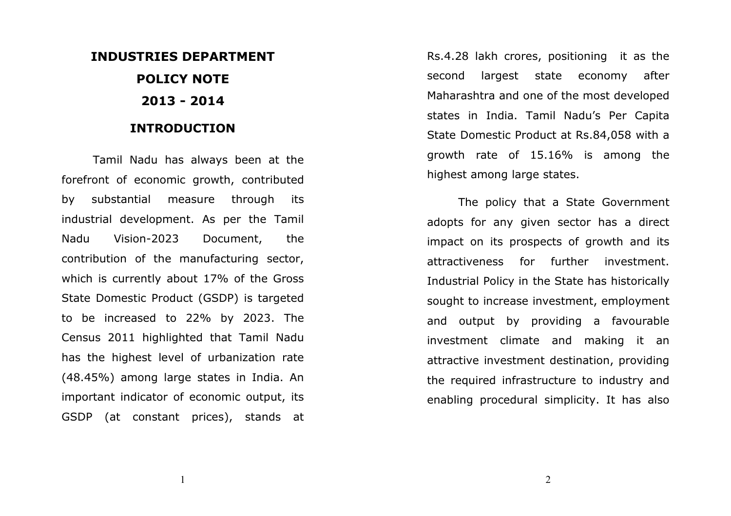# INDUSTRIES DEPARTMENT

# POLICY NOTE

# 2013 - 2014

## INTRODUCTION

Tamil Nadu has always been at the forefront of economic growth, contributed by substantial measure through its industrial development. As per the Tamil Nadu Vision-2023 Document, the contribution of the manufacturing sector, which is currently about 17% of the Gross State Domestic Product (GSDP) is targeted to be increased to 22% by 2023. The Census 2011 highlighted that Tamil Nadu has the highest level of urbanization rate (48.45%) among large states in India. An important indicator of economic output, its GSDP (at constant prices), stands at Rs.4.28 lakh crores, positioning it as the second largest state economy after Maharashtra and one of the most developed states in India. Tamil Nadu's Per Capita State Domestic Product at Rs.84,058 with a growth rate of 15.16% is among the highest among large states.

The policy that a State Government adopts for any given sector has a direct impact on its prospects of growth and its attractiveness for further investment. Industrial Policy in the State has historically sought to increase investment, employment and output by providing a favourable investment climate and making it an attractive investment destination, providing the required infrastructure to industry and enabling procedural simplicity. It has also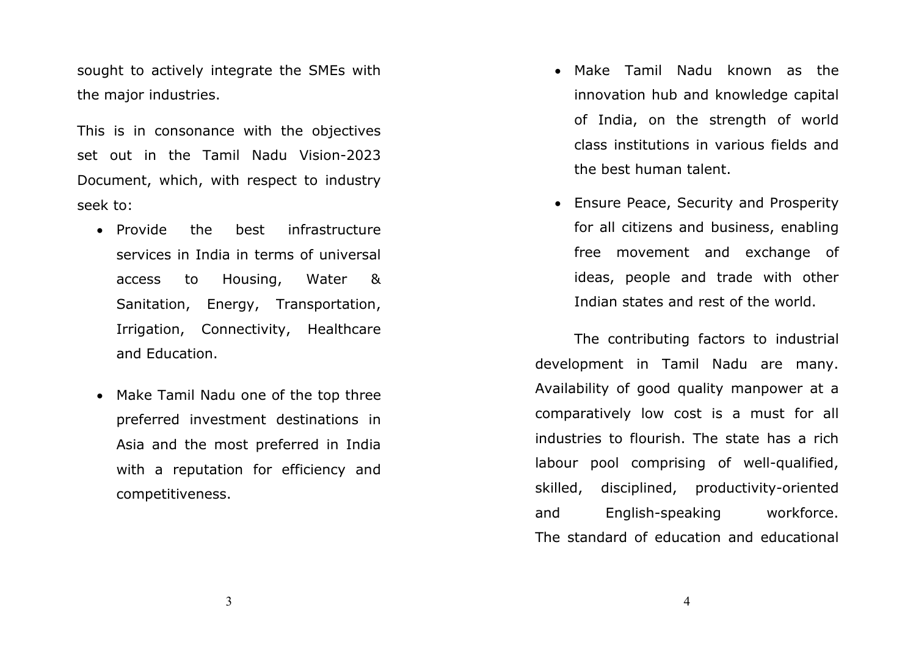sought to actively integrate the SMEs with the major industries.

This is in consonance with the objectives set out in the Tamil Nadu Vision-2023 Document, which, with respect to industry seek to:

- Provide the best infrastructure services in India in terms of universal access to Housing, Water & Sanitation, Energy, Transportation, Irrigation, Connectivity, Healthcare and Education.
- Make Tamil Nadu one of the top three preferred investment destinations in Asia and the most preferred in India with a reputation for efficiency and competitiveness.
- Make Tamil Nadu known as the innovation hub and knowledge capital of India, on the strength of world class institutions in various fields and the best human talent.
- Ensure Peace, Security and Prosperity for all citizens and business, enabling free movement and exchange of ideas, people and trade with other Indian states and rest of the world.

The contributing factors to industrial development in Tamil Nadu are many. Availability of good quality manpower at a comparatively low cost is a must for all industries to flourish. The state has a rich labour pool comprising of well-qualified, skilled, disciplined, productivity-oriented and English-speaking workforce. The standard of education and educational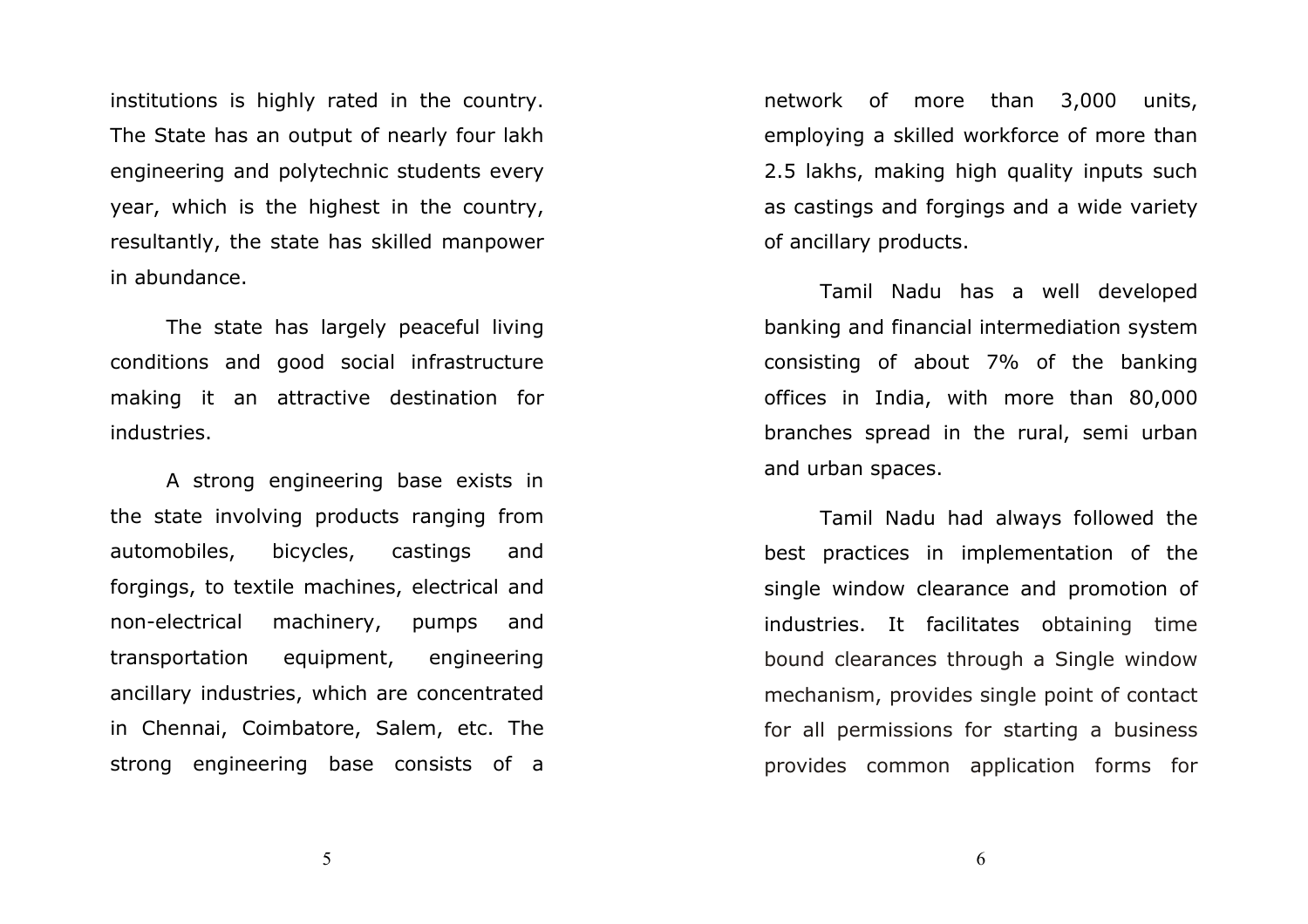institutions is highly rated in the country. The State has an output of nearly four lakh engineering and polytechnic students every year, which is the highest in the country, resultantly, the state has skilled manpower in abundance.

The state has largely peaceful living conditions and good social infrastructure making it an attractive destination for industries.

A strong engineering base exists in the state involving products ranging from automobiles, bicycles, castings and forgings, to textile machines, electrical and non-electrical machinery, pumps and transportation equipment, engineering ancillary industries, which are concentrated in Chennai, Coimbatore, Salem, etc. The strong engineering base consists of a network of more than 3,000 units, employing a skilled workforce of more than 2.5 lakhs, making high quality inputs such as castings and forgings and a wide variety of ancillary products.

Tamil Nadu has a well developed banking and financial intermediation system consisting of about 7% of the banking offices in India, with more than 80,000 branches spread in the rural, semi urban and urban spaces.

Tamil Nadu had always followed the best practices in implementation of the single window clearance and promotion of industries. It facilitates obtaining time bound clearances through a Single window mechanism, provides single point of contact for all permissions for starting a business provides common application forms for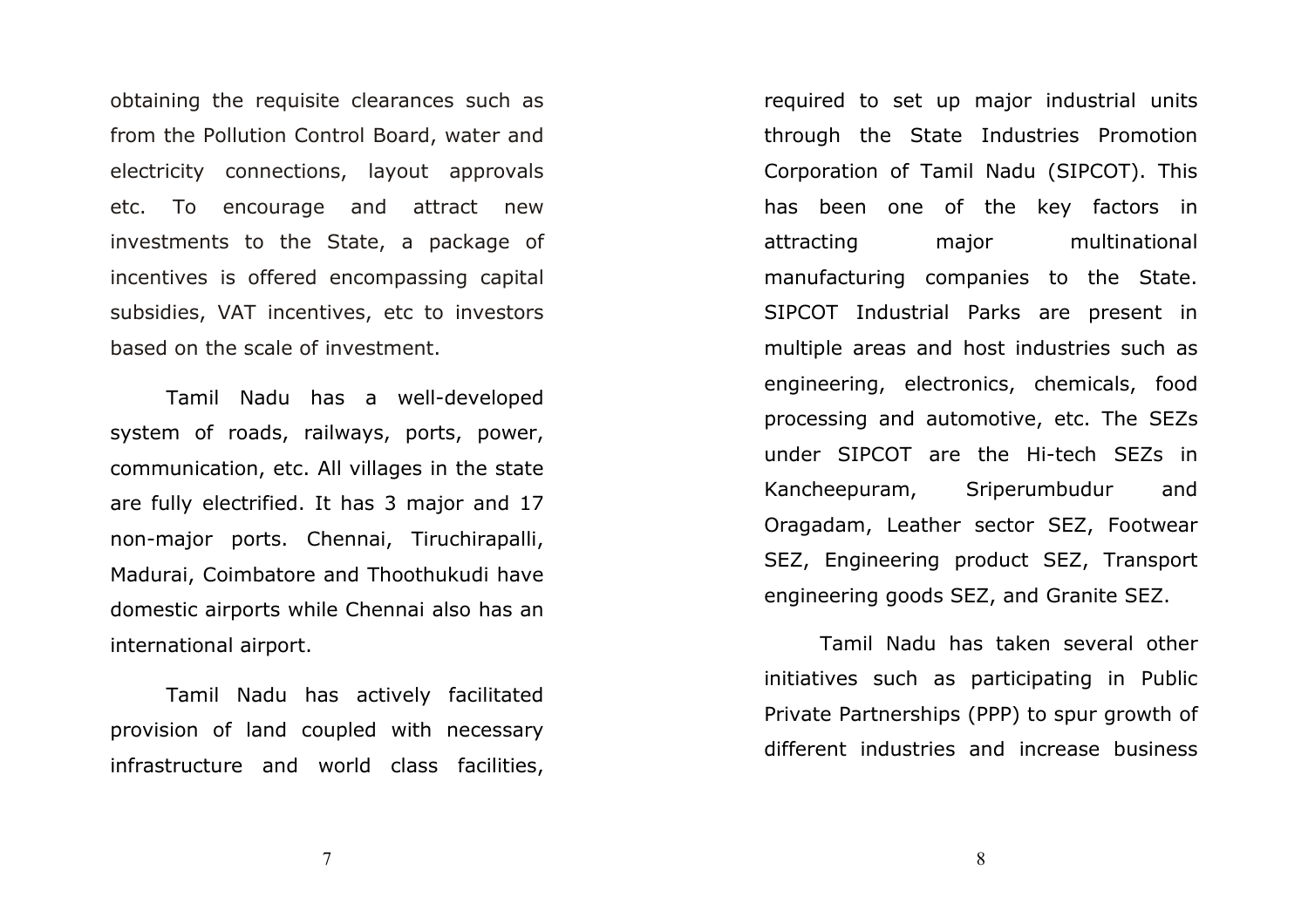obtaining the requisite clearances such as from the Pollution Control Board, water and electricity connections, layout approvals etc. To encourage and attract new investments to the State, a package of incentives is offered encompassing capital subsidies, VAT incentives, etc to investors based on the scale of investment.

Tamil Nadu has a well-developed system of roads, railways, ports, power, communication, etc. All villages in the state are fully electrified. It has 3 major and 17 non-major ports. Chennai, Tiruchirapalli, Madurai, Coimbatore and Thoothukudi have domestic airports while Chennai also has an international airport.

Tamil Nadu has actively facilitated provision of land coupled with necessary infrastructure and world class facilities, required to set up major industrial units through the State Industries Promotion Corporation of Tamil Nadu (SIPCOT). This has been one of the key factors in attracting major multinational manufacturing companies to the State. SIPCOT Industrial Parks are present in multiple areas and host industries such as engineering, electronics, chemicals, food processing and automotive, etc. The SEZs under SIPCOT are the Hi-tech SEZs in Kancheepuram, Sriperumbudur and Oragadam, Leather sector SEZ, Footwear SEZ, Engineering product SEZ, Transport engineering goods SEZ, and Granite SEZ.

Tamil Nadu has taken several other initiatives such as participating in Public Private Partnerships (PPP) to spur growth of different industries and increase business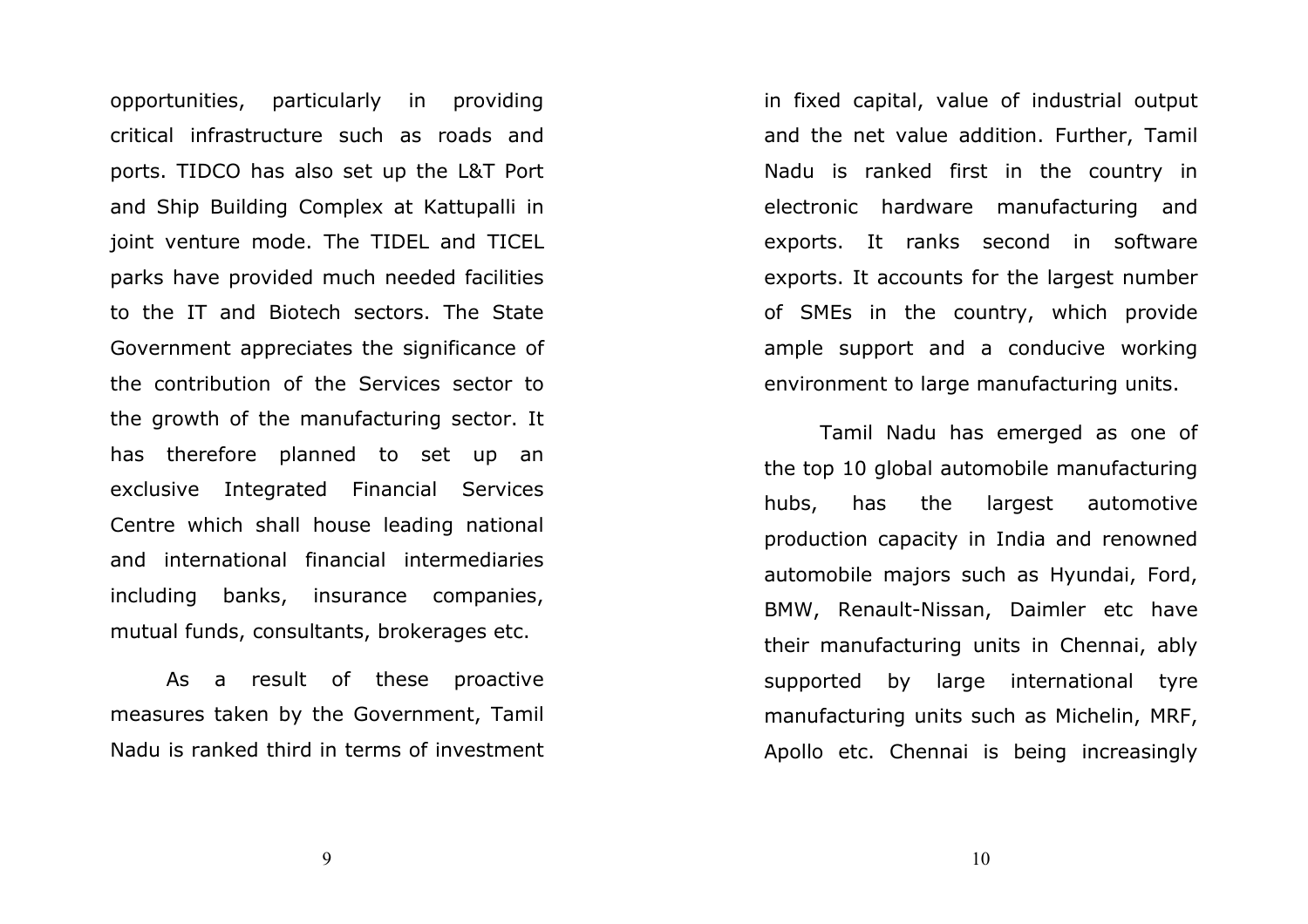opportunities, particularly in providing critical infrastructure such as roads and ports. TIDCO has also set up the L&T Port and Ship Building Complex at Kattupalli in joint venture mode. The TIDEL and TICEL parks have provided much needed facilities to the IT and Biotech sectors. The State Government appreciates the significance of the contribution of the Services sector to the growth of the manufacturing sector. It has therefore planned to set up an exclusive Integrated Financial Services Centre which shall house leading national and international financial intermediaries including banks, insurance companies, mutual funds, consultants, brokerages etc.

As a result of these proactive measures taken by the Government, Tamil Nadu is ranked third in terms of investment in fixed capital, value of industrial output and the net value addition. Further, Tamil Nadu is ranked first in the country in electronic hardware manufacturing and exports. It ranks second in software exports. It accounts for the largest number of SMEs in the country, which provide ample support and a conducive working environment to large manufacturing units.

Tamil Nadu has emerged as one of the top 10 global automobile manufacturing hubs, has the largest automotive production capacity in India and renowned automobile majors such as Hyundai, Ford, BMW, Renault-Nissan, Daimler etc have their manufacturing units in Chennai, ably supported by large international tyre manufacturing units such as Michelin, MRF, Apollo etc. Chennai is being increasingly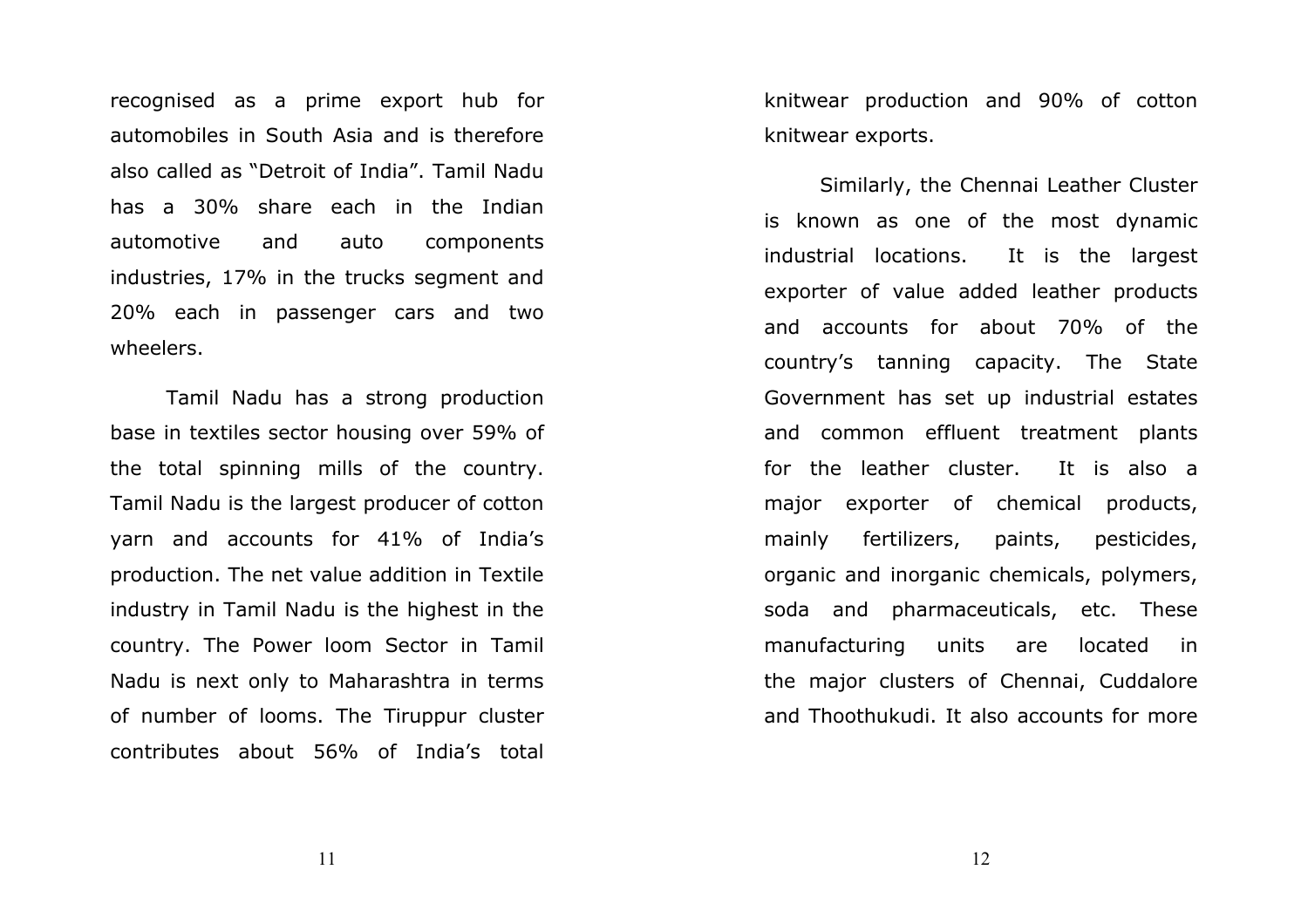recognised as a prime export hub for automobiles in South Asia and is therefore also called as "Detroit of India". Tamil Nadu has a 30% share each in the Indian automotive and auto components industries, 17% in the trucks segment and 20% each in passenger cars and two wheelers.

Tamil Nadu has a strong production base in textiles sector housing over 59% of the total spinning mills of the country. Tamil Nadu is the largest producer of cotton yarn and accounts for 41% of India's production. The net value addition in Textile industry in Tamil Nadu is the highest in the country. The Power loom Sector in Tamil Nadu is next only to Maharashtra in terms of number of looms. The Tiruppur cluster contributes about 56% of India's total knitwear production and 90% of cotton knitwear exports.

Similarly, the Chennai Leather Cluster is known as one of the most dynamic industrial locations. It is the largest exporter of value added leather products and accounts for about 70% of the country's tanning capacity. The State Government has set up industrial estates and common effluent treatment plants for the leather cluster. It is also a major exporter of chemical products, mainly fertilizers, paints, pesticides, organic and inorganic chemicals, polymers, soda and pharmaceuticals, etc. These manufacturing units are located in the major clusters of Chennai, Cuddalore and Thoothukudi. It also accounts for more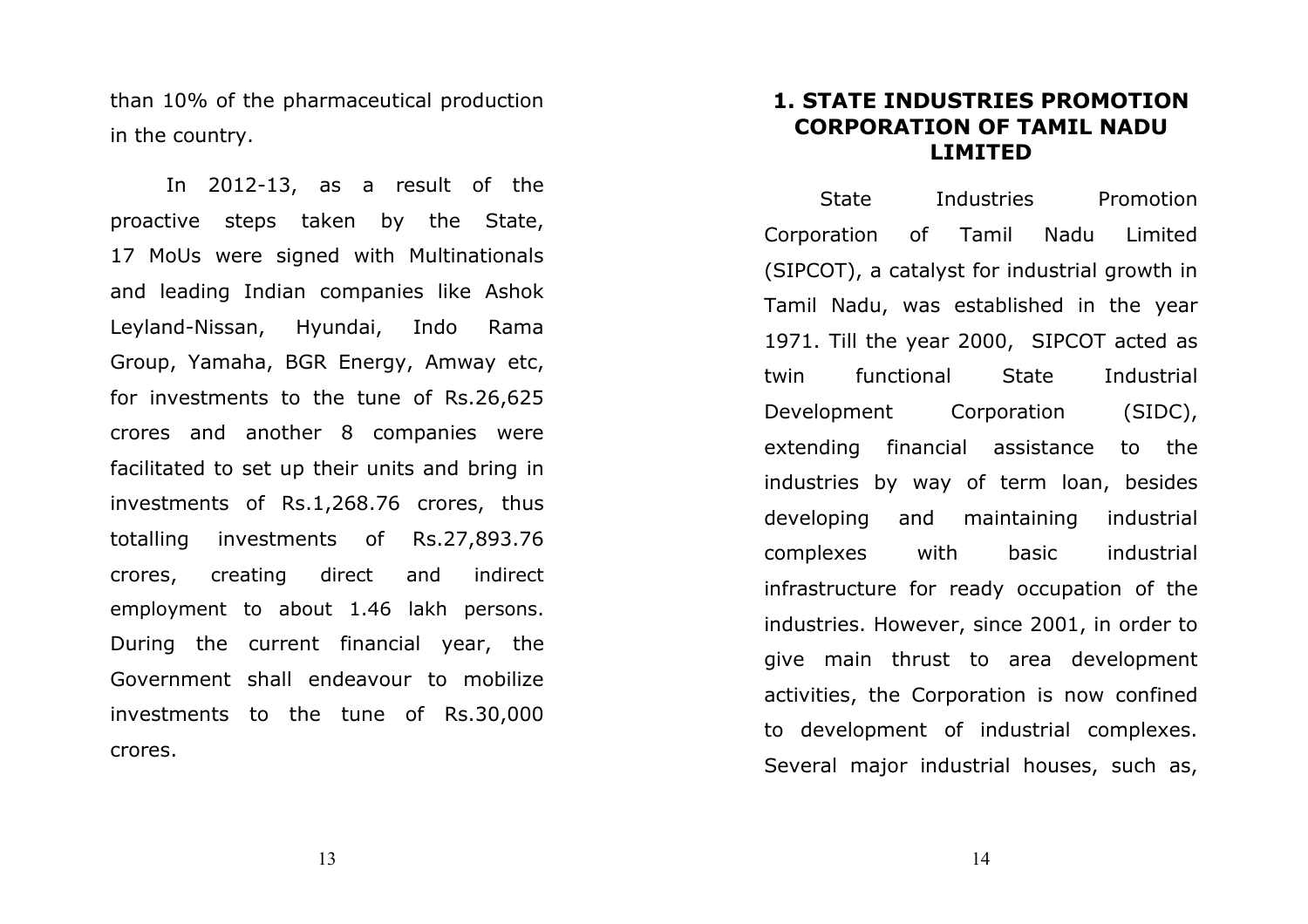than 10% of the pharmaceutical production in the country.

In 2012-13, as a result of the proactive steps taken by the State, 17 MoUs were signed with Multinationals and leading Indian companies like Ashok Leyland-Nissan, Hyundai, Indo Rama Group, Yamaha, BGR Energy, Amway etc, for investments to the tune of Rs.26,625 crores and another 8 companies were facilitated to set up their units and bring in investments of Rs.1,268.76 crores, thus totalling investments of Rs.27,893.76 crores, creating direct and indirect employment to about 1.46 lakh persons. During the current financial year, the Government shall endeavour to mobilize investments to the tune of Rs.30,000 crores.

## 1. STATE INDUSTRIES PROMOTION CORPORATION OF TAMIL NADU LIMITED

State Industries Promotion Corporation of Tamil Nadu Limited (SIPCOT), a catalyst for industrial growth in Tamil Nadu, was established in the year 1971. Till the year 2000, SIPCOT acted as twin functional State Industrial Development Corporation (SIDC), extending financial assistance to the industries by way of term loan, besides developing and maintaining industrial complexes with basic industrial infrastructure for ready occupation of the industries. However, since 2001, in order to give main thrust to area development activities, the Corporation is now confined to development of industrial complexes. Several major industrial houses, such as,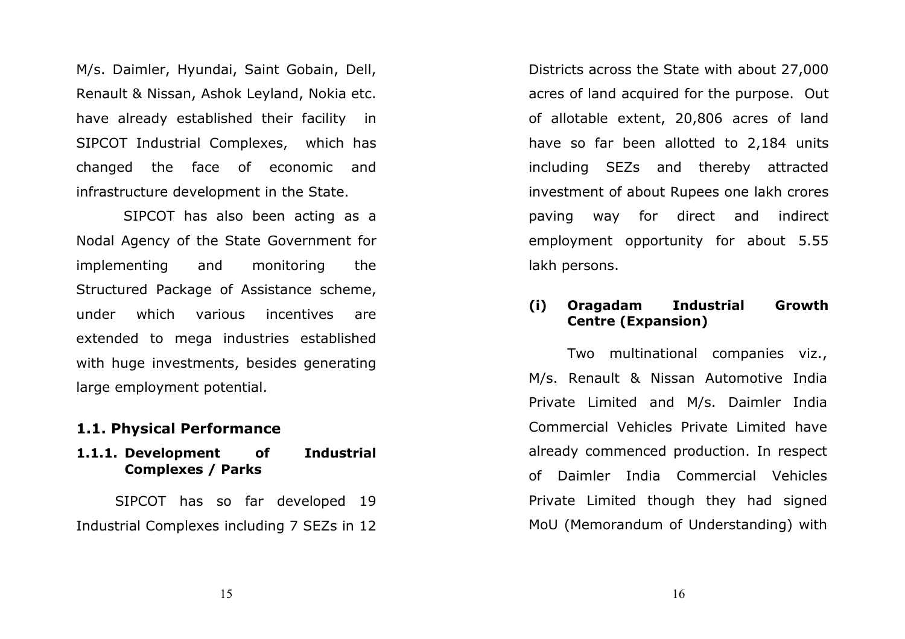M/s. Daimler, Hyundai, Saint Gobain, Dell, Renault & Nissan, Ashok Leyland, Nokia etc. have already established their facility in SIPCOT Industrial Complexes, which has changed the face of economic and infrastructure development in the State.

SIPCOT has also been acting as a Nodal Agency of the State Government for implementing and monitoring the Structured Package of Assistance scheme, under which various incentives are extended to mega industries established with huge investments, besides generating large employment potential.

## 1.1. Physical Performance

### 1.1.1. Development of Industrial Complexes / Parks

SIPCOT has so far developed 19 Industrial Complexes including 7 SEZs in 12 Districts across the State with about 27,000 acres of land acquired for the purpose. Out of allotable extent, 20,806 acres of land have so far been allotted to 2,184 units including SEZs and thereby attracted investment of about Rupees one lakh crores paving way for direct and indirect employment opportunity for about 5.55 lakh persons.

#### (i) Oragadam Industrial Growth Centre (Expansion)

Two multinational companies viz., M/s. Renault & Nissan Automotive India Private Limited and M/s. Daimler India Commercial Vehicles Private Limited have already commenced production. In respect of Daimler India Commercial Vehicles Private Limited though they had signed MoU (Memorandum of Understanding) with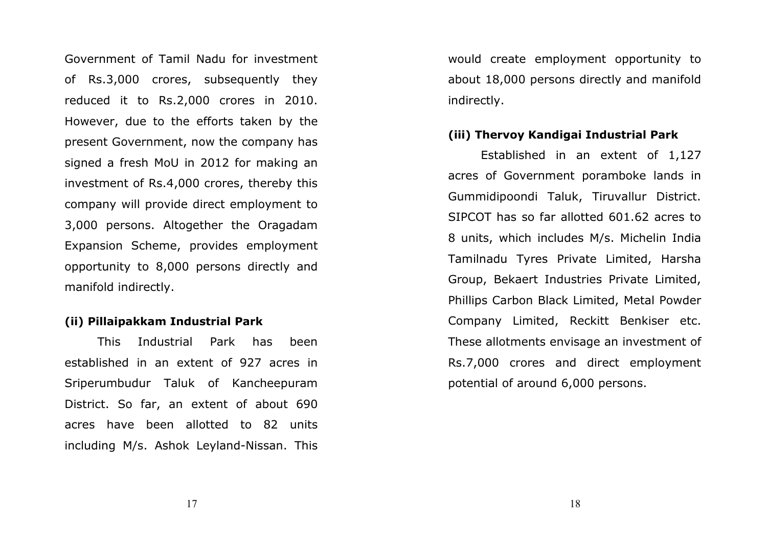Government of Tamil Nadu for investment of Rs.3,000 crores, subsequently they reduced it to Rs.2,000 crores in 2010. However, due to the efforts taken by the present Government, now the company has signed a fresh MoU in 2012 for making an investment of Rs.4,000 crores, thereby this company will provide direct employment to 3,000 persons. Altogether the Oragadam Expansion Scheme, provides employment opportunity to 8,000 persons directly and manifold indirectly.

**(ii) Pillaipakkam Industrial Park**

This Industrial Park has been established in an extent of 927 acres in Sriperumbudur Taluk of Kancheepuram District. So far, an extent of about 690 acres have been allotted to 82 units including M/s. Ashok Leyland-Nissan. This would create employment opportunity to about 18,000 persons directly and manifold indirectly.

**(iii) Thervoy Kandigai Industrial Park**

Established in an extent of 1,127 acres of Government poramboke lands in Gummidipoondi Taluk, Tiruvallur District. SIPCOT has so far allotted 601.62 acres to 8 units, which includes M/s. Michelin India Tamilnadu Tyres Private Limited, Harsha Group, Bekaert Industries Private Limited, Phillips Carbon Black Limited, Metal Powder Company Limited, Reckitt Benkiser etc. These allotments envisage an investment of Rs.7,000 crores and direct employment potential of around 6,000 persons.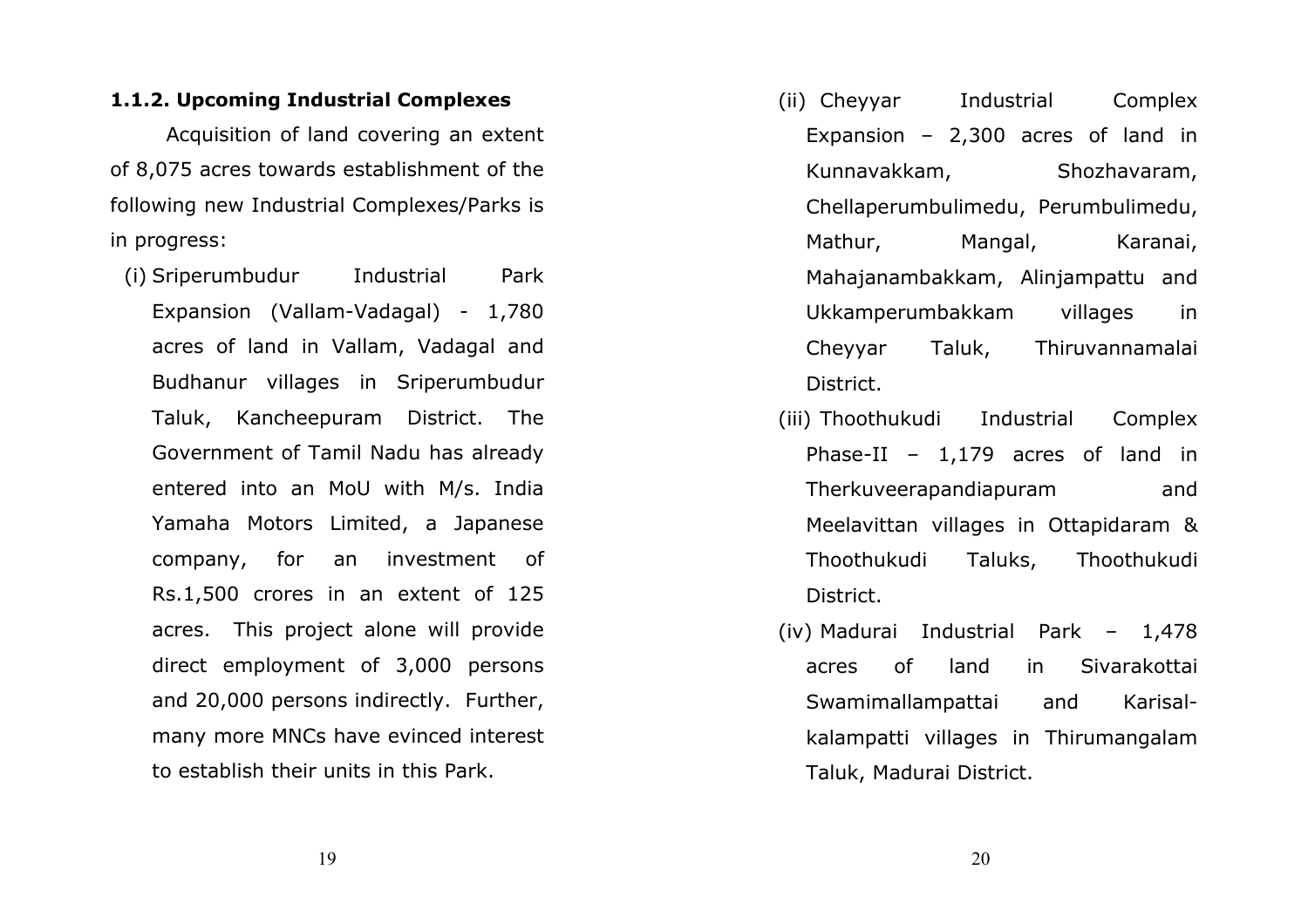### 1.1.2. Upcoming Industrial Complexes

Acquisition of land covering an extent of 8,075 acres towards establishment of the following new Industrial Complexes/Parks is in progress:

(i) Sriperumbudur Industrial Park Expansion (Vallam-Vadagal) - 1,780 acres of land in Vallam, Vadagal and Budhanur villages in Sriperumbudur Taluk, Kancheepuram District. The Government of Tamil Nadu has already entered into an MoU with M/s. India Yamaha Motors Limited, a Japanese company, for an investment of Rs.1,500 crores in an extent of 125 acres. This project alone will provide direct employment of 3,000 persons and 20,000 persons indirectly. Further, many more MNCs have evinced interest to establish their units in this Park.

(ii) Cheyyar Industrial Complex Expansion – 2,300 acres of land in Kunnavakkam, Shozhavaram, Chellaperumbulimedu, Perumbulimedu, Mathur, Mangal, Karanai, Mahajanambakkam, Alinjampattu and Ukkamperumbakkam villages in Cheyyar Taluk, Thiruvannamalai District.

(iii) Thoothukudi Industrial Complex Phase-II – 1,179 acres of land in Therkuveerapandiapuram and Meelavittan villages in Ottapidaram & Thoothukudi Taluks, Thoothukudi District.

(iv) Madurai Industrial Park – 1,478 acres of land in Sivarakottai Swamimallampattai and Karisal-kalampatti villages in Thirumangalam Taluk, Madurai District.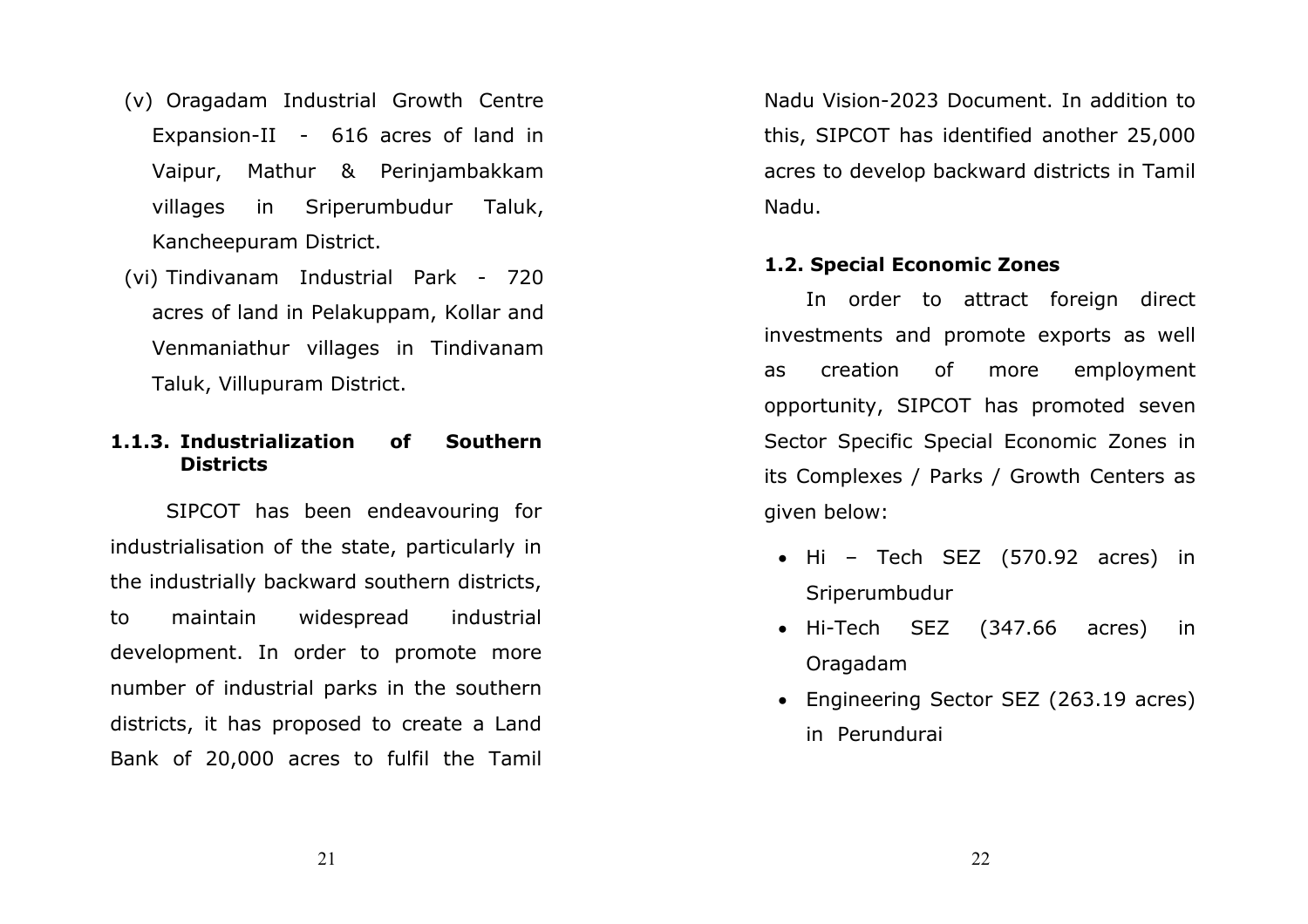(v) Oragadam Industrial Growth Centre Expansion-II - 616 acres of land in Vaipur, Mathur & Perinjambakkam villages in Sriperumbudur Taluk, Kancheepuram District.

(vi) Tindivanam Industrial Park - 720 acres of land in Pelakuppam, Kollar and Venmaniathur villages in Tindivanam Taluk, Villupuram District.

### 1.1.3. Industrialization of Southern Districts

SIPCOT has been endeavouring for industrialisation of the state, particularly in the industrially backward southern districts, to maintain widespread industrial development. In order to promote more number of industrial parks in the southern districts, it has proposed to create a Land Bank of 20,000 acres to fulfil the Tamil Nadu Vision-2023 Document. In addition to this, SIPCOT has identified another 25,000 acres to develop backward districts in Tamil Nadu.

### 1.2. Special Economic Zones

In order to attract foreign direct investments and promote exports as well as creation of more employment opportunity, SIPCOT has promoted seven Sector Specific Special Economic Zones in its Complexes / Parks / Growth Centers as given below:

- Hi – Tech SEZ (570.92 acres) in Sriperumbudur
- Hi-Tech SEZ (347.66 acres) in Oragadam
- Engineering Sector SEZ (263.19 acres) in Perundurai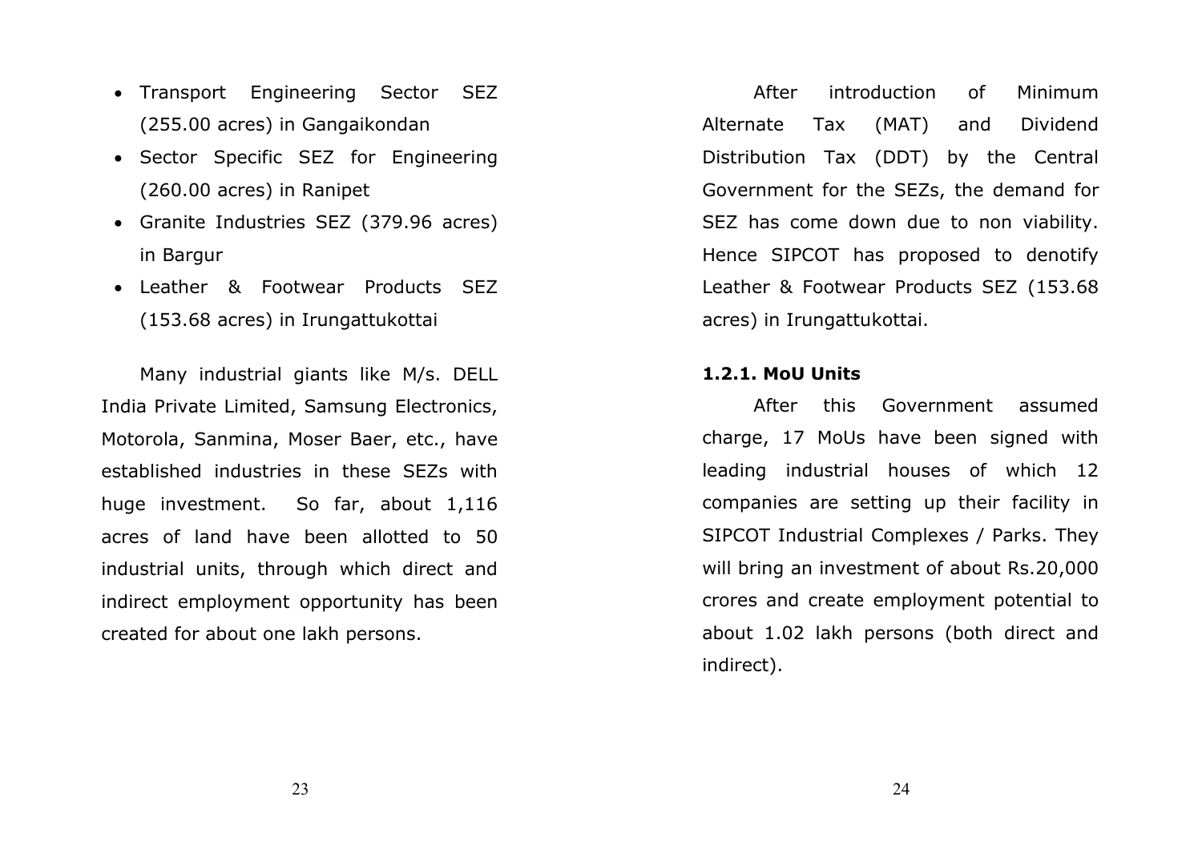- Transport Engineering Sector SEZ (255.00 acres) in Gangaikondan
- Sector Specific SEZ for Engineering (260.00 acres) in Ranipet
- Granite Industries SEZ (379.96 acres) in Bargur
- Leather & Footwear Products SEZ (153.68 acres) in Irungattukottai

Many industrial giants like M/s. DELL India Private Limited, Samsung Electronics, Motorola, Sanmina, Moser Baer, etc., have established industries in these SEZs with huge investment. So far, about 1,116 acres of land have been allotted to 50 industrial units, through which direct and indirect employment opportunity has been created for about one lakh persons.

After introduction of Minimum Alternate Tax (MAT) and Dividend Distribution Tax (DDT) by the Central Government for the SEZs, the demand for SEZ has come down due to non viability. Hence SIPCOT has proposed to denotify Leather & Footwear Products SEZ (153.68 acres) in Irungattukottai.

**1.2.1. MoU Units**

After this Government assumed charge, 17 MoUs have been signed with leading industrial houses of which 12 companies are setting up their facility in SIPCOT Industrial Complexes / Parks. They will bring an investment of about Rs.20,000 crores and create employment potential to about 1.02 lakh persons (both direct and indirect).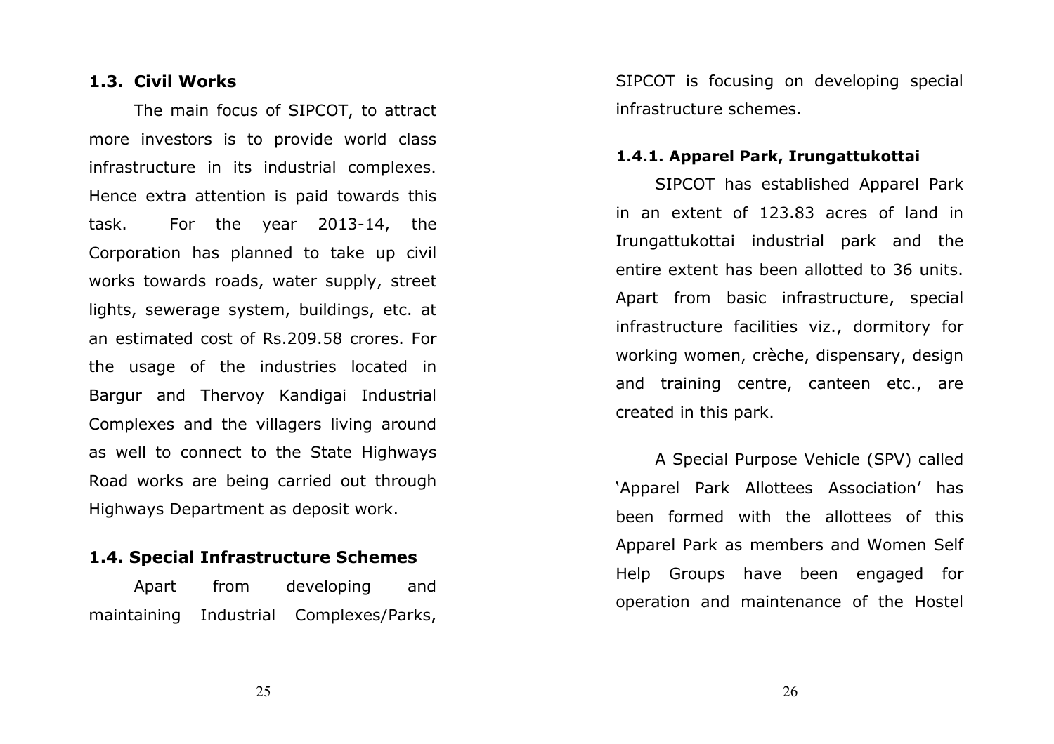### 1.3. Civil Works

The main focus of SIPCOT, to attract more investors is to provide world class infrastructure in its industrial complexes. Hence extra attention is paid towards this task. For the year 2013-14, the Corporation has planned to take up civil works towards roads, water supply, street lights, sewerage system, buildings, etc. at an estimated cost of Rs.209.58 crores. For the usage of the industries located in Bargur and Thervoy Kandigai Industrial Complexes and the villagers living around as well to connect to the State Highways Road works are being carried out through Highways Department as deposit work.

### 1.4. Special Infrastructure Schemes

Apart from developing and maintaining Industrial Complexes/Parks, SIPCOT is focusing on developing special infrastructure schemes.

#### 1.4.1. Apparel Park, Irungattukottai

SIPCOT has established Apparel Park in an extent of 123.83 acres of land in Irungattukottai industrial park and the entire extent has been allotted to 36 units. Apart from basic infrastructure, special infrastructure facilities viz., dormitory for working women, crèche, dispensary, design and training centre, canteen etc., are created in this park.

A Special Purpose Vehicle (SPV) called 'Apparel Park Allottees Association' has been formed with the allottees of this Apparel Park as members and Women Self Help Groups have been engaged for operation and maintenance of the Hostel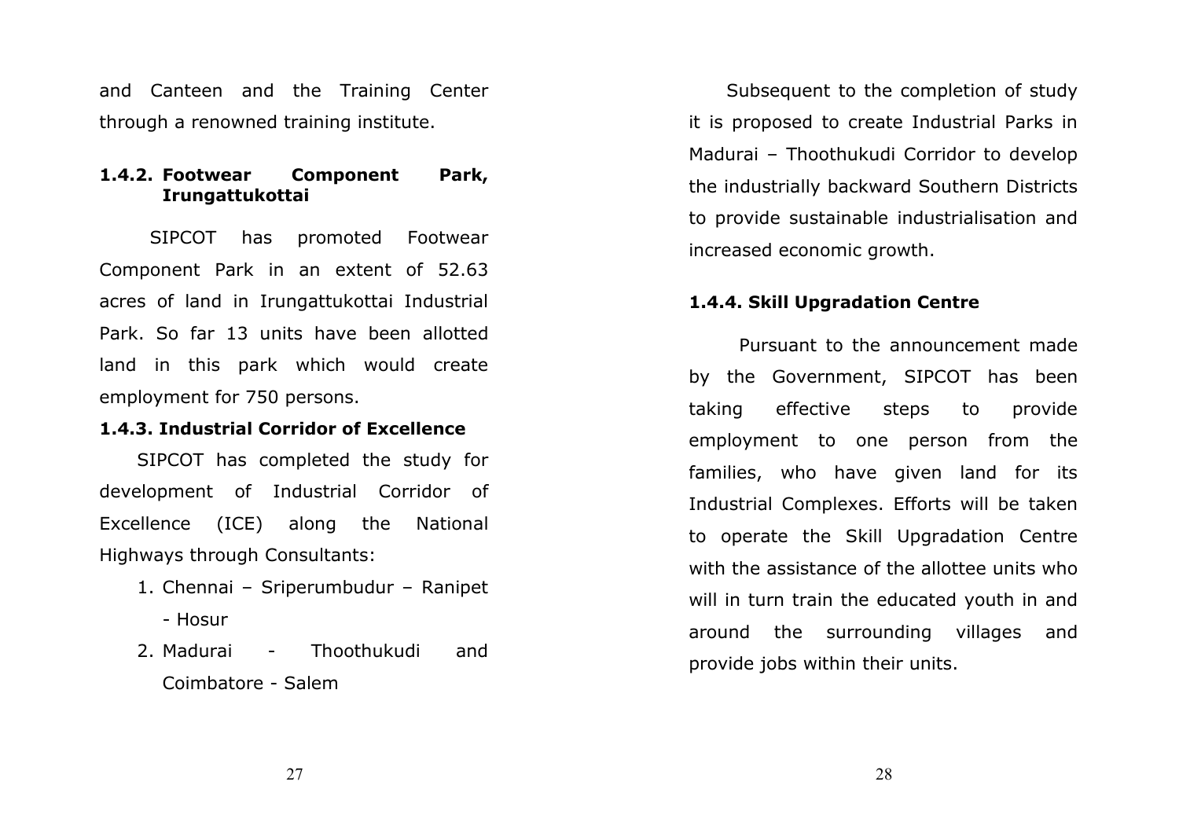and Canteen and the Training Center through a renowned training institute.

### 1.4.2. Footwear Component Park, Irungattukottai

SIPCOT has promoted Footwear Component Park in an extent of 52.63 acres of land in Irungattukottai Industrial Park. So far 13 units have been allotted land in this park which would create employment for 750 persons.

### 1.4.3. Industrial Corridor of Excellence

SIPCOT has completed the study for development of Industrial Corridor of Excellence (ICE) along the National Highways through Consultants:

1. Chennai – Sriperumbudur – Ranipet - Hosur
2. Madurai - Thoothukudi and Coimbatore - Salem

Subsequent to the completion of study it is proposed to create Industrial Parks in Madurai – Thoothukudi Corridor to develop the industrially backward Southern Districts to provide sustainable industrialisation and increased economic growth.

### 1.4.4. Skill Upgradation Centre

Pursuant to the announcement made by the Government, SIPCOT has been taking effective steps to provide employment to one person from the families, who have given land for its Industrial Complexes. Efforts will be taken to operate the Skill Upgradation Centre with the assistance of the allottee units who will in turn train the educated youth in and around the surrounding villages and provide jobs within their units.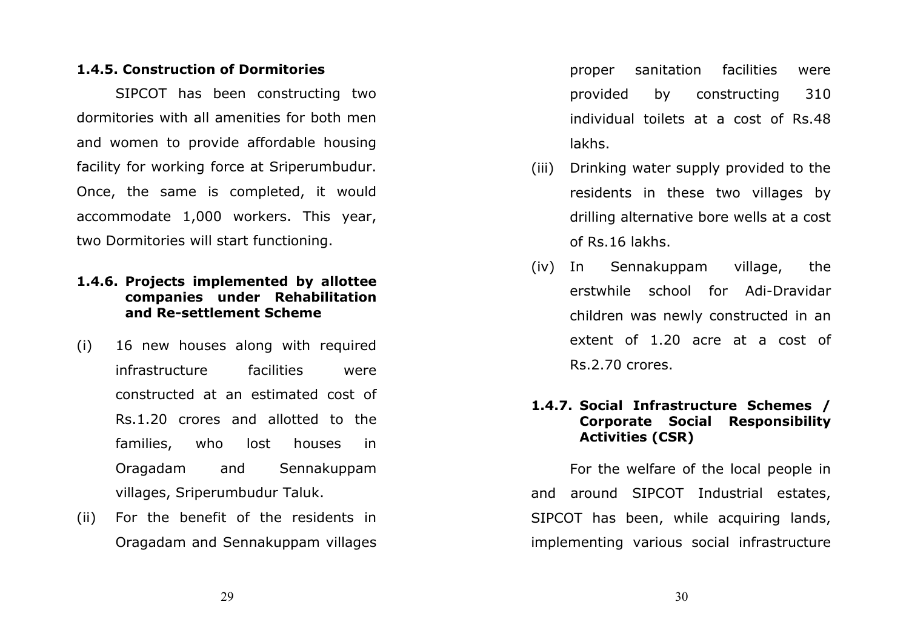### 1.4.5. Construction of Dormitories

SIPCOT has been constructing two dormitories with all amenities for both men and women to provide affordable housing facility for working force at Sriperumbudur. Once, the same is completed, it would accommodate 1,000 workers. This year, two Dormitories will start functioning.

### 1.4.6. Projects implemented by allottee companies under Rehabilitation and Re-settlement Scheme

(i) 16 new houses along with required infrastructure facilities were constructed at an estimated cost of Rs.1.20 crores and allotted to the families, who lost houses in Oragadam and Sennakuppam villages, Sriperumbudur Taluk.

(ii) For the benefit of the residents in Oragadam and Sennakuppam villages proper sanitation facilities were provided by constructing 310 individual toilets at a cost of Rs.48 lakhs.

(iii) Drinking water supply provided to the residents in these two villages by drilling alternative bore wells at a cost of Rs.16 lakhs.

(iv) In Sennakuppam village, the erstwhile school for Adi-Dravidar children was newly constructed in an extent of 1.20 acre at a cost of Rs.2.70 crores.

### 1.4.7. Social Infrastructure Schemes / Corporate Social Responsibility Activities (CSR)

For the welfare of the local people in and around SIPCOT Industrial estates, SIPCOT has been, while acquiring lands, implementing various social infrastructure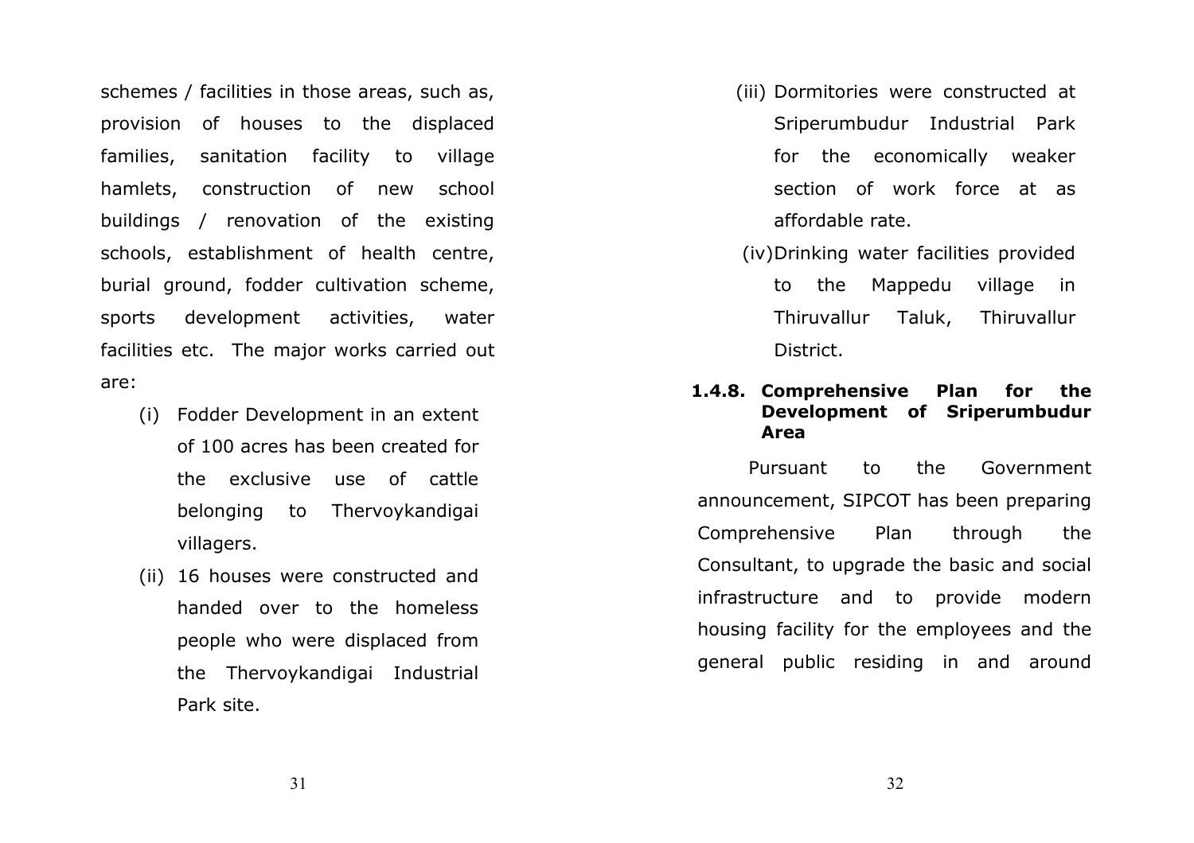schemes / facilities in those areas, such as, provision of houses to the displaced families, sanitation facility to village hamlets, construction of new school buildings / renovation of the existing schools, establishment of health centre, burial ground, fodder cultivation scheme, sports development activities, water facilities etc. The major works carried out are:

(i) Fodder Development in an extent of 100 acres has been created for the exclusive use of cattle belonging to Thervoykandigai villagers.

(ii) 16 houses were constructed and handed over to the homeless people who were displaced from the Thervoykandigai Industrial Park site.

(iii) Dormitories were constructed at Sriperumbudur Industrial Park for the economically weaker section of work force at as affordable rate.

(iv) Drinking water facilities provided to the Mappedu village in Thiruvallur Taluk, Thiruvallur District.

**1.4.8. Comprehensive Plan for the Development of Sriperumbudur Area**

Pursuant to the Government announcement, SIPCOT has been preparing Comprehensive Plan through the Consultant, to upgrade the basic and social infrastructure and to provide modern housing facility for the employees and the general public residing in and around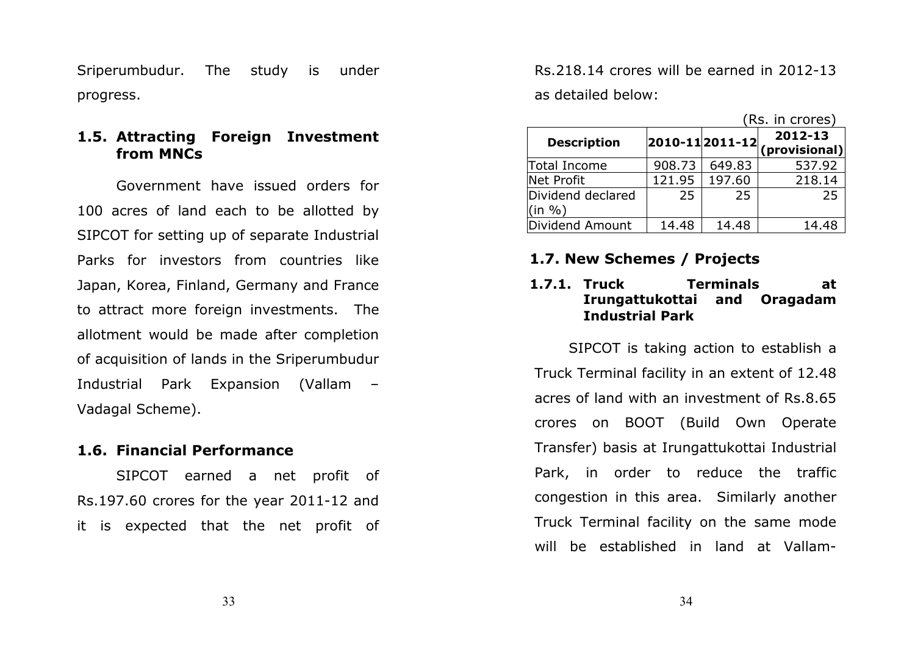Sriperumbudur. The study is under progress.

## 1.5. Attracting Foreign Investment from MNCs

Government have issued orders for 100 acres of land each to be allotted by SIPCOT for setting up of separate Industrial Parks for investors from countries like Japan, Korea, Finland, Germany and France to attract more foreign investments. The allotment would be made after completion of acquisition of lands in the Sriperumbudur Industrial Park Expansion (Vallam – Vadagal Scheme).

## 1.6. Financial Performance

SIPCOT earned a net profit of Rs.197.60 crores for the year 2011-12 and it is expected that the net profit of Rs.218.14 crores will be earned in 2012-13 as detailed below:

(Rs. in crores)

| Description | 2010-11 | 2011-12 | 2012-13 (provisional) |
|---|---|---|---|
| Total Income | 908.73 | 649.83 | 537.92 |
| Net Profit | 121.95 | 197.60 | 218.14 |
| Dividend declared (in %) | 25 | 25 | 25 |
| Dividend Amount | 14.48 | 14.48 | 14.48 |

## 1.7. New Schemes / Projects

### 1.7.1. Truck Terminals at Irungattukottai and Oragadam Industrial Park

SIPCOT is taking action to establish a Truck Terminal facility in an extent of 12.48 acres of land with an investment of Rs.8.65 crores on BOOT (Build Own Operate Transfer) basis at Irungattukottai Industrial Park, in order to reduce the traffic congestion in this area. Similarly another Truck Terminal facility on the same mode will be established in land at Vallam-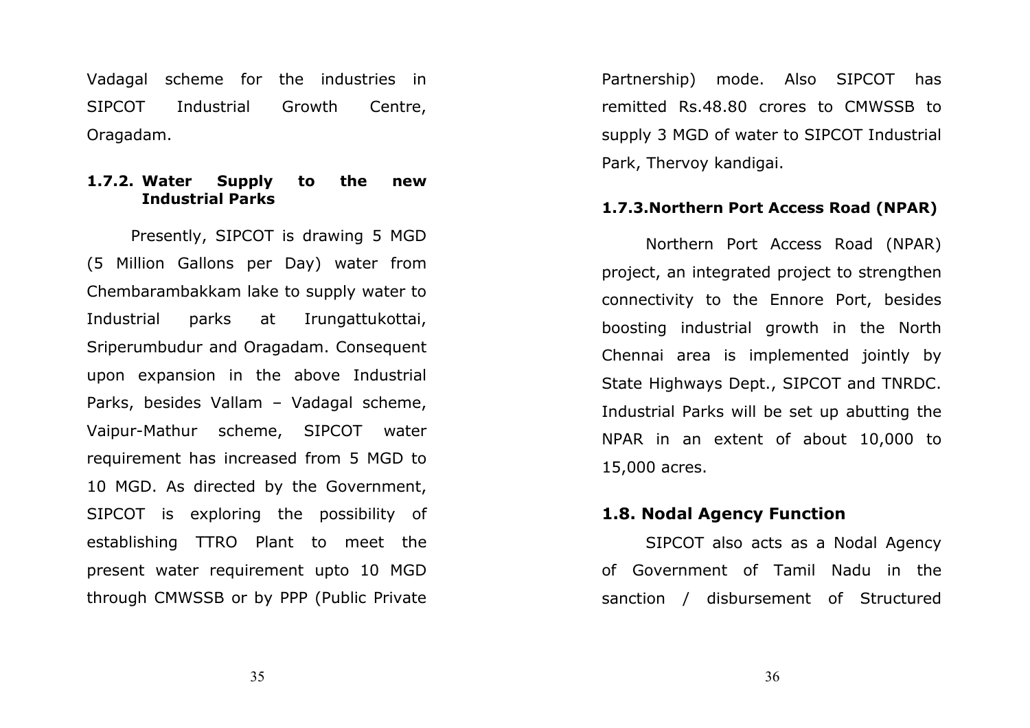Vadagal scheme for the industries in SIPCOT Industrial Growth Centre, Oragadam.

#### 1.7.2. Water Supply to the new Industrial Parks

Presently, SIPCOT is drawing 5 MGD (5 Million Gallons per Day) water from Chembarambakkam lake to supply water to Industrial parks at Irungattukottai, Sriperumbudur and Oragadam. Consequent upon expansion in the above Industrial Parks, besides Vallam – Vadagal scheme, Vaipur-Mathur scheme, SIPCOT water requirement has increased from 5 MGD to 10 MGD. As directed by the Government, SIPCOT is exploring the possibility of establishing TTRO Plant to meet the present water requirement upto 10 MGD through CMWSSB or by PPP (Public Private Partnership) mode. Also SIPCOT has remitted Rs.48.80 crores to CMWSSB to supply 3 MGD of water to SIPCOT Industrial Park, Thervoy kandigai.

#### 1.7.3.Northern Port Access Road (NPAR)

Northern Port Access Road (NPAR) project, an integrated project to strengthen connectivity to the Ennore Port, besides boosting industrial growth in the North Chennai area is implemented jointly by State Highways Dept., SIPCOT and TNRDC. Industrial Parks will be set up abutting the NPAR in an extent of about 10,000 to 15,000 acres.

### 1.8. Nodal Agency Function

SIPCOT also acts as a Nodal Agency of Government of Tamil Nadu in the sanction / disbursement of Structured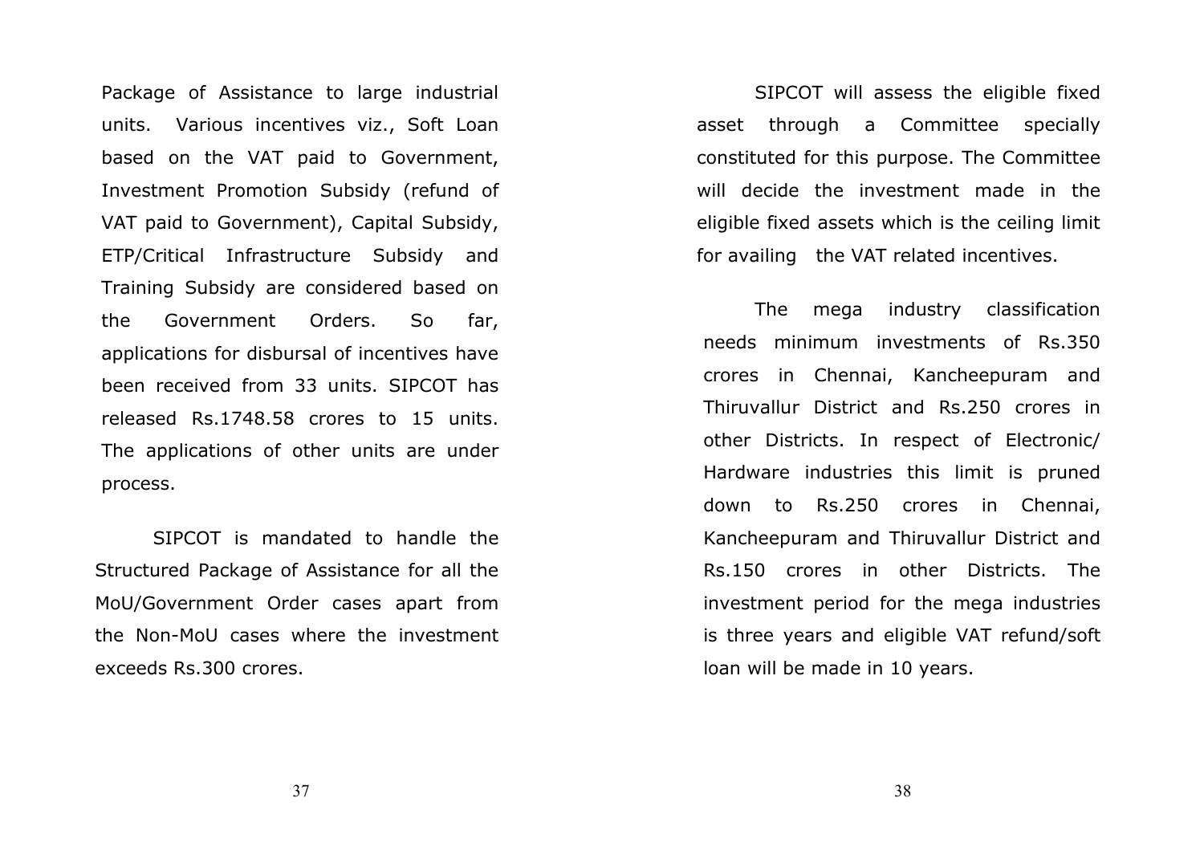Package of Assistance to large industrial units. Various incentives viz., Soft Loan based on the VAT paid to Government, Investment Promotion Subsidy (refund of VAT paid to Government), Capital Subsidy, ETP/Critical Infrastructure Subsidy and Training Subsidy are considered based on the Government Orders. So far, applications for disbursal of incentives have been received from 33 units. SIPCOT has released Rs.1748.58 crores to 15 units. The applications of other units are under process.

SIPCOT is mandated to handle the Structured Package of Assistance for all the MoU/Government Order cases apart from the Non-MoU cases where the investment exceeds Rs.300 crores.

SIPCOT will assess the eligible fixed asset through a Committee specially constituted for this purpose. The Committee will decide the investment made in the eligible fixed assets which is the ceiling limit for availing the VAT related incentives.

The mega industry classification needs minimum investments of Rs.350 crores in Chennai, Kancheepuram and Thiruvallur District and Rs.250 crores in other Districts. In respect of Electronic/ Hardware industries this limit is pruned down to Rs.250 crores in Chennai, Kancheepuram and Thiruvallur District and Rs.150 crores in other Districts. The investment period for the mega industries is three years and eligible VAT refund/soft loan will be made in 10 years.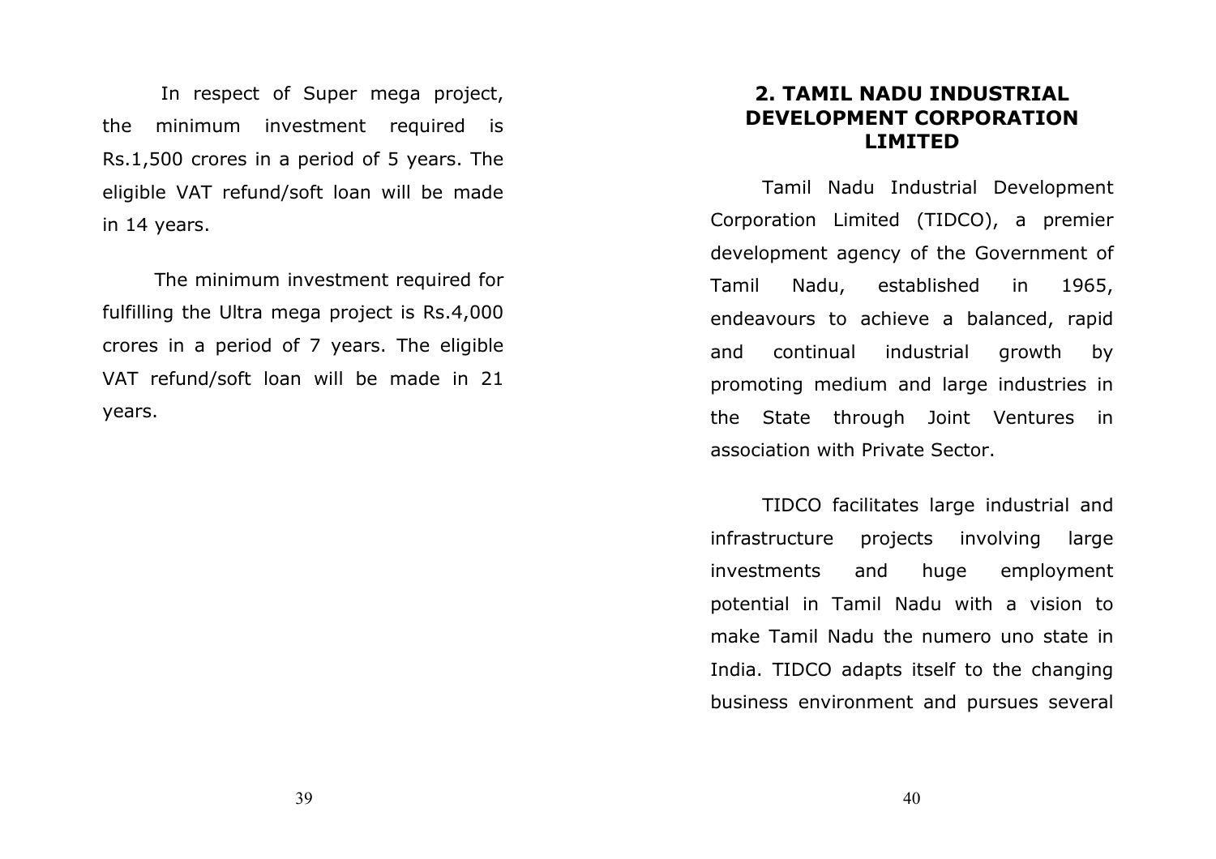In respect of Super mega project, the minimum investment required is Rs.1,500 crores in a period of 5 years. The eligible VAT refund/soft loan will be made in 14 years.

The minimum investment required for fulfilling the Ultra mega project is Rs.4,000 crores in a period of 7 years. The eligible VAT refund/soft loan will be made in 21 years.

## 2. TAMIL NADU INDUSTRIAL DEVELOPMENT CORPORATION LIMITED

Tamil Nadu Industrial Development Corporation Limited (TIDCO), a premier development agency of the Government of Tamil Nadu, established in 1965, endeavours to achieve a balanced, rapid and continual industrial growth by promoting medium and large industries in the State through Joint Ventures in association with Private Sector.

TIDCO facilitates large industrial and infrastructure projects involving large investments and huge employment potential in Tamil Nadu with a vision to make Tamil Nadu the numero uno state in India. TIDCO adapts itself to the changing business environment and pursues several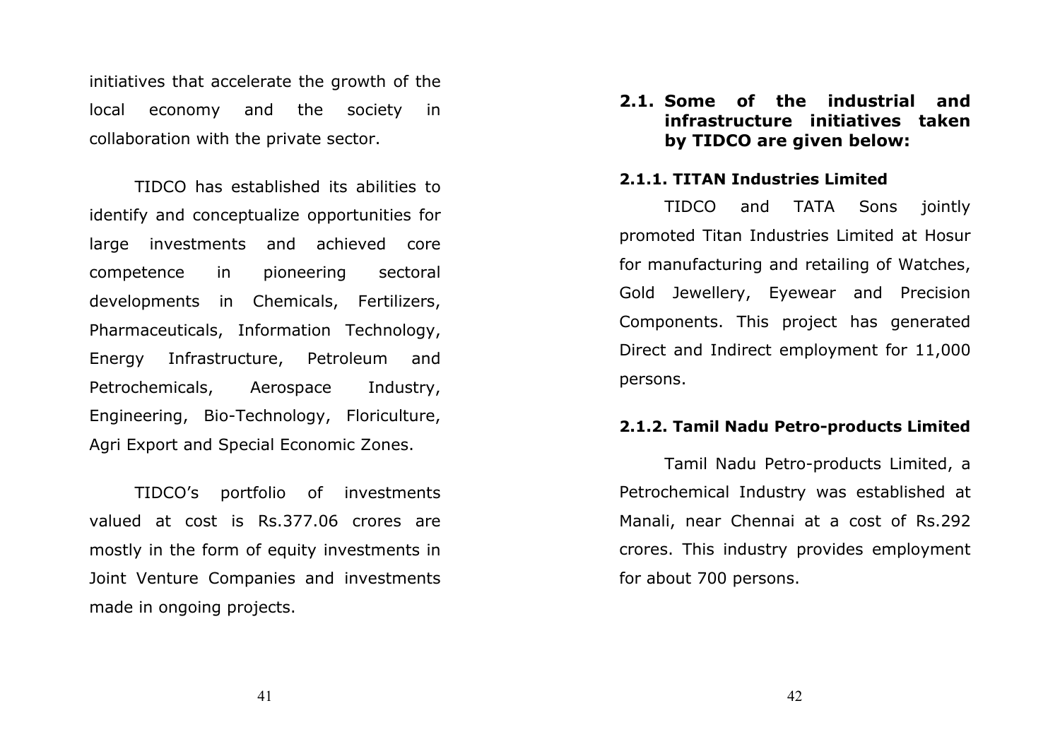initiatives that accelerate the growth of the local economy and the society in collaboration with the private sector.

TIDCO has established its abilities to identify and conceptualize opportunities for large investments and achieved core competence in pioneering sectoral developments in Chemicals, Fertilizers, Pharmaceuticals, Information Technology, Energy Infrastructure, Petroleum and Petrochemicals, Aerospace Industry, Engineering, Bio-Technology, Floriculture, Agri Export and Special Economic Zones.

TIDCO's portfolio of investments valued at cost is Rs.377.06 crores are mostly in the form of equity investments in Joint Venture Companies and investments made in ongoing projects.

## 2.1. Some of the industrial and infrastructure initiatives taken by TIDCO are given below:

### 2.1.1. TITAN Industries Limited

TIDCO and TATA Sons jointly promoted Titan Industries Limited at Hosur for manufacturing and retailing of Watches, Gold Jewellery, Eyewear and Precision Components. This project has generated Direct and Indirect employment for 11,000 persons.

### 2.1.2. Tamil Nadu Petro-products Limited

Tamil Nadu Petro-products Limited, a Petrochemical Industry was established at Manali, near Chennai at a cost of Rs.292 crores. This industry provides employment for about 700 persons.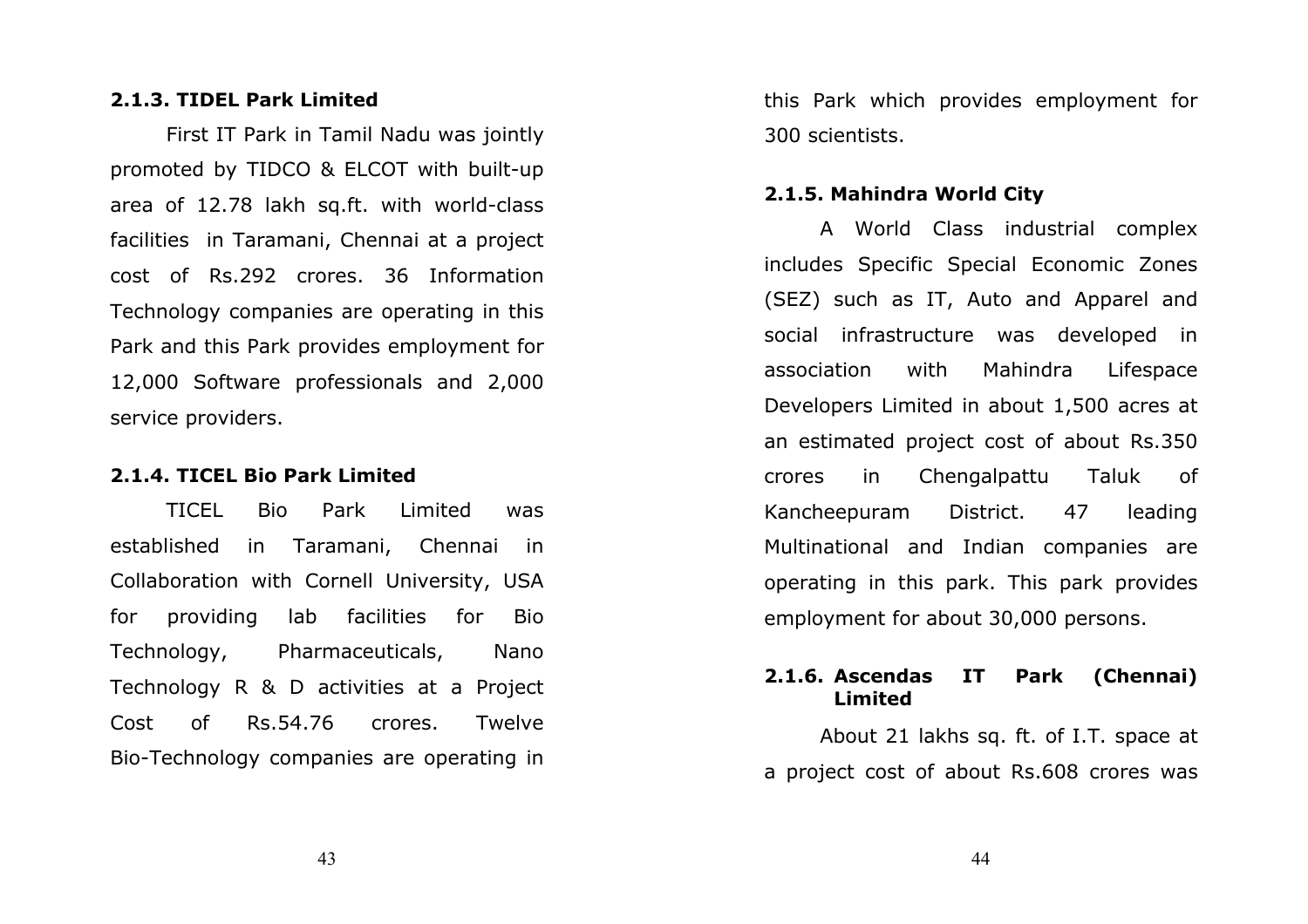**2.1.3. TIDEL Park Limited**

First IT Park in Tamil Nadu was jointly promoted by TIDCO & ELCOT with built-up area of 12.78 lakh sq.ft. with world-class facilities in Taramani, Chennai at a project cost of Rs.292 crores. 36 Information Technology companies are operating in this Park and this Park provides employment for 12,000 Software professionals and 2,000 service providers.

**2.1.4. TICEL Bio Park Limited**

TICEL Bio Park Limited was established in Taramani, Chennai in Collaboration with Cornell University, USA for providing lab facilities for Bio Technology, Pharmaceuticals, Nano Technology R & D activities at a Project Cost of Rs.54.76 crores. Twelve Bio-Technology companies are operating in this Park which provides employment for 300 scientists.

**2.1.5. Mahindra World City**

A World Class industrial complex includes Specific Special Economic Zones (SEZ) such as IT, Auto and Apparel and social infrastructure was developed in association with Mahindra Lifespace Developers Limited in about 1,500 acres at an estimated project cost of about Rs.350 crores in Chengalpattu Taluk of Kancheepuram District. 47 leading Multinational and Indian companies are operating in this park. This park provides employment for about 30,000 persons.

**2.1.6. Ascendas IT Park (Chennai) Limited**

About 21 lakhs sq. ft. of I.T. space at a project cost of about Rs.608 crores was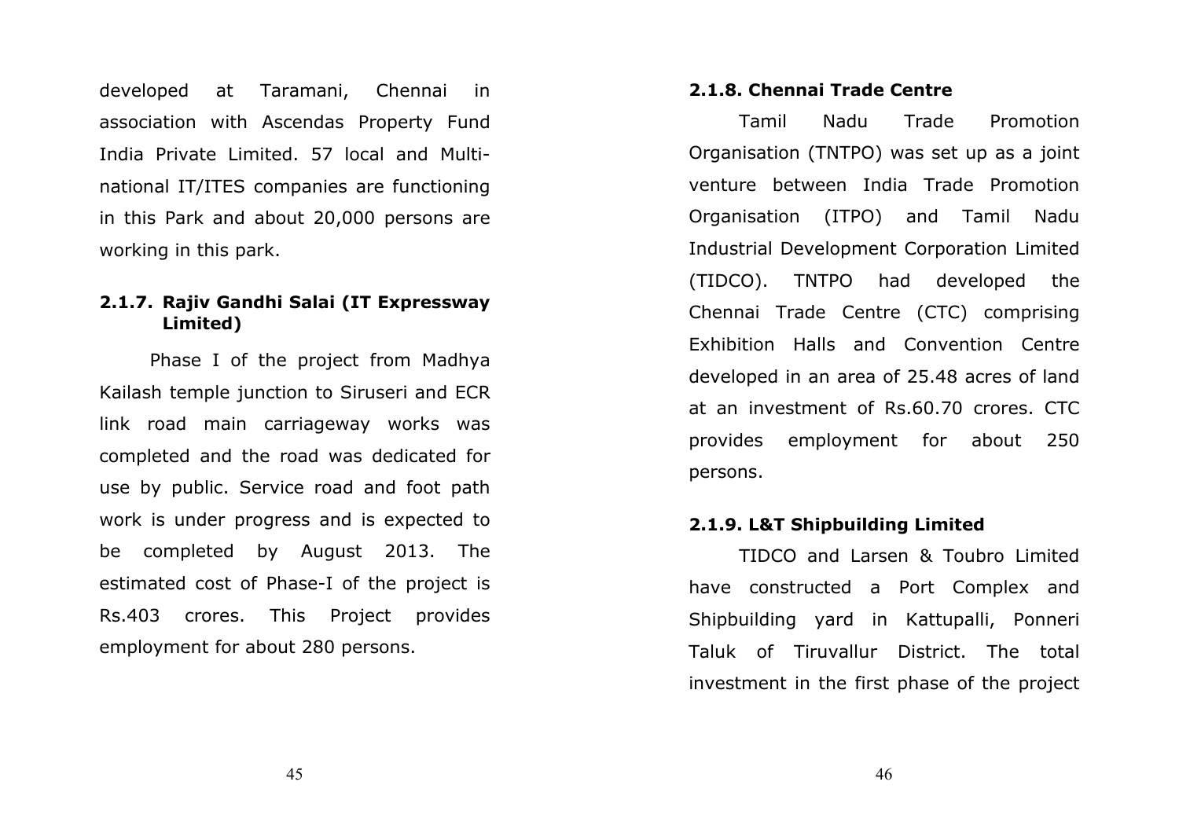developed at Taramani, Chennai in association with Ascendas Property Fund India Private Limited. 57 local and Multi-national IT/ITES companies are functioning in this Park and about 20,000 persons are working in this park.

### 2.1.7. Rajiv Gandhi Salai (IT Expressway Limited)

Phase I of the project from Madhya Kailash temple junction to Siruseri and ECR link road main carriageway works was completed and the road was dedicated for use by public. Service road and foot path work is under progress and is expected to be completed by August 2013. The estimated cost of Phase-I of the project is Rs.403 crores. This Project provides employment for about 280 persons.

### 2.1.8. Chennai Trade Centre

Tamil Nadu Trade Promotion Organisation (TNTPO) was set up as a joint venture between India Trade Promotion Organisation (ITPO) and Tamil Nadu Industrial Development Corporation Limited (TIDCO). TNTPO had developed the Chennai Trade Centre (CTC) comprising Exhibition Halls and Convention Centre developed in an area of 25.48 acres of land at an investment of Rs.60.70 crores. CTC provides employment for about 250 persons.

### 2.1.9. L&T Shipbuilding Limited

TIDCO and Larsen & Toubro Limited have constructed a Port Complex and Shipbuilding yard in Kattupalli, Ponneri Taluk of Tiruvallur District. The total investment in the first phase of the project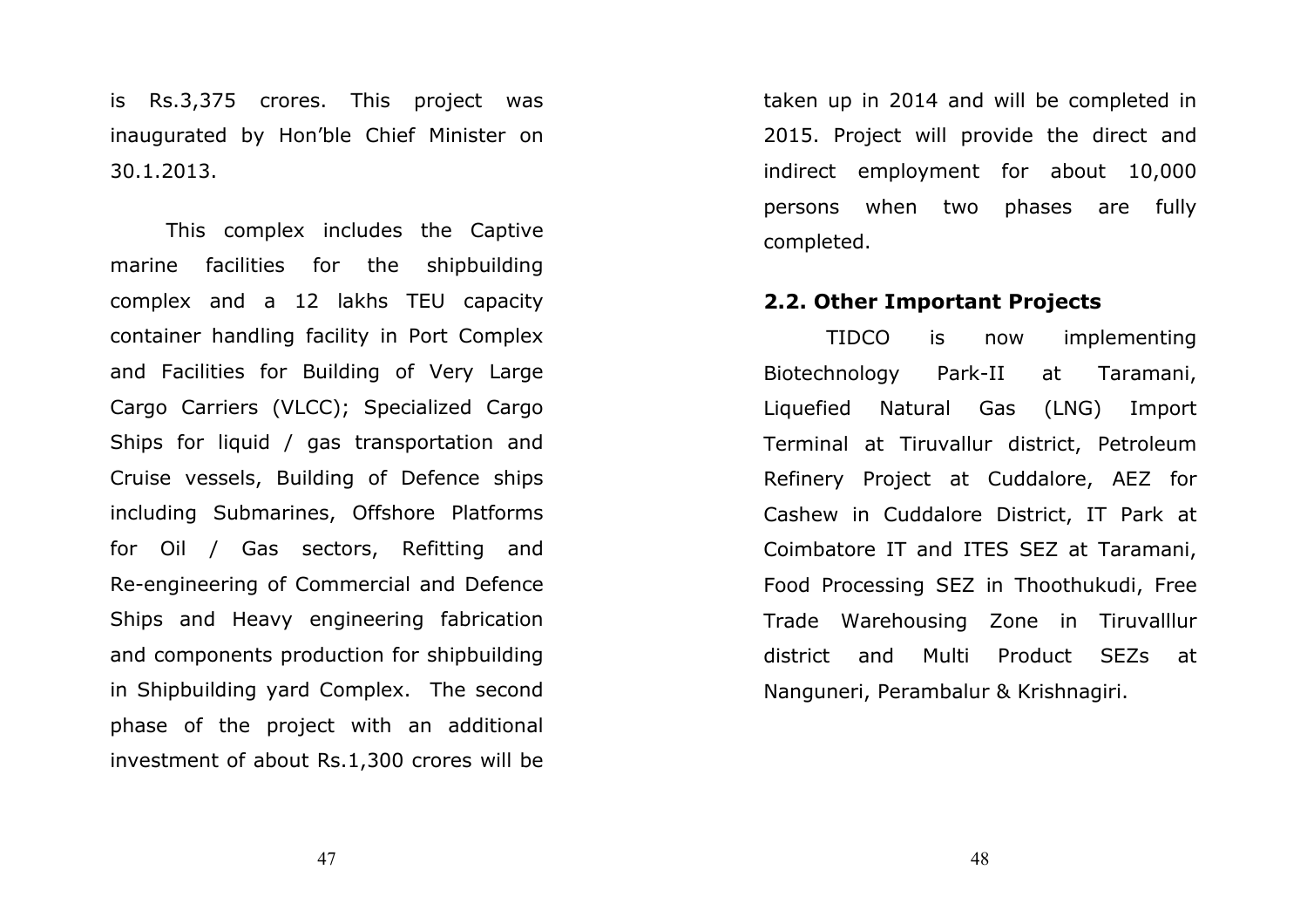is Rs.3,375 crores. This project was inaugurated by Hon'ble Chief Minister on 30.1.2013.

This complex includes the Captive marine facilities for the shipbuilding complex and a 12 lakhs TEU capacity container handling facility in Port Complex and Facilities for Building of Very Large Cargo Carriers (VLCC); Specialized Cargo Ships for liquid / gas transportation and Cruise vessels, Building of Defence ships including Submarines, Offshore Platforms for Oil / Gas sectors, Refitting and Re-engineering of Commercial and Defence Ships and Heavy engineering fabrication and components production for shipbuilding in Shipbuilding yard Complex. The second phase of the project with an additional investment of about Rs.1,300 crores will be taken up in 2014 and will be completed in 2015. Project will provide the direct and indirect employment for about 10,000 persons when two phases are fully completed.

## 2.2. Other Important Projects

TIDCO is now implementing Biotechnology Park-II at Taramani, Liquefied Natural Gas (LNG) Import Terminal at Tiruvallur district, Petroleum Refinery Project at Cuddalore, AEZ for Cashew in Cuddalore District, IT Park at Coimbatore IT and ITES SEZ at Taramani, Food Processing SEZ in Thoothukudi, Free Trade Warehousing Zone in Tiruvalllur district and Multi Product SEZs at Nanguneri, Perambalur & Krishnagiri.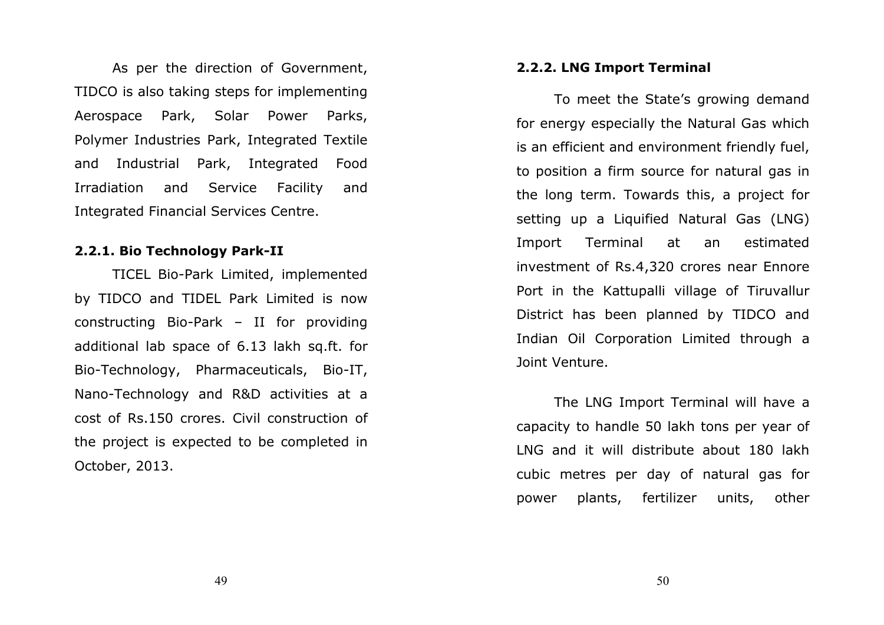As per the direction of Government, TIDCO is also taking steps for implementing Aerospace Park, Solar Power Parks, Polymer Industries Park, Integrated Textile and Industrial Park, Integrated Food Irradiation and Service Facility and Integrated Financial Services Centre.

**2.2.1. Bio Technology Park-II**

TICEL Bio-Park Limited, implemented by TIDCO and TIDEL Park Limited is now constructing Bio-Park – II for providing additional lab space of 6.13 lakh sq.ft. for Bio-Technology, Pharmaceuticals, Bio-IT, Nano-Technology and R&D activities at a cost of Rs.150 crores. Civil construction of the project is expected to be completed in October, 2013.

**2.2.2. LNG Import Terminal**

To meet the State's growing demand for energy especially the Natural Gas which is an efficient and environment friendly fuel, to position a firm source for natural gas in the long term. Towards this, a project for setting up a Liquified Natural Gas (LNG) Import Terminal at an estimated investment of Rs.4,320 crores near Ennore Port in the Kattupalli village of Tiruvallur District has been planned by TIDCO and Indian Oil Corporation Limited through a Joint Venture.

The LNG Import Terminal will have a capacity to handle 50 lakh tons per year of LNG and it will distribute about 180 lakh cubic metres per day of natural gas for power plants, fertilizer units, other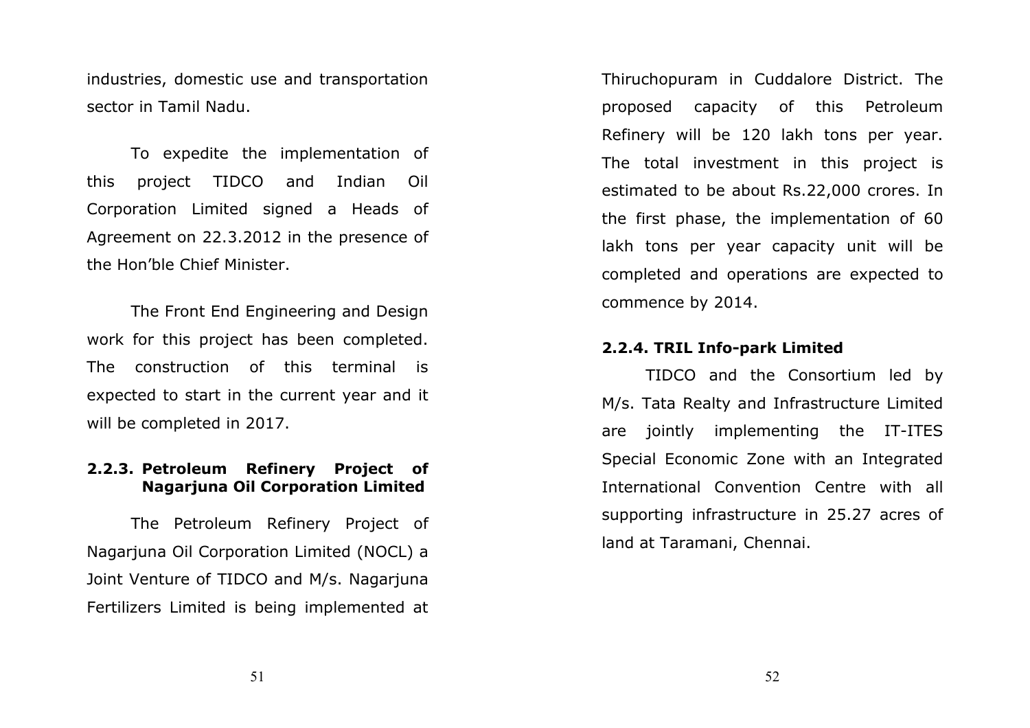industries, domestic use and transportation sector in Tamil Nadu.

To expedite the implementation of this project TIDCO and Indian Oil Corporation Limited signed a Heads of Agreement on 22.3.2012 in the presence of the Hon'ble Chief Minister.

The Front End Engineering and Design work for this project has been completed. The construction of this terminal is expected to start in the current year and it will be completed in 2017.

### 2.2.3. Petroleum Refinery Project of Nagarjuna Oil Corporation Limited

The Petroleum Refinery Project of Nagarjuna Oil Corporation Limited (NOCL) a Joint Venture of TIDCO and M/s. Nagarjuna Fertilizers Limited is being implemented at Thiruchopuram in Cuddalore District. The proposed capacity of this Petroleum Refinery will be 120 lakh tons per year. The total investment in this project is estimated to be about Rs.22,000 crores. In the first phase, the implementation of 60 lakh tons per year capacity unit will be completed and operations are expected to commence by 2014.

### 2.2.4. TRIL Info-park Limited

TIDCO and the Consortium led by M/s. Tata Realty and Infrastructure Limited are jointly implementing the IT-ITES Special Economic Zone with an Integrated International Convention Centre with all supporting infrastructure in 25.27 acres of land at Taramani, Chennai.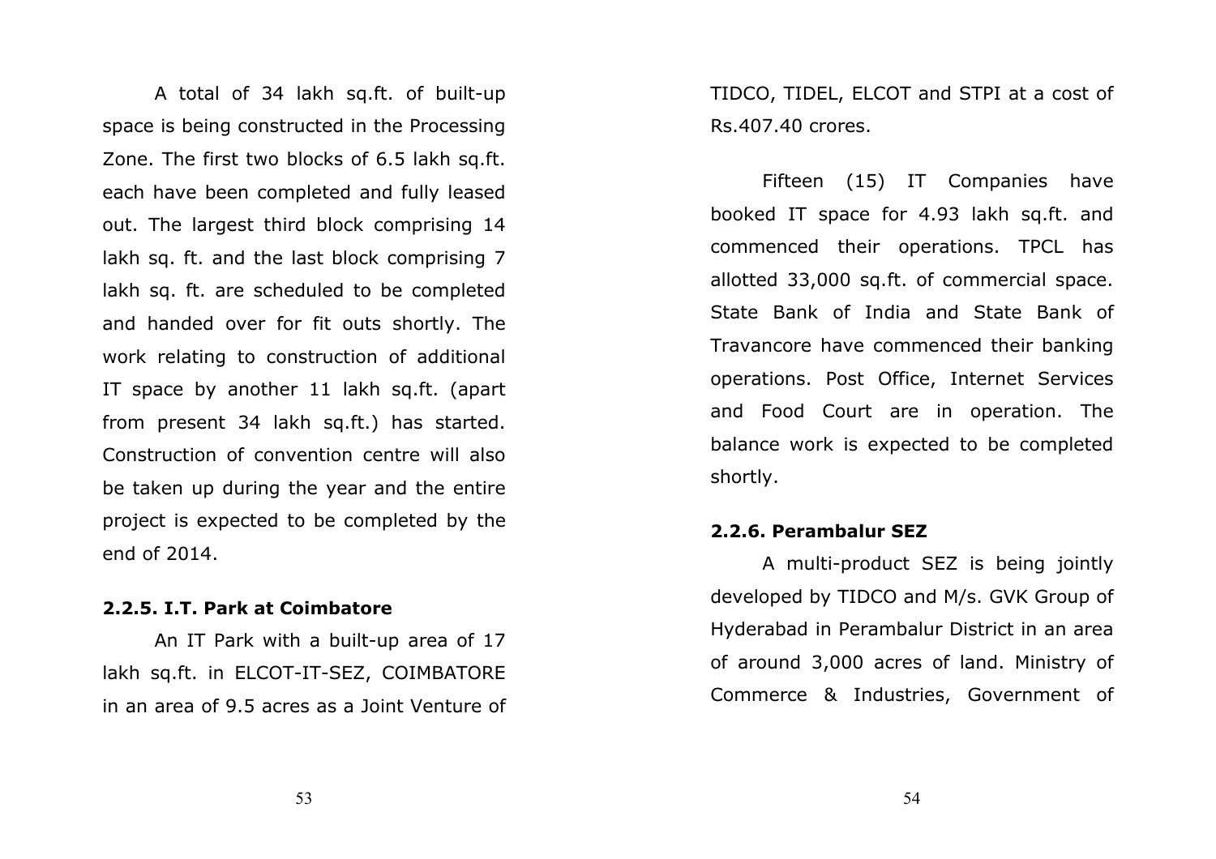A total of 34 lakh sq.ft. of built-up space is being constructed in the Processing Zone. The first two blocks of 6.5 lakh sq.ft. each have been completed and fully leased out. The largest third block comprising 14 lakh sq. ft. and the last block comprising 7 lakh sq. ft. are scheduled to be completed and handed over for fit outs shortly. The work relating to construction of additional IT space by another 11 lakh sq.ft. (apart from present 34 lakh sq.ft.) has started. Construction of convention centre will also be taken up during the year and the entire project is expected to be completed by the end of 2014.

### 2.2.5. I.T. Park at Coimbatore

An IT Park with a built-up area of 17 lakh sq.ft. in ELCOT-IT-SEZ, COIMBATORE in an area of 9.5 acres as a Joint Venture of TIDCO, TIDEL, ELCOT and STPI at a cost of Rs.407.40 crores.

Fifteen (15) IT Companies have booked IT space for 4.93 lakh sq.ft. and commenced their operations. TPCL has allotted 33,000 sq.ft. of commercial space. State Bank of India and State Bank of Travancore have commenced their banking operations. Post Office, Internet Services and Food Court are in operation. The balance work is expected to be completed shortly.

### 2.2.6. Perambalur SEZ

A multi-product SEZ is being jointly developed by TIDCO and M/s. GVK Group of Hyderabad in Perambalur District in an area of around 3,000 acres of land. Ministry of Commerce & Industries, Government of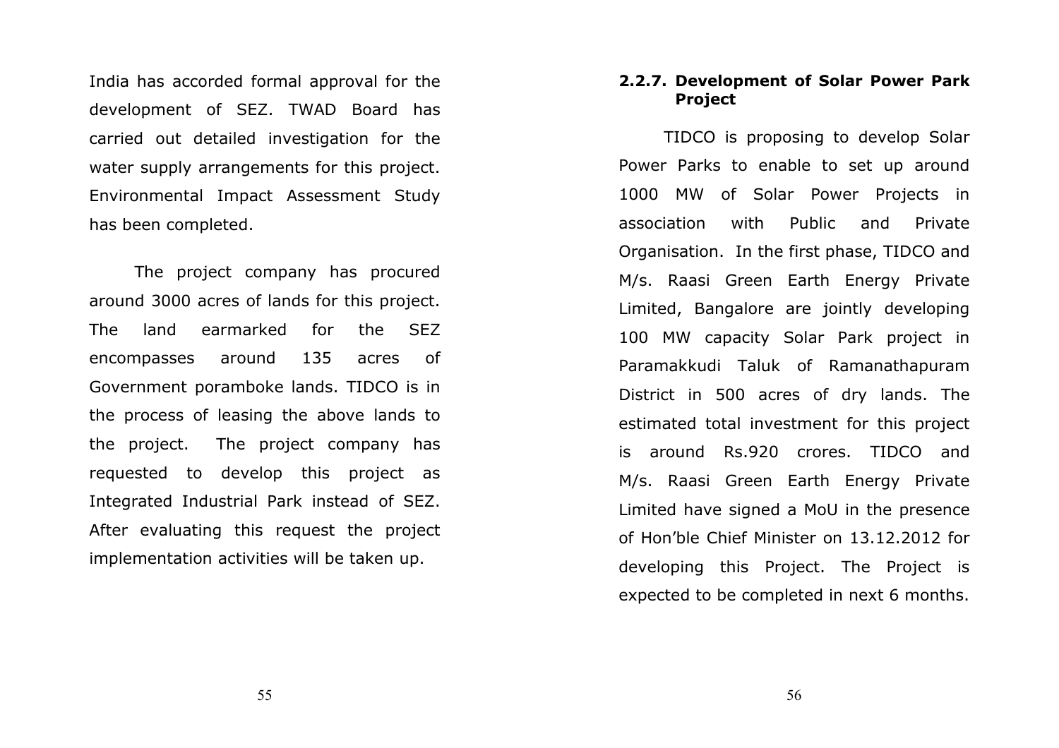India has accorded formal approval for the development of SEZ. TWAD Board has carried out detailed investigation for the water supply arrangements for this project. Environmental Impact Assessment Study has been completed.

The project company has procured around 3000 acres of lands for this project. The land earmarked for the SEZ encompasses around 135 acres of Government poramboke lands. TIDCO is in the process of leasing the above lands to the project. The project company has requested to develop this project as Integrated Industrial Park instead of SEZ. After evaluating this request the project implementation activities will be taken up.

### 2.2.7. Development of Solar Power Park Project

TIDCO is proposing to develop Solar Power Parks to enable to set up around 1000 MW of Solar Power Projects in association with Public and Private Organisation. In the first phase, TIDCO and M/s. Raasi Green Earth Energy Private Limited, Bangalore are jointly developing 100 MW capacity Solar Park project in Paramakkudi Taluk of Ramanathapuram District in 500 acres of dry lands. The estimated total investment for this project is around Rs.920 crores. TIDCO and M/s. Raasi Green Earth Energy Private Limited have signed a MoU in the presence of Hon'ble Chief Minister on 13.12.2012 for developing this Project. The Project is expected to be completed in next 6 months.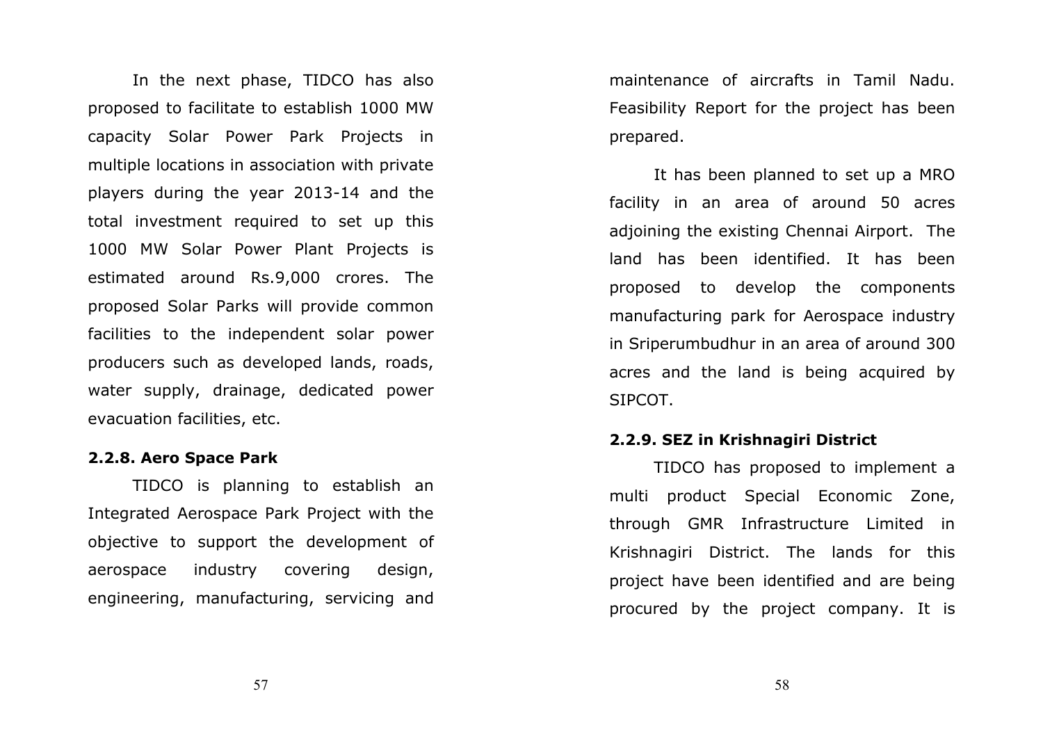In the next phase, TIDCO has also proposed to facilitate to establish 1000 MW capacity Solar Power Park Projects in multiple locations in association with private players during the year 2013-14 and the total investment required to set up this 1000 MW Solar Power Plant Projects is estimated around Rs.9,000 crores. The proposed Solar Parks will provide common facilities to the independent solar power producers such as developed lands, roads, water supply, drainage, dedicated power evacuation facilities, etc.

### 2.2.8. Aero Space Park

TIDCO is planning to establish an Integrated Aerospace Park Project with the objective to support the development of aerospace industry covering design, engineering, manufacturing, servicing and maintenance of aircrafts in Tamil Nadu. Feasibility Report for the project has been prepared.

It has been planned to set up a MRO facility in an area of around 50 acres adjoining the existing Chennai Airport. The land has been identified. It has been proposed to develop the components manufacturing park for Aerospace industry in Sriperumbudhur in an area of around 300 acres and the land is being acquired by SIPCOT.

### 2.2.9. SEZ in Krishnagiri District

TIDCO has proposed to implement a multi product Special Economic Zone, through GMR Infrastructure Limited in Krishnagiri District. The lands for this project have been identified and are being procured by the project company. It is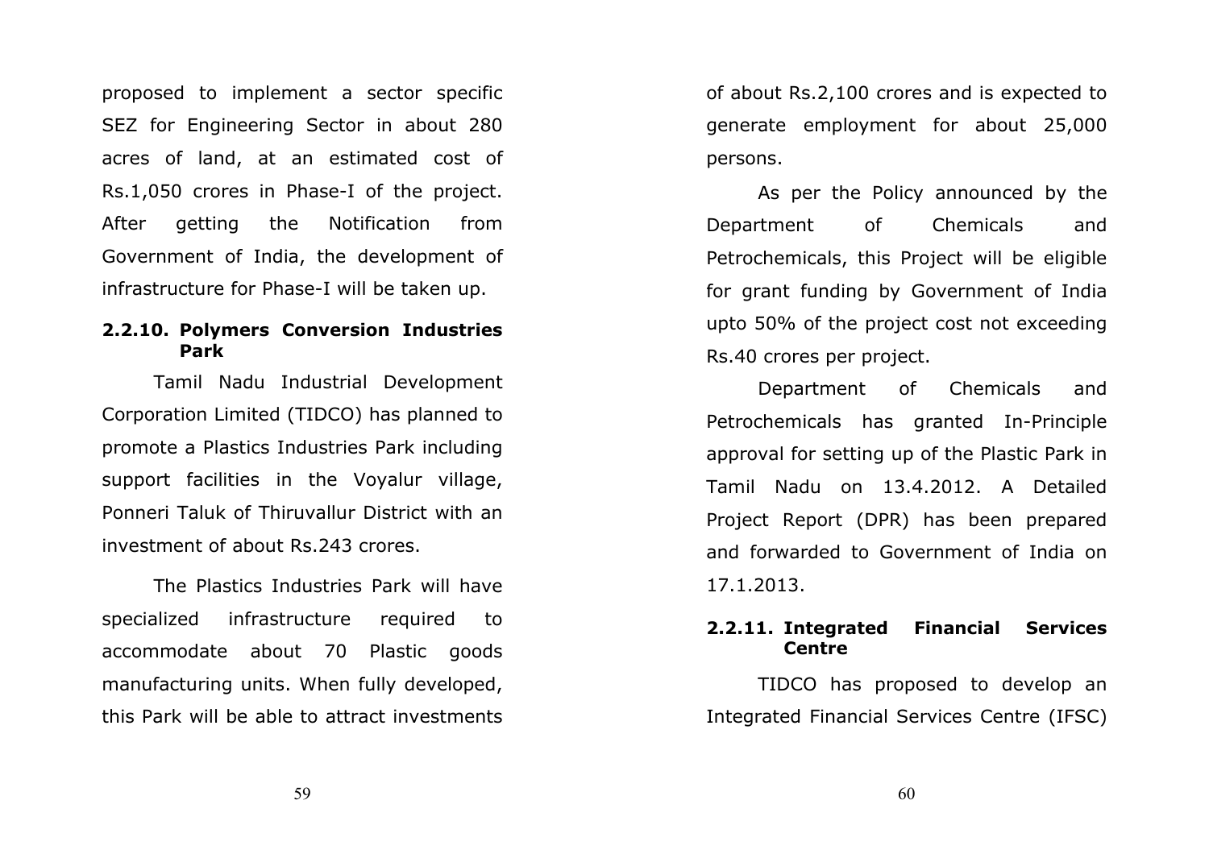proposed to implement a sector specific SEZ for Engineering Sector in about 280 acres of land, at an estimated cost of Rs.1,050 crores in Phase-I of the project. After getting the Notification from Government of India, the development of infrastructure for Phase-I will be taken up.

### 2.2.10. Polymers Conversion Industries Park

Tamil Nadu Industrial Development Corporation Limited (TIDCO) has planned to promote a Plastics Industries Park including support facilities in the Voyalur village, Ponneri Taluk of Thiruvallur District with an investment of about Rs.243 crores.

The Plastics Industries Park will have specialized infrastructure required to accommodate about 70 Plastic goods manufacturing units. When fully developed, this Park will be able to attract investments of about Rs.2,100 crores and is expected to generate employment for about 25,000 persons.

As per the Policy announced by the Department of Chemicals and Petrochemicals, this Project will be eligible for grant funding by Government of India upto 50% of the project cost not exceeding Rs.40 crores per project.

Department of Chemicals and Petrochemicals has granted In-Principle approval for setting up of the Plastic Park in Tamil Nadu on 13.4.2012. A Detailed Project Report (DPR) has been prepared and forwarded to Government of India on 17.1.2013.

### 2.2.11. Integrated Financial Services Centre

TIDCO has proposed to develop an Integrated Financial Services Centre (IFSC)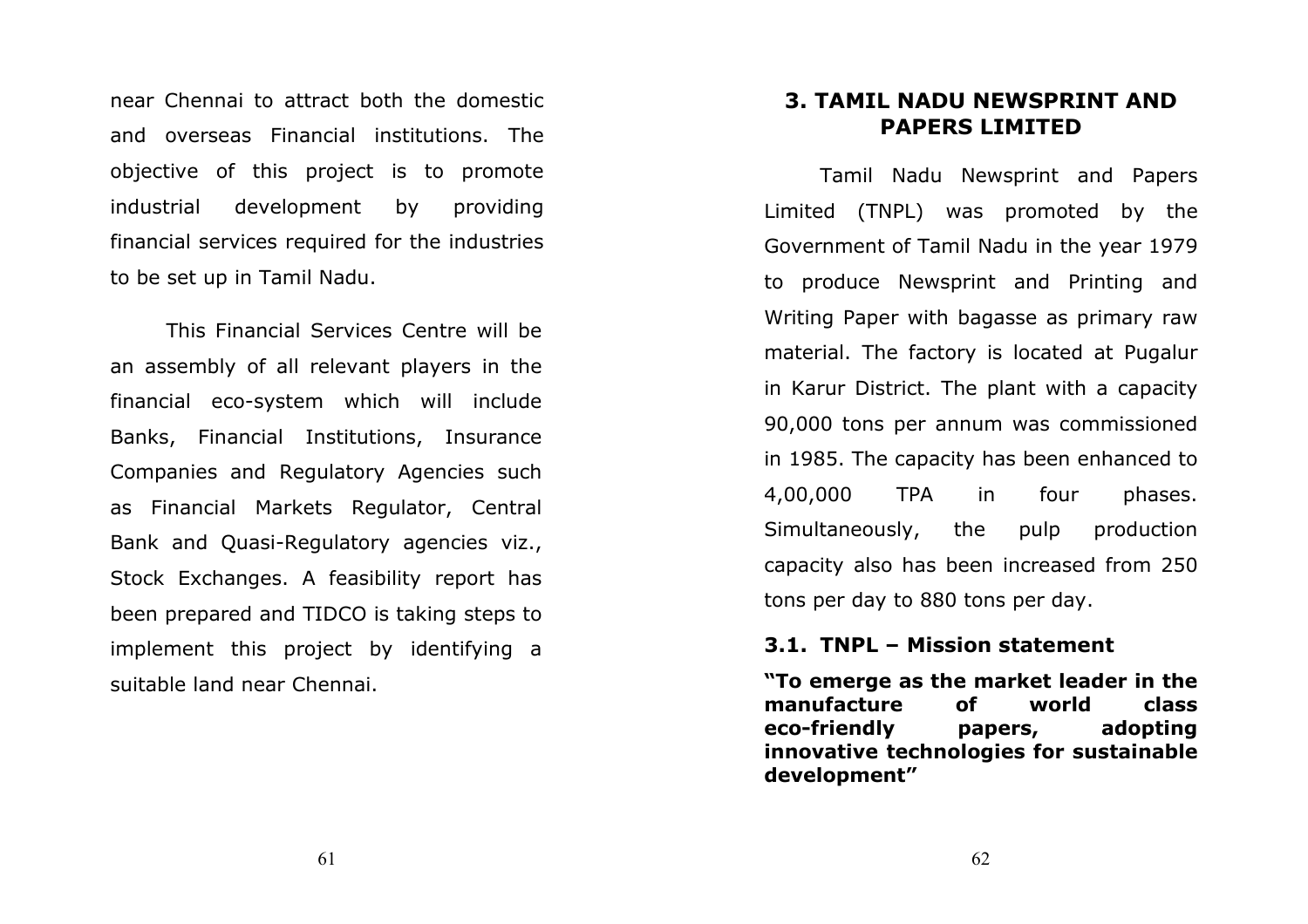near Chennai to attract both the domestic and overseas Financial institutions. The objective of this project is to promote industrial development by providing financial services required for the industries to be set up in Tamil Nadu.

This Financial Services Centre will be an assembly of all relevant players in the financial eco-system which will include Banks, Financial Institutions, Insurance Companies and Regulatory Agencies such as Financial Markets Regulator, Central Bank and Quasi-Regulatory agencies viz., Stock Exchanges. A feasibility report has been prepared and TIDCO is taking steps to implement this project by identifying a suitable land near Chennai.

## 3. TAMIL NADU NEWSPRINT AND PAPERS LIMITED

Tamil Nadu Newsprint and Papers Limited (TNPL) was promoted by the Government of Tamil Nadu in the year 1979 to produce Newsprint and Printing and Writing Paper with bagasse as primary raw material. The factory is located at Pugalur in Karur District. The plant with a capacity 90,000 tons per annum was commissioned in 1985. The capacity has been enhanced to 4,00,000 TPA in four phases. Simultaneously, the pulp production capacity also has been increased from 250 tons per day to 880 tons per day.

### 3.1. TNPL – Mission statement

**"To emerge as the market leader in the manufacture of world class eco-friendly papers, adopting innovative technologies for sustainable development"**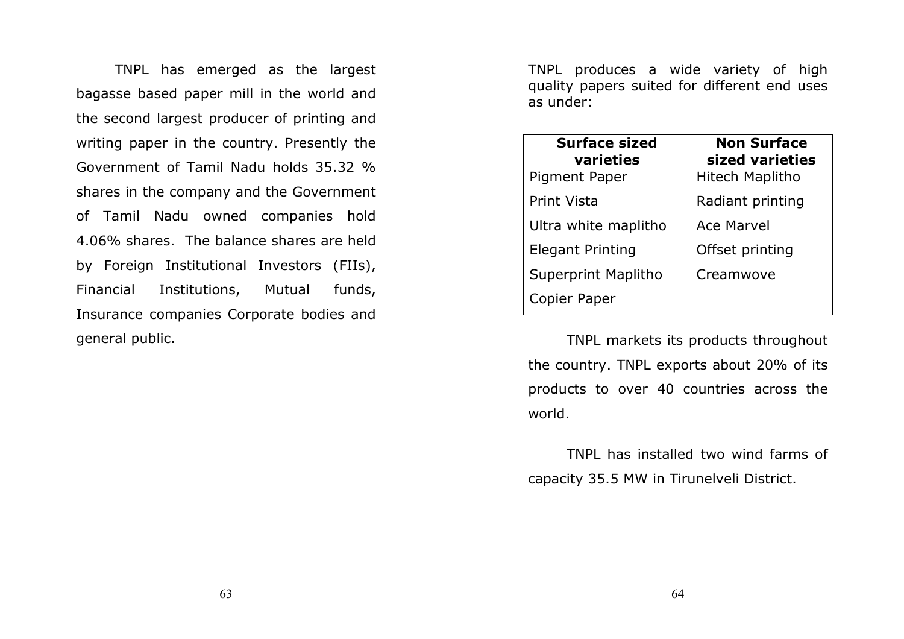TNPL has emerged as the largest bagasse based paper mill in the world and the second largest producer of printing and writing paper in the country. Presently the Government of Tamil Nadu holds 35.32 % shares in the company and the Government of Tamil Nadu owned companies hold 4.06% shares. The balance shares are held by Foreign Institutional Investors (FIIs), Financial Institutions, Mutual funds, Insurance companies Corporate bodies and general public.

TNPL produces a wide variety of high quality papers suited for different end uses as under:

| **Surface sized varieties** | **Non Surface sized varieties** |
|---|---|
| Pigment Paper | Hitech Maplitho |
| Print Vista | Radiant printing |
| Ultra white maplitho | Ace Marvel |
| Elegant Printing | Offset printing |
| Superprint Maplitho | Creamwove |
| Copier Paper | |

TNPL markets its products throughout the country. TNPL exports about 20% of its products to over 40 countries across the world.

TNPL has installed two wind farms of capacity 35.5 MW in Tirunelveli District.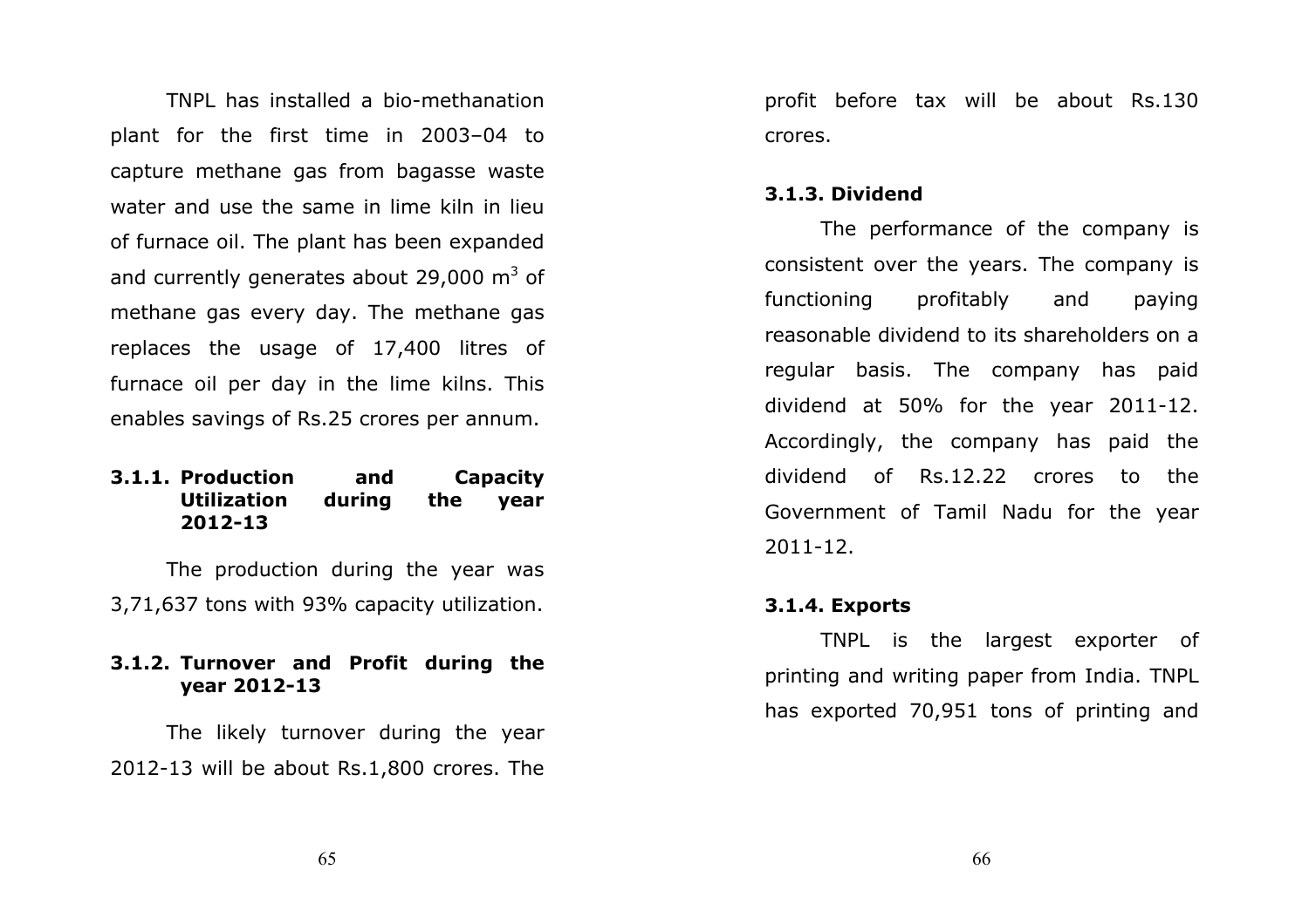TNPL has installed a bio-methanation plant for the first time in 2003–04 to capture methane gas from bagasse waste water and use the same in lime kiln in lieu of furnace oil. The plant has been expanded and currently generates about 29,000 $m^3$ of methane gas every day. The methane gas replaces the usage of 17,400 litres of furnace oil per day in the lime kilns. This enables savings of Rs.25 crores per annum.

### 3.1.1. Production and Capacity Utilization during the year 2012-13

The production during the year was 3,71,637 tons with 93% capacity utilization.

### 3.1.2. Turnover and Profit during the year 2012-13

The likely turnover during the year 2012-13 will be about Rs.1,800 crores. The profit before tax will be about Rs.130 crores.

### 3.1.3. Dividend

The performance of the company is consistent over the years. The company is functioning profitably and paying reasonable dividend to its shareholders on a regular basis. The company has paid dividend at 50% for the year 2011-12. Accordingly, the company has paid the dividend of Rs.12.22 crores to the Government of Tamil Nadu for the year 2011-12.

### 3.1.4. Exports

TNPL is the largest exporter of printing and writing paper from India. TNPL has exported 70,951 tons of printing and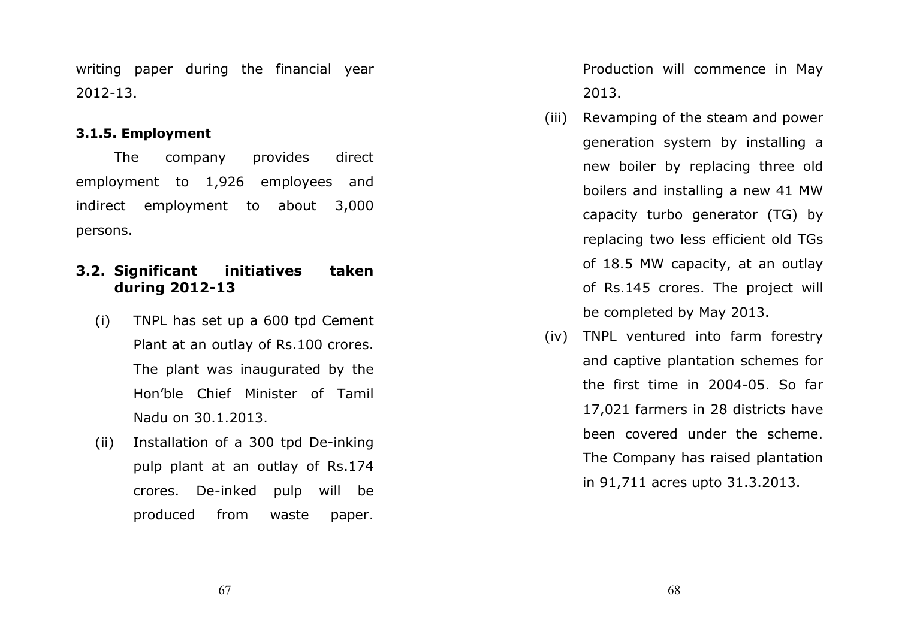writing paper during the financial year 2012-13.

#### 3.1.5. Employment

The company provides direct employment to 1,926 employees and indirect employment to about 3,000 persons.

### 3.2. Significant initiatives taken during 2012-13

(i) TNPL has set up a 600 tpd Cement Plant at an outlay of Rs.100 crores. The plant was inaugurated by the Hon'ble Chief Minister of Tamil Nadu on 30.1.2013.

(ii) Installation of a 300 tpd De-inking pulp plant at an outlay of Rs.174 crores. De-inked pulp will be produced from waste paper. Production will commence in May 2013.

(iii) Revamping of the steam and power generation system by installing a new boiler by replacing three old boilers and installing a new 41 MW capacity turbo generator (TG) by replacing two less efficient old TGs of 18.5 MW capacity, at an outlay of Rs.145 crores. The project will be completed by May 2013.

(iv) TNPL ventured into farm forestry and captive plantation schemes for the first time in 2004-05. So far 17,021 farmers in 28 districts have been covered under the scheme. The Company has raised plantation in 91,711 acres upto 31.3.2013.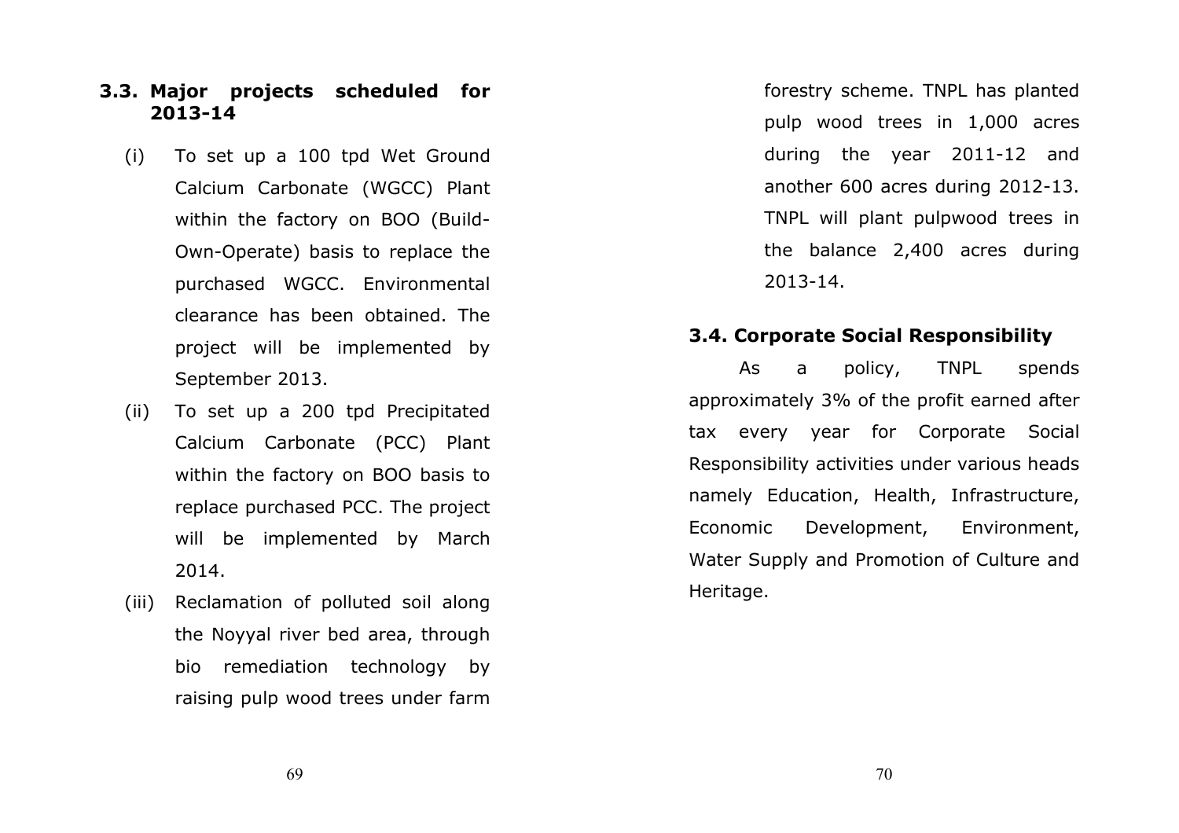### 3.3. Major projects scheduled for 2013-14

(i) To set up a 100 tpd Wet Ground Calcium Carbonate (WGCC) Plant within the factory on BOO (Build-Own-Operate) basis to replace the purchased WGCC. Environmental clearance has been obtained. The project will be implemented by September 2013.

(ii) To set up a 200 tpd Precipitated Calcium Carbonate (PCC) Plant within the factory on BOO basis to replace purchased PCC. The project will be implemented by March 2014.

(iii) Reclamation of polluted soil along the Noyyal river bed area, through bio remediation technology by raising pulp wood trees under farm forestry scheme. TNPL has planted pulp wood trees in 1,000 acres during the year 2011-12 and another 600 acres during 2012-13. TNPL will plant pulpwood trees in the balance 2,400 acres during 2013-14.

### 3.4. Corporate Social Responsibility

As a policy, TNPL spends approximately 3% of the profit earned after tax every year for Corporate Social Responsibility activities under various heads namely Education, Health, Infrastructure, Economic Development, Environment, Water Supply and Promotion of Culture and Heritage.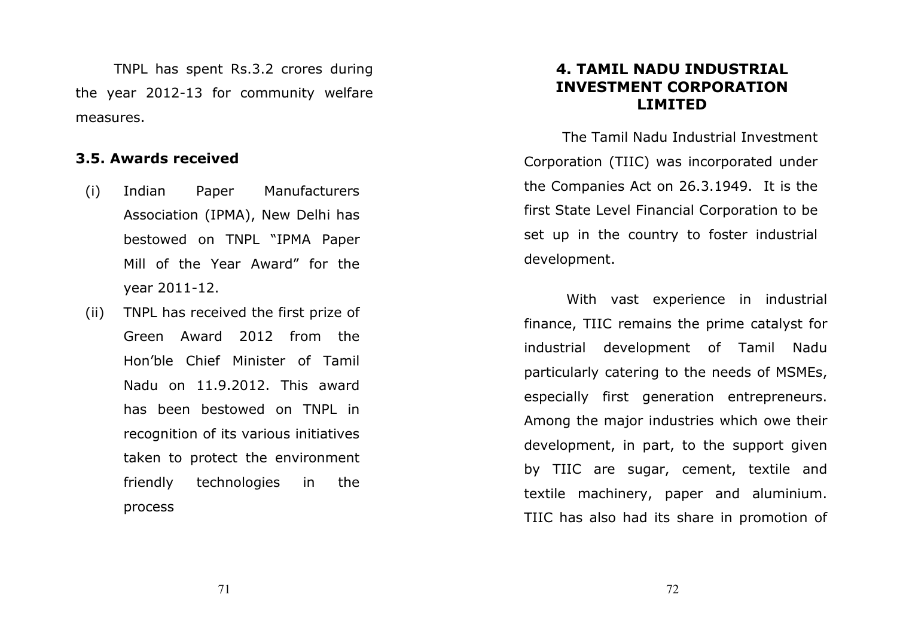TNPL has spent Rs.3.2 crores during the year 2012-13 for community welfare measures.

### 3.5. Awards received

(i) Indian Paper Manufacturers Association (IPMA), New Delhi has bestowed on TNPL "IPMA Paper Mill of the Year Award" for the year 2011-12.

(ii) TNPL has received the first prize of Green Award 2012 from the Hon'ble Chief Minister of Tamil Nadu on 11.9.2012. This award has been bestowed on TNPL in recognition of its various initiatives taken to protect the environment friendly technologies in the process

## 4. TAMIL NADU INDUSTRIAL INVESTMENT CORPORATION LIMITED

The Tamil Nadu Industrial Investment Corporation (TIIC) was incorporated under the Companies Act on 26.3.1949. It is the first State Level Financial Corporation to be set up in the country to foster industrial development.

With vast experience in industrial finance, TIIC remains the prime catalyst for industrial development of Tamil Nadu particularly catering to the needs of MSMEs, especially first generation entrepreneurs. Among the major industries which owe their development, in part, to the support given by TIIC are sugar, cement, textile and textile machinery, paper and aluminium. TIIC has also had its share in promotion of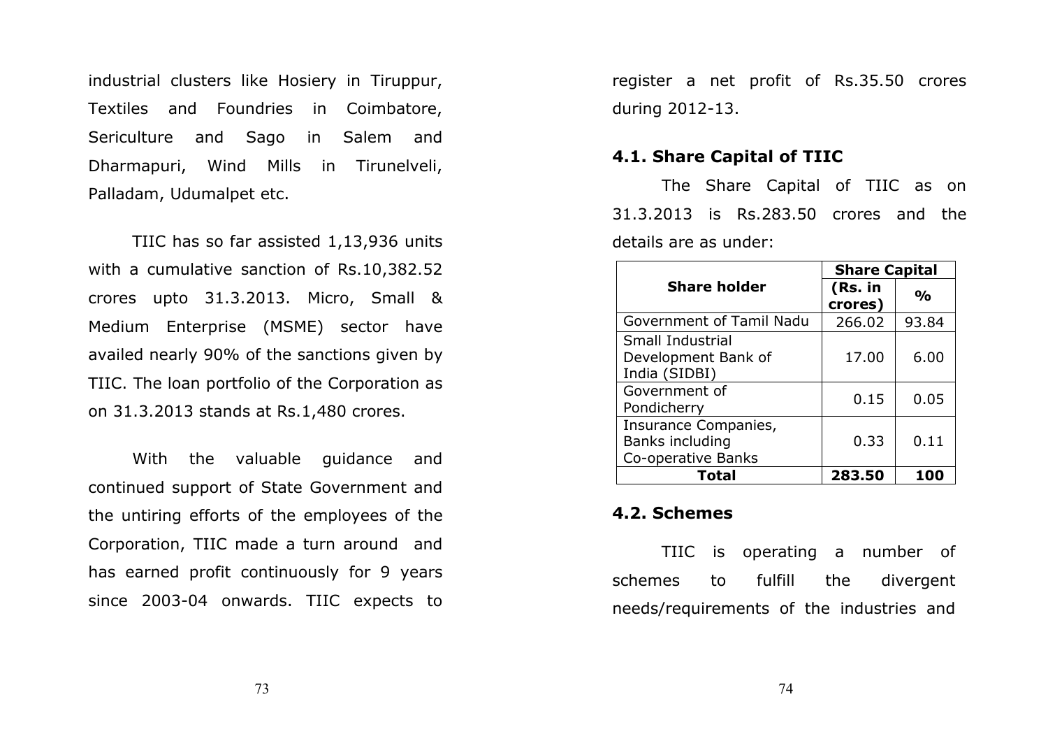industrial clusters like Hosiery in Tiruppur, Textiles and Foundries in Coimbatore, Sericulture and Sago in Salem and Dharmapuri, Wind Mills in Tirunelveli, Palladam, Udumalpet etc.

TIIC has so far assisted 1,13,936 units with a cumulative sanction of Rs.10,382.52 crores upto 31.3.2013. Micro, Small & Medium Enterprise (MSME) sector have availed nearly 90% of the sanctions given by TIIC. The loan portfolio of the Corporation as on 31.3.2013 stands at Rs.1,480 crores.

With the valuable guidance and continued support of State Government and the untiring efforts of the employees of the Corporation, TIIC made a turn around and has earned profit continuously for 9 years since 2003-04 onwards. TIIC expects to register a net profit of Rs.35.50 crores during 2012-13.

### 4.1. Share Capital of TIIC

The Share Capital of TIIC as on 31.3.2013 is Rs.283.50 crores and the details are as under:

| Share holder | Share Capital | |
|---|---|---|
| | (Rs. in crores) | % |
| Government of Tamil Nadu | 266.02 | 93.84 |
| Small Industrial Development Bank of India (SIDBI) | 17.00 | 6.00 |
| Government of Pondicherry | 0.15 | 0.05 |
| Insurance Companies, Banks including Co-operative Banks | 0.33 | 0.11 |
| **Total** | **283.50** | **100** |

### 4.2. Schemes

TIIC is operating a number of schemes to fulfill the divergent needs/requirements of the industries and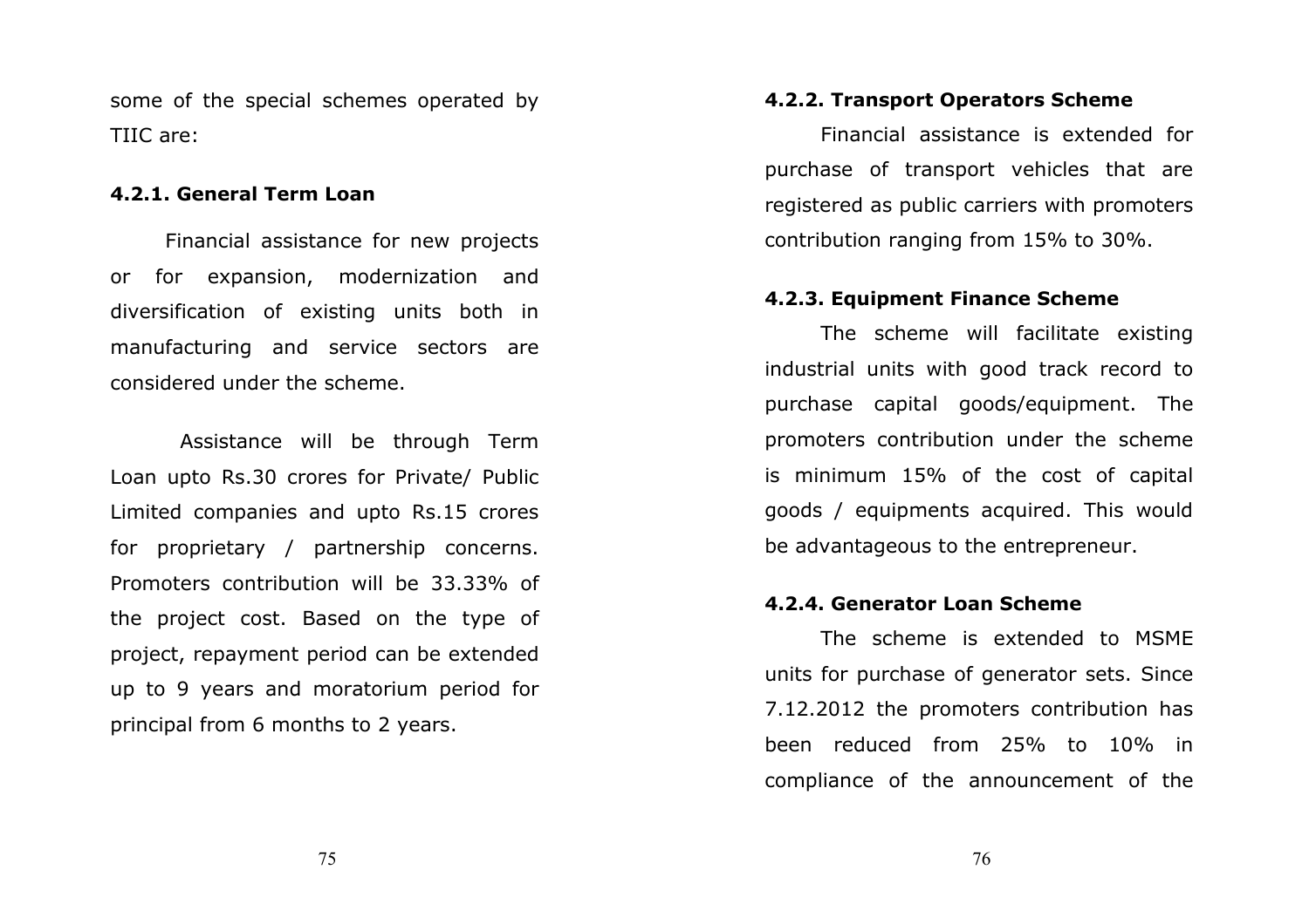some of the special schemes operated by TIIC are:

#### 4.2.1. General Term Loan

Financial assistance for new projects or for expansion, modernization and diversification of existing units both in manufacturing and service sectors are considered under the scheme.

Assistance will be through Term Loan upto Rs.30 crores for Private/ Public Limited companies and upto Rs.15 crores for proprietary / partnership concerns. Promoters contribution will be 33.33% of the project cost. Based on the type of project, repayment period can be extended up to 9 years and moratorium period for principal from 6 months to 2 years.

#### 4.2.2. Transport Operators Scheme

Financial assistance is extended for purchase of transport vehicles that are registered as public carriers with promoters contribution ranging from 15% to 30%.

#### 4.2.3. Equipment Finance Scheme

The scheme will facilitate existing industrial units with good track record to purchase capital goods/equipment. The promoters contribution under the scheme is minimum 15% of the cost of capital goods / equipments acquired. This would be advantageous to the entrepreneur.

#### 4.2.4. Generator Loan Scheme

The scheme is extended to MSME units for purchase of generator sets. Since 7.12.2012 the promoters contribution has been reduced from 25% to 10% in compliance of the announcement of the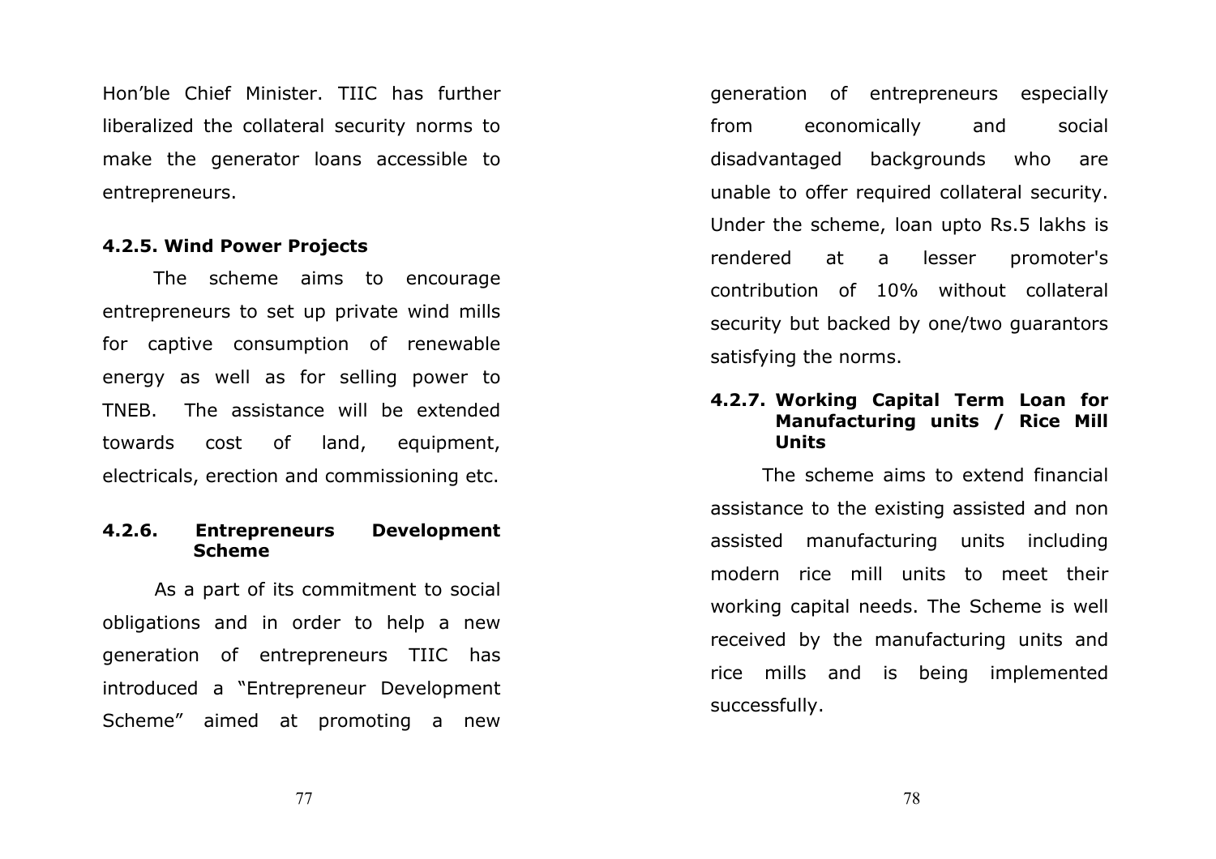Hon’ble Chief Minister. TIIC has further liberalized the collateral security norms to make the generator loans accessible to entrepreneurs.

### 4.2.5. Wind Power Projects

The scheme aims to encourage entrepreneurs to set up private wind mills for captive consumption of renewable energy as well as for selling power to TNEB. The assistance will be extended towards cost of land, equipment, electricals, erection and commissioning etc.

### 4.2.6. Entrepreneurs Development Scheme

As a part of its commitment to social obligations and in order to help a new generation of entrepreneurs TIIC has introduced a “Entrepreneur Development Scheme” aimed at promoting a new generation of entrepreneurs especially from economically and social disadvantaged backgrounds who are unable to offer required collateral security. Under the scheme, loan upto Rs.5 lakhs is rendered at a lesser promoter's contribution of 10% without collateral security but backed by one/two guarantors satisfying the norms.

### 4.2.7. Working Capital Term Loan for Manufacturing units / Rice Mill Units

The scheme aims to extend financial assistance to the existing assisted and non assisted manufacturing units including modern rice mill units to meet their working capital needs. The Scheme is well received by the manufacturing units and rice mills and is being implemented successfully.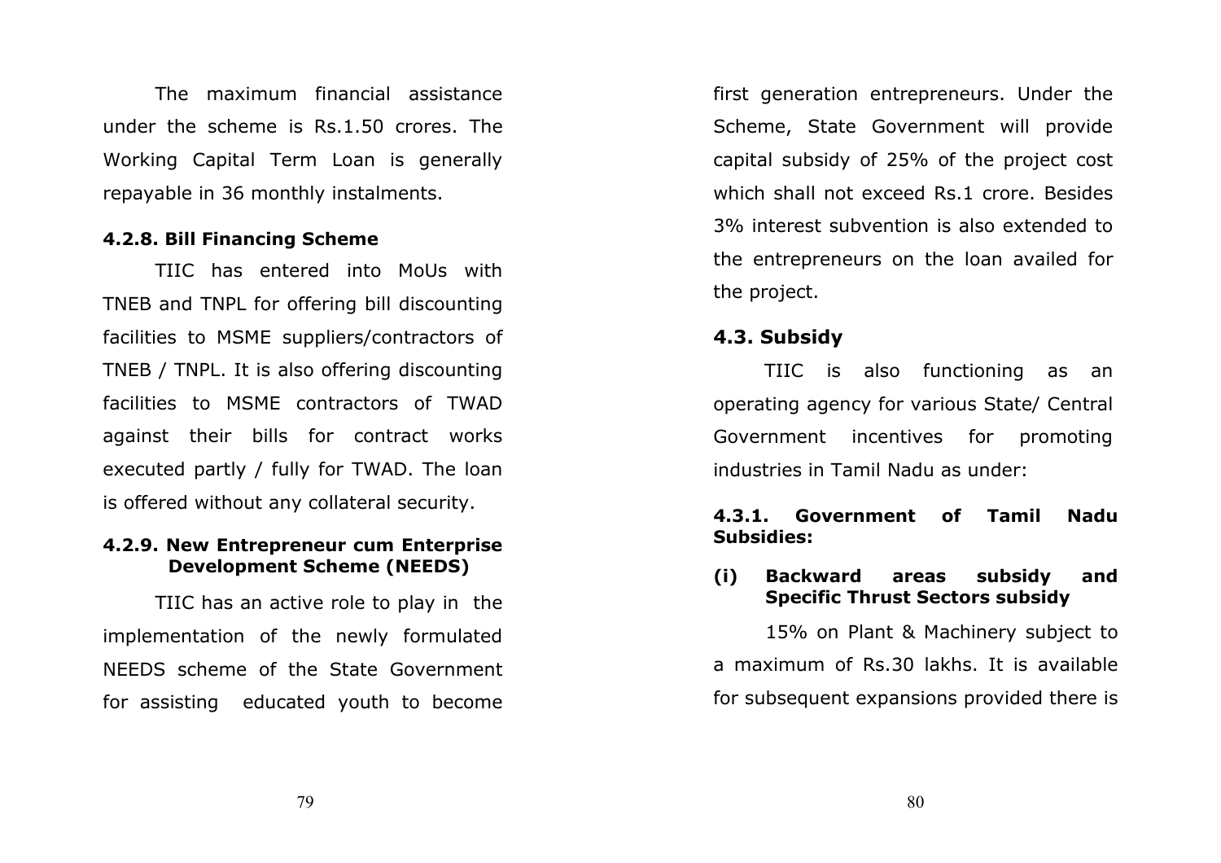The maximum financial assistance under the scheme is Rs.1.50 crores. The Working Capital Term Loan is generally repayable in 36 monthly instalments.

#### 4.2.8. Bill Financing Scheme

TIIC has entered into MoUs with TNEB and TNPL for offering bill discounting facilities to MSME suppliers/contractors of TNEB / TNPL. It is also offering discounting facilities to MSME contractors of TWAD against their bills for contract works executed partly / fully for TWAD. The loan is offered without any collateral security.

#### 4.2.9. New Entrepreneur cum Enterprise Development Scheme (NEEDS)

TIIC has an active role to play in the implementation of the newly formulated NEEDS scheme of the State Government for assisting educated youth to become first generation entrepreneurs. Under the Scheme, State Government will provide capital subsidy of 25% of the project cost which shall not exceed Rs.1 crore. Besides 3% interest subvention is also extended to the entrepreneurs on the loan availed for the project.

### 4.3. Subsidy

TIIC is also functioning as an operating agency for various State/ Central Government incentives for promoting industries in Tamil Nadu as under:

#### 4.3.1. Government of Tamil Nadu Subsidies:

**(i) Backward areas subsidy and Specific Thrust Sectors subsidy**

15% on Plant & Machinery subject to a maximum of Rs.30 lakhs. It is available for subsequent expansions provided there is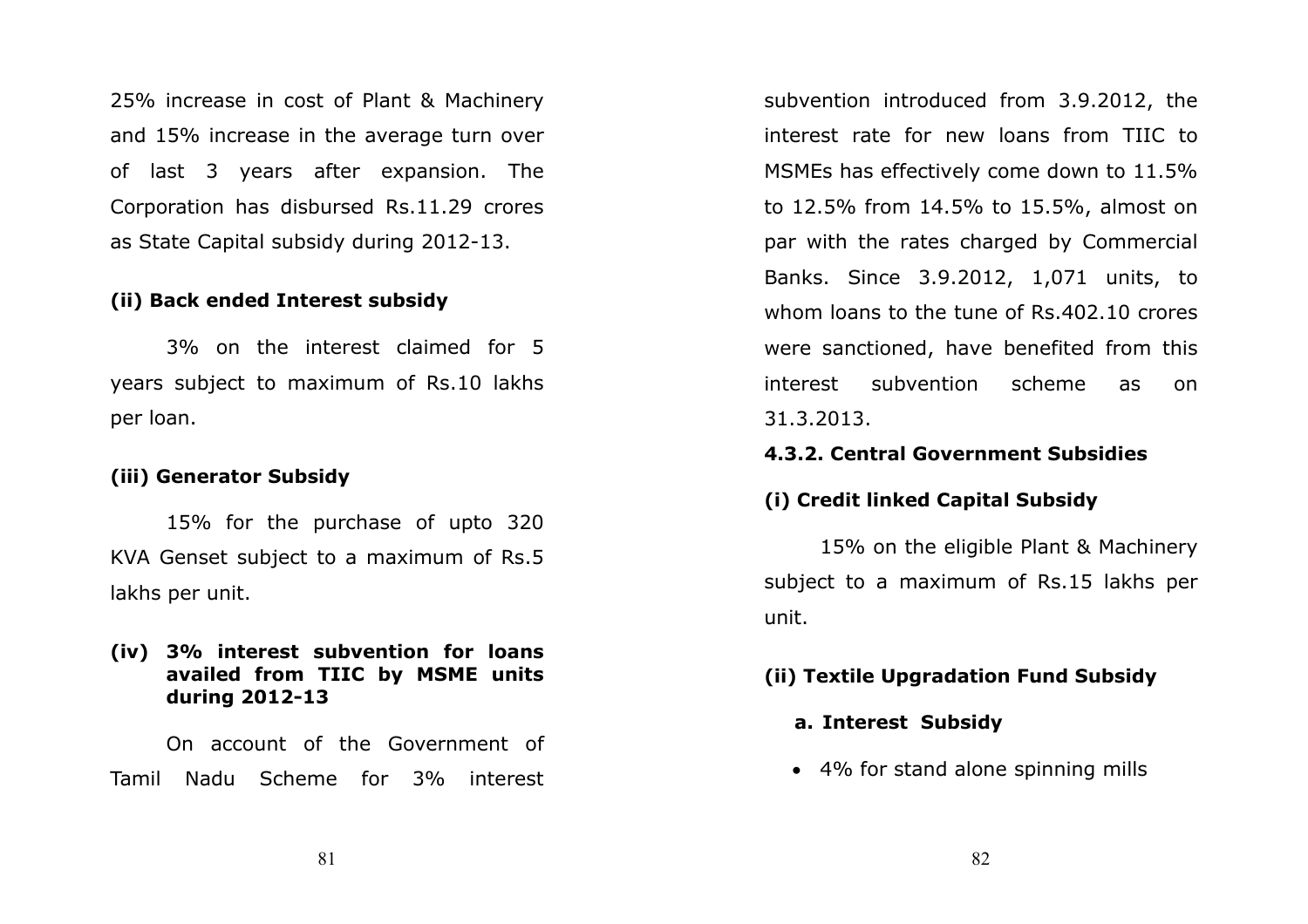25% increase in cost of Plant & Machinery and 15% increase in the average turn over of last 3 years after expansion. The Corporation has disbursed Rs.11.29 crores as State Capital subsidy during 2012-13.

**(ii) Back ended Interest subsidy**

3% on the interest claimed for 5 years subject to maximum of Rs.10 lakhs per loan.

**(iii) Generator Subsidy**

15% for the purchase of upto 320 KVA Genset subject to a maximum of Rs.5 lakhs per unit.

**(iv) 3% interest subvention for loans availed from TIIC by MSME units during 2012-13**

On account of the Government of Tamil Nadu Scheme for 3% interest subvention introduced from 3.9.2012, the interest rate for new loans from TIIC to MSMEs has effectively come down to 11.5% to 12.5% from 14.5% to 15.5%, almost on par with the rates charged by Commercial Banks. Since 3.9.2012, 1,071 units, to whom loans to the tune of Rs.402.10 crores were sanctioned, have benefited from this interest subvention scheme as on 31.3.2013.

**4.3.2. Central Government Subsidies**

**(i) Credit linked Capital Subsidy**

15% on the eligible Plant & Machinery subject to a maximum of Rs.15 lakhs per unit.

**(ii) Textile Upgradation Fund Subsidy**

**a. Interest Subsidy**

- 4% for stand alone spinning mills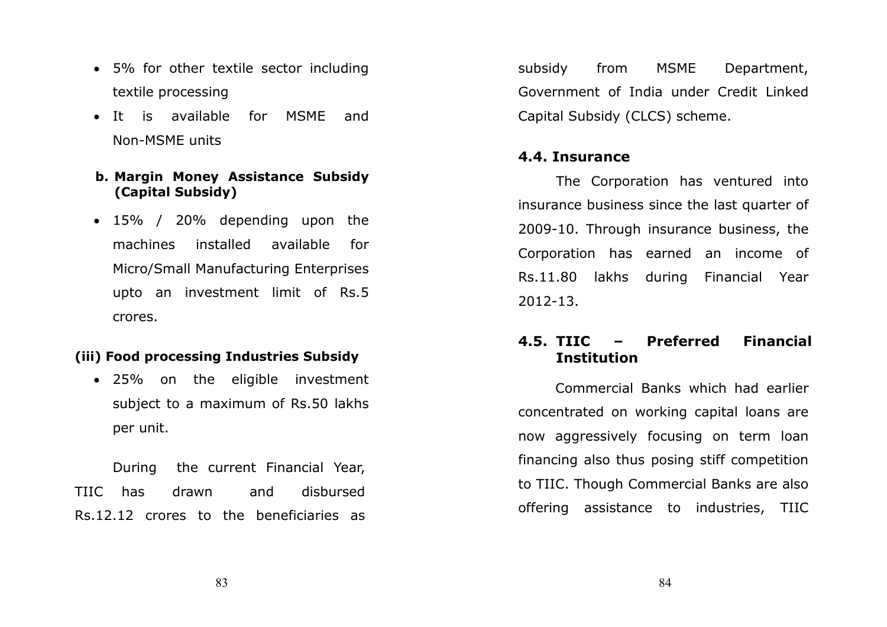- 5% for other textile sector including textile processing
- It is available for MSME and Non-MSME units

**b. Margin Money Assistance Subsidy (Capital Subsidy)**

- 15% / 20% depending upon the machines installed available for Micro/Small Manufacturing Enterprises upto an investment limit of Rs.5 crores.

**(iii) Food processing Industries Subsidy**

- 25% on the eligible investment subject to a maximum of Rs.50 lakhs per unit.

During the current Financial Year, TIIC has drawn and disbursed Rs.12.12 crores to the beneficiaries as subsidy from MSME Department, Government of India under Credit Linked Capital Subsidy (CLCS) scheme.

### 4.4. Insurance

The Corporation has ventured into insurance business since the last quarter of 2009-10. Through insurance business, the Corporation has earned an income of Rs.11.80 lakhs during Financial Year 2012-13.

### 4.5. TIIC – Preferred Financial Institution

Commercial Banks which had earlier concentrated on working capital loans are now aggressively focusing on term loan financing also thus posing stiff competition to TIIC. Though Commercial Banks are also offering assistance to industries, TIIC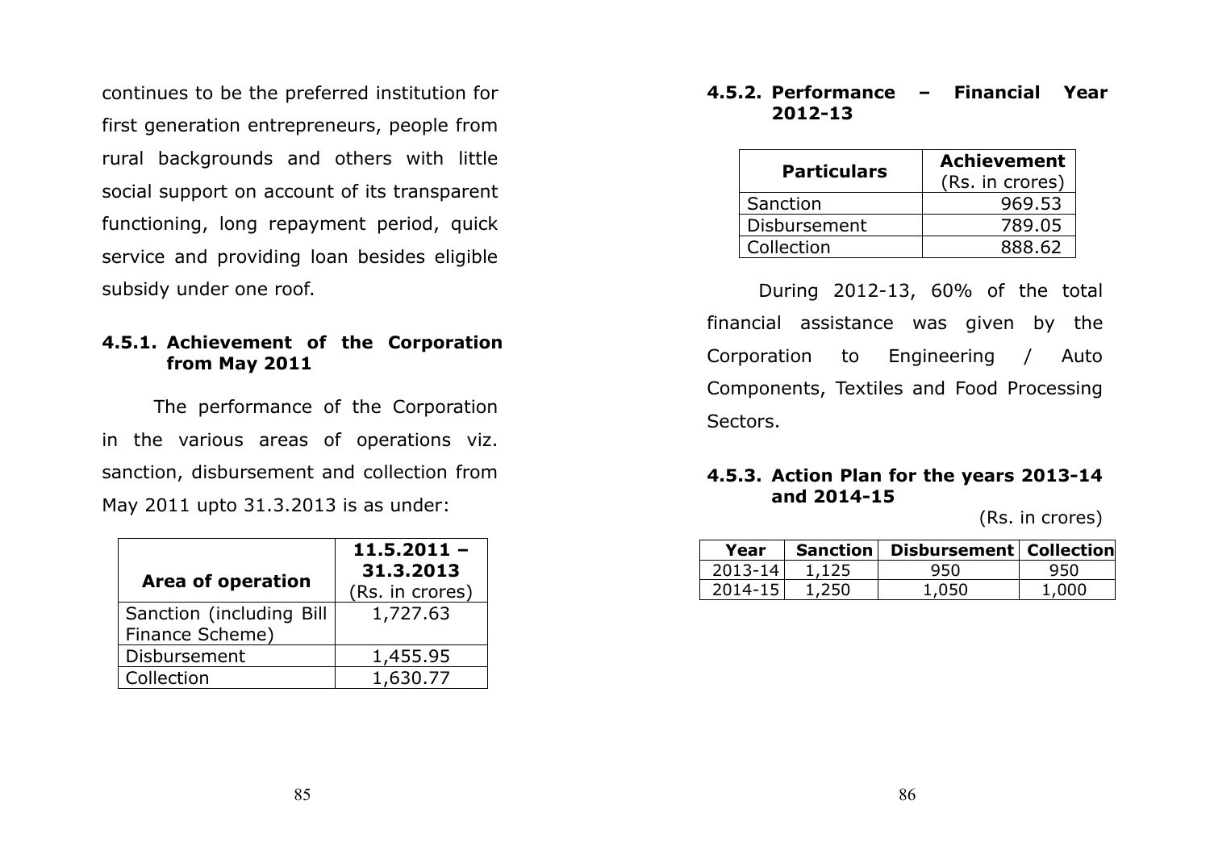continues to be the preferred institution for first generation entrepreneurs, people from rural backgrounds and others with little social support on account of its transparent functioning, long repayment period, quick service and providing loan besides eligible subsidy under one roof.

### 4.5.1. Achievement of the Corporation from May 2011

The performance of the Corporation in the various areas of operations viz. sanction, disbursement and collection from May 2011 upto 31.3.2013 is as under:

| **Area of operation** | **11.5.2011 – 31.3.2013** (Rs. in crores) |
|---|---|
| Sanction (including Bill Finance Scheme) | 1,727.63 |
| Disbursement | 1,455.95 |
| Collection | 1,630.77 |

### 4.5.2. Performance – Financial Year 2012-13

| **Particulars** | **Achievement** (Rs. in crores) |
|---|---|
| Sanction | 969.53 |
| Disbursement | 789.05 |
| Collection | 888.62 |

During 2012-13, 60% of the total financial assistance was given by the Corporation to Engineering / Auto Components, Textiles and Food Processing Sectors.

### 4.5.3. Action Plan for the years 2013-14 and 2014-15

(Rs. in crores)

| **Year** | **Sanction** | **Disbursement** | **Collection** |
|---|---|---|---|
| 2013-14 | 1,125 | 950 | 950 |
| 2014-15 | 1,250 | 1,050 | 1,000 |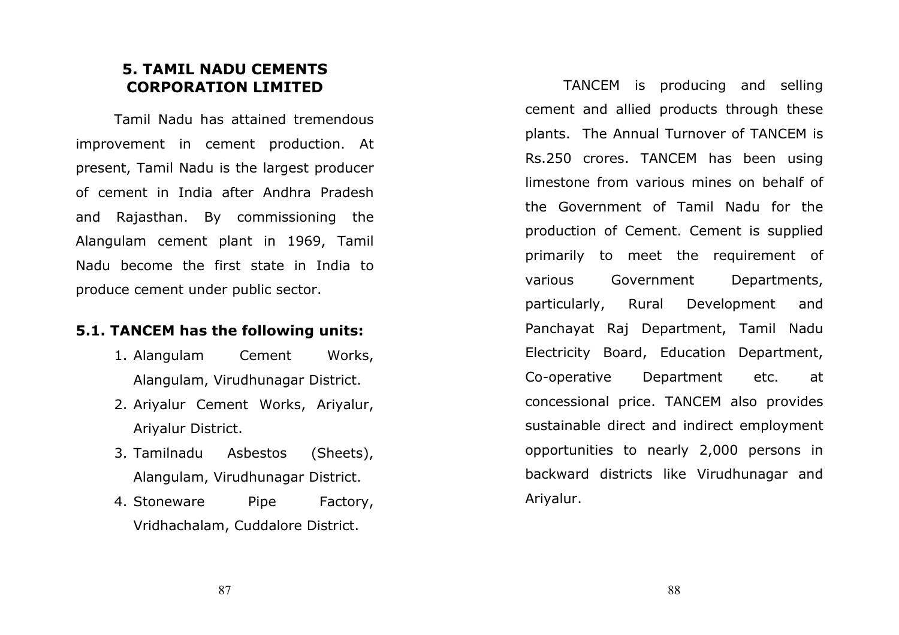## 5. TAMIL NADU CEMENTS CORPORATION LIMITED

Tamil Nadu has attained tremendous improvement in cement production. At present, Tamil Nadu is the largest producer of cement in India after Andhra Pradesh and Rajasthan. By commissioning the Alangulam cement plant in 1969, Tamil Nadu become the first state in India to produce cement under public sector.

### 5.1. TANCEM has the following units:

1. Alangulam Cement Works, Alangulam, Virudhunagar District.
2. Ariyalur Cement Works, Ariyalur, Ariyalur District.
3. Tamilnadu Asbestos (Sheets), Alangulam, Virudhunagar District.
4. Stoneware Pipe Factory, Vridhachalam, Cuddalore District.

TANCEM is producing and selling cement and allied products through these plants. The Annual Turnover of TANCEM is Rs.250 crores. TANCEM has been using limestone from various mines on behalf of the Government of Tamil Nadu for the production of Cement. Cement is supplied primarily to meet the requirement of various Government Departments, particularly, Rural Development and Panchayat Raj Department, Tamil Nadu Electricity Board, Education Department, Co-operative Department etc. at concessional price. TANCEM also provides sustainable direct and indirect employment opportunities to nearly 2,000 persons in backward districts like Virudhunagar and Ariyalur.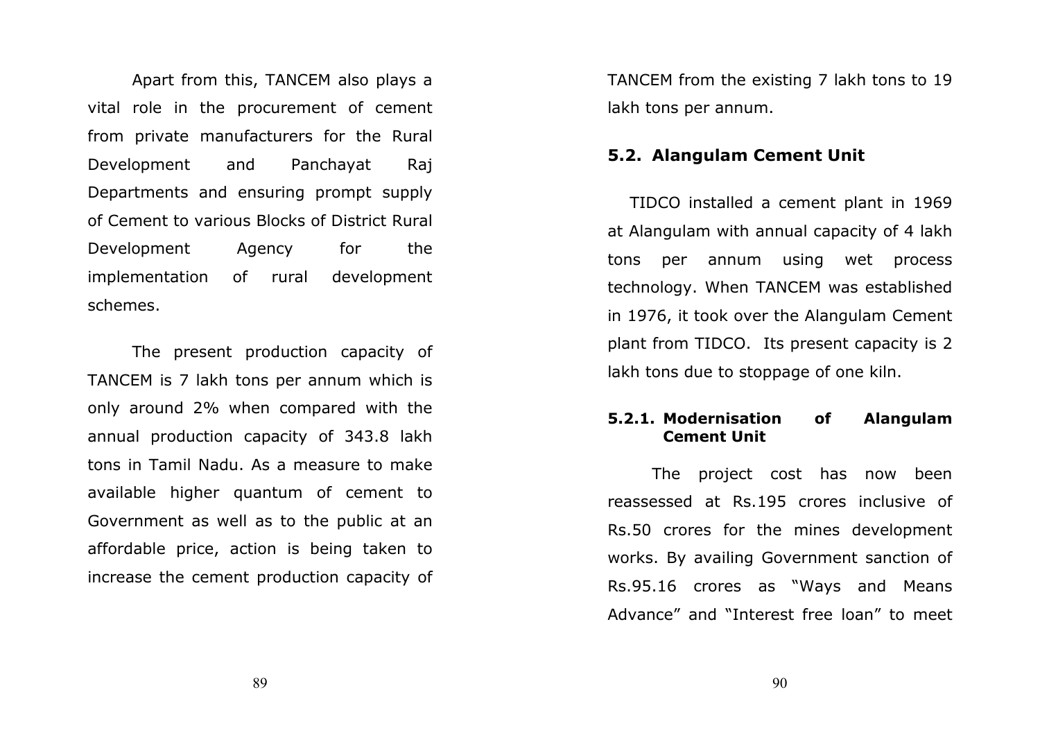Apart from this, TANCEM also plays a vital role in the procurement of cement from private manufacturers for the Rural Development and Panchayat Raj Departments and ensuring prompt supply of Cement to various Blocks of District Rural Development Agency for the implementation of rural development schemes.

The present production capacity of TANCEM is 7 lakh tons per annum which is only around 2% when compared with the annual production capacity of 343.8 lakh tons in Tamil Nadu. As a measure to make available higher quantum of cement to Government as well as to the public at an affordable price, action is being taken to increase the cement production capacity of TANCEM from the existing 7 lakh tons to 19 lakh tons per annum.

## 5.2. Alangulam Cement Unit

TIDCO installed a cement plant in 1969 at Alangulam with annual capacity of 4 lakh tons per annum using wet process technology. When TANCEM was established in 1976, it took over the Alangulam Cement plant from TIDCO. Its present capacity is 2 lakh tons due to stoppage of one kiln.

### 5.2.1. Modernisation of Alangulam Cement Unit

The project cost has now been reassessed at Rs.195 crores inclusive of Rs.50 crores for the mines development works. By availing Government sanction of Rs.95.16 crores as "Ways and Means Advance" and "Interest free loan" to meet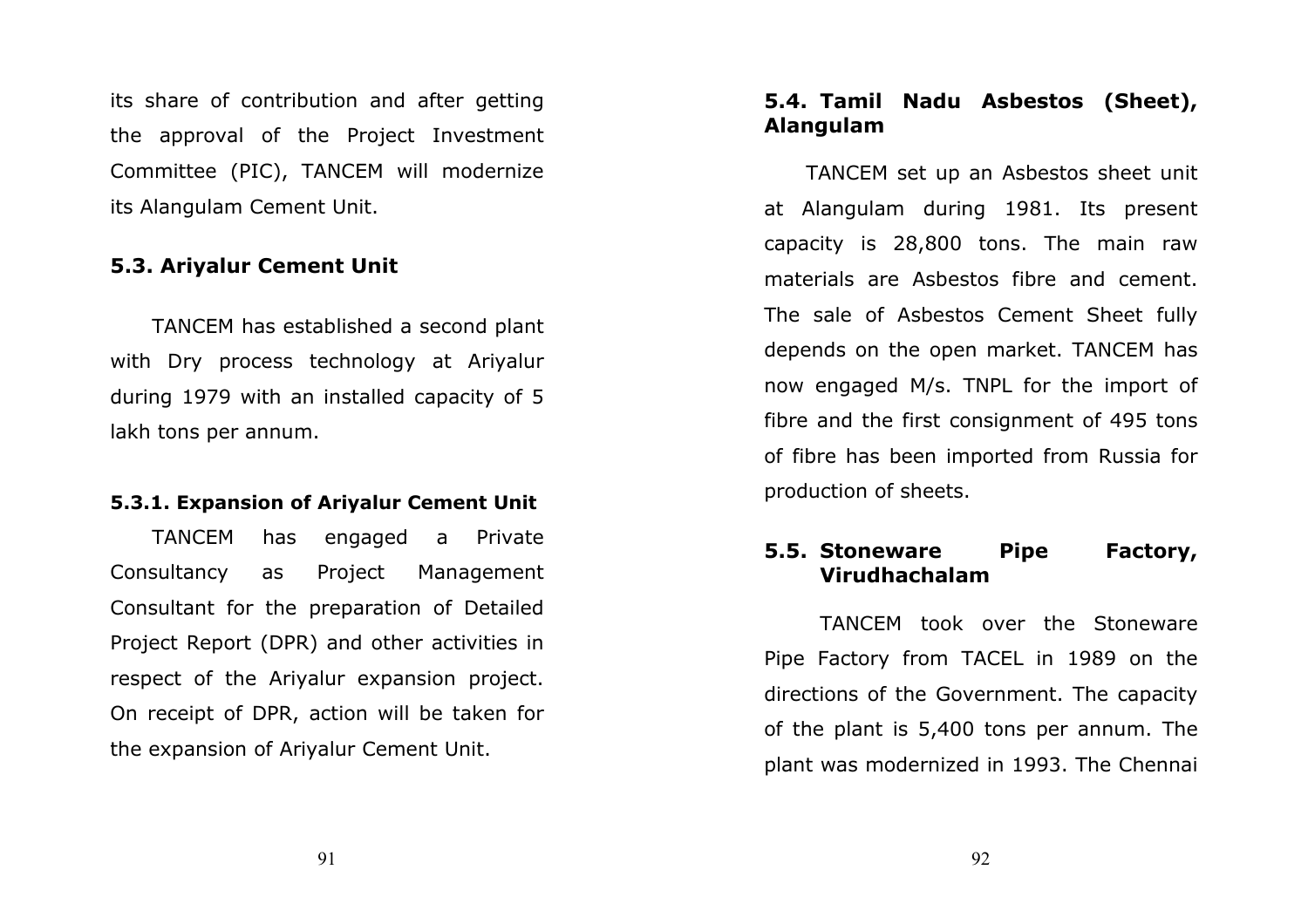its share of contribution and after getting the approval of the Project Investment Committee (PIC), TANCEM will modernize its Alangulam Cement Unit.

### 5.3. Ariyalur Cement Unit

TANCEM has established a second plant with Dry process technology at Ariyalur during 1979 with an installed capacity of 5 lakh tons per annum.

#### 5.3.1. Expansion of Ariyalur Cement Unit

TANCEM has engaged a Private Consultancy as Project Management Consultant for the preparation of Detailed Project Report (DPR) and other activities in respect of the Ariyalur expansion project. On receipt of DPR, action will be taken for the expansion of Ariyalur Cement Unit.

### 5.4. Tamil Nadu Asbestos (Sheet), Alangulam

TANCEM set up an Asbestos sheet unit at Alangulam during 1981. Its present capacity is 28,800 tons. The main raw materials are Asbestos fibre and cement. The sale of Asbestos Cement Sheet fully depends on the open market. TANCEM has now engaged M/s. TNPL for the import of fibre and the first consignment of 495 tons of fibre has been imported from Russia for production of sheets.

### 5.5. Stoneware Pipe Factory, Virudhachalam

TANCEM took over the Stoneware Pipe Factory from TACEL in 1989 on the directions of the Government. The capacity of the plant is 5,400 tons per annum. The plant was modernized in 1993. The Chennai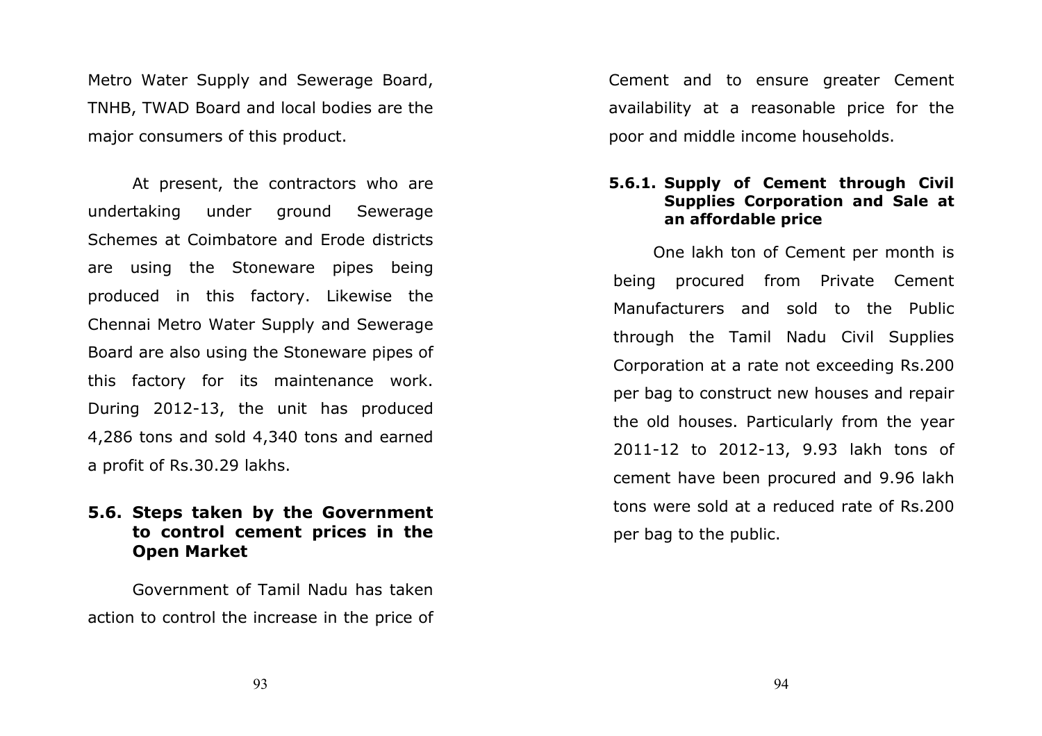Metro Water Supply and Sewerage Board, TNHB, TWAD Board and local bodies are the major consumers of this product.

At present, the contractors who are undertaking under ground Sewerage Schemes at Coimbatore and Erode districts are using the Stoneware pipes being produced in this factory. Likewise the Chennai Metro Water Supply and Sewerage Board are also using the Stoneware pipes of this factory for its maintenance work. During 2012-13, the unit has produced 4,286 tons and sold 4,340 tons and earned a profit of Rs.30.29 lakhs.

## 5.6. Steps taken by the Government to control cement prices in the Open Market

Government of Tamil Nadu has taken action to control the increase in the price of Cement and to ensure greater Cement availability at a reasonable price for the poor and middle income households.

### 5.6.1. Supply of Cement through Civil Supplies Corporation and Sale at an affordable price

One lakh ton of Cement per month is being procured from Private Cement Manufacturers and sold to the Public through the Tamil Nadu Civil Supplies Corporation at a rate not exceeding Rs.200 per bag to construct new houses and repair the old houses. Particularly from the year 2011-12 to 2012-13, 9.93 lakh tons of cement have been procured and 9.96 lakh tons were sold at a reduced rate of Rs.200 per bag to the public.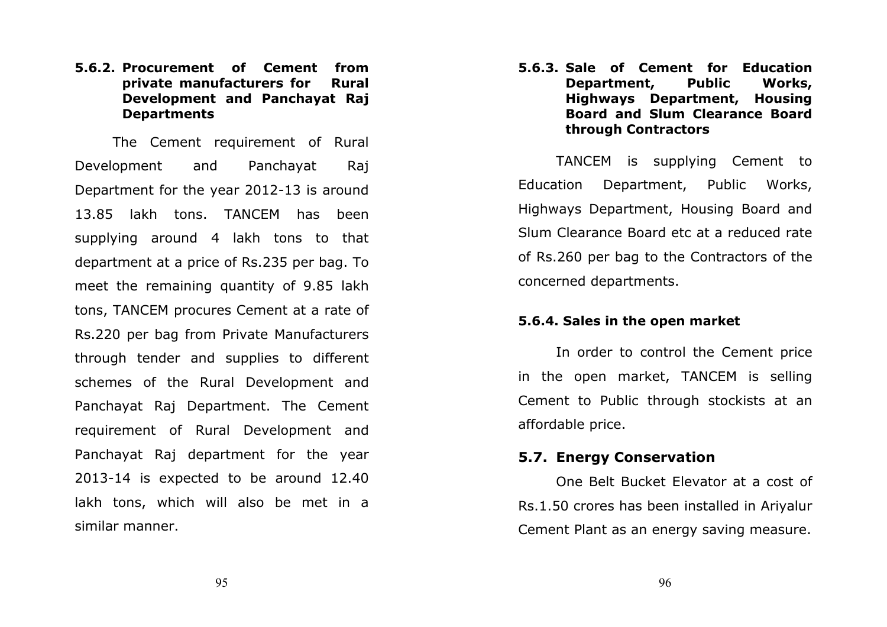#### 5.6.2. Procurement of Cement from private manufacturers for Rural Development and Panchayat Raj Departments

The Cement requirement of Rural Development and Panchayat Raj Department for the year 2012-13 is around 13.85 lakh tons. TANCEM has been supplying around 4 lakh tons to that department at a price of Rs.235 per bag. To meet the remaining quantity of 9.85 lakh tons, TANCEM procures Cement at a rate of Rs.220 per bag from Private Manufacturers through tender and supplies to different schemes of the Rural Development and Panchayat Raj Department. The Cement requirement of Rural Development and Panchayat Raj department for the year 2013-14 is expected to be around 12.40 lakh tons, which will also be met in a similar manner.

#### 5.6.3. Sale of Cement for Education Department, Public Works, Highways Department, Housing Board and Slum Clearance Board through Contractors

TANCEM is supplying Cement to Education Department, Public Works, Highways Department, Housing Board and Slum Clearance Board etc at a reduced rate of Rs.260 per bag to the Contractors of the concerned departments.

#### 5.6.4. Sales in the open market

In order to control the Cement price in the open market, TANCEM is selling Cement to Public through stockists at an affordable price.

### 5.7. Energy Conservation

One Belt Bucket Elevator at a cost of Rs.1.50 crores has been installed in Ariyalur Cement Plant as an energy saving measure.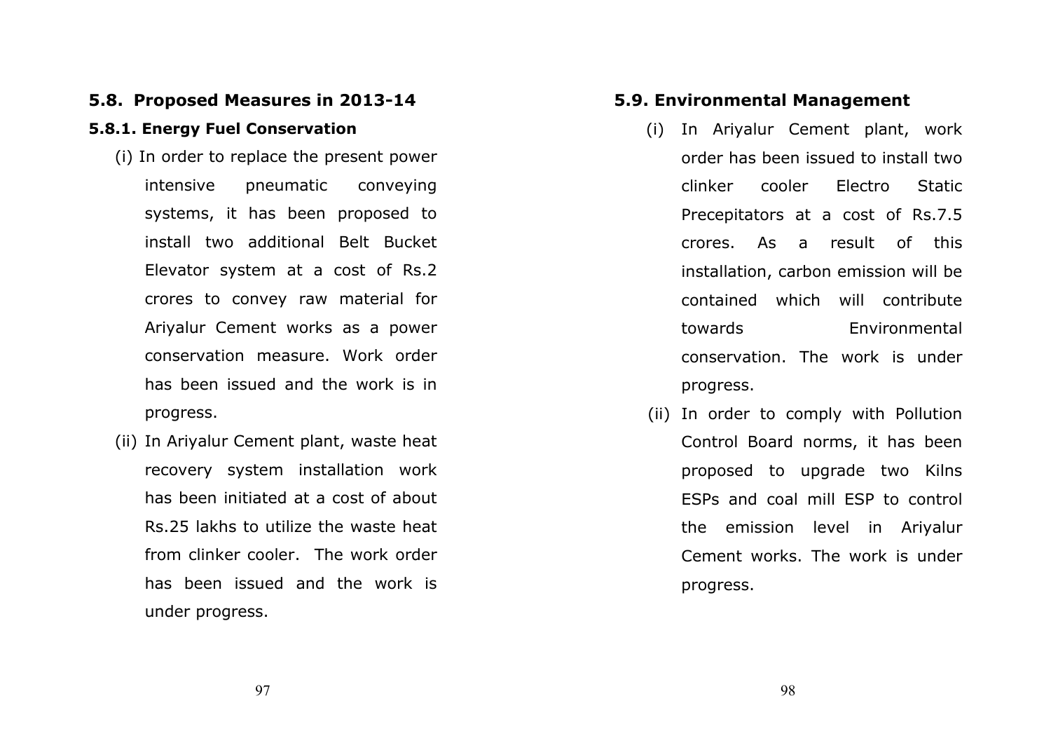## 5.8. Proposed Measures in 2013-14

### 5.8.1. Energy Fuel Conservation

(i) In order to replace the present power intensive pneumatic conveying systems, it has been proposed to install two additional Belt Bucket Elevator system at a cost of Rs.2 crores to convey raw material for Ariyalur Cement works as a power conservation measure. Work order has been issued and the work is in progress.

(ii) In Ariyalur Cement plant, waste heat recovery system installation work has been initiated at a cost of about Rs.25 lakhs to utilize the waste heat from clinker cooler. The work order has been issued and the work is under progress.

## 5.9. Environmental Management

(i) In Ariyalur Cement plant, work order has been issued to install two clinker cooler Electro Static Precepitators at a cost of Rs.7.5 crores. As a result of this installation, carbon emission will be contained which will contribute towards Environmental conservation. The work is under progress.

(ii) In order to comply with Pollution Control Board norms, it has been proposed to upgrade two Kilns ESPs and coal mill ESP to control the emission level in Ariyalur Cement works. The work is under progress.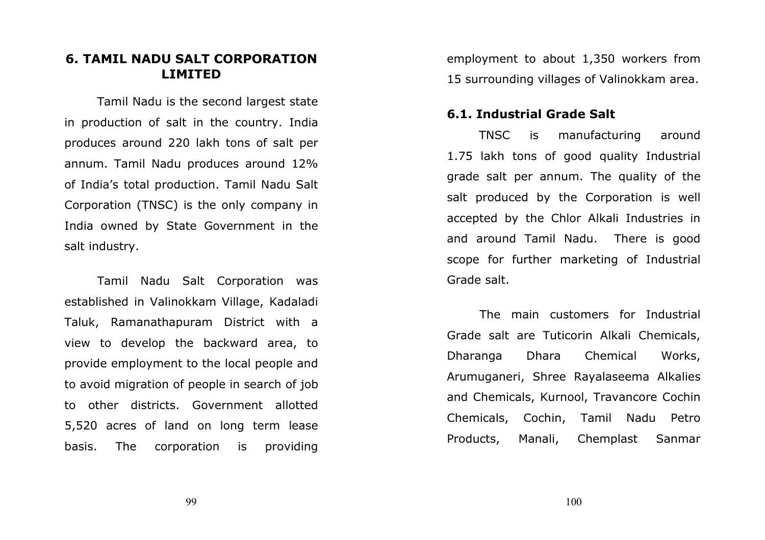## 6. TAMIL NADU SALT CORPORATION LIMITED

Tamil Nadu is the second largest state in production of salt in the country. India produces around 220 lakh tons of salt per annum. Tamil Nadu produces around 12% of India's total production. Tamil Nadu Salt Corporation (TNSC) is the only company in India owned by State Government in the salt industry.

Tamil Nadu Salt Corporation was established in Valinokkam Village, Kadaladi Taluk, Ramanathapuram District with a view to develop the backward area, to provide employment to the local people and to avoid migration of people in search of job to other districts. Government allotted 5,520 acres of land on long term lease basis. The corporation is providing employment to about 1,350 workers from 15 surrounding villages of Valinokkam area.

### 6.1. Industrial Grade Salt

TNSC is manufacturing around 1.75 lakh tons of good quality Industrial grade salt per annum. The quality of the salt produced by the Corporation is well accepted by the Chlor Alkali Industries in and around Tamil Nadu. There is good scope for further marketing of Industrial Grade salt.

The main customers for Industrial Grade salt are Tuticorin Alkali Chemicals, Dharanga Dhara Chemical Works, Arumuganeri, Shree Rayalaseema Alkalies and Chemicals, Kurnool, Travancore Cochin Chemicals, Cochin, Tamil Nadu Petro Products, Manali, Chemplast Sanmar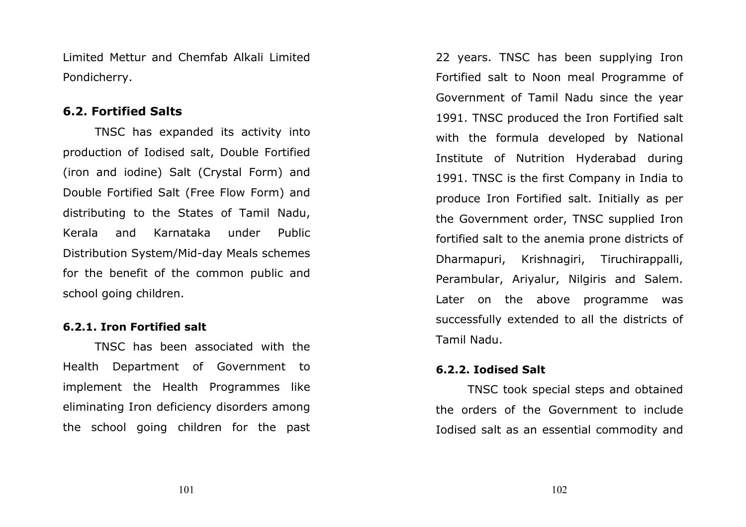Limited Mettur and Chemfab Alkali Limited Pondicherry.

### 6.2. Fortified Salts

TNSC has expanded its activity into production of Iodised salt, Double Fortified (iron and iodine) Salt (Crystal Form) and Double Fortified Salt (Free Flow Form) and distributing to the States of Tamil Nadu, Kerala and Karnataka under Public Distribution System/Mid-day Meals schemes for the benefit of the common public and school going children.

#### 6.2.1. Iron Fortified salt

TNSC has been associated with the Health Department of Government to implement the Health Programmes like eliminating Iron deficiency disorders among the school going children for the past 22 years. TNSC has been supplying Iron Fortified salt to Noon meal Programme of Government of Tamil Nadu since the year 1991. TNSC produced the Iron Fortified salt with the formula developed by National Institute of Nutrition Hyderabad during 1991. TNSC is the first Company in India to produce Iron Fortified salt. Initially as per the Government order, TNSC supplied Iron fortified salt to the anemia prone districts of Dharmapuri, Krishnagiri, Tiruchirappalli, Perambular, Ariyalur, Nilgiris and Salem. Later on the above programme was successfully extended to all the districts of Tamil Nadu.

#### 6.2.2. Iodised Salt

TNSC took special steps and obtained the orders of the Government to include Iodised salt as an essential commodity and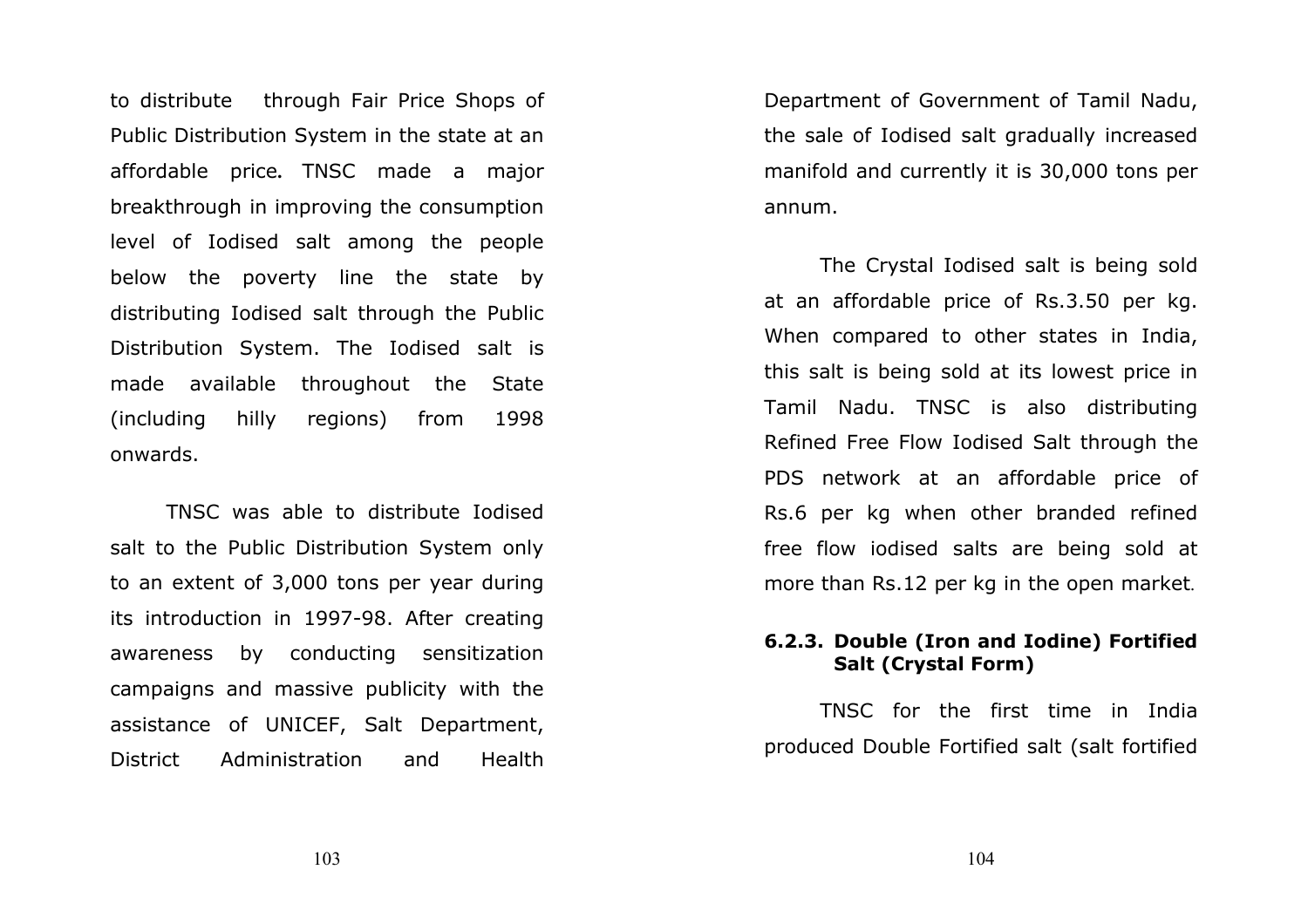to distribute through Fair Price Shops of Public Distribution System in the state at an affordable price. TNSC made a major breakthrough in improving the consumption level of Iodised salt among the people below the poverty line the state by distributing Iodised salt through the Public Distribution System. The Iodised salt is made available throughout the State (including hilly regions) from 1998 onwards.

TNSC was able to distribute Iodised salt to the Public Distribution System only to an extent of 3,000 tons per year during its introduction in 1997-98. After creating awareness by conducting sensitization campaigns and massive publicity with the assistance of UNICEF, Salt Department, District Administration and Health Department of Government of Tamil Nadu, the sale of Iodised salt gradually increased manifold and currently it is 30,000 tons per annum.

The Crystal Iodised salt is being sold at an affordable price of Rs.3.50 per kg. When compared to other states in India, this salt is being sold at its lowest price in Tamil Nadu. TNSC is also distributing Refined Free Flow Iodised Salt through the PDS network at an affordable price of Rs.6 per kg when other branded refined free flow iodised salts are being sold at more than Rs.12 per kg in the open market.

### 6.2.3. Double (Iron and Iodine) Fortified Salt (Crystal Form)

TNSC for the first time in India produced Double Fortified salt (salt fortified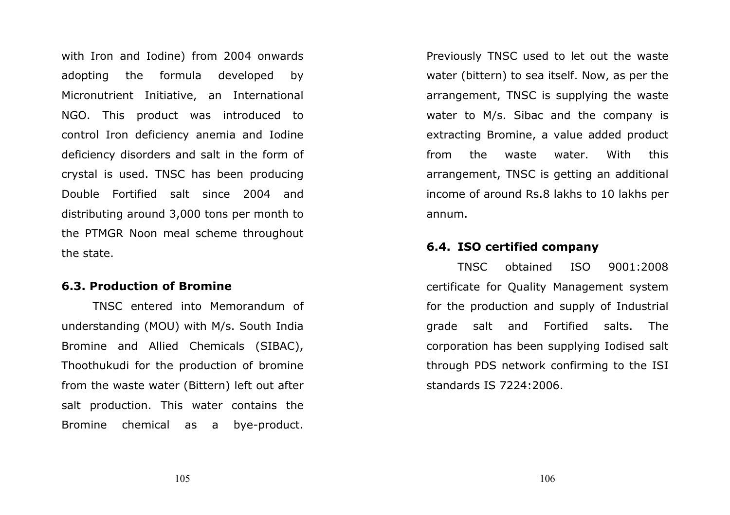with Iron and Iodine) from 2004 onwards adopting the formula developed by Micronutrient Initiative, an International NGO. This product was introduced to control Iron deficiency anemia and Iodine deficiency disorders and salt in the form of crystal is used. TNSC has been producing Double Fortified salt since 2004 and distributing around 3,000 tons per month to the PTMGR Noon meal scheme throughout the state.

### 6.3. Production of Bromine

TNSC entered into Memorandum of understanding (MOU) with M/s. South India Bromine and Allied Chemicals (SIBAC), Thoothukudi for the production of bromine from the waste water (Bittern) left out after salt production. This water contains the Bromine chemical as a bye-product. Previously TNSC used to let out the waste water (bittern) to sea itself. Now, as per the arrangement, TNSC is supplying the waste water to M/s. Sibac and the company is extracting Bromine, a value added product from the waste water. With this arrangement, TNSC is getting an additional income of around Rs.8 lakhs to 10 lakhs per annum.

### 6.4. ISO certified company

TNSC obtained ISO 9001:2008 certificate for Quality Management system for the production and supply of Industrial grade salt and Fortified salts. The corporation has been supplying Iodised salt through PDS network confirming to the ISI standards IS 7224:2006.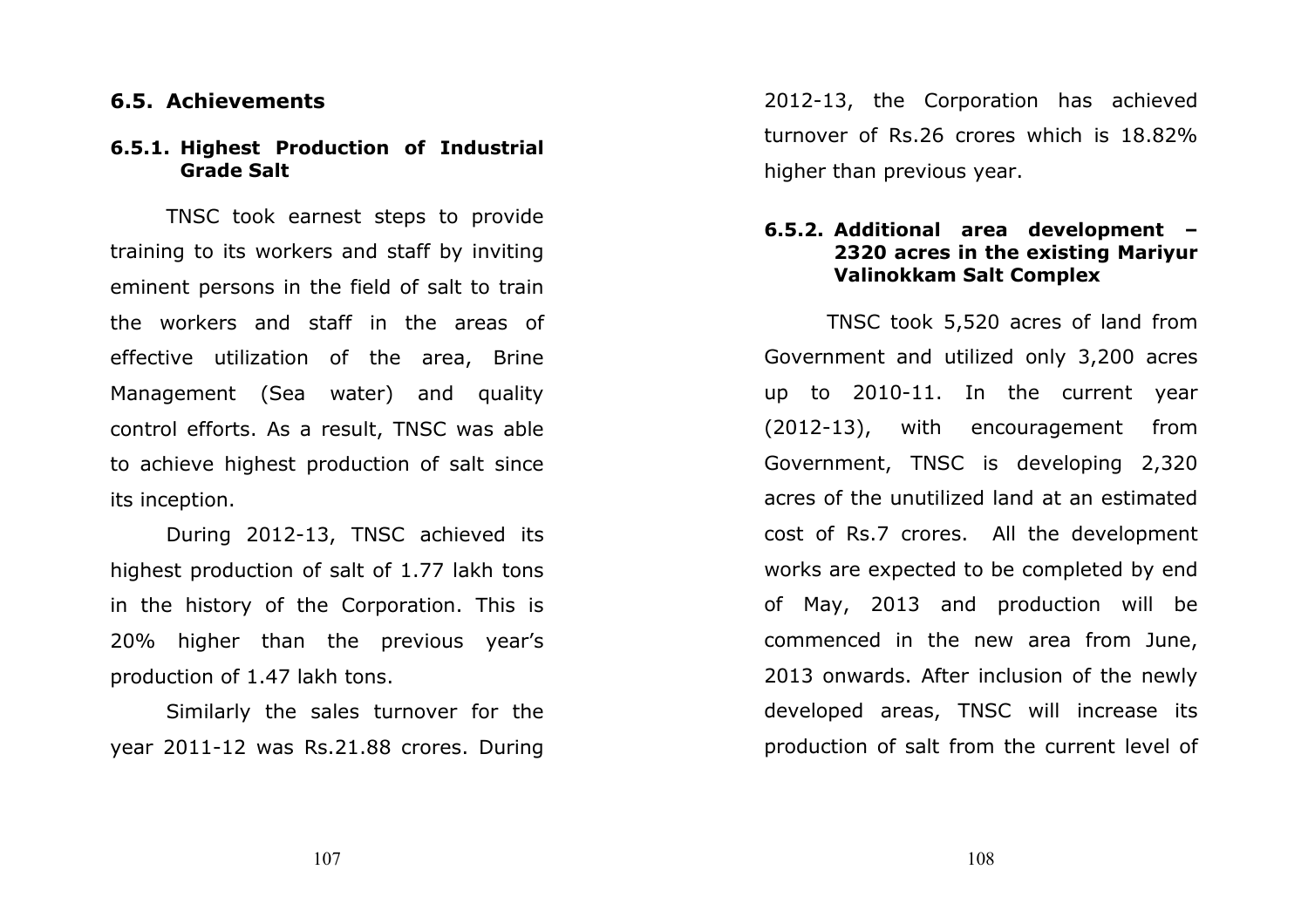## 6.5. Achievements

### 6.5.1. Highest Production of Industrial Grade Salt

TNSC took earnest steps to provide training to its workers and staff by inviting eminent persons in the field of salt to train the workers and staff in the areas of effective utilization of the area, Brine Management (Sea water) and quality control efforts. As a result, TNSC was able to achieve highest production of salt since its inception.

During 2012-13, TNSC achieved its highest production of salt of 1.77 lakh tons in the history of the Corporation. This is 20% higher than the previous year's production of 1.47 lakh tons.

Similarly the sales turnover for the year 2011-12 was Rs.21.88 crores. During 2012-13, the Corporation has achieved turnover of Rs.26 crores which is 18.82% higher than previous year.

### 6.5.2. Additional area development – 2320 acres in the existing Mariyur Valinokkam Salt Complex

TNSC took 5,520 acres of land from Government and utilized only 3,200 acres up to 2010-11. In the current year (2012-13), with encouragement from Government, TNSC is developing 2,320 acres of the unutilized land at an estimated cost of Rs.7 crores. All the development works are expected to be completed by end of May, 2013 and production will be commenced in the new area from June, 2013 onwards. After inclusion of the newly developed areas, TNSC will increase its production of salt from the current level of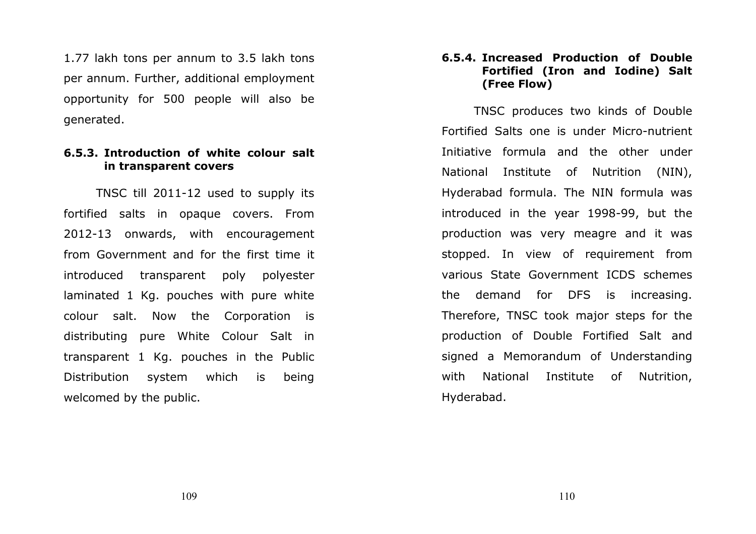1.77 lakh tons per annum to 3.5 lakh tons per annum. Further, additional employment opportunity for 500 people will also be generated.

### 6.5.3. Introduction of white colour salt in transparent covers

TNSC till 2011-12 used to supply its fortified salts in opaque covers. From 2012-13 onwards, with encouragement from Government and for the first time it introduced transparent poly polyester laminated 1 Kg. pouches with pure white colour salt. Now the Corporation is distributing pure White Colour Salt in transparent 1 Kg. pouches in the Public Distribution system which is being welcomed by the public.

### 6.5.4. Increased Production of Double Fortified (Iron and Iodine) Salt (Free Flow)

TNSC produces two kinds of Double Fortified Salts one is under Micro-nutrient Initiative formula and the other under National Institute of Nutrition (NIN), Hyderabad formula. The NIN formula was introduced in the year 1998-99, but the production was very meagre and it was stopped. In view of requirement from various State Government ICDS schemes the demand for DFS is increasing. Therefore, TNSC took major steps for the production of Double Fortified Salt and signed a Memorandum of Understanding with National Institute of Nutrition, Hyderabad.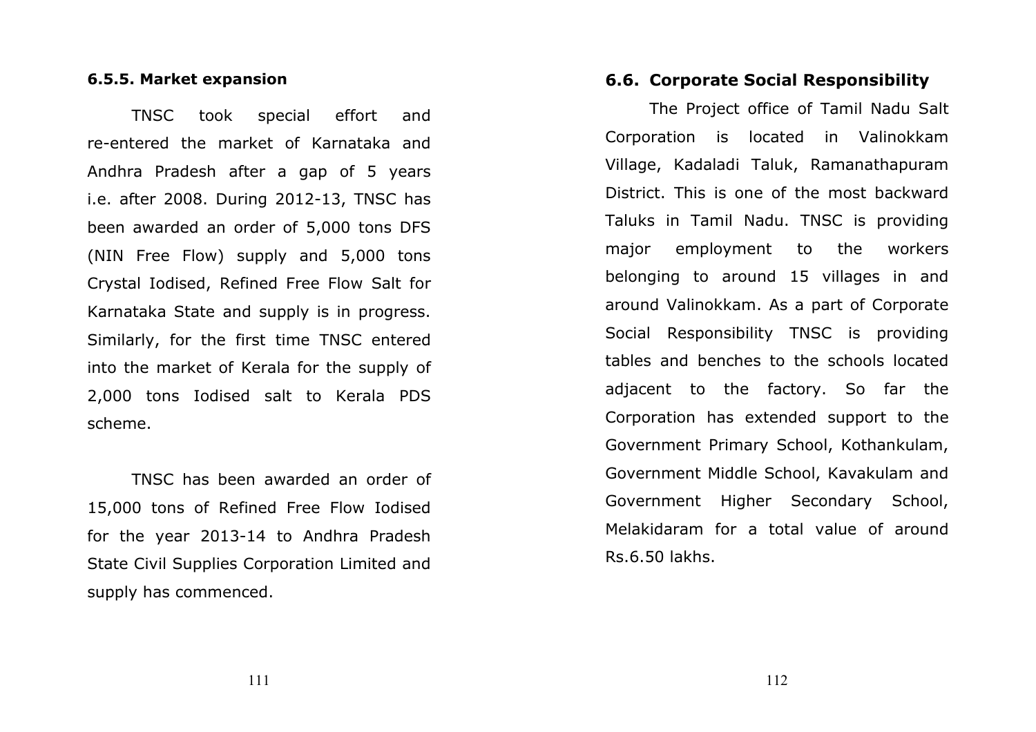#### 6.5.5. Market expansion

TNSC took special effort and re-entered the market of Karnataka and Andhra Pradesh after a gap of 5 years i.e. after 2008. During 2012-13, TNSC has been awarded an order of 5,000 tons DFS (NIN Free Flow) supply and 5,000 tons Crystal Iodised, Refined Free Flow Salt for Karnataka State and supply is in progress. Similarly, for the first time TNSC entered into the market of Kerala for the supply of 2,000 tons Iodised salt to Kerala PDS scheme.

TNSC has been awarded an order of 15,000 tons of Refined Free Flow Iodised for the year 2013-14 to Andhra Pradesh State Civil Supplies Corporation Limited and supply has commenced.

### 6.6. Corporate Social Responsibility

The Project office of Tamil Nadu Salt Corporation is located in Valinokkam Village, Kadaladi Taluk, Ramanathapuram District. This is one of the most backward Taluks in Tamil Nadu. TNSC is providing major employment to the workers belonging to around 15 villages in and around Valinokkam. As a part of Corporate Social Responsibility TNSC is providing tables and benches to the schools located adjacent to the factory. So far the Corporation has extended support to the Government Primary School, Kothankulam, Government Middle School, Kavakulam and Government Higher Secondary School, Melakidaram for a total value of around Rs.6.50 lakhs.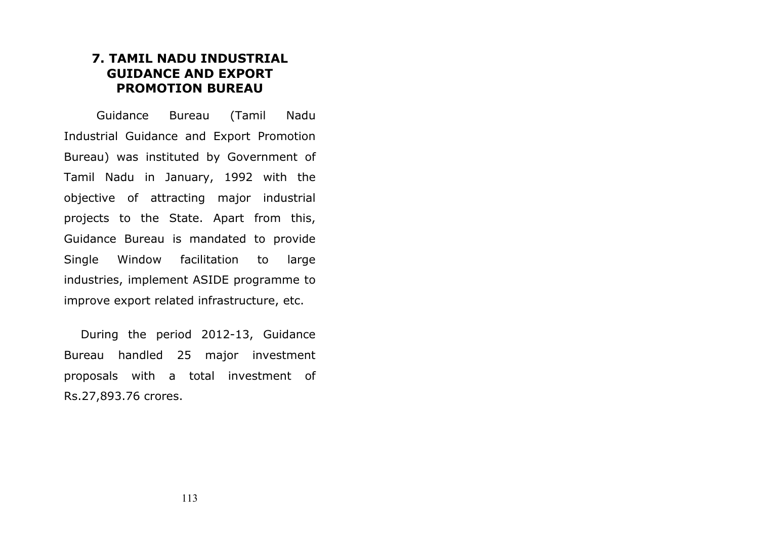## 7. TAMIL NADU INDUSTRIAL GUIDANCE AND EXPORT PROMOTION BUREAU

Guidance Bureau (Tamil Nadu Industrial Guidance and Export Promotion Bureau) was instituted by Government of Tamil Nadu in January, 1992 with the objective of attracting major industrial projects to the State. Apart from this, Guidance Bureau is mandated to provide Single Window facilitation to large industries, implement ASIDE programme to improve export related infrastructure, etc.

During the period 2012-13, Guidance Bureau handled 25 major investment proposals with a total investment of Rs.27,893.76 crores.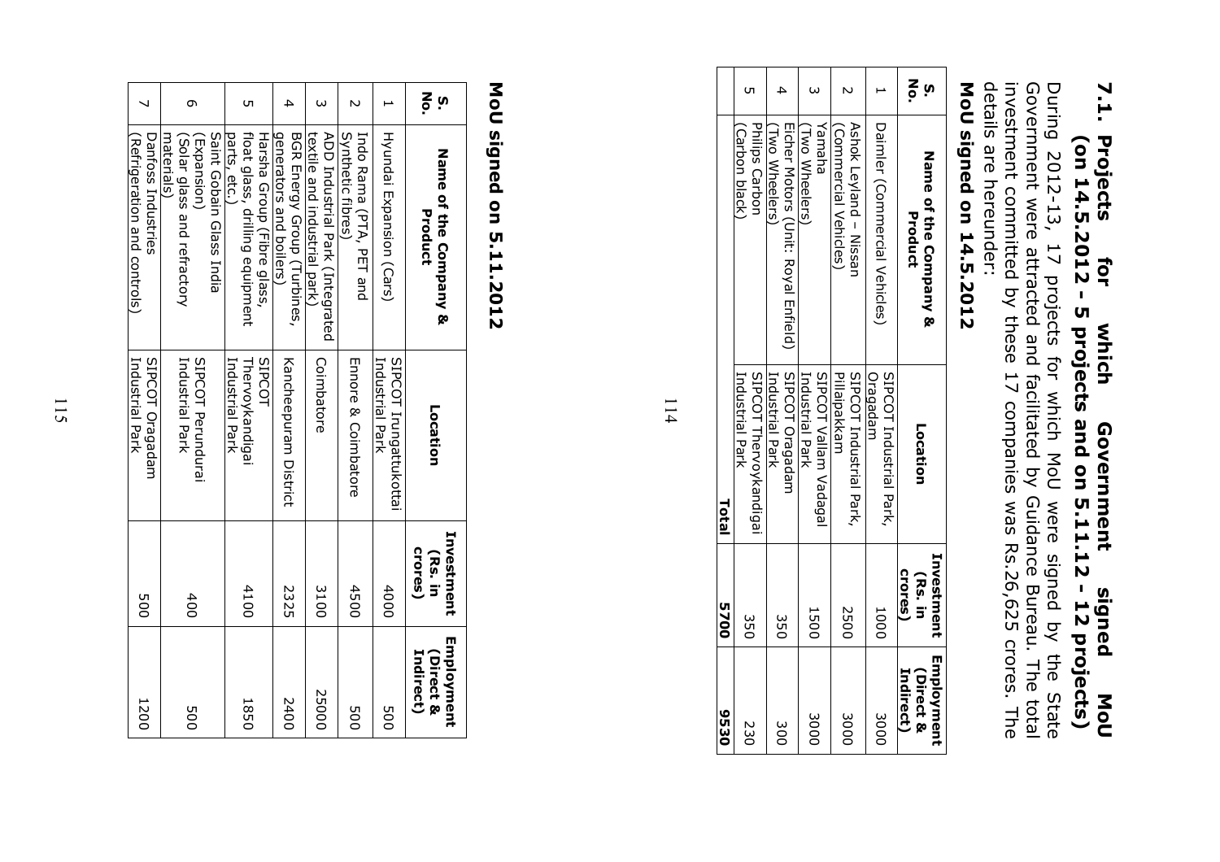## 7.1. Projects for which Government signed MoU (on 14.5.2012 - 5 projects and on 5.11.12 - 12 projects)

During 2012-13, 17 projects for which MoU were signed by the State Government were attracted and facilitated by Guidance Bureau. The total investment committed by these 17 companies was Rs.26,625 crores. The details are hereunder:

### MoU signed on 14.5.2012

| S. No. | Name of the Company & Product | Location | Investment (Rs. in crores) | Employment (Direct & Indirect) |
|---|---|---|---|---|
| 1 | Daimler (Commercial Vehicles) | SIPCOT Industrial Park, Oragadam | 1000 | 3000 |
| 2 | Ashok Leyland – Nissan (Commercial Vehicles) | SIPCOT Industrial Park, Pillaipakkam | 2500 | 3000 |
| 3 | Yamaha (Two Wheelers) | SIPCOT Vallam Vadagal Industrial Park | 1500 | 3000 |
| 4 | Eicher Motors (Unit: Royal Enfield) (Two Wheelers) | SIPCOT Oragadam Industrial Park | 350 | 300 |
| 5 | Philips Carbon (Carbon black) | SIPCOT Thervoykandigai Industrial Park | 350 | 230 |
| | | **Total** | **5700** | **9530** |

### MoU signed on 5.11.2012

| S. No. | Name of the Company & Product | Location | Investment (Rs. in crores) | Employment (Direct & Indirect) |
|---|---|---|---|---|
| 1 | Hyundai Expansion (Cars) | SIPCOT Irungattukottai Industrial Park | 4000 | 500 |
| 2 | Indo Rama (PTA, PET and Synthetic fibres) | Ennore & Coimbatore | 4500 | 500 |
| 3 | ADD Industrial Park (Integrated textile and industrial park) | Coimbatore | 3100 | 25000 |
| 4 | BGR Energy Group (Turbines, generators and boilers) | Kancheepuram District | 2325 | 2400 |
| 5 | Harsha Group (Fibre glass, float glass, drilling equipment parts, etc.) | SIPCOT Thervoykandigai Industrial Park | 4100 | 1850 |
| 6 | Saint Gobain Glass India (Expansion) (Solar glass and refractory materials) | SIPCOT Perundurai Industrial Park | 400 | 500 |
| 7 | Danfoss Industries (Refrigeration and controls) | SIPCOT Oragadam Industrial Park | 500 | 1200 |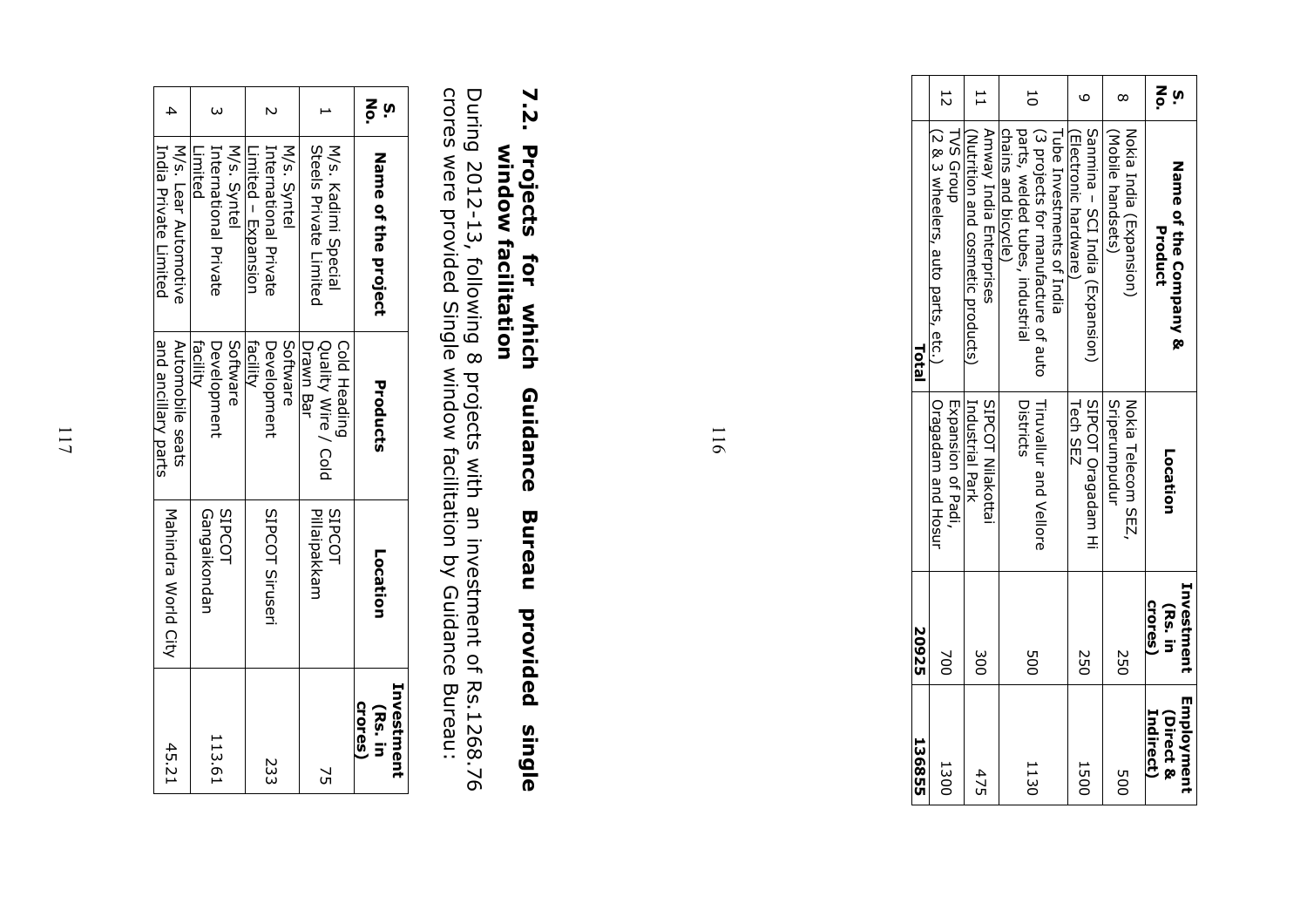| S. No. | Name of the Company & Product | Location | Investment (Rs. in crores) | Employment (Direct & Indirect) |
|---|---|---|---|---|
| 8 | Nokia India (Expansion) (Mobile handsets) | Nokia Telecom SEZ, Sriperumpudur | 250 | 500 |
| 9 | Sanmina – SCI India (Expansion) (Electronic hardware) | SIPCOT Oragadam Hi Tech SEZ | 250 | 1500 |
| 10 | Tube Investments of India (3 projects for manufacture of auto parts, welded tubes, industrial chains and bicycle) | Tiruvallur and Vellore Districts | 500 | 1130 |
| 11 | Amway India Enterprises (Nutrition and cosmetic products) | SIPCOT Nilakottai Industrial Park | 300 | 475 |
| 12 | TVS Group (2 & 3 wheelers, auto parts, etc.) | Expansion of Padi, Oragadam and Hosur | 700 | 1300 |
| | **Total** | | **20925** | **136855** |

## 7.2. Projects for which Guidance Bureau provided single window facilitation

During 2012-13, following 8 projects with an investment of Rs.1268.76 crores were provided Single window facilitation by Guidance Bureau:

| S. No. | Name of the project | Products | Location | Investment (Rs. in crores) |
|---|---|---|---|---|
| 1 | M/s. Kadimi Special Steels Private Limited | Cold Heading Quality Wire / Cold Drawn Bar | SIPCOT Pillaipakkam | 75 |
| 2 | M/s. Syntel International Private Limited – Expansion | Software Development facility | SIPCOT Siruseri | 233 |
| 3 | M/s. Syntel International Private Limited | Software Development facility | SIPCOT Gangaikondan | 113.61 |
| 4 | M/s. Lear Automotive India Private Limited | Automobile seats and ancillary parts | Mahindra World City | 45.21 |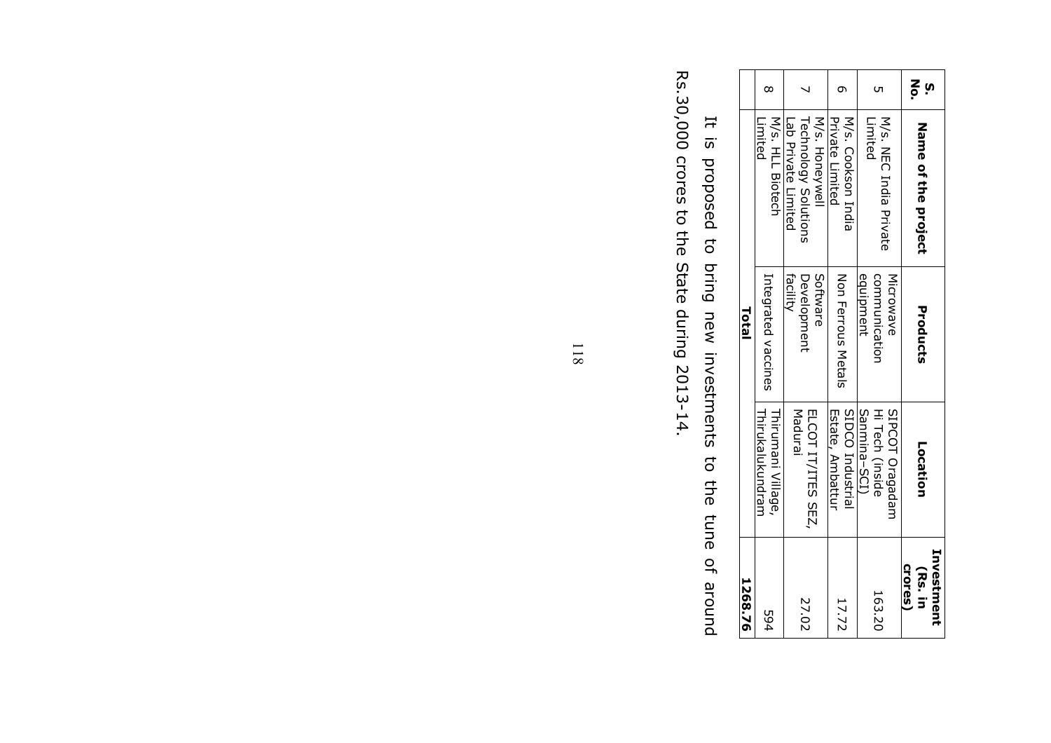| S. No. | Name of the project | Products | Location | Investment (Rs. in crores) |
|---|---|---|---|---|
| 5 | M/s. NEC India Private Limited | Microwave communication equipment | SIPCOT Oragadam Hi Tech (inside Sanmina-SCI) | 163.20 |
| 6 | M/s. Cookson India Private Limited | Non Ferrous Metals | SIDCO Industrial Estate, Ambattur | 17.72 |
| 7 | M/s. Honeywell Technology Solutions Lab Private Limited | Software Development facility | ELCOT IT/ITES SEZ, Madurai | 27.02 |
| 8 | M/s. HLL Biotech Limited | Integrated vaccines | Thirumani Village, Thirukalukundram | 594 |
| | | **Total** | | **1268.76** |

It is proposed to bring new investments to the tune of around Rs.30,000 crores to the State during 2013-14.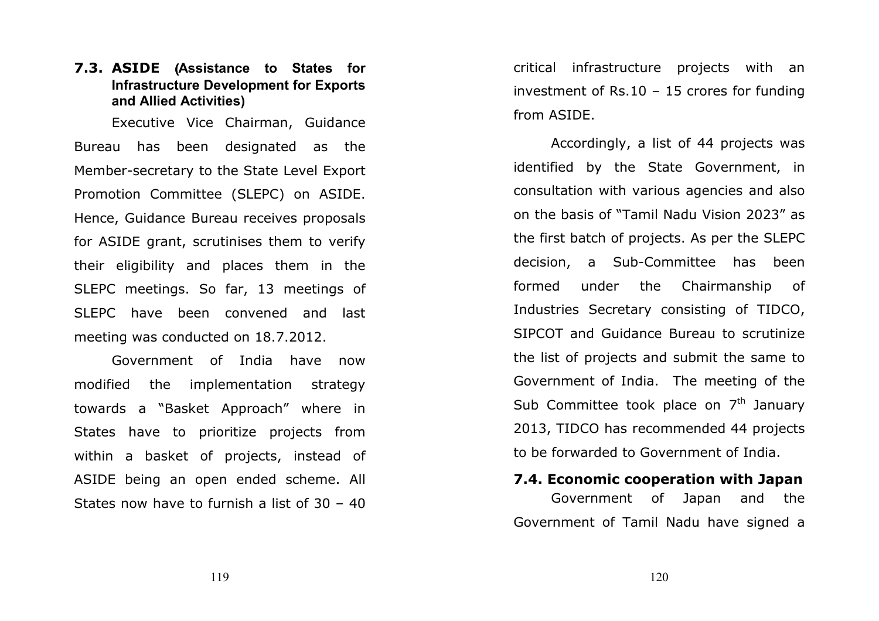## 7.3. ASIDE (Assistance to States for Infrastructure Development for Exports and Allied Activities)

Executive Vice Chairman, Guidance Bureau has been designated as the Member-secretary to the State Level Export Promotion Committee (SLEPC) on ASIDE. Hence, Guidance Bureau receives proposals for ASIDE grant, scrutinises them to verify their eligibility and places them in the SLEPC meetings. So far, 13 meetings of SLEPC have been convened and last meeting was conducted on 18.7.2012.

Government of India have now modified the implementation strategy towards a "Basket Approach" where in States have to prioritize projects from within a basket of projects, instead of ASIDE being an open ended scheme. All States now have to furnish a list of 30 – 40 critical infrastructure projects with an investment of Rs.10 – 15 crores for funding from ASIDE.

Accordingly, a list of 44 projects was identified by the State Government, in consultation with various agencies and also on the basis of "Tamil Nadu Vision 2023" as the first batch of projects. As per the SLEPC decision, a Sub-Committee has been formed under the Chairmanship of Industries Secretary consisting of TIDCO, SIPCOT and Guidance Bureau to scrutinize the list of projects and submit the same to Government of India. The meeting of the Sub Committee took place on 7th January 2013, TIDCO has recommended 44 projects to be forwarded to Government of India.

## 7.4. Economic cooperation with Japan

Government of Japan and the Government of Tamil Nadu have signed a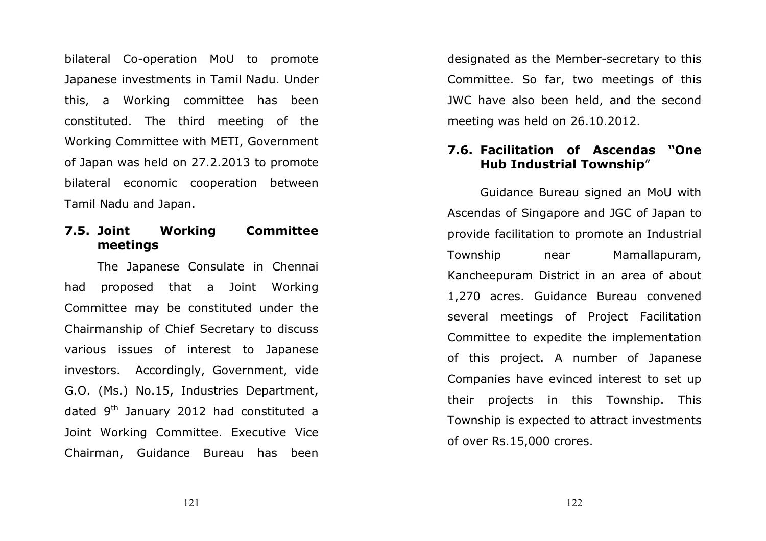bilateral Co-operation MoU to promote Japanese investments in Tamil Nadu. Under this, a Working committee has been constituted. The third meeting of the Working Committee with METI, Government of Japan was held on 27.2.2013 to promote bilateral economic cooperation between Tamil Nadu and Japan.

### 7.5. Joint Working Committee meetings

The Japanese Consulate in Chennai had proposed that a Joint Working Committee may be constituted under the Chairmanship of Chief Secretary to discuss various issues of interest to Japanese investors. Accordingly, Government, vide G.O. (Ms.) No.15, Industries Department, dated 9th January 2012 had constituted a Joint Working Committee. Executive Vice Chairman, Guidance Bureau has been designated as the Member-secretary to this Committee. So far, two meetings of this JWC have also been held, and the second meeting was held on 26.10.2012.

### 7.6. Facilitation of Ascendas "One Hub Industrial Township"

Guidance Bureau signed an MoU with Ascendas of Singapore and JGC of Japan to provide facilitation to promote an Industrial Township near Mamallapuram, Kancheepuram District in an area of about 1,270 acres. Guidance Bureau convened several meetings of Project Facilitation Committee to expedite the implementation of this project. A number of Japanese Companies have evinced interest to set up their projects in this Township. This Township is expected to attract investments of over Rs.15,000 crores.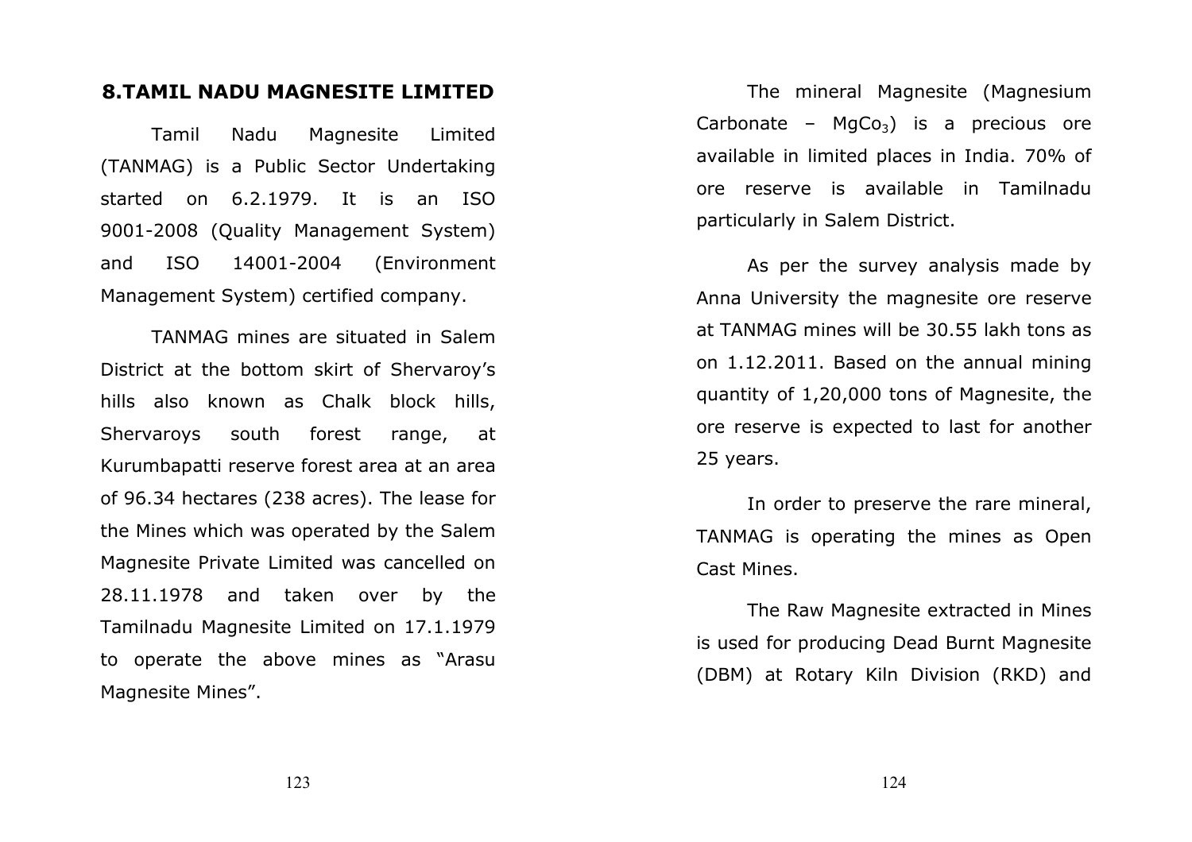## 8.TAMIL NADU MAGNESITE LIMITED

Tamil Nadu Magnesite Limited (TANMAG) is a Public Sector Undertaking started on 6.2.1979. It is an ISO 9001-2008 (Quality Management System) and ISO 14001-2004 (Environment Management System) certified company.

TANMAG mines are situated in Salem District at the bottom skirt of Shervaroy's hills also known as Chalk block hills, Shervaroys south forest range, at Kurumbapatti reserve forest area at an area of 96.34 hectares (238 acres). The lease for the Mines which was operated by the Salem Magnesite Private Limited was cancelled on 28.11.1978 and taken over by the Tamilnadu Magnesite Limited on 17.1.1979 to operate the above mines as "Arasu Magnesite Mines".

The mineral Magnesite (Magnesium Carbonate – $MgCo_3$) is a precious ore available in limited places in India. 70% of ore reserve is available in Tamilnadu particularly in Salem District.

As per the survey analysis made by Anna University the magnesite ore reserve at TANMAG mines will be 30.55 lakh tons as on 1.12.2011. Based on the annual mining quantity of 1,20,000 tons of Magnesite, the ore reserve is expected to last for another 25 years.

In order to preserve the rare mineral, TANMAG is operating the mines as Open Cast Mines.

The Raw Magnesite extracted in Mines is used for producing Dead Burnt Magnesite (DBM) at Rotary Kiln Division (RKD) and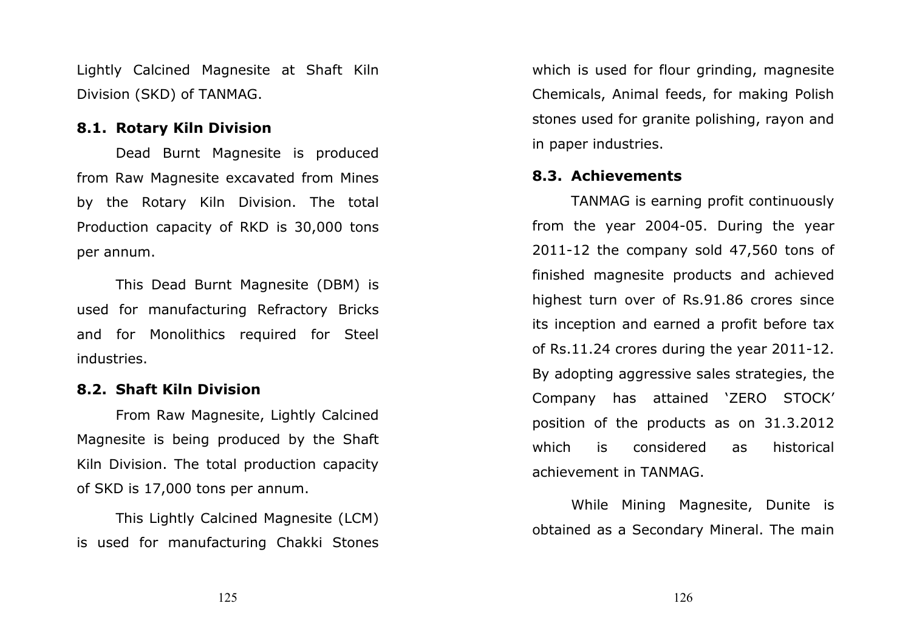Lightly Calcined Magnesite at Shaft Kiln Division (SKD) of TANMAG.

### 8.1. Rotary Kiln Division

Dead Burnt Magnesite is produced from Raw Magnesite excavated from Mines by the Rotary Kiln Division. The total Production capacity of RKD is 30,000 tons per annum.

This Dead Burnt Magnesite (DBM) is used for manufacturing Refractory Bricks and for Monolithics required for Steel industries.

### 8.2. Shaft Kiln Division

From Raw Magnesite, Lightly Calcined Magnesite is being produced by the Shaft Kiln Division. The total production capacity of SKD is 17,000 tons per annum.

This Lightly Calcined Magnesite (LCM) is used for manufacturing Chakki Stones which is used for flour grinding, magnesite Chemicals, Animal feeds, for making Polish stones used for granite polishing, rayon and in paper industries.

### 8.3. Achievements

TANMAG is earning profit continuously from the year 2004-05. During the year 2011-12 the company sold 47,560 tons of finished magnesite products and achieved highest turn over of Rs.91.86 crores since its inception and earned a profit before tax of Rs.11.24 crores during the year 2011-12. By adopting aggressive sales strategies, the Company has attained 'ZERO STOCK' position of the products as on 31.3.2012 which is considered as historical achievement in TANMAG.

While Mining Magnesite, Dunite is obtained as a Secondary Mineral. The main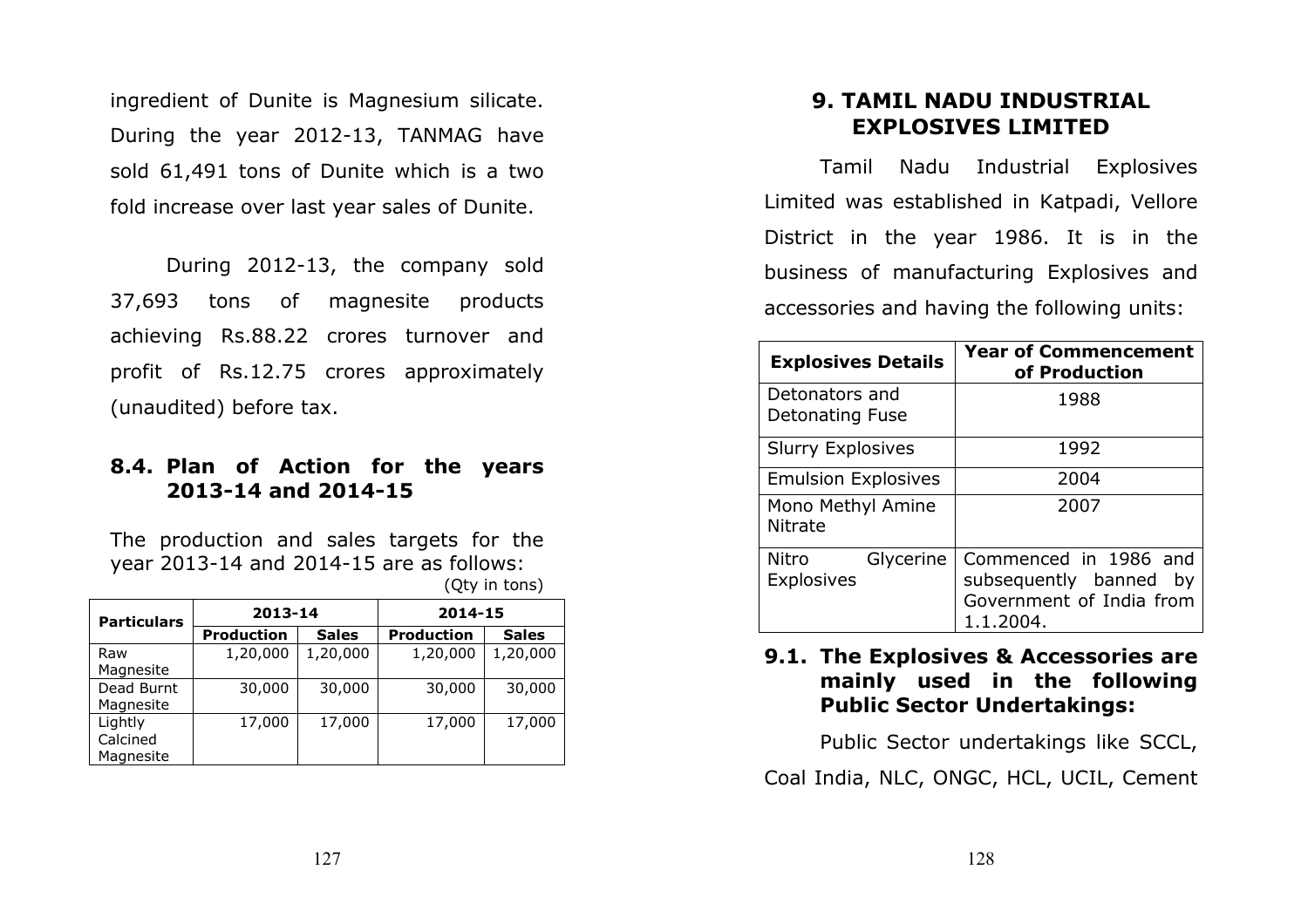ingredient of Dunite is Magnesium silicate. During the year 2012-13, TANMAG have sold 61,491 tons of Dunite which is a two fold increase over last year sales of Dunite.

During 2012-13, the company sold 37,693 tons of magnesite products achieving Rs.88.22 crores turnover and profit of Rs.12.75 crores approximately (unaudited) before tax.

### 8.4. Plan of Action for the years 2013-14 and 2014-15

The production and sales targets for the year 2013-14 and 2014-15 are as follows:

(Qty in tons)

| Particulars | 2013-14 | | 2014-15 | |
|---|---|---|---|---|
| | Production | Sales | Production | Sales |
| Raw Magnesite | 1,20,000 | 1,20,000 | 1,20,000 | 1,20,000 |
| Dead Burnt Magnesite | 30,000 | 30,000 | 30,000 | 30,000 |
| Lightly Calcined Magnesite | 17,000 | 17,000 | 17,000 | 17,000 |

## 9. TAMIL NADU INDUSTRIAL EXPLOSIVES LIMITED

Tamil Nadu Industrial Explosives Limited was established in Katpadi, Vellore District in the year 1986. It is in the business of manufacturing Explosives and accessories and having the following units:

| Explosives Details | Year of Commencement of Production |
|---|---|
| Detonators and Detonating Fuse | 1988 |
| Slurry Explosives | 1992 |
| Emulsion Explosives | 2004 |
| Mono Methyl Amine Nitrate | 2007 |
| Nitro Glycerine Explosives | Commenced in 1986 and subsequently banned by Government of India from 1.1.2004. |

### 9.1. The Explosives & Accessories are mainly used in the following Public Sector Undertakings:

Public Sector undertakings like SCCL, Coal India, NLC, ONGC, HCL, UCIL, Cement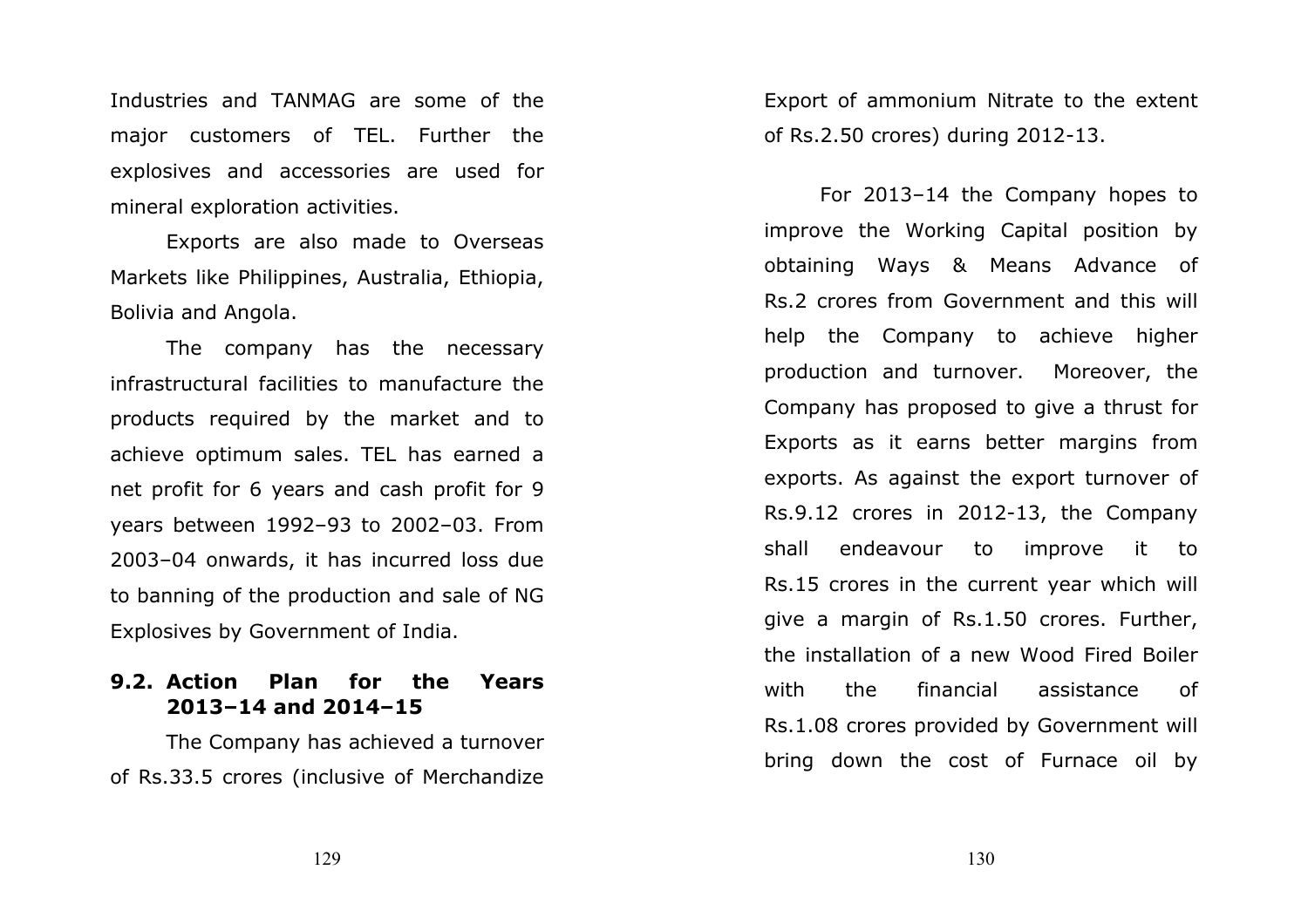Industries and TANMAG are some of the major customers of TEL. Further the explosives and accessories are used for mineral exploration activities.

Exports are also made to Overseas Markets like Philippines, Australia, Ethiopia, Bolivia and Angola.

The company has the necessary infrastructural facilities to manufacture the products required by the market and to achieve optimum sales. TEL has earned a net profit for 6 years and cash profit for 9 years between 1992–93 to 2002–03. From 2003–04 onwards, it has incurred loss due to banning of the production and sale of NG Explosives by Government of India.

**9.2. Action Plan for the Years 2013–14 and 2014–15**

The Company has achieved a turnover of Rs.33.5 crores (inclusive of Merchandize Export of ammonium Nitrate to the extent of Rs.2.50 crores) during 2012-13.

For 2013–14 the Company hopes to improve the Working Capital position by obtaining Ways & Means Advance of Rs.2 crores from Government and this will help the Company to achieve higher production and turnover. Moreover, the Company has proposed to give a thrust for Exports as it earns better margins from exports. As against the export turnover of Rs.9.12 crores in 2012-13, the Company shall endeavour to improve it to Rs.15 crores in the current year which will give a margin of Rs.1.50 crores. Further, the installation of a new Wood Fired Boiler with the financial assistance of Rs.1.08 crores provided by Government will bring down the cost of Furnace oil by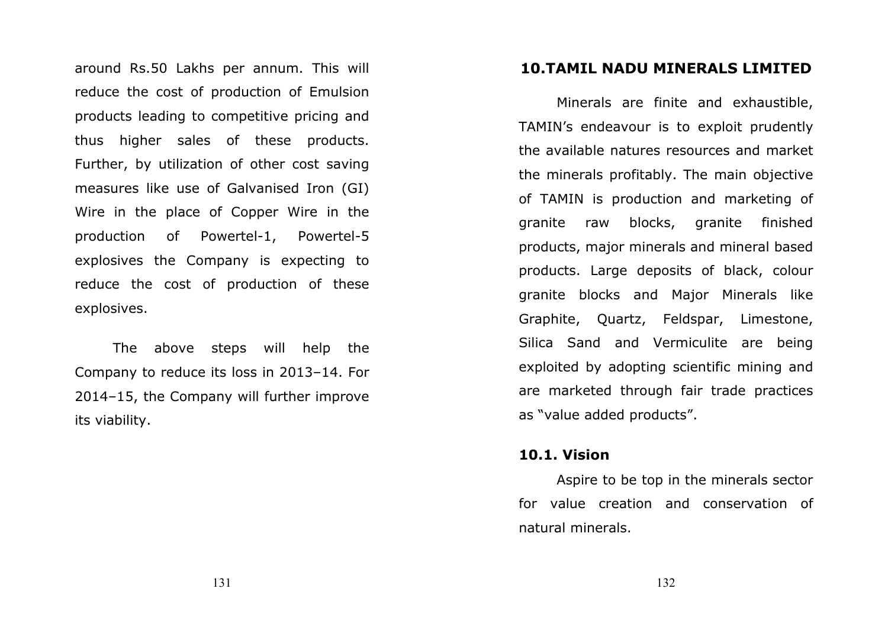around Rs.50 Lakhs per annum. This will reduce the cost of production of Emulsion products leading to competitive pricing and thus higher sales of these products. Further, by utilization of other cost saving measures like use of Galvanised Iron (GI) Wire in the place of Copper Wire in the production of Powertel-1, Powertel-5 explosives the Company is expecting to reduce the cost of production of these explosives.

The above steps will help the Company to reduce its loss in 2013–14. For 2014–15, the Company will further improve its viability.

## 10.TAMIL NADU MINERALS LIMITED

Minerals are finite and exhaustible, TAMIN's endeavour is to exploit prudently the available natures resources and market the minerals profitably. The main objective of TAMIN is production and marketing of granite raw blocks, granite finished products, major minerals and mineral based products. Large deposits of black, colour granite blocks and Major Minerals like Graphite, Quartz, Feldspar, Limestone, Silica Sand and Vermiculite are being exploited by adopting scientific mining and are marketed through fair trade practices as "value added products".

### 10.1. Vision

Aspire to be top in the minerals sector for value creation and conservation of natural minerals.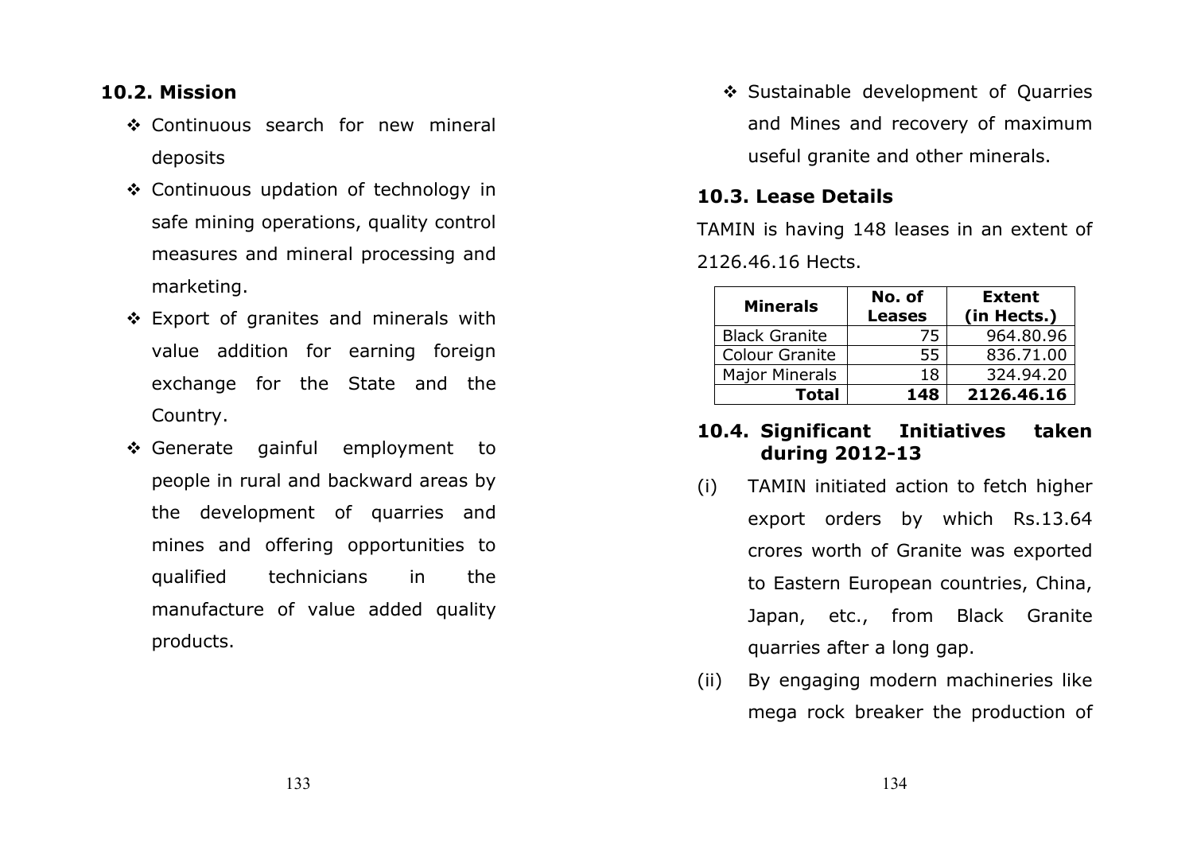## 10.2. Mission

- Continuous search for new mineral deposits
- Continuous updation of technology in safe mining operations, quality control measures and mineral processing and marketing.
- Export of granites and minerals with value addition for earning foreign exchange for the State and the Country.
- Generate gainful employment to people in rural and backward areas by the development of quarries and mines and offering opportunities to qualified technicians in the manufacture of value added quality products.
- Sustainable development of Quarries and Mines and recovery of maximum useful granite and other minerals.

## 10.3. Lease Details

TAMIN is having 148 leases in an extent of 2126.46.16 Hects.

| Minerals | No. of Leases | Extent (in Hects.) |
|---|---|---|
| Black Granite | 75 | 964.80.96 |
| Colour Granite | 55 | 836.71.00 |
| Major Minerals | 18 | 324.94.20 |
| **Total** | **148** | **2126.46.16** |

## 10.4. Significant Initiatives taken during 2012-13

(i) TAMIN initiated action to fetch higher export orders by which Rs.13.64 crores worth of Granite was exported to Eastern European countries, China, Japan, etc., from Black Granite quarries after a long gap.

(ii) By engaging modern machineries like mega rock breaker the production of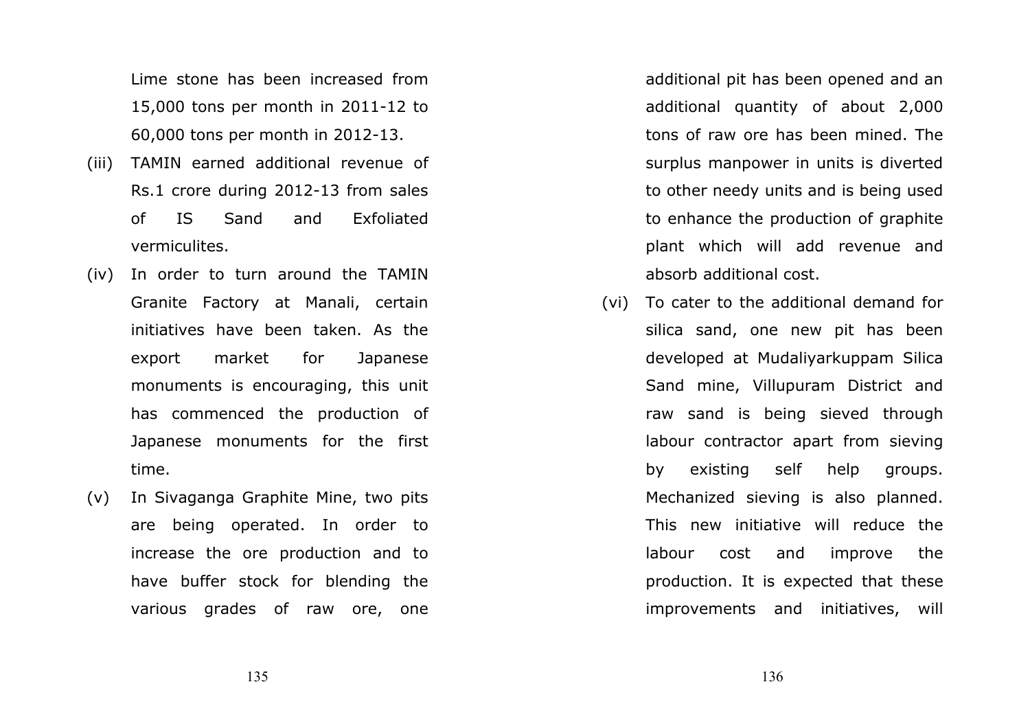Lime stone has been increased from 15,000 tons per month in 2011-12 to 60,000 tons per month in 2012-13.

(iii) TAMIN earned additional revenue of Rs.1 crore during 2012-13 from sales of IS Sand and Exfoliated vermiculites.

(iv) In order to turn around the TAMIN Granite Factory at Manali, certain initiatives have been taken. As the export market for Japanese monuments is encouraging, this unit has commenced the production of Japanese monuments for the first time.

(v) In Sivaganga Graphite Mine, two pits are being operated. In order to increase the ore production and to have buffer stock for blending the various grades of raw ore, one additional pit has been opened and an additional quantity of about 2,000 tons of raw ore has been mined. The surplus manpower in units is diverted to other needy units and is being used to enhance the production of graphite plant which will add revenue and absorb additional cost.

(vi) To cater to the additional demand for silica sand, one new pit has been developed at Mudaliyarkuppam Silica Sand mine, Villupuram District and raw sand is being sieved through labour contractor apart from sieving by existing self help groups. Mechanized sieving is also planned. This new initiative will reduce the labour cost and improve the production. It is expected that these improvements and initiatives, will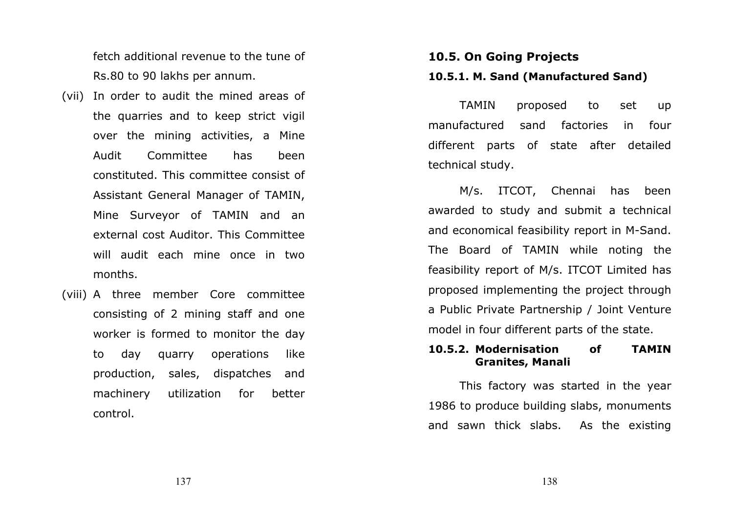fetch additional revenue to the tune of Rs.80 to 90 lakhs per annum.

(vii) In order to audit the mined areas of the quarries and to keep strict vigil over the mining activities, a Mine Audit Committee has been constituted. This committee consist of Assistant General Manager of TAMIN, Mine Surveyor of TAMIN and an external cost Auditor. This Committee will audit each mine once in two months.

(viii) A three member Core committee consisting of 2 mining staff and one worker is formed to monitor the day to day quarry operations like production, sales, dispatches and machinery utilization for better control.

## 10.5. On Going Projects

### 10.5.1. M. Sand (Manufactured Sand)

TAMIN proposed to set up manufactured sand factories in four different parts of state after detailed technical study.

M/s. ITCOT, Chennai has been awarded to study and submit a technical and economical feasibility report in M-Sand. The Board of TAMIN while noting the feasibility report of M/s. ITCOT Limited has proposed implementing the project through a Public Private Partnership / Joint Venture model in four different parts of the state.

### 10.5.2. Modernisation of TAMIN Granites, Manali

This factory was started in the year 1986 to produce building slabs, monuments and sawn thick slabs. As the existing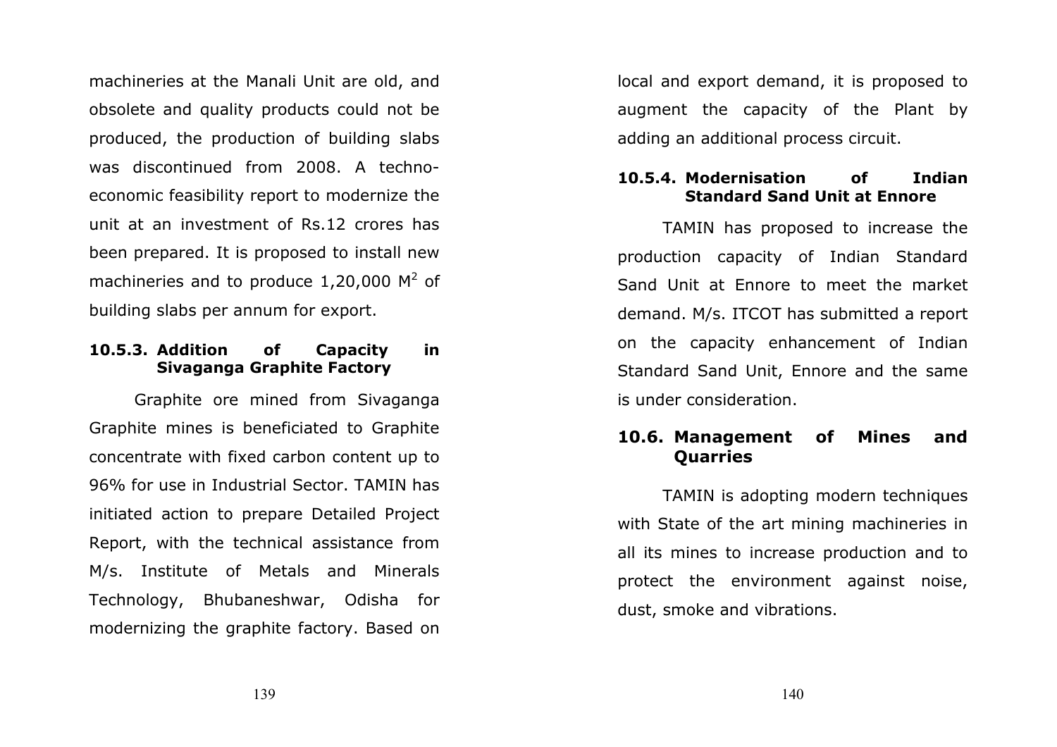machineries at the Manali Unit are old, and obsolete and quality products could not be produced, the production of building slabs was discontinued from 2008. A techno-economic feasibility report to modernize the unit at an investment of Rs.12 crores has been prepared. It is proposed to install new machineries and to produce 1,20,000 $M^2$ of building slabs per annum for export.

### 10.5.3. Addition of Capacity in Sivaganga Graphite Factory

Graphite ore mined from Sivaganga Graphite mines is beneficiated to Graphite concentrate with fixed carbon content up to 96% for use in Industrial Sector. TAMIN has initiated action to prepare Detailed Project Report, with the technical assistance from M/s. Institute of Metals and Minerals Technology, Bhubaneshwar, Odisha for modernizing the graphite factory. Based on local and export demand, it is proposed to augment the capacity of the Plant by adding an additional process circuit.

### 10.5.4. Modernisation of Indian Standard Sand Unit at Ennore

TAMIN has proposed to increase the production capacity of Indian Standard Sand Unit at Ennore to meet the market demand. M/s. ITCOT has submitted a report on the capacity enhancement of Indian Standard Sand Unit, Ennore and the same is under consideration.

## 10.6. Management of Mines and Quarries

TAMIN is adopting modern techniques with State of the art mining machineries in all its mines to increase production and to protect the environment against noise, dust, smoke and vibrations.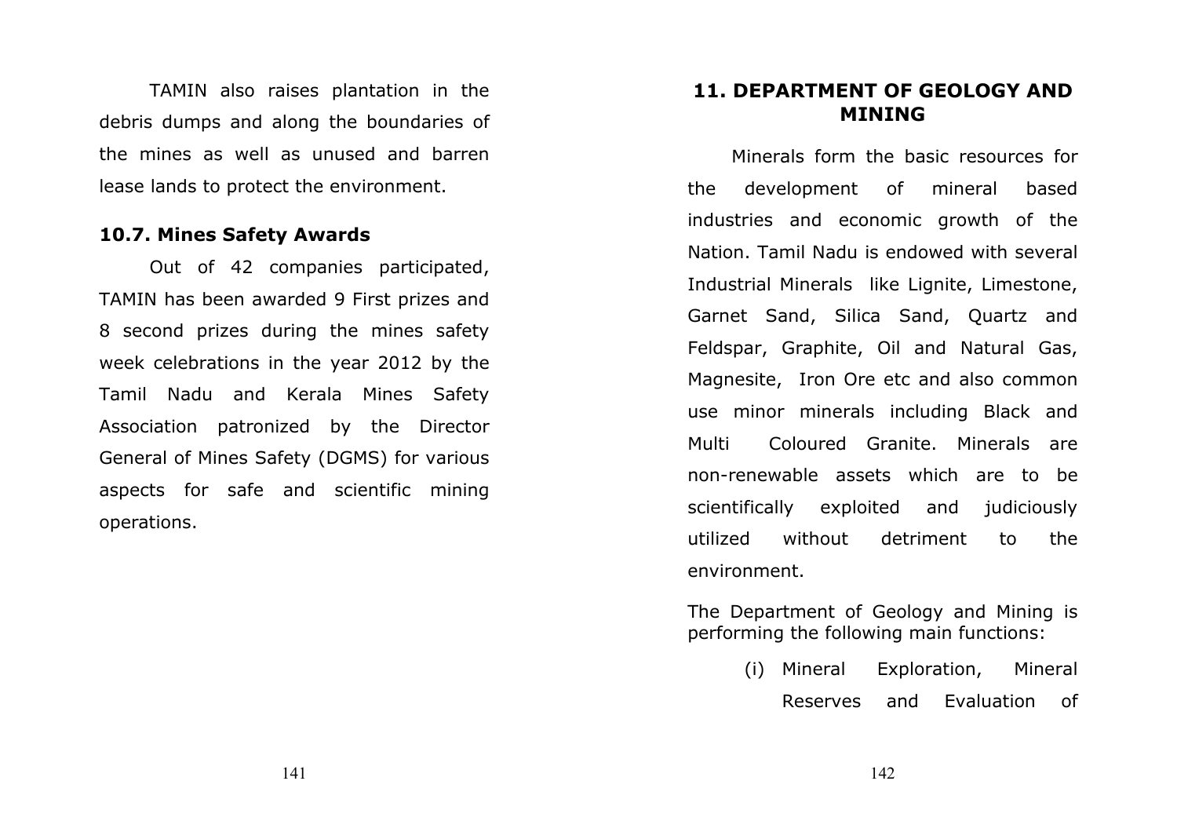TAMIN also raises plantation in the debris dumps and along the boundaries of the mines as well as unused and barren lease lands to protect the environment.

### 10.7. Mines Safety Awards

Out of 42 companies participated, TAMIN has been awarded 9 First prizes and 8 second prizes during the mines safety week celebrations in the year 2012 by the Tamil Nadu and Kerala Mines Safety Association patronized by the Director General of Mines Safety (DGMS) for various aspects for safe and scientific mining operations.

## 11. DEPARTMENT OF GEOLOGY AND MINING

Minerals form the basic resources for the development of mineral based industries and economic growth of the Nation. Tamil Nadu is endowed with several Industrial Minerals like Lignite, Limestone, Garnet Sand, Silica Sand, Quartz and Feldspar, Graphite, Oil and Natural Gas, Magnesite, Iron Ore etc and also common use minor minerals including Black and Multi Coloured Granite. Minerals are non-renewable assets which are to be scientifically exploited and judiciously utilized without detriment to the environment.

The Department of Geology and Mining is performing the following main functions:

(i) Mineral Exploration, Mineral Reserves and Evaluation of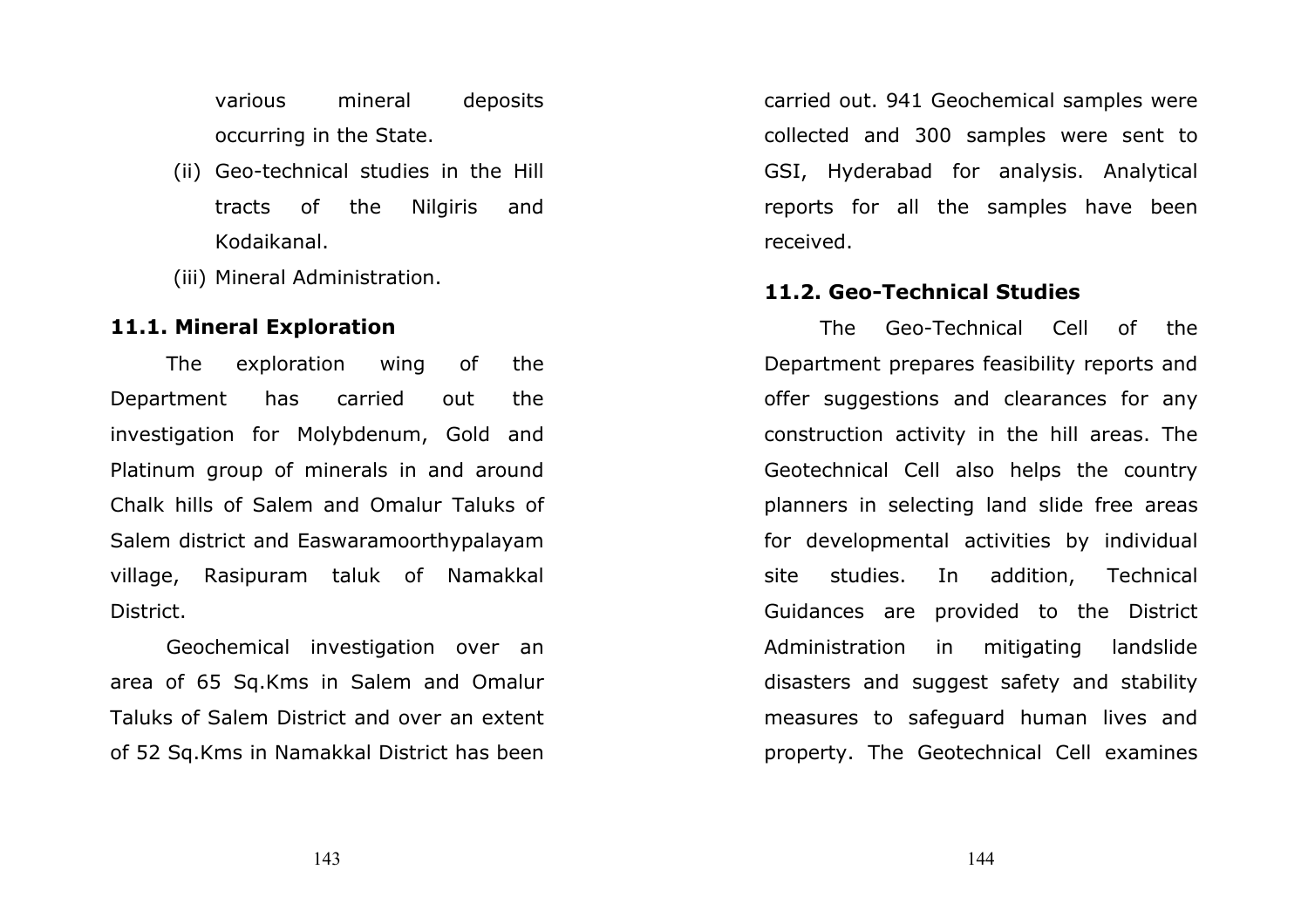various mineral deposits occurring in the State.

(ii) Geo-technical studies in the Hill tracts of the Nilgiris and Kodaikanal.

(iii) Mineral Administration.

### 11.1. Mineral Exploration

The exploration wing of the Department has carried out the investigation for Molybdenum, Gold and Platinum group of minerals in and around Chalk hills of Salem and Omalur Taluks of Salem district and Easwaramoorthypalayam village, Rasipuram taluk of Namakkal District.

Geochemical investigation over an area of 65 Sq.Kms in Salem and Omalur Taluks of Salem District and over an extent of 52 Sq.Kms in Namakkal District has been carried out. 941 Geochemical samples were collected and 300 samples were sent to GSI, Hyderabad for analysis. Analytical reports for all the samples have been received.

### 11.2. Geo-Technical Studies

The Geo-Technical Cell of the Department prepares feasibility reports and offer suggestions and clearances for any construction activity in the hill areas. The Geotechnical Cell also helps the country planners in selecting land slide free areas for developmental activities by individual site studies. In addition, Technical Guidances are provided to the District Administration in mitigating landslide disasters and suggest safety and stability measures to safeguard human lives and property. The Geotechnical Cell examines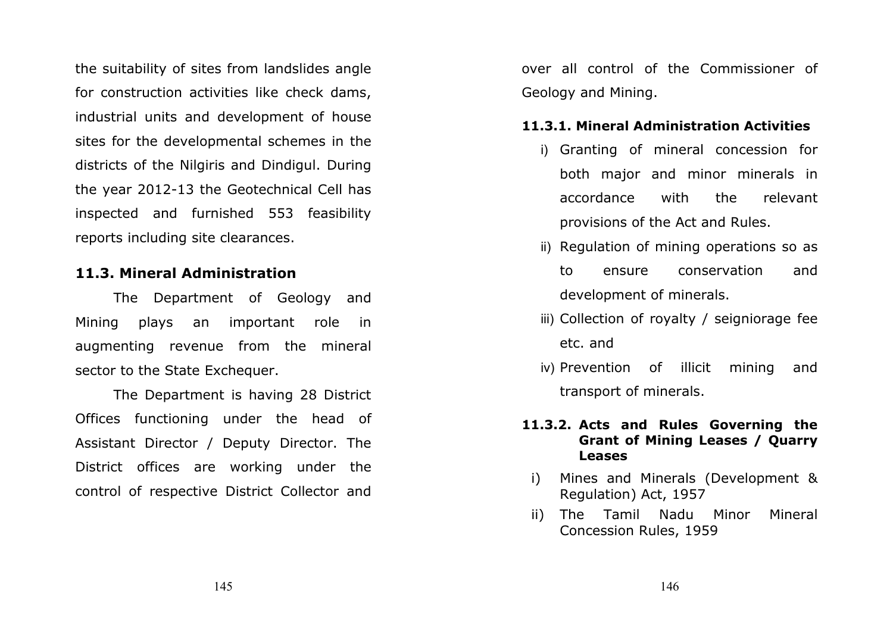the suitability of sites from landslides angle for construction activities like check dams, industrial units and development of house sites for the developmental schemes in the districts of the Nilgiris and Dindigul. During the year 2012-13 the Geotechnical Cell has inspected and furnished 553 feasibility reports including site clearances.

## 11.3. Mineral Administration

The Department of Geology and Mining plays an important role in augmenting revenue from the mineral sector to the State Exchequer.

The Department is having 28 District Offices functioning under the head of Assistant Director / Deputy Director. The District offices are working under the control of respective District Collector and over all control of the Commissioner of Geology and Mining.

### 11.3.1. Mineral Administration Activities

i) Granting of mineral concession for both major and minor minerals in accordance with the relevant provisions of the Act and Rules.

ii) Regulation of mining operations so as to ensure conservation and development of minerals.

iii) Collection of royalty / seigniorage fee etc. and

iv) Prevention of illicit mining and transport of minerals.

### 11.3.2. Acts and Rules Governing the Grant of Mining Leases / Quarry Leases

i) Mines and Minerals (Development & Regulation) Act, 1957

ii) The Tamil Nadu Minor Mineral Concession Rules, 1959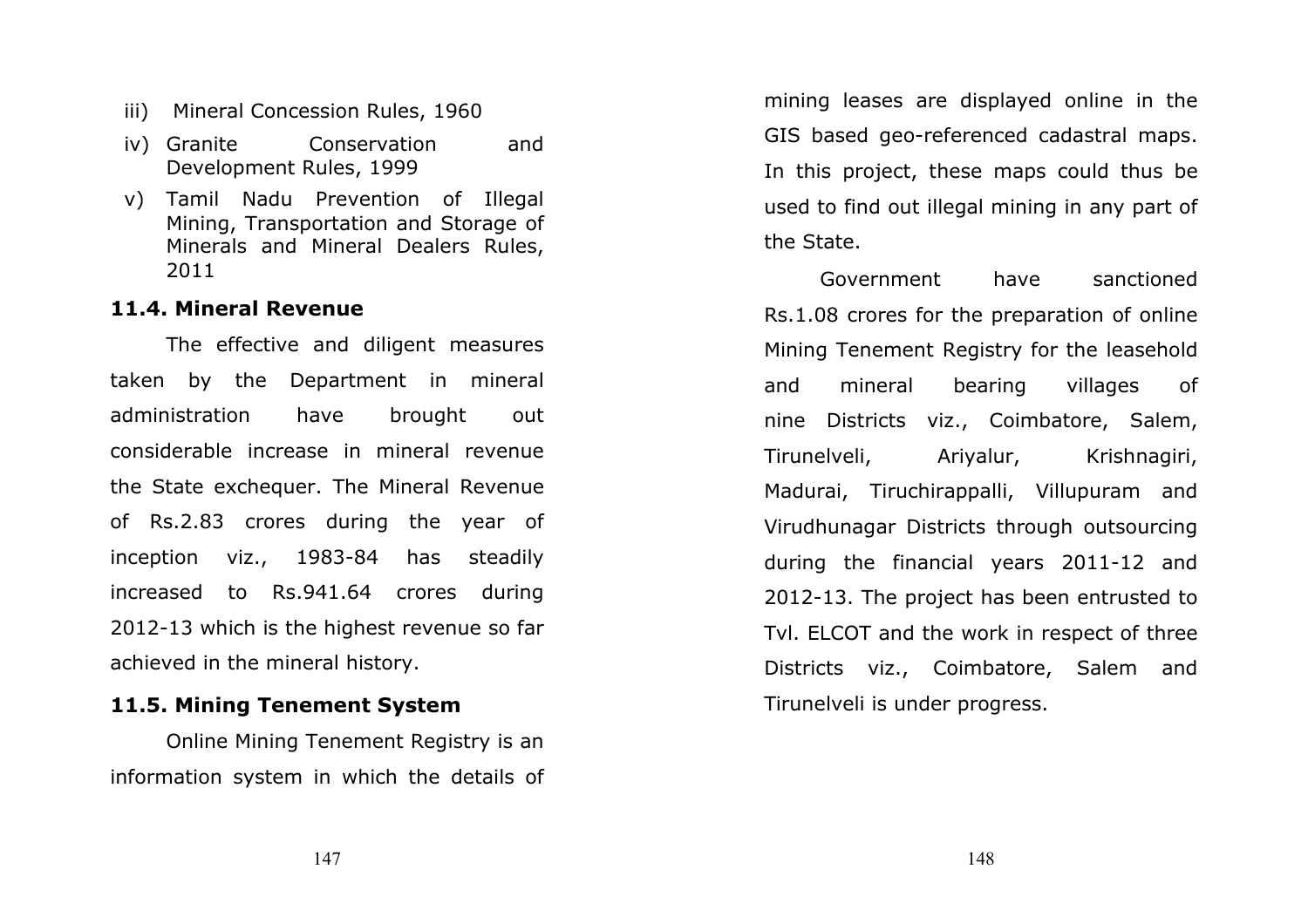iii) Mineral Concession Rules, 1960

iv) Granite Conservation and Development Rules, 1999

v) Tamil Nadu Prevention of Illegal Mining, Transportation and Storage of Minerals and Mineral Dealers Rules, 2011

### 11.4. Mineral Revenue

The effective and diligent measures taken by the Department in mineral administration have brought out considerable increase in mineral revenue the State exchequer. The Mineral Revenue of Rs.2.83 crores during the year of inception viz., 1983-84 has steadily increased to Rs.941.64 crores during 2012-13 which is the highest revenue so far achieved in the mineral history.

### 11.5. Mining Tenement System

Online Mining Tenement Registry is an information system in which the details of mining leases are displayed online in the GIS based geo-referenced cadastral maps. In this project, these maps could thus be used to find out illegal mining in any part of the State.

Government have sanctioned Rs.1.08 crores for the preparation of online Mining Tenement Registry for the leasehold and mineral bearing villages of nine Districts viz., Coimbatore, Salem, Tirunelveli, Ariyalur, Krishnagiri, Madurai, Tiruchirappalli, Villupuram and Virudhunagar Districts through outsourcing during the financial years 2011-12 and 2012-13. The project has been entrusted to Tvl. ELCOT and the work in respect of three Districts viz., Coimbatore, Salem and Tirunelveli is under progress.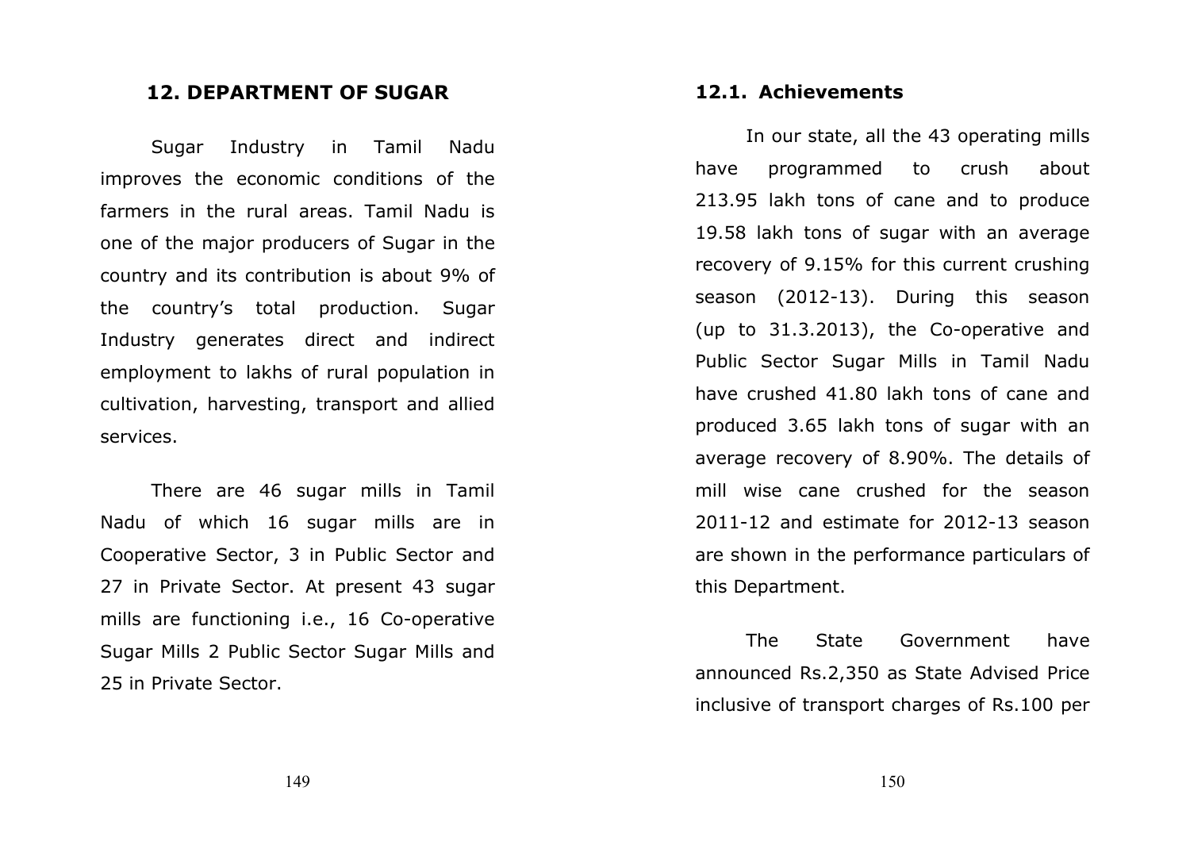## 12. DEPARTMENT OF SUGAR

Sugar Industry in Tamil Nadu improves the economic conditions of the farmers in the rural areas. Tamil Nadu is one of the major producers of Sugar in the country and its contribution is about 9% of the country's total production. Sugar Industry generates direct and indirect employment to lakhs of rural population in cultivation, harvesting, transport and allied services.

There are 46 sugar mills in Tamil Nadu of which 16 sugar mills are in Cooperative Sector, 3 in Public Sector and 27 in Private Sector. At present 43 sugar mills are functioning i.e., 16 Co-operative Sugar Mills 2 Public Sector Sugar Mills and 25 in Private Sector.

### 12.1. Achievements

In our state, all the 43 operating mills have programmed to crush about 213.95 lakh tons of cane and to produce 19.58 lakh tons of sugar with an average recovery of 9.15% for this current crushing season (2012-13). During this season (up to 31.3.2013), the Co-operative and Public Sector Sugar Mills in Tamil Nadu have crushed 41.80 lakh tons of cane and produced 3.65 lakh tons of sugar with an average recovery of 8.90%. The details of mill wise cane crushed for the season 2011-12 and estimate for 2012-13 season are shown in the performance particulars of this Department.

The State Government have announced Rs.2,350 as State Advised Price inclusive of transport charges of Rs.100 per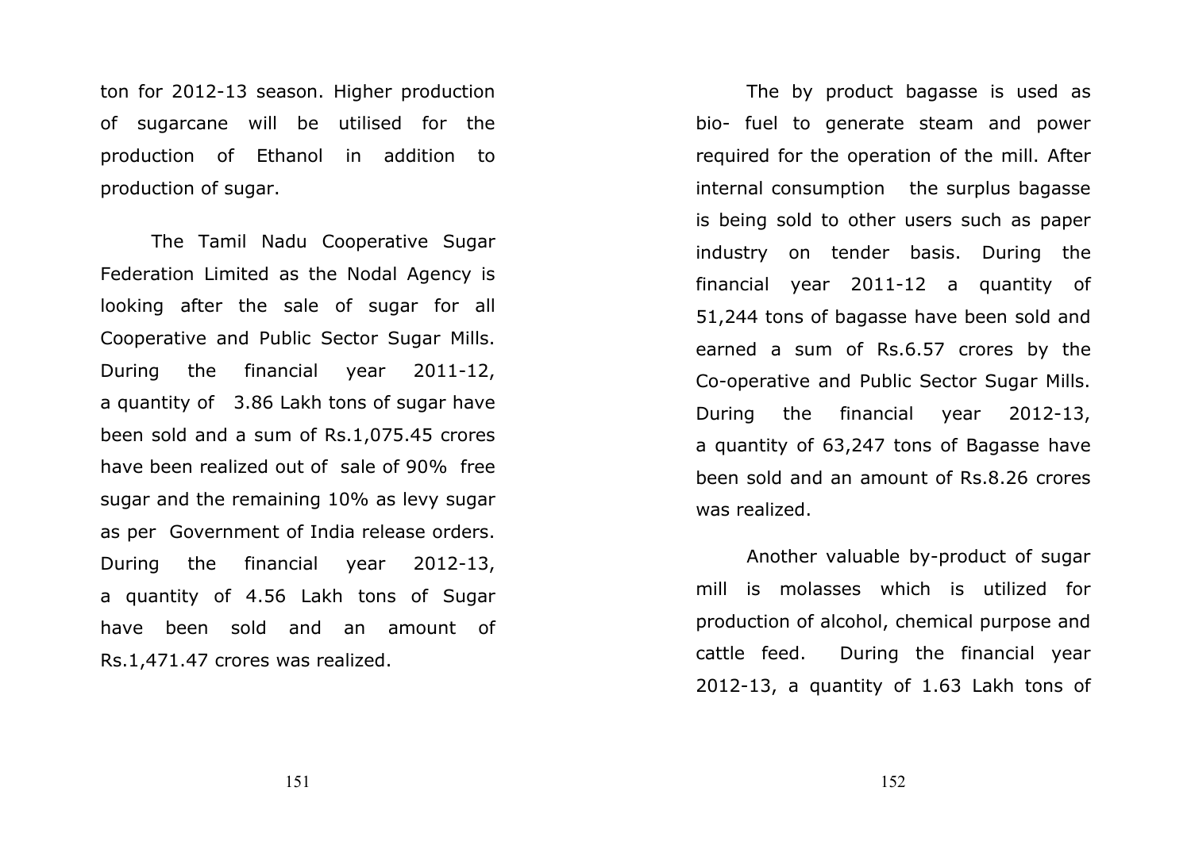ton for 2012-13 season. Higher production of sugarcane will be utilised for the production of Ethanol in addition to production of sugar.

The Tamil Nadu Cooperative Sugar Federation Limited as the Nodal Agency is looking after the sale of sugar for all Cooperative and Public Sector Sugar Mills. During the financial year 2011-12, a quantity of 3.86 Lakh tons of sugar have been sold and a sum of Rs.1,075.45 crores have been realized out of sale of 90% free sugar and the remaining 10% as levy sugar as per Government of India release orders. During the financial year 2012-13, a quantity of 4.56 Lakh tons of Sugar have been sold and an amount of Rs.1,471.47 crores was realized.

The by product bagasse is used as bio- fuel to generate steam and power required for the operation of the mill. After internal consumption the surplus bagasse is being sold to other users such as paper industry on tender basis. During the financial year 2011-12 a quantity of 51,244 tons of bagasse have been sold and earned a sum of Rs.6.57 crores by the Co-operative and Public Sector Sugar Mills. During the financial year 2012-13, a quantity of 63,247 tons of Bagasse have been sold and an amount of Rs.8.26 crores was realized.

Another valuable by-product of sugar mill is molasses which is utilized for production of alcohol, chemical purpose and cattle feed. During the financial year 2012-13, a quantity of 1.63 Lakh tons of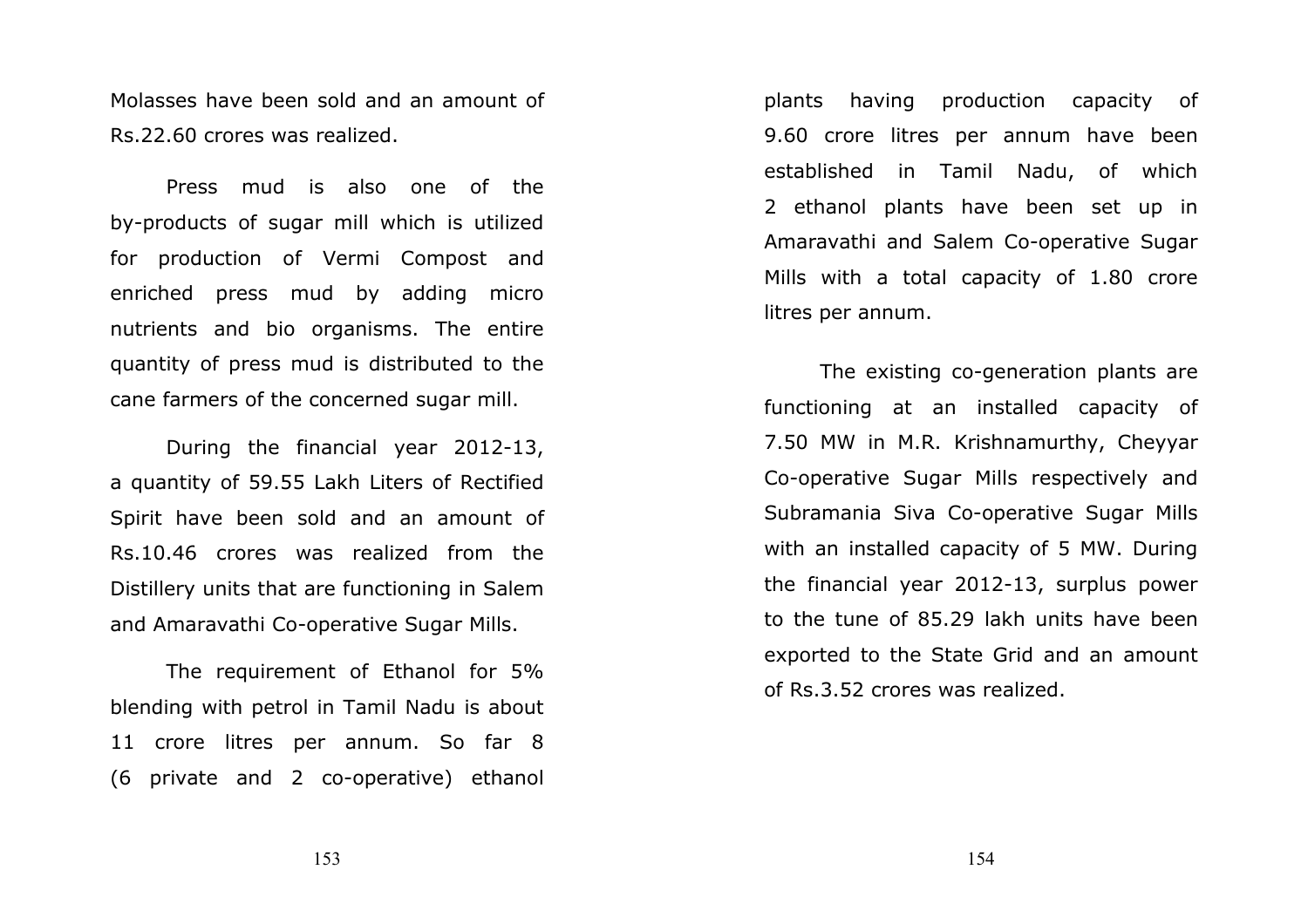Molasses have been sold and an amount of Rs.22.60 crores was realized.

Press mud is also one of the by-products of sugar mill which is utilized for production of Vermi Compost and enriched press mud by adding micro nutrients and bio organisms. The entire quantity of press mud is distributed to the cane farmers of the concerned sugar mill.

During the financial year 2012-13, a quantity of 59.55 Lakh Liters of Rectified Spirit have been sold and an amount of Rs.10.46 crores was realized from the Distillery units that are functioning in Salem and Amaravathi Co-operative Sugar Mills.

The requirement of Ethanol for 5% blending with petrol in Tamil Nadu is about 11 crore litres per annum. So far 8 (6 private and 2 co-operative) ethanol plants having production capacity of 9.60 crore litres per annum have been established in Tamil Nadu, of which 2 ethanol plants have been set up in Amaravathi and Salem Co-operative Sugar Mills with a total capacity of 1.80 crore litres per annum.

The existing co-generation plants are functioning at an installed capacity of 7.50 MW in M.R. Krishnamurthy, Cheyyar Co-operative Sugar Mills respectively and Subramania Siva Co-operative Sugar Mills with an installed capacity of 5 MW. During the financial year 2012-13, surplus power to the tune of 85.29 lakh units have been exported to the State Grid and an amount of Rs.3.52 crores was realized.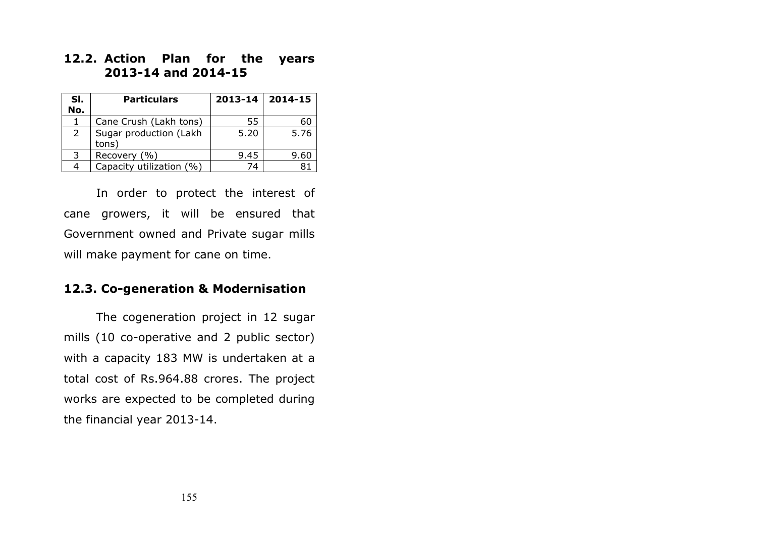## 12.2. Action Plan for the years 2013-14 and 2014-15

| Sl. No. | Particulars | 2013-14 | 2014-15 |
|---|---|---|---|
| 1 | Cane Crush (Lakh tons) | 55 | 60 |
| 2 | Sugar production (Lakh tons) | 5.20 | 5.76 |
| 3 | Recovery (%) | 9.45 | 9.60 |
| 4 | Capacity utilization (%) | 74 | 81 |

In order to protect the interest of cane growers, it will be ensured that Government owned and Private sugar mills will make payment for cane on time.

## 12.3. Co-generation & Modernisation

The cogeneration project in 12 sugar mills (10 co-operative and 2 public sector) with a capacity 183 MW is undertaken at a total cost of Rs.964.88 crores. The project works are expected to be completed during the financial year 2013-14.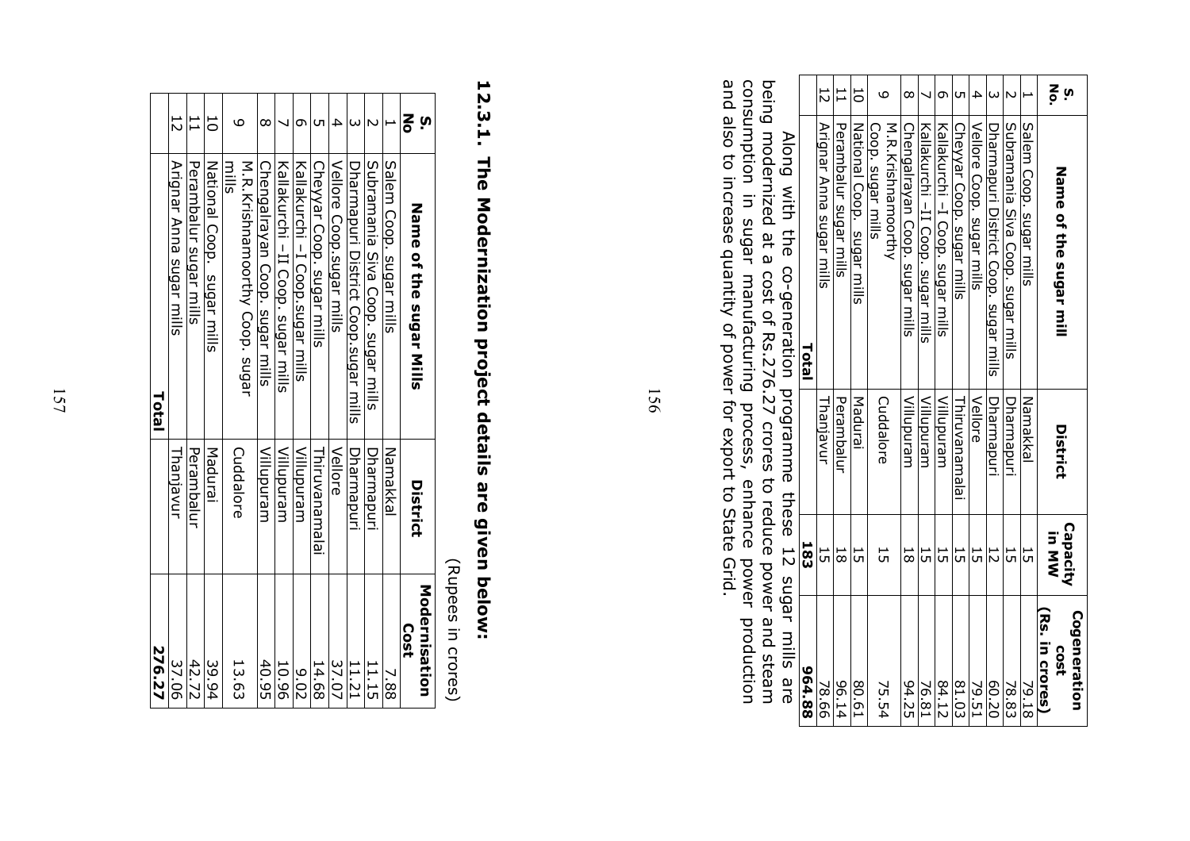| S. No. | Name of the sugar mill | District | Capacity in MW | Cogeneration cost (Rs. in crores) |
|---|---|---|---|---|
| 1 | Salem Coop. sugar mills | Namakkal | 15 | 79.18 |
| 2 | Subramania Siva Coop. sugar mills | Dharmapuri | 15 | 78.83 |
| 3 | Dharmapuri District Coop. sugar mills | Dharmapuri | 12 | 60.20 |
| 4 | Vellore Coop. sugar mills | Vellore | 15 | 79.51 |
| 5 | Cheyyar Coop. sugar mills | Thiruvanamalai | 15 | 81.03 |
| 6 | Kallakurchi –I Coop. sugar mills | Villupuram | 15 | 84.12 |
| 7 | Kallakurchi –II Coop. sugar mills | Villupuram | 15 | 76.81 |
| 8 | Chengalrayan Coop. sugar mills | Villupuram | 18 | 94.25 |
| 9 | M.R.Krishnamoorthy Coop. sugar mills | Cuddalore | 15 | 75.54 |
| 10 | National Coop. sugar mills | Madurai | 15 | 80.61 |
| 11 | Perambalur sugar mills | Perambalur | 18 | 96.14 |
| 12 | Arignar Anna sugar mills | Thanjavur | 15 | 78.66 |
| | **Total** | | **183** | **964.88** |

Along with the co-generation programme these 12 sugar mills are being modernized at a cost of Rs.276.27 crores to reduce power and steam consumption in sugar manufacturing process, enhance power production and also to increase quantity of power for export to State Grid.

### 12.3.1. The Modernization project details are given below:

(Rupees in crores)

| S. No | Name of the sugar Mills | District | Modernisation Cost |
|---|---|---|---|
| 1 | Salem Coop. sugar mills | Namakkal | 7.88 |
| 2 | Subramania Siva Coop. sugar mills | Dharmapuri | 11.15 |
| 3 | Dharmapuri District Coop.sugar mills | Dharmapuri | 11.21 |
| 4 | Vellore Coop.sugar mills | Vellore | 37.07 |
| 5 | Cheyyar Coop. sugar mills | Thiruvanamalai | 14.68 |
| 6 | Kallakurchi –I Coop.sugar mills | Villupuram | 9.02 |
| 7 | Kallakurchi –II Coop. sugar mills | Villupuram | 10.96 |
| 8 | Chengalrayan Coop. sugar mills | Villupuram | 40.95 |
| 9 | M.R.Krishnamoorthy Coop. sugar mills | Cuddalore | 13.63 |
| 10 | National Coop. sugar mills | Madurai | 39.94 |
| 11 | Perambalur sugar mills | Perambalur | 42.72 |
| 12 | Arignar Anna sugar mills | Thanjavur | 37.06 |
| | **Total** | | **276.27** |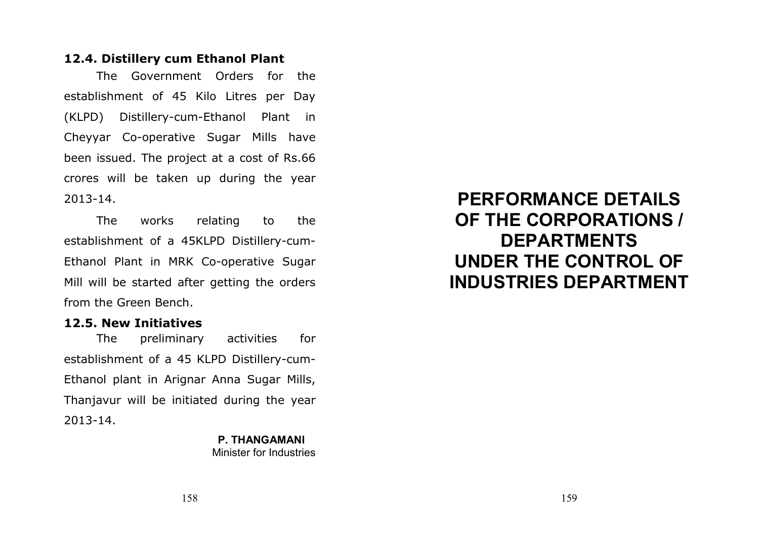### 12.4. Distillery cum Ethanol Plant

The Government Orders for the establishment of 45 Kilo Litres per Day (KLPD) Distillery-cum-Ethanol Plant in Cheyyar Co-operative Sugar Mills have been issued. The project at a cost of Rs.66 crores will be taken up during the year 2013-14.

The works relating to the establishment of a 45KLPD Distillery-cum-Ethanol Plant in MRK Co-operative Sugar Mill will be started after getting the orders from the Green Bench.

### 12.5. New Initiatives

The preliminary activities for establishment of a 45 KLPD Distillery-cum-Ethanol plant in Arignar Anna Sugar Mills, Thanjavur will be initiated during the year 2013-14.

**P. THANGAMANI**
Minister for Industries

# PERFORMANCE DETAILS OF THE CORPORATIONS / DEPARTMENTS UNDER THE CONTROL OF INDUSTRIES DEPARTMENT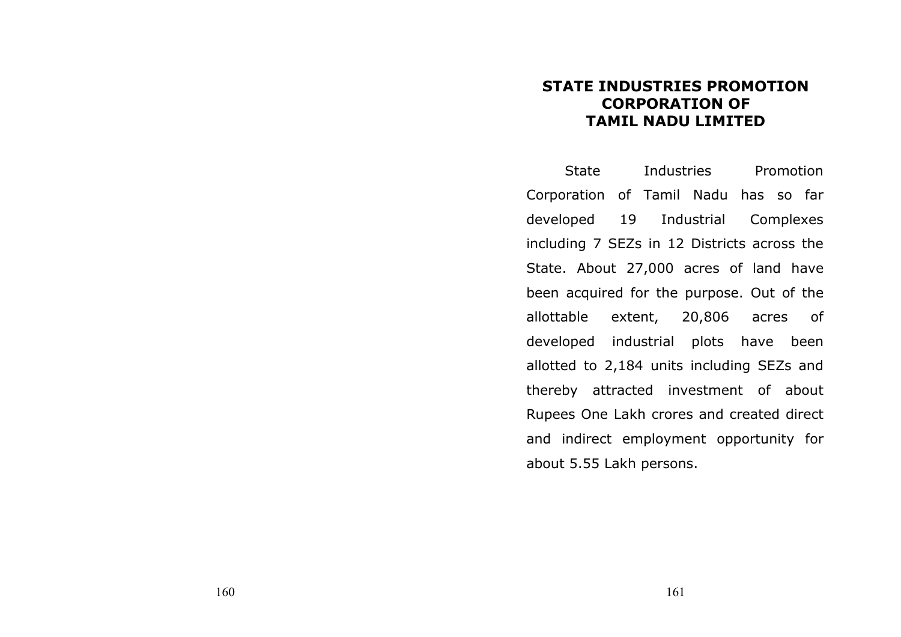# STATE INDUSTRIES PROMOTION CORPORATION OF TAMIL NADU LIMITED

State Industries Promotion Corporation of Tamil Nadu has so far developed 19 Industrial Complexes including 7 SEZs in 12 Districts across the State. About 27,000 acres of land have been acquired for the purpose. Out of the allottable extent, 20,806 acres of developed industrial plots have been allotted to 2,184 units including SEZs and thereby attracted investment of about Rupees One Lakh crores and created direct and indirect employment opportunity for about 5.55 Lakh persons.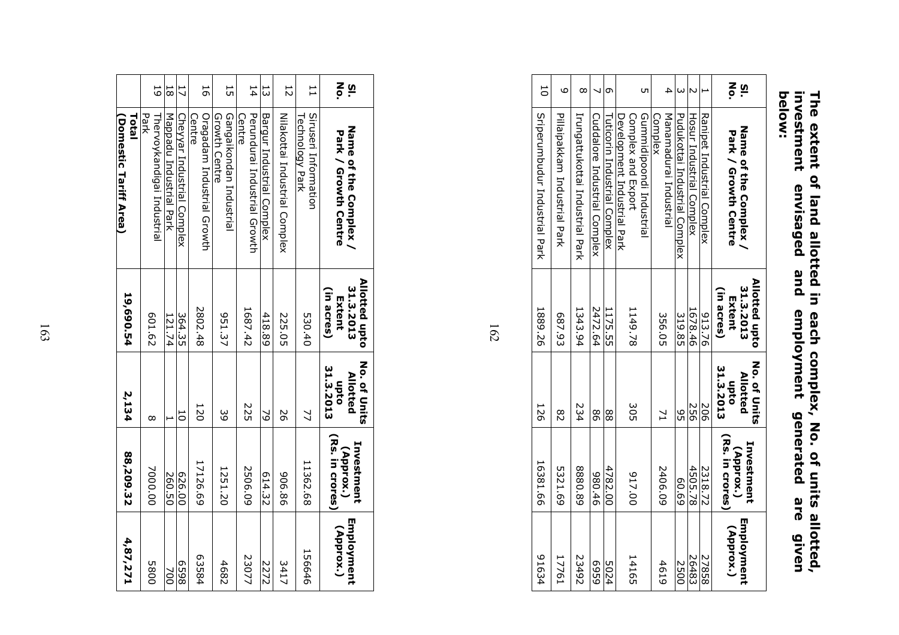**The extent of land allotted in each complex, No. of units allotted, investment envisaged and employment generated are given below:**

| Sl. No. | Name of the Complex / Park / Growth Centre | Allotted upto 31.3.2013 Extent (in acres) | No. of Units Allotted upto 31.3.2013 | Investment (Approx.) (Rs. in crores) | Employment (Approx.) |
|---|---|---|---|---|---|
| 1 | Ranipet Industrial Complex | 913.76 | 206 | 2318.72 | 27858 |
| 2 | Hosur Industrial Complex | 1678.46 | 256 | 4505.78 | 26483 |
| 3 | Pudukottai Industrial Complex | 319.85 | 95 | 60.69 | 2500 |
| 4 | Manamadurai Industrial Complex | 356.05 | 71 | 2406.09 | 4619 |
| 5 | Gummidipoondi Industrial Complex and Export Development Industrial Park | 1149.78 | 305 | 917.00 | 14165 |
| 6 | Tuticorin Industrial Complex | 1175.55 | 88 | 4782.00 | 5024 |
| 7 | Cuddalore Industrial Complex | 2472.64 | 86 | 980.46 | 6559 |
| 8 | Irungattukottai Industrial Park | 1343.94 | 234 | 8880.89 | 23492 |
| 9 | Pillaipakkam Industrial Park | 687.93 | 82 | 5321.69 | 17761 |
| 10 | Sriperumbudur Industrial Park | 1889.26 | 126 | 16381.66 | 91634 |
| 11 | Siruseri Information Technology Park | 530.40 | 77 | 11362.68 | 156646 |
| 12 | Nilakottai Industrial Complex | 225.05 | 26 | 906.86 | 3417 |
| 13 | Bargur Industrial Complex | 418.89 | 79 | 614.32 | 2272 |
| 14 | Perundurai Industrial Growth Centre | 1687.42 | 225 | 2506.09 | 23077 |
| 15 | Gangaikondan Industrial Growth Centre | 951.37 | 39 | 1251.20 | 4682 |
| 16 | Oragadam Industrial Growth Centre | 2802.48 | 120 | 17126.69 | 63584 |
| 17 | Cheyyar Industrial Complex | 364.35 | 10 | 626.00 | 6598 |
| 18 | Mappadu Industrial Park | 121.74 | 1 | 260.50 | 700 |
| 19 | Thervoykandigai Industrial Park | 601.62 | 8 | 7000.00 | 5800 |
| | **Total (Domestic Tariff Area)** | **19,690.54** | **2,134** | **88,209.32** | **4,87,271** |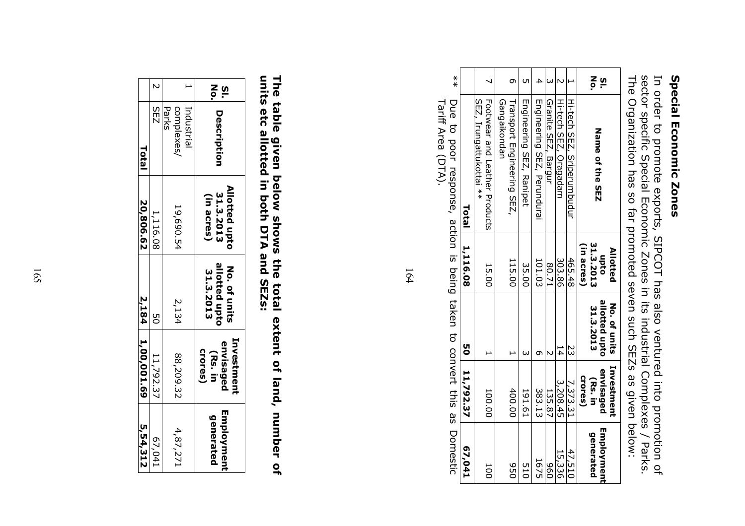## Special Economic Zones

In order to promote exports, SIPCOT has also ventured into promotion of sector specific Special Economic Zones in its industrial Complexes / Parks. The Organization has so far promoted seven such SEZs as given below:

| Sl. No. | Name of the SEZ | Allotted upto 31.3.2013 (in acres) | No. of units allotted upto 31.3.2013 | Investment envisaged (Rs. in crores) | Employment generated |
|---|---|---|---|---|---|
| 1 | Hi-tech SEZ, Sriperumbudur | 465.48 | 23 | 7,373.31 | 47,510 |
| 2 | Hi-tech SEZ, Oragadam | 303.86 | 14 | 3,208.45 | 15,336 |
| 3 | Granite SEZ, Bargur | 80.71 | 2 | 135.87 | 960 |
| 4 | Engineering SEZ, Perundurai | 101.03 | 6 | 383.13 | 1675 |
| 5 | Engineering SEZ, Ranipet | 35.00 | 3 | 191.61 | 510 |
| 6 | Transport Engineering SEZ, Gangaikondan | 115.00 | 1 | 400.00 | 950 |
| 7 | Footwear and Leather Products SEZ, Irungattukottai ** | 15.00 | 1 | 100.00 | 100 |
| | **Total** | **1,116.08** | **50** | **11,792.37** | **67,041** |

** Due to poor response, action is being taken to convert this as Domestic Tariff Area (DTA).

**The table given below shows the total extent of land, number of units etc allotted in both DTA and SEZs:**

| Sl. No. | Description | Allotted upto 31.3.2013 (in acres) | No. of units allotted upto 31.3.2013 | Investment envisaged (Rs. in crores) | Employment generated |
|---|---|---|---|---|---|
| 1 | Industrial complexes/ Parks | 19,690.54 | 2,134 | 88,209.32 | 4,87,271 |
| 2 | SEZ | 1,116.08 | 50 | 11,792.37 | 67,041 |
| | **Total** | **20,806.62** | **2,184** | **1,00,001.69** | **5,54,312** |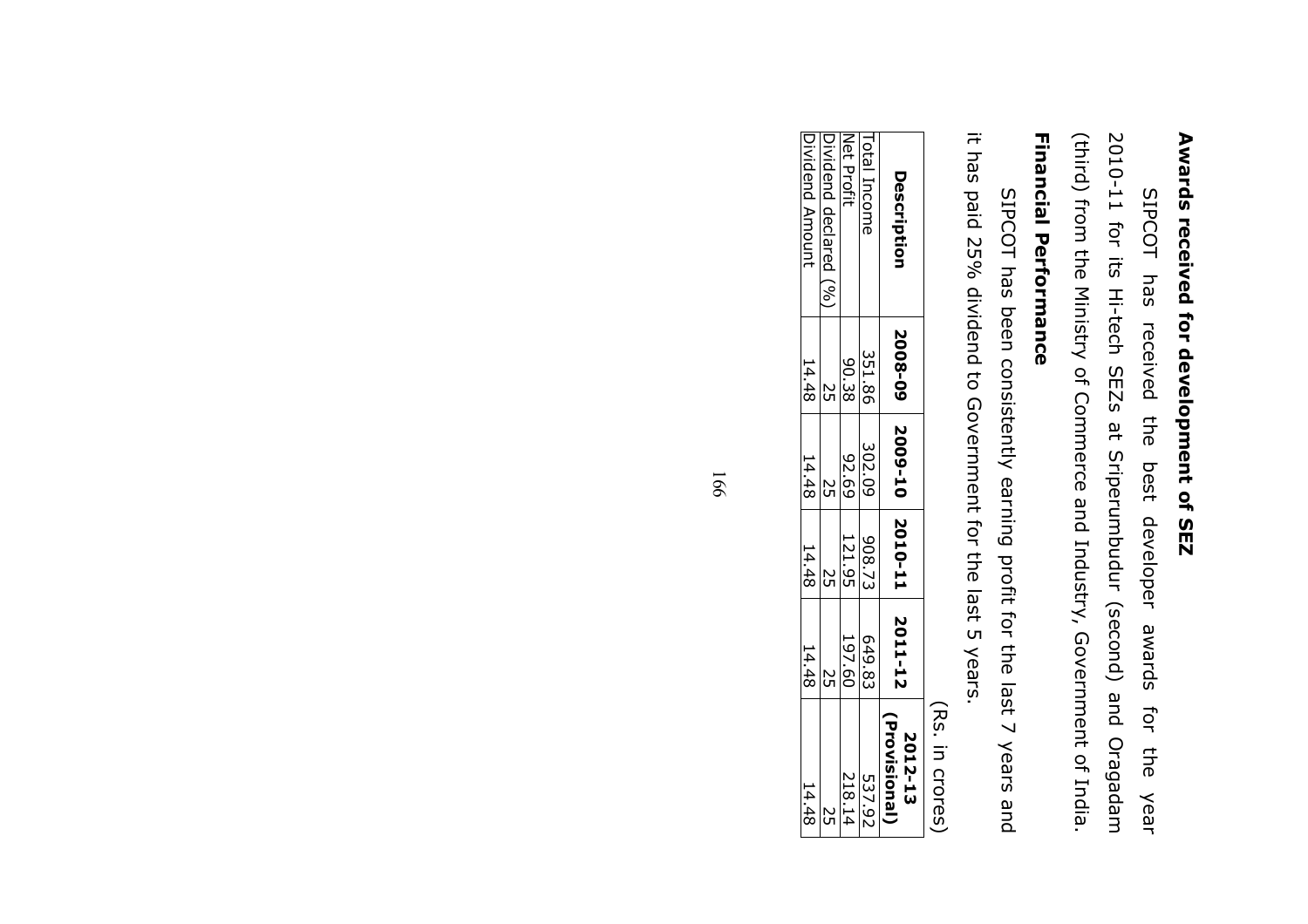### Awards received for development of SEZ

SIPCOT has received the best developer awards for the year 2010-11 for its Hi-tech SEZs at Sriperumbudur (second) and Oragadam (third) from the Ministry of Commerce and Industry, Government of India.

### Financial Performance

SIPCOT has been consistently earning profit for the last 7 years and it has paid 25% dividend to Government for the last 5 years.

(Rs. in crores)

| Description | 2008-09 | 2009-10 | 2010-11 | 2011-12 | 2012-13 (Provisional) |
|---|---|---|---|---|---|
| Total Income | 351.86 | 302.09 | 908.73 | 649.83 | 537.92 |
| Net Profit | 90.38 | 92.69 | 121.95 | 197.60 | 218.14 |
| Dividend declared (%) | 25 | 25 | 25 | 25 | 25 |
| Dividend Amount | 14.48 | 14.48 | 14.48 | 14.48 | 14.48 |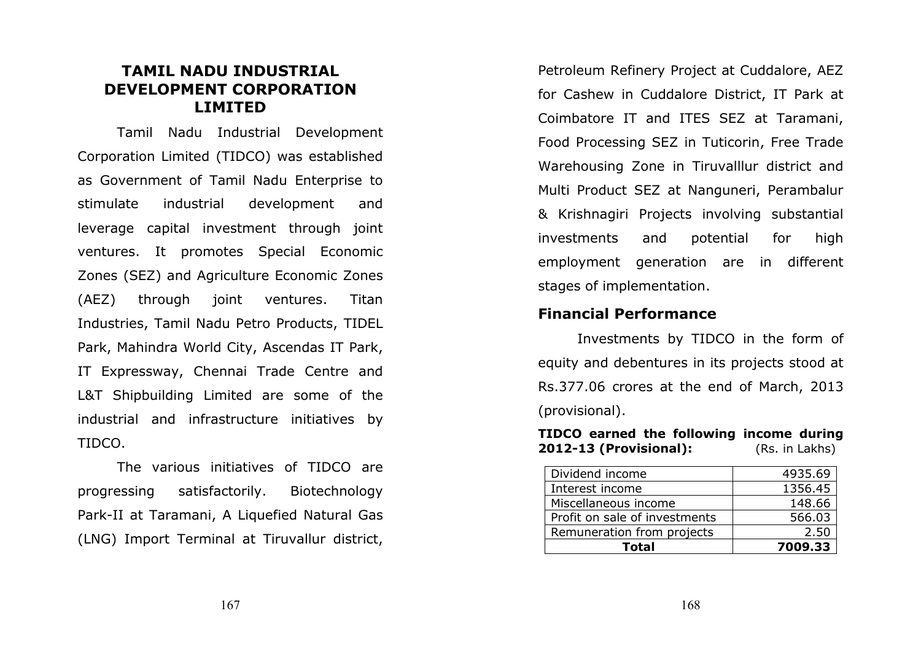## TAMIL NADU INDUSTRIAL DEVELOPMENT CORPORATION LIMITED

Tamil Nadu Industrial Development Corporation Limited (TIDCO) was established as Government of Tamil Nadu Enterprise to stimulate industrial development and leverage capital investment through joint ventures. It promotes Special Economic Zones (SEZ) and Agriculture Economic Zones (AEZ) through joint ventures. Titan Industries, Tamil Nadu Petro Products, TIDEL Park, Mahindra World City, Ascendas IT Park, IT Expressway, Chennai Trade Centre and L&T Shipbuilding Limited are some of the industrial and infrastructure initiatives by TIDCO.

The various initiatives of TIDCO are progressing satisfactorily. Biotechnology Park-II at Taramani, A Liquefied Natural Gas (LNG) Import Terminal at Tiruvallur district, Petroleum Refinery Project at Cuddalore, AEZ for Cashew in Cuddalore District, IT Park at Coimbatore IT and ITES SEZ at Taramani, Food Processing SEZ in Tuticorin, Free Trade Warehousing Zone in Tiruvalllur district and Multi Product SEZ at Nanguneri, Perambalur & Krishnagiri Projects involving substantial investments and potential for high employment generation are in different stages of implementation.

### Financial Performance

Investments by TIDCO in the form of equity and debentures in its projects stood at Rs.377.06 crores at the end of March, 2013 (provisional).

**TIDCO earned the following income during 2012-13 (Provisional):** (Rs. in Lakhs)

| | |
|---|---|
| Dividend income | 4935.69 |
| Interest income | 1356.45 |
| Miscellaneous income | 148.66 |
| Profit on sale of investments | 566.03 |
| Remuneration from projects | 2.50 |
| **Total** | **7009.33** |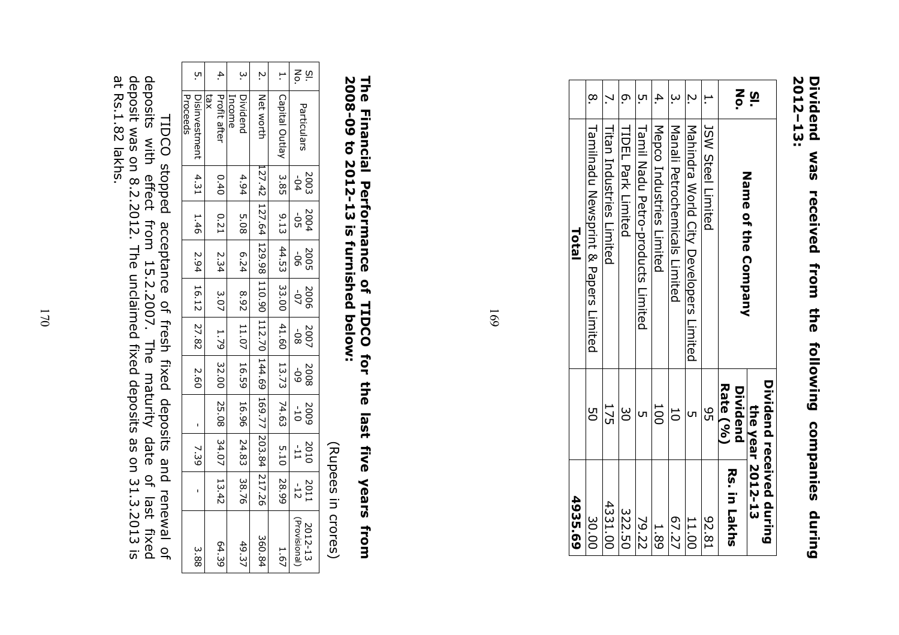## Dividend was received from the following companies during 2012–13:

| Sl. No. | Name of the Company | Dividend received during the year 2012-13 | |
|---|---|---|---|
| | | Dividend Rate (%) | Rs. in Lakhs |
| 1. | JSW Steel Limited | 95 | 92.81 |
| 2. | Mahindra World City Developers Limited | 5 | 11.00 |
| 3. | Manali Petrochemicals Limited | 10 | 67.27 |
| 4. | Mepco Industries Limited | 100 | 1.89 |
| 5. | Tamil Nadu Petro-products Limited | 5 | 79.22 |
| 6. | TIDEL Park Limited | 30 | 322.50 |
| 7. | Titan Industries Limited | 175 | 4331.00 |
| 8. | Tamilnadu Newsprint & Papers Limited | 50 | 30.00 |
| | **Total** | | **4935.69** |

## The Financial Performance of TIDCO for the last five years from 2008-09 to 2012-13 is furnished below:

(Rupees in crores)

| Sl. No. | Particulars | 2003-04 | 2004-05 | 2005-06 | 2006-07 | 2007-08 | 2008-09 | 2009-10 | 2010-11 | 2011-12 | 2012-13 (Provisional) |
|---|---|---|---|---|---|---|---|---|---|---|---|
| 1. | Capital Outlay | 3.85 | 9.13 | 44.53 | 33.00 | 41.60 | 13.73 | 74.63 | 5.10 | 28.99 | 1.67 |
| 2. | Net worth | 127.42 | 127.64 | 129.98 | 110.90 | 112.70 | 144.69 | 169.77 | 203.84 | 217.26 | 360.84 |
| 3. | Dividend Income | 4.94 | 5.08 | 6.24 | 8.92 | 11.07 | 16.59 | 16.96 | 24.83 | 38.76 | 49.37 |
| 4. | Profit after tax | 0.40 | 0.21 | 2.34 | 3.07 | 1.79 | 32.00 | 25.08 | 34.07 | 13.42 | 64.39 |
| 5. | Disinvestment Proceeds | 4.31 | 1.46 | 2.94 | 16.12 | 27.82 | 2.60 | - | 7.39 | - | 3.88 |

TIDCO stopped acceptance of fresh fixed deposits and renewal of deposits with effect from 15.2.2007. The maturity date of last fixed deposit was on 8.2.2012. The unclaimed fixed deposits as on 31.3.2013 is at Rs.1.82 lakhs.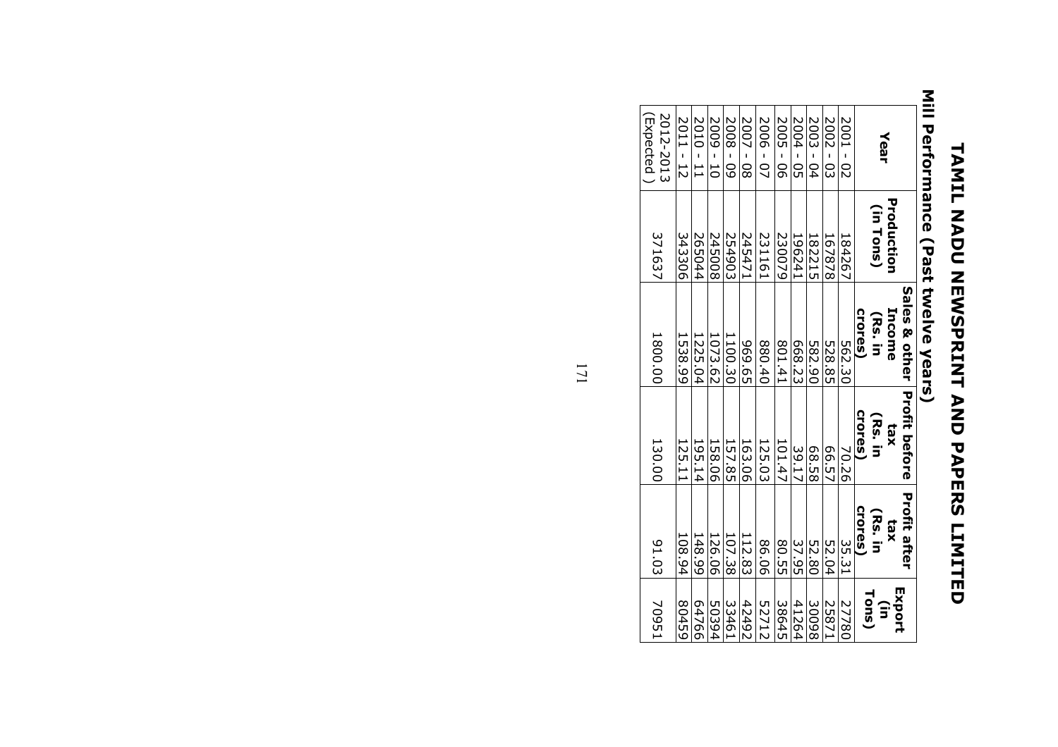# TAMIL NADU NEWSPRINT AND PAPERS LIMITED

## Mill Performance (Past twelve years)

| Year | Production (in Tons) | Sales & other Income (Rs. in crores) | Profit before tax (Rs. in crores) | Profit after tax (Rs. in crores) | Export (in Tons) |
|---|---|---|---|---|---|
| 2001 - 02 | 184267 | 562.30 | 70.26 | 35.31 | 27780 |
| 2002 - 03 | 167878 | 528.85 | 66.57 | 52.04 | 25871 |
| 2003 - 04 | 182215 | 582.90 | 68.58 | 52.80 | 30098 |
| 2004 - 05 | 196241 | 668.23 | 39.17 | 37.95 | 41264 |
| 2005 - 06 | 230079 | 801.41 | 101.47 | 80.55 | 38645 |
| 2006 - 07 | 231161 | 880.40 | 125.03 | 86.06 | 52712 |
| 2007 - 08 | 245471 | 969.65 | 163.06 | 112.83 | 42492 |
| 2008 - 09 | 254903 | 1100.30 | 157.85 | 107.38 | 33461 |
| 2009 - 10 | 245008 | 1073.62 | 158.06 | 126.06 | 50394 |
| 2010 - 11 | 265044 | 1225.04 | 195.14 | 148.99 | 64766 |
| 2011 - 12 | 343306 | 1538.99 | 125.11 | 108.94 | 80459 |
| 2012-2013 (Expected ) | 371637 | 1800.00 | 130.00 | 91.03 | 70951 |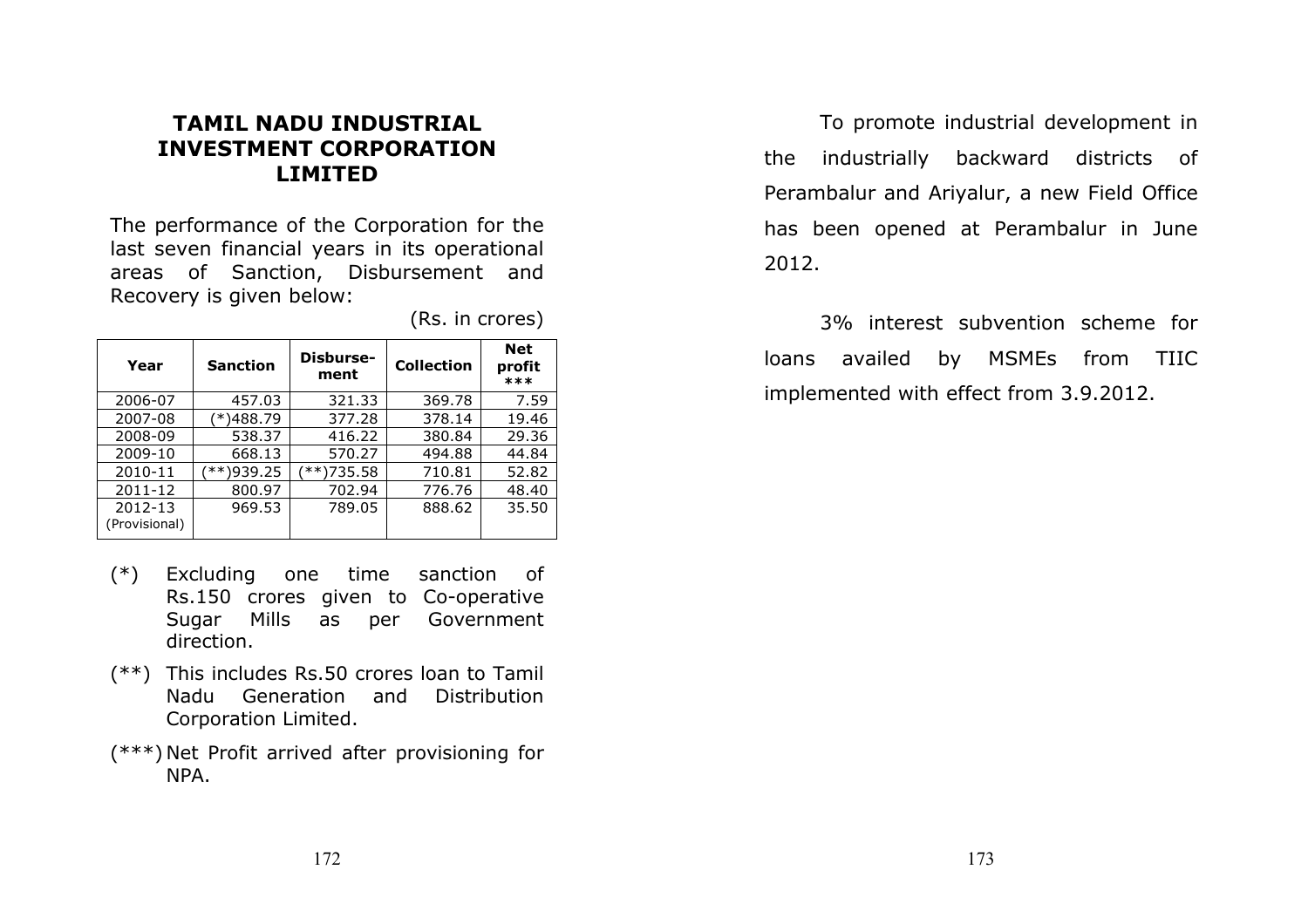# TAMIL NADU INDUSTRIAL INVESTMENT CORPORATION LIMITED

The performance of the Corporation for the last seven financial years in its operational areas of Sanction, Disbursement and Recovery is given below:

(Rs. in crores)

| Year | Sanction | Disburse-ment | Collection | Net profit *** |
|---|---|---|---|---|
| 2006-07 | 457.03 | 321.33 | 369.78 | 7.59 |
| 2007-08 | (*)488.79 | 377.28 | 378.14 | 19.46 |
| 2008-09 | 538.37 | 416.22 | 380.84 | 29.36 |
| 2009-10 | 668.13 | 570.27 | 494.88 | 44.84 |
| 2010-11 | (**)939.25 | (**)735.58 | 710.81 | 52.82 |
| 2011-12 | 800.97 | 702.94 | 776.76 | 48.40 |
| 2012-13 (Provisional) | 969.53 | 789.05 | 888.62 | 35.50 |

(*) Excluding one time sanction of Rs.150 crores given to Co-operative Sugar Mills as per Government direction.

(**) This includes Rs.50 crores loan to Tamil Nadu Generation and Distribution Corporation Limited.

(***) Net Profit arrived after provisioning for NPA.

To promote industrial development in the industrially backward districts of Perambalur and Ariyalur, a new Field Office has been opened at Perambalur in June 2012.

3% interest subvention scheme for loans availed by MSMEs from TIIC implemented with effect from 3.9.2012.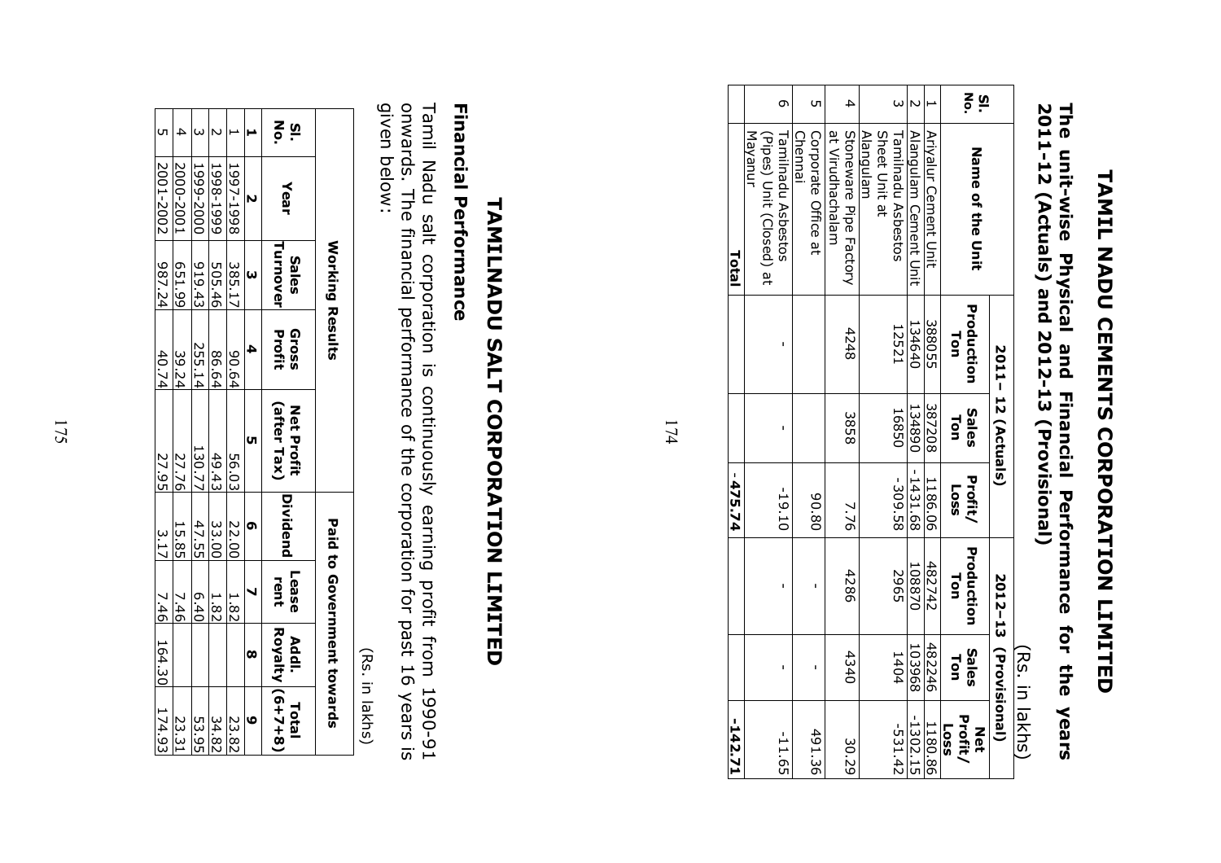# TAMIL NADU CEMENTS CORPORATION LIMITED

## The unit-wise Physical and Financial Performance for the years 2011-12 (Actuals) and 2012-13 (Provisional)

(Rs. in lakhs)

| Sl. No. | Name of the Unit | 2011– 12 (Actuals) | | | 2012-13 (Provisional) | | |
|---|---|---|---|---|---|---|---|
| | | Production Ton | Sales Ton | Profit/ Loss | Production Ton | Sales Ton | Net Profit/ Loss |
| 1 | Ariyalur Cement Unit | 388055 | 387208 | 1186.06 | 482742 | 482246 | 1180.86 |
| 2 | Alangulam Cement Unit | 134640 | 134890 | -1431.68 | 108870 | 103968 | -1302.15 |
| 3 | Tamilnadu Asbestos Sheet Unit at Alangulam | 12521 | 16850 | -309.58 | 2965 | 1404 | -531.42 |
| 4 | Stoneware Pipe Factory at Virudhachalam | 4248 | 3858 | 7.76 | 4286 | 4340 | 30.29 |
| 5 | Corporate Office at Chennai | | | 90.80 | - | - | 491.36 |
| 6 | Tamilnadu Asbestos (Pipes) Unit (Closed) at Mayanur | - | - | -19.10 | - | - | -11.65 |
| | **Total** | | | **-475.74** | | | **-142.71** |

# TAMILNADU SALT CORPORATION LIMITED

## Financial Performance

Tamil Nadu salt corporation is continuously earning profit from 1990-91 onwards. The financial performance of the corporation for past 16 years is given below:

(Rs. in lakhs)

| Sl. No. | Year | Working Results | | | Paid to Government towards | | | |
|---|---|---|---|---|---|---|---|---|
| | | Sales Turnover | Gross Profit | Net Profit (after Tax) | Dividend | Lease rent | Addl. Royalty | Total (6+7+8) |
| **1** | **2** | **3** | **4** | **5** | **6** | **7** | **8** | **9** |
| 1 | 1997-1998 | 385.17 | 90.64 | 56.03 | 22.00 | 1.82 | | 23.82 |
| 2 | 1998-1999 | 505.46 | 86.64 | 49.43 | 33.00 | 1.82 | | 34.82 |
| 3 | 1999-2000 | 919.43 | 255.14 | 130.77 | 47.55 | 6.40 | | 53.95 |
| 4 | 2000-2001 | 651.99 | 39.24 | 27.76 | 15.85 | 7.46 | | 23.31 |
| 5 | 2001-2002 | 987.24 | 40.74 | 27.95 | 3.17 | 7.46 | 164.30 | 174.93 |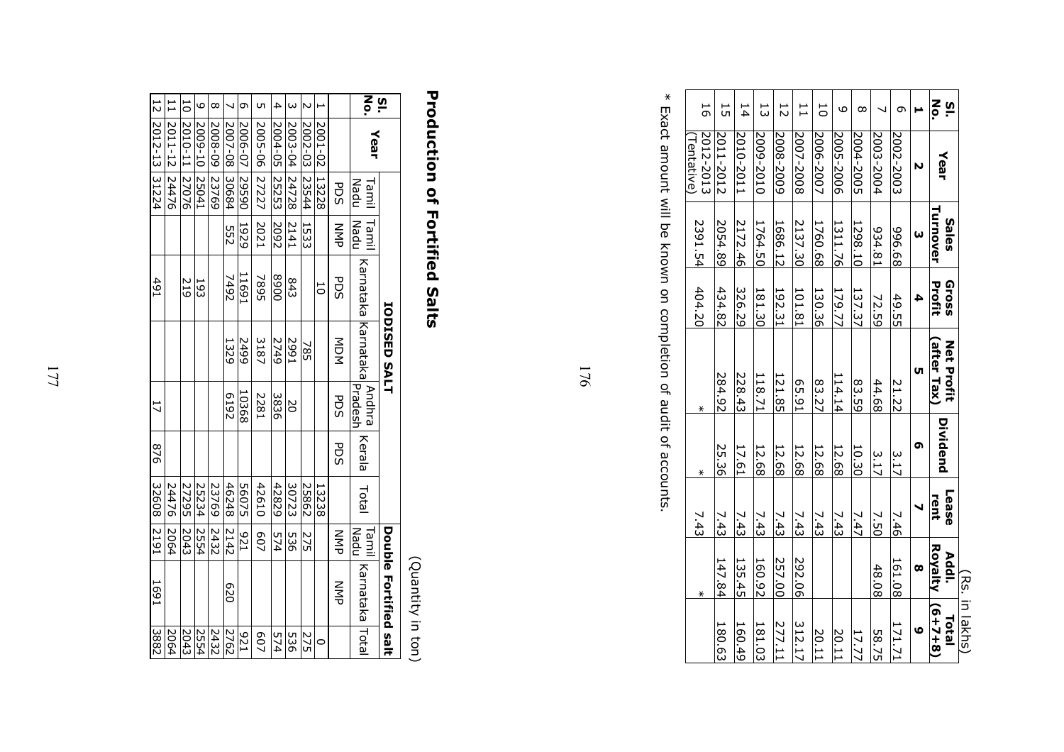(Rs. in lakhs)

| Sl. No. | Year | Sales Turnover | Gross Profit | Net Profit (after Tax) | Dividend | Lease rent | Addl. Royalty | Total (6+7+8) |
|---|---|---|---|---|---|---|---|---|
| **1** | **2** | **3** | **4** | **5** | **6** | **7** | **8** | **9** |
| 6 | 2002-2003 | 996.68 | 49.55 | 21.22 | 3.17 | 7.46 | 161.08 | 171.71 |
| 7 | 2003-2004 | 934.81 | 72.59 | 44.68 | 3.17 | 7.50 | 48.08 | 58.75 |
| 8 | 2004-2005 | 1298.10 | 137.37 | 83.59 | 10.30 | 7.47 | | 17.77 |
| 9 | 2005-2006 | 1311.76 | 179.77 | 114.14 | 12.68 | 7.43 | | 20.11 |
| 10 | 2006-2007 | 1760.68 | 130.36 | 83.27 | 12.68 | 7.43 | | 20.11 |
| 11 | 2007-2008 | 2137.30 | 101.81 | 65.91 | 12.68 | 7.43 | 292.06 | 312.17 |
| 12 | 2008-2009 | 1686.12 | 192.31 | 121.85 | 12.68 | 7.43 | 257.00 | 277.11 |
| 13 | 2009-2010 | 1764.50 | 181.30 | 118.71 | 12.68 | 7.43 | 160.92 | 181.03 |
| 14 | 2010-2011 | 2172.46 | 326.29 | 228.43 | 17.61 | 7.43 | 135.45 | 160.49 |
| 15 | 2011-2012 | 2054.89 | 434.82 | 284.92 | 25.36 | 7.43 | 147.84 | 180.63 |
| 16 | 2012-2013 (Tentative) | 2391.54 | 404.20 | * | * | 7.43 | * | |

* Exact amount will be known on completion of audit of accounts.

## Production of Fortified Salts

(Quantity in ton)

| Sl. No. | Year | IODISED SALT | | | | | | | Double Fortified salt | | |
|---|---|---|---|---|---|---|---|---|---|---|---|
| | | Tamil Nadu | Tamil Nadu | Karnataka | Karnataka | Andhra Pradesh | Kerala | Total | Tamil Nadu | Karnataka | Total |
| | | PDS | NMP | PDS | MDM | PDS | PDS | | NMP | NMP | |
| 1 | 2001-02 | 13228 | | 10 | | | | 13238 | | | 0 |
| 2 | 2002-03 | 23544 | 1533 | | 785 | | | 25862 | 275 | | 275 |
| 3 | 2003-04 | 24728 | 2141 | 843 | 2991 | 20 | | 30723 | 536 | | 536 |
| 4 | 2004-05 | 25253 | 2092 | 8900 | 2749 | 3836 | | 42829 | 574 | | 574 |
| 5 | 2005-06 | 27227 | 2021 | 7895 | 3187 | 2281 | | 42610 | 607 | | 607 |
| 6 | 2006-07 | 29590 | 1929 | 11691 | 2499 | 10368 | | 56075 | 921 | | 921 |
| 7 | 2007-08 | 30684 | 552 | 7492 | 1329 | 6192 | | 46248 | 2142 | 620 | 2762 |
| 8 | 2008-09 | 23769 | | | | | | 23769 | 2432 | | 2432 |
| 9 | 2009-10 | 25041 | | 193 | | | | 25234 | 2554 | | 2554 |
| 10 | 2010-11 | 27076 | | 219 | | | | 27295 | 2043 | | 2043 |
| 11 | 2011-12 | 24476 | | | | | | 24476 | 2064 | | 2064 |
| 12 | 2012-13 | 31224 | | 491 | | 17 | 876 | 32608 | 2191 | 1691 | 3882 |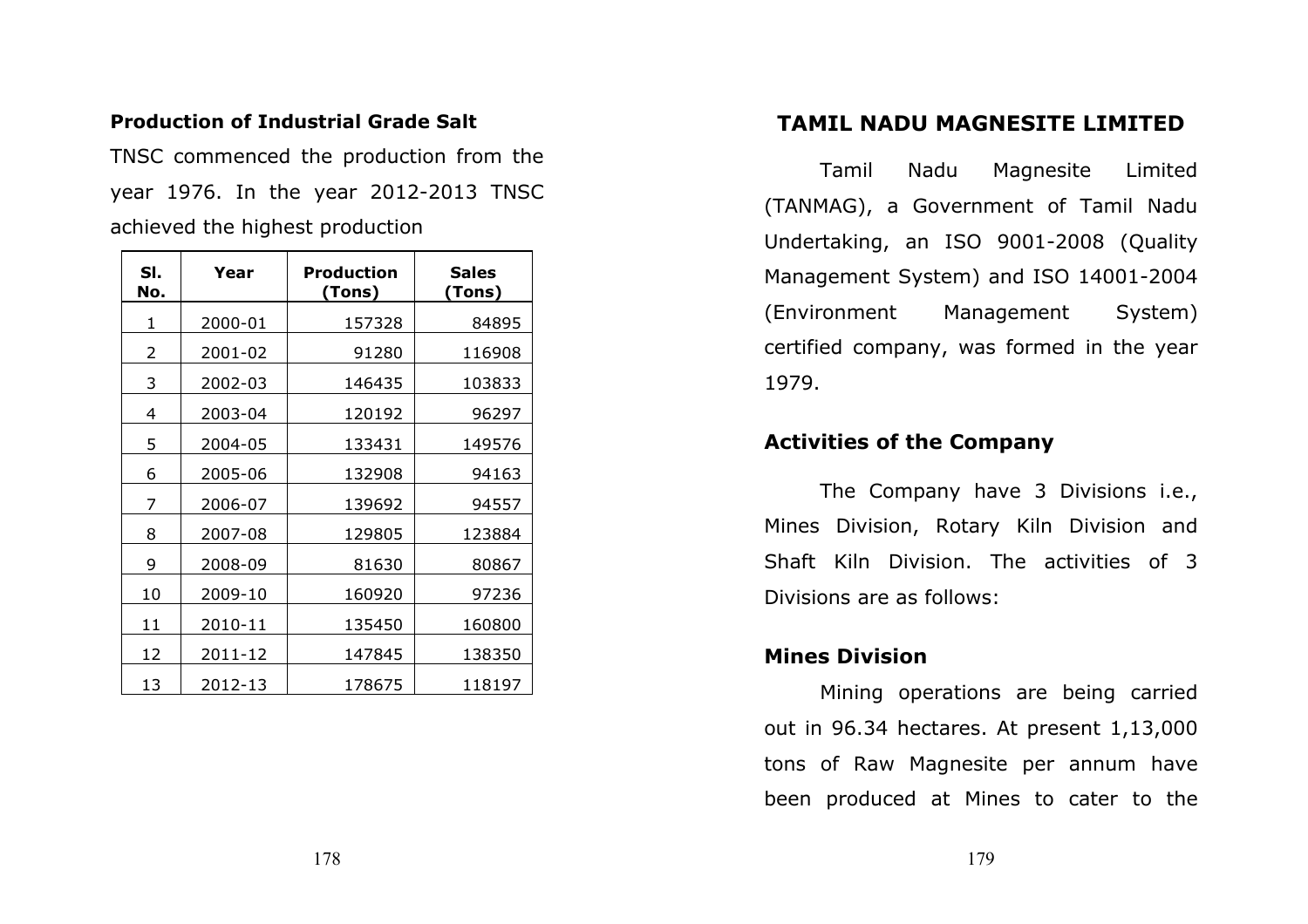**Production of Industrial Grade Salt**

TNSC commenced the production from the year 1976. In the year 2012-2013 TNSC achieved the highest production

| Sl. No. | Year | Production (Tons) | Sales (Tons) |
|---|---|---|---|
| 1 | 2000-01 | 157328 | 84895 |
| 2 | 2001-02 | 91280 | 116908 |
| 3 | 2002-03 | 146435 | 103833 |
| 4 | 2003-04 | 120192 | 96297 |
| 5 | 2004-05 | 133431 | 149576 |
| 6 | 2005-06 | 132908 | 94163 |
| 7 | 2006-07 | 139692 | 94557 |
| 8 | 2007-08 | 129805 | 123884 |
| 9 | 2008-09 | 81630 | 80867 |
| 10 | 2009-10 | 160920 | 97236 |
| 11 | 2010-11 | 135450 | 160800 |
| 12 | 2011-12 | 147845 | 138350 |
| 13 | 2012-13 | 178675 | 118197 |

## TAMIL NADU MAGNESITE LIMITED

Tamil Nadu Magnesite Limited (TANMAG), a Government of Tamil Nadu Undertaking, an ISO 9001-2008 (Quality Management System) and ISO 14001-2004 (Environment Management System) certified company, was formed in the year 1979.

### Activities of the Company

The Company have 3 Divisions i.e., Mines Division, Rotary Kiln Division and Shaft Kiln Division. The activities of 3 Divisions are as follows:

### Mines Division

Mining operations are being carried out in 96.34 hectares. At present 1,13,000 tons of Raw Magnesite per annum have been produced at Mines to cater to the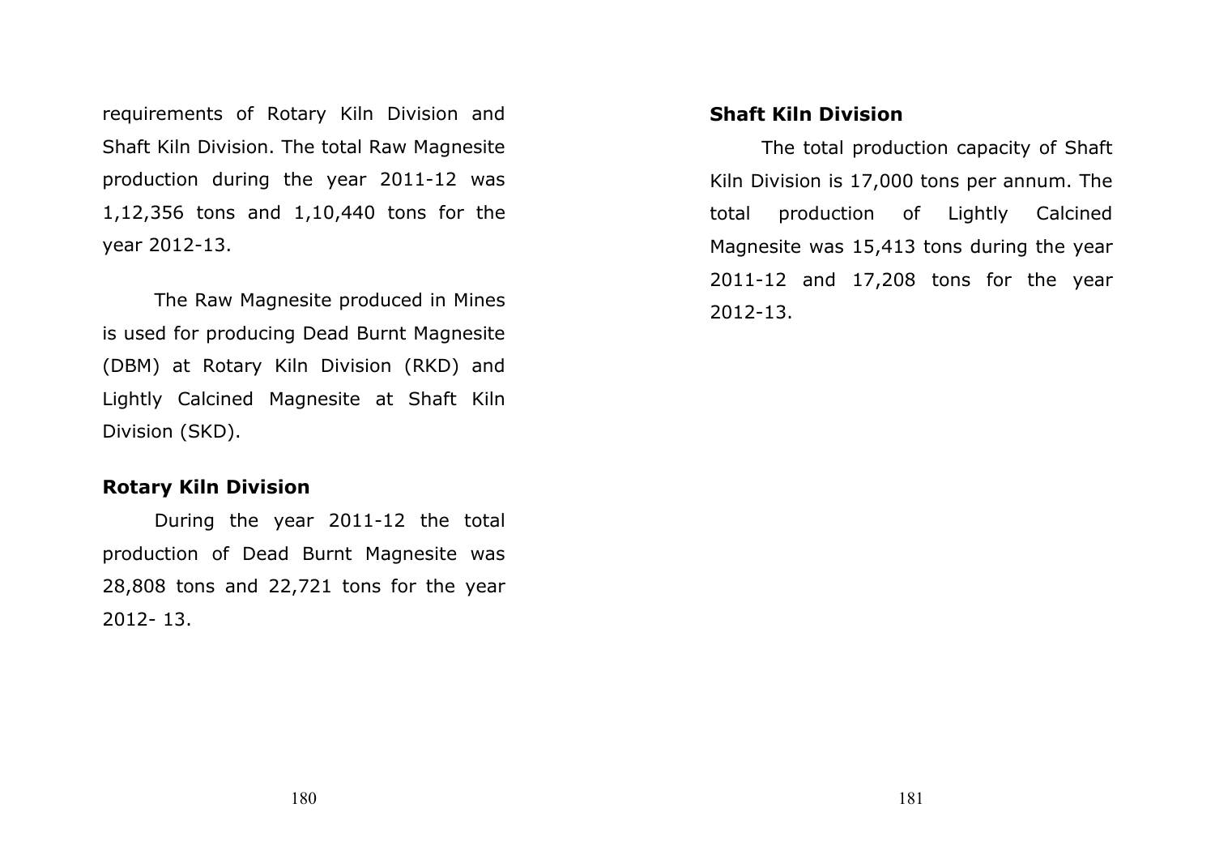requirements of Rotary Kiln Division and Shaft Kiln Division. The total Raw Magnesite production during the year 2011-12 was 1,12,356 tons and 1,10,440 tons for the year 2012-13.

The Raw Magnesite produced in Mines is used for producing Dead Burnt Magnesite (DBM) at Rotary Kiln Division (RKD) and Lightly Calcined Magnesite at Shaft Kiln Division (SKD).

**Rotary Kiln Division**

During the year 2011-12 the total production of Dead Burnt Magnesite was 28,808 tons and 22,721 tons for the year 2012- 13.

**Shaft Kiln Division**

The total production capacity of Shaft Kiln Division is 17,000 tons per annum. The total production of Lightly Calcined Magnesite was 15,413 tons during the year 2011-12 and 17,208 tons for the year 2012-13.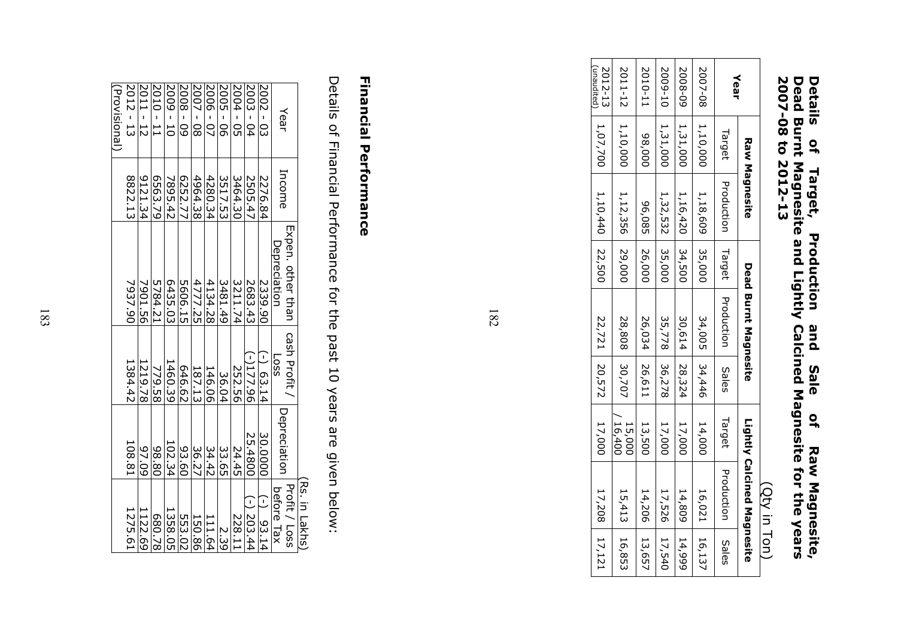## Details of Target, Production and Sale of Raw Magnesite, Dead Burnt Magnesite and Lightly Calcined Magnesite for the years 2007-08 to 2012-13

(Qty in Ton)

| Year | Raw Magnesite | | Dead Burnt Magnesite | | | Lightly Calcined Magnesite | | |
|---|---|---|---|---|---|---|---|---|
| | Target | Production | Target | Production | Sales | Target | Production | Sales |
| 2007-08 | 1,10,000 | 1,18,609 | 35,000 | 34,005 | 34,446 | 14,000 | 16,021 | 16,137 |
| 2008-09 | 1,31,000 | 1,16,420 | 34,500 | 30,614 | 28,324 | 17,000 | 14,809 | 14,999 |
| 2009-10 | 1,31,000 | 1,32,532 | 35,000 | 35,778 | 36,278 | 17,000 | 17,526 | 17,540 |
| 2010-11 | 98,000 | 96,085 | 26,000 | 26,034 | 26,611 | 13,500 | 14,206 | 13,657 |
| 2011-12 | 1,10,000 | 1,12,356 | 29,000 | 28,808 | 30,707 | 15,000 / 16,400 | 15,413 | 16,853 |
| 2012-13 (unaudited) | 1,07,700 | 1,10,440 | 22,500 | 22,721 | 20,572 | 17,000 | 17,208 | 17,121 |

## Financial Performance

Details of Financial Performance for the past 10 years are given below:

(Rs. in Lakhs)

| Year | Income | Expen. other than Depreciation | cash Profit / Loss | Depreciation | Profit / Loss before Tax |
|---|---|---|---|---|---|
| 2002 - 03 | 2276.84 | 2339.90 | (-) 63.14 | 30.0000 | (-) 93.14 |
| 2003 - 04 | 2505.47 | 2683.43 | (-)177.96 | 25.4800 | (-) 203.44 |
| 2004 - 05 | 3464.30 | 3211.74 | 252.56 | 24.45 | 228.11 |
| 2005 - 06 | 3517.53 | 3481.49 | 36.04 | 33.65 | 2.39 |
| 2006 - 07 | 4280.34 | 4134.28 | 146.06 | 34.42 | 111.64 |
| 2007 - 08 | 4964.38 | 4777.25 | 187.13 | 36.27 | 150.86 |
| 2008 - 09 | 6252.77 | 5606.15 | 646.62 | 93.60 | 553.02 |
| 2009 - 10 | 7895.42 | 6435.03 | 1460.39 | 102.34 | 1358.05 |
| 2010 - 11 | 6563.79 | 5784.21 | 779.58 | 98.80 | 680.78 |
| 2011 - 12 | 9121.34 | 7901.56 | 1219.78 | 97.09 | 1122.69 |
| 2012 - 13 (Provisional) | 8822.13 | 7937.90 | 1384.42 | 108.81 | 1275.61 |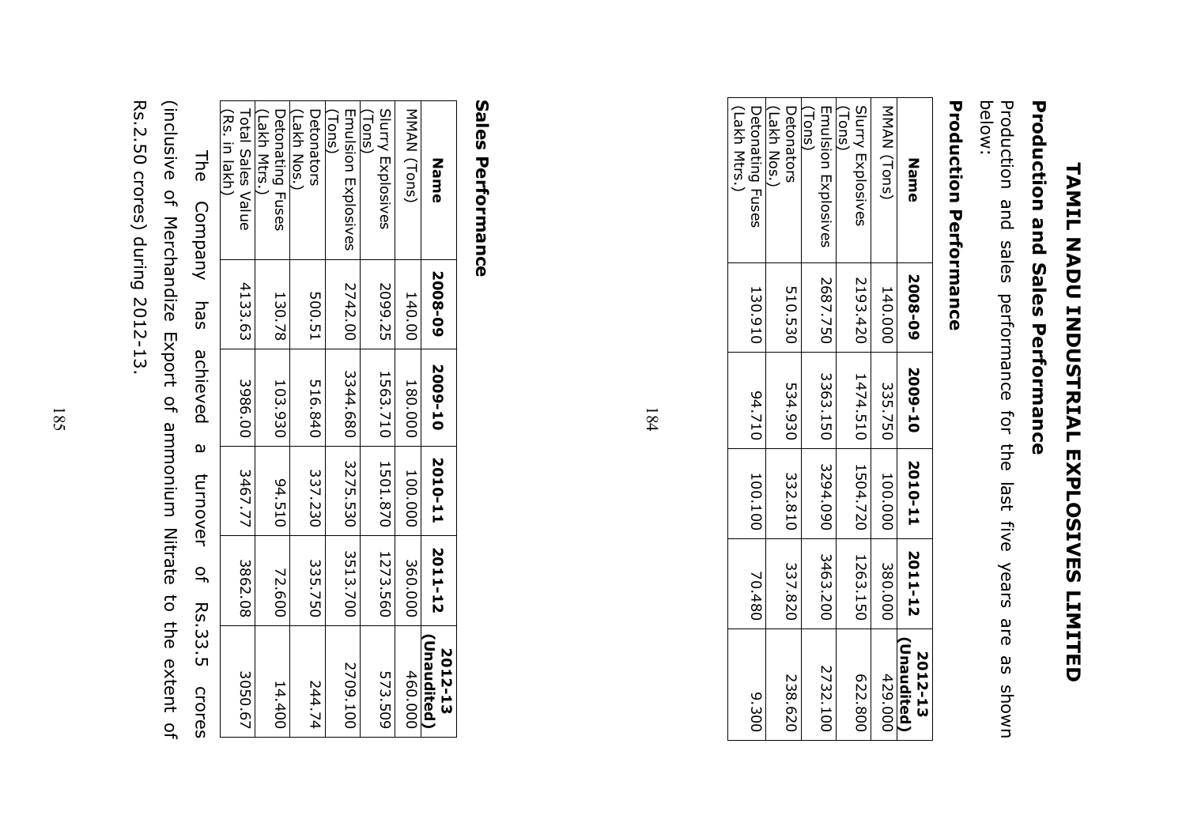# TAMIL NADU INDUSTRIAL EXPLOSIVES LIMITED

## Production and Sales Performance

Production and sales performance for the last five years are as shown below:

### Production Performance

| Name | 2008-09 | 2009-10 | 2010-11 | 2011-12 | 2012-13 (Unaudited) |
|---|---|---|---|---|---|
| MMAN (Tons) | 140.000 | 335.750 | 100.000 | 380.000 | 429.000 |
| Slurry Explosives (Tons) | 2193.420 | 1474.510 | 1504.720 | 1263.150 | 622.800 |
| Emulsion Explosives (Tons) | 2687.750 | 3363.150 | 3294.090 | 3463.200 | 2732.100 |
| Detonators (Lakh Nos.) | 510.530 | 534.930 | 332.810 | 337.820 | 238.620 |
| Detonating Fuses (Lakh Mtrs.) | 130.910 | 94.710 | 100.100 | 70.480 | 9.300 |

### Sales Performance

| Name | 2008-09 | 2009-10 | 2010-11 | 2011-12 | 2012-13 (Unaudited) |
|---|---|---|---|---|---|
| MMAN (Tons) | 140.00 | 180.000 | 100.000 | 360.000 | 460.000 |
| Slurry Explosives (Tons) | 2099.25 | 1563.710 | 1501.870 | 1273.560 | 573.509 |
| Emulsion Explosives (Tons) | 2742.00 | 3344.680 | 3275.530 | 3513.700 | 2709.100 |
| Detonators (Lakh Nos.) | 500.51 | 516.840 | 337.230 | 335.750 | 244.74 |
| Detonating Fuses (Lakh Mtrs.) | 130.78 | 103.930 | 94.510 | 72.600 | 14.400 |
| Total Sales Value (Rs. in lakh) | 4133.63 | 3986.00 | 3467.77 | 3862.08 | 3050.67 |

The Company has achieved a turnover of Rs.33.5 crores (inclusive of Merchandize Export of ammonium Nitrate to the extent of Rs.2.50 crores) during 2012-13.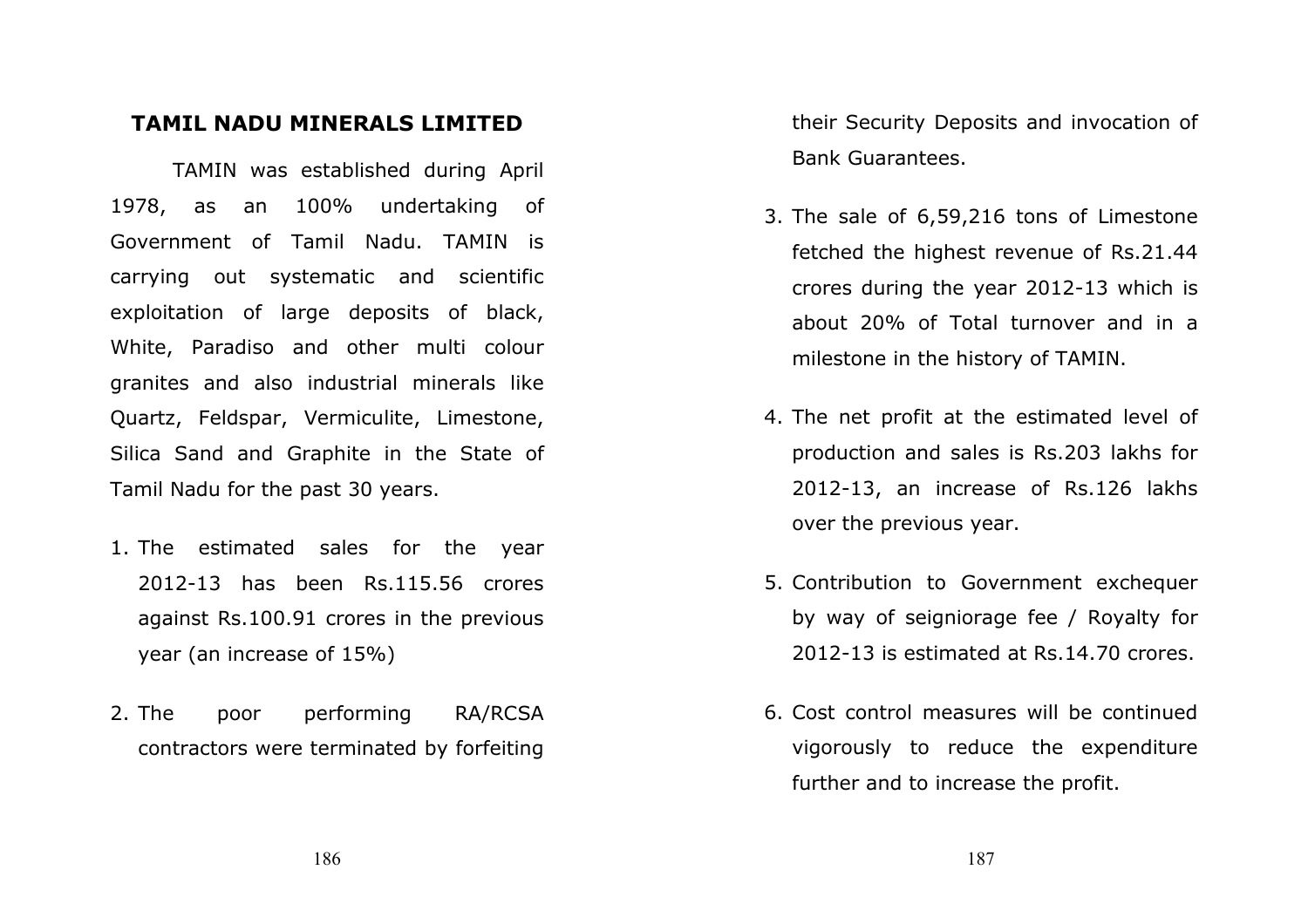## TAMIL NADU MINERALS LIMITED

TAMIN was established during April 1978, as an 100% undertaking of Government of Tamil Nadu. TAMIN is carrying out systematic and scientific exploitation of large deposits of black, White, Paradiso and other multi colour granites and also industrial minerals like Quartz, Feldspar, Vermiculite, Limestone, Silica Sand and Graphite in the State of Tamil Nadu for the past 30 years.

1. The estimated sales for the year 2012-13 has been Rs.115.56 crores against Rs.100.91 crores in the previous year (an increase of 15%)

2. The poor performing RA/RCSA contractors were terminated by forfeiting their Security Deposits and invocation of Bank Guarantees.

3. The sale of 6,59,216 tons of Limestone fetched the highest revenue of Rs.21.44 crores during the year 2012-13 which is about 20% of Total turnover and in a milestone in the history of TAMIN.

4. The net profit at the estimated level of production and sales is Rs.203 lakhs for 2012-13, an increase of Rs.126 lakhs over the previous year.

5. Contribution to Government exchequer by way of seigniorage fee / Royalty for 2012-13 is estimated at Rs.14.70 crores.

6. Cost control measures will be continued vigorously to reduce the expenditure further and to increase the profit.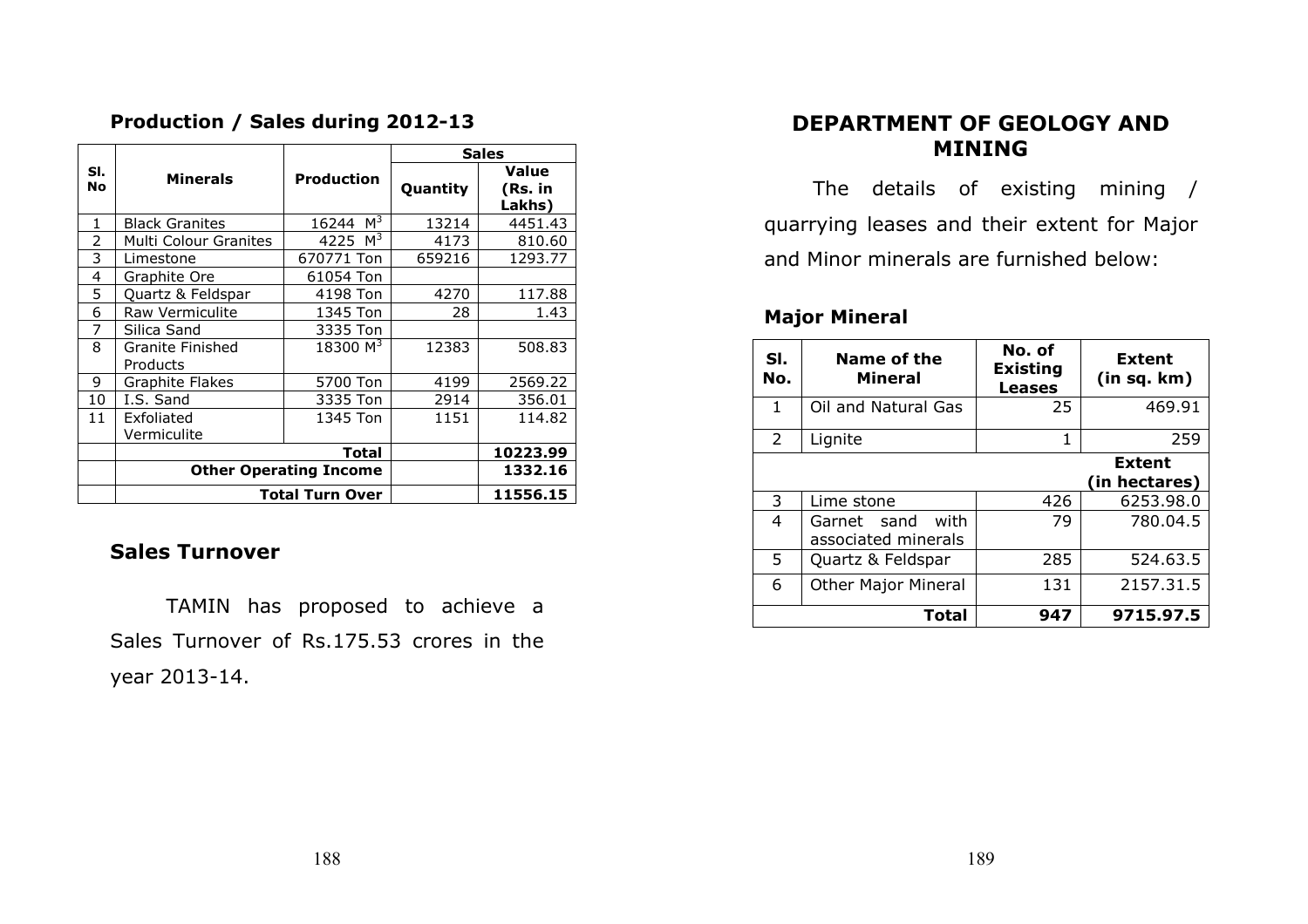### Production / Sales during 2012-13

| Sl. No | Minerals | Production | Sales | |
|---|---|---|---|---|
| | | | Quantity | Value (Rs. in Lakhs) |
| 1 | Black Granites | 16244 $M^3$ | 13214 | 4451.43 |
| 2 | Multi Colour Granites | 4225 $M^3$ | 4173 | 810.60 |
| 3 | Limestone | 670771 Ton | 659216 | 1293.77 |
| 4 | Graphite Ore | 61054 Ton | | |
| 5 | Quartz & Feldspar | 4198 Ton | 4270 | 117.88 |
| 6 | Raw Vermiculite | 1345 Ton | 28 | 1.43 |
| 7 | Silica Sand | 3335 Ton | | |
| 8 | Granite Finished Products | 18300 $M^3$ | 12383 | 508.83 |
| 9 | Graphite Flakes | 5700 Ton | 4199 | 2569.22 |
| 10 | I.S. Sand | 3335 Ton | 2914 | 356.01 |
| 11 | Exfoliated Vermiculite | 1345 Ton | 1151 | 114.82 |
| | **Total** | | | **10223.99** |
| | **Other Operating Income** | | | **1332.16** |
| | **Total Turn Over** | | | **11556.15** |

## Sales Turnover

TAMIN has proposed to achieve a Sales Turnover of Rs.175.53 crores in the year 2013-14.

## DEPARTMENT OF GEOLOGY AND MINING

The details of existing mining / quarrying leases and their extent for Major and Minor minerals are furnished below:

### Major Mineral

| Sl. No. | Name of the Mineral | No. of Existing Leases | Extent (in sq. km) |
|---|---|---|---|
| 1 | Oil and Natural Gas | 25 | 469.91 |
| 2 | Lignite | 1 | 259 |
| | | | **Extent (in hectares)** |
| 3 | Lime stone | 426 | 6253.98.0 |
| 4 | Garnet sand with associated minerals | 79 | 780.04.5 |
| 5 | Quartz & Feldspar | 285 | 524.63.5 |
| 6 | Other Major Mineral | 131 | 2157.31.5 |
| | **Total** | **947** | **9715.97.5** |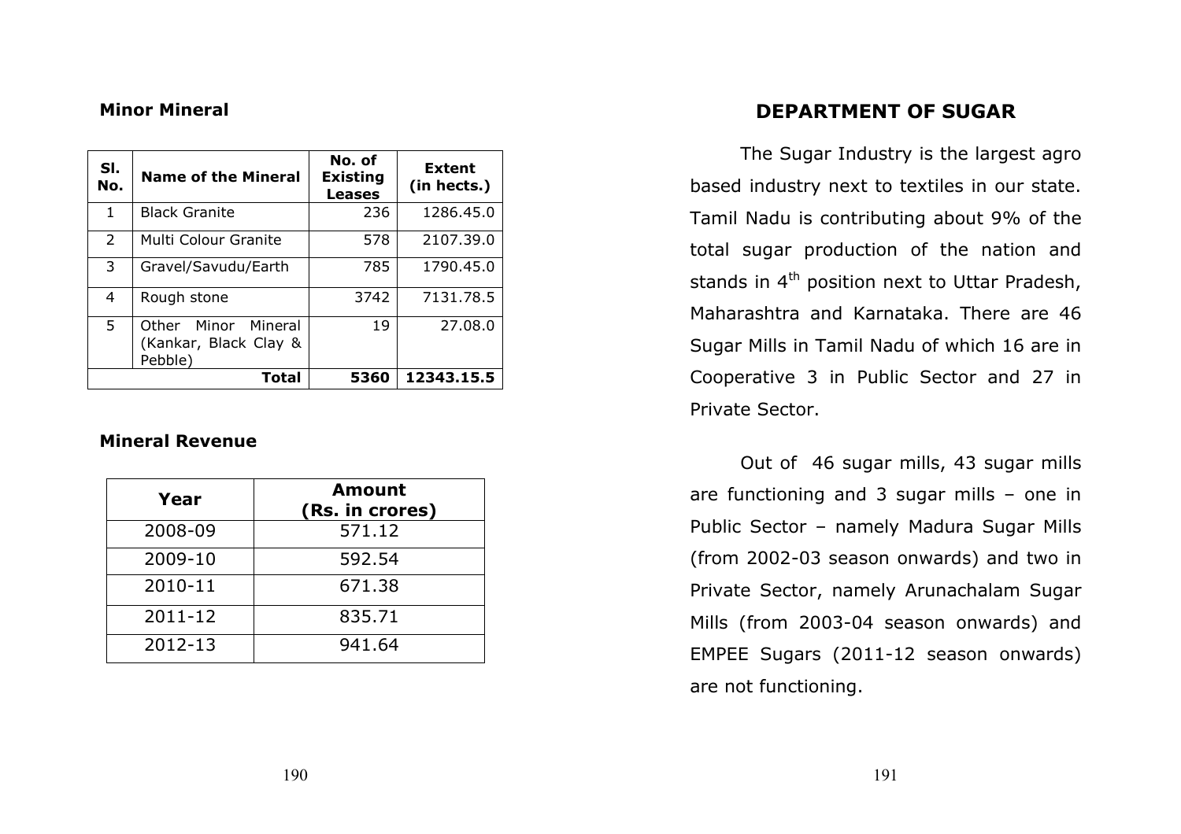**Minor Mineral**

| Sl. No. | Name of the Mineral | No. of Existing Leases | Extent (in hects.) |
|---|---|---|---|
| 1 | Black Granite | 236 | 1286.45.0 |
| 2 | Multi Colour Granite | 578 | 2107.39.0 |
| 3 | Gravel/Savudu/Earth | 785 | 1790.45.0 |
| 4 | Rough stone | 3742 | 7131.78.5 |
| 5 | Other Minor Mineral (Kankar, Black Clay & Pebble) | 19 | 27.08.0 |
| | **Total** | **5360** | **12343.15.5** |

**Mineral Revenue**

| Year | Amount (Rs. in crores) |
|---|---|
| 2008-09 | 571.12 |
| 2009-10 | 592.54 |
| 2010-11 | 671.38 |
| 2011-12 | 835.71 |
| 2012-13 | 941.64 |

## DEPARTMENT OF SUGAR

The Sugar Industry is the largest agro based industry next to textiles in our state. Tamil Nadu is contributing about 9% of the total sugar production of the nation and stands in 4th position next to Uttar Pradesh, Maharashtra and Karnataka. There are 46 Sugar Mills in Tamil Nadu of which 16 are in Cooperative 3 in Public Sector and 27 in Private Sector.

Out of 46 sugar mills, 43 sugar mills are functioning and 3 sugar mills – one in Public Sector – namely Madura Sugar Mills (from 2002-03 season onwards) and two in Private Sector, namely Arunachalam Sugar Mills (from 2003-04 season onwards) and EMPEE Sugars (2011-12 season onwards) are not functioning.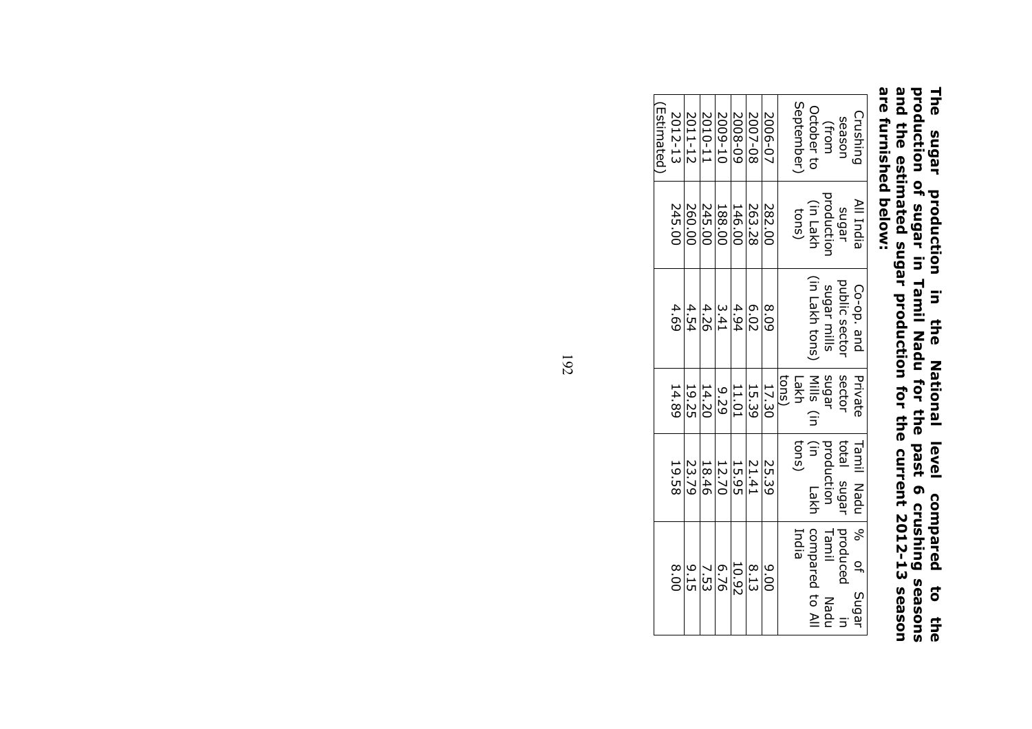**The sugar production in the National level compared to the production of sugar in Tamil Nadu for the past 6 crushing seasons and the estimated sugar production for the current 2012-13 season are furnished below:**

| Crushing season (from October to September) | All India sugar production (in Lakh tons) | Co-op. and public sector sugar mills (in Lakh tons) | Private sector sugar Mills (in Lakh tons) | Tamil Nadu total sugar production (in Lakh tons) | % of Sugar produced in Tamil Nadu compared to All India |
|---|---|---|---|---|---|
| 2006-07 | 282.00 | 8.09 | 17.30 | 25.39 | 9.00 |
| 2007-08 | 263.28 | 6.02 | 15.39 | 21.41 | 8.13 |
| 2008-09 | 146.00 | 4.94 | 11.01 | 15.95 | 10.92 |
| 2009-10 | 188.00 | 3.41 | 9.29 | 12.70 | 6.76 |
| 2010-11 | 245.00 | 4.26 | 14.20 | 18.46 | 7.53 |
| 2011-12 | 260.00 | 4.54 | 19.25 | 23.79 | 9.15 |
| 2012-13 (Estimated) | 245.00 | 4.69 | 14.89 | 19.58 | 8.00 |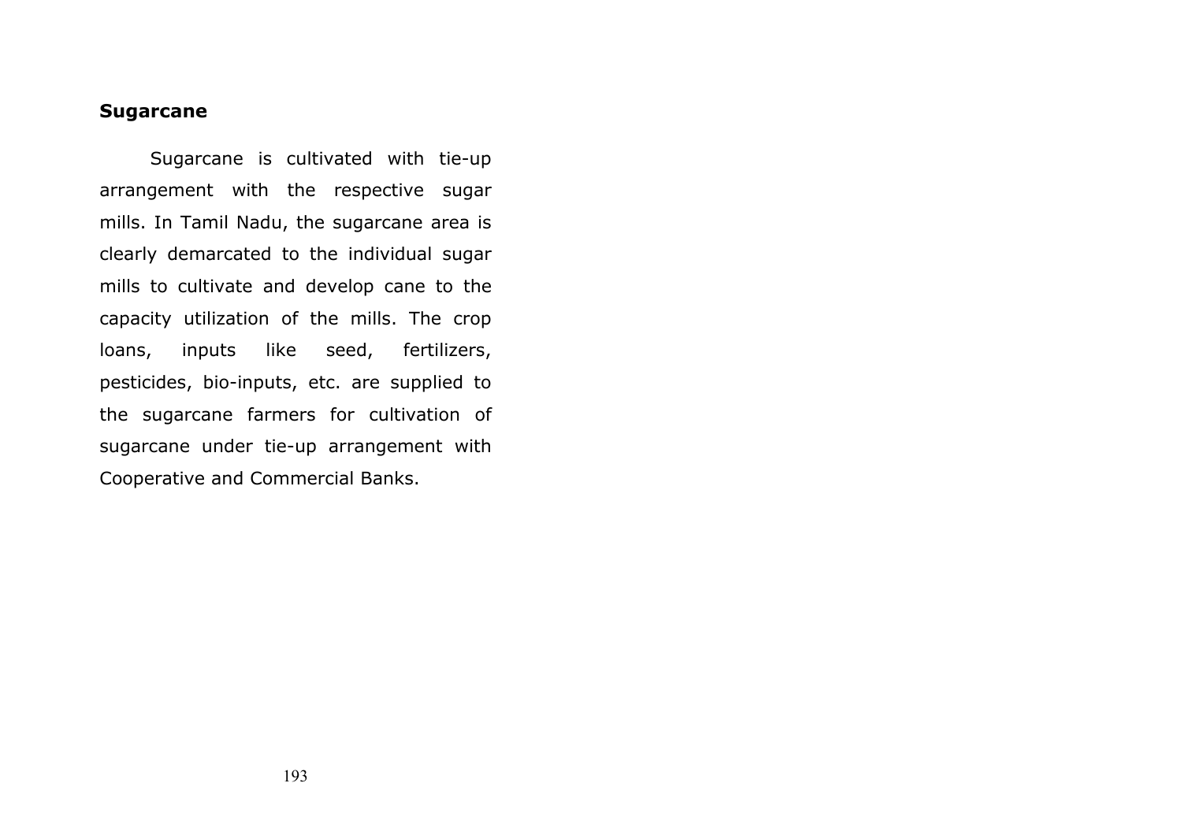**Sugarcane**

Sugarcane is cultivated with tie-up arrangement with the respective sugar mills. In Tamil Nadu, the sugarcane area is clearly demarcated to the individual sugar mills to cultivate and develop cane to the capacity utilization of the mills. The crop loans, inputs like seed, fertilizers, pesticides, bio-inputs, etc. are supplied to the sugarcane farmers for cultivation of sugarcane under tie-up arrangement with Cooperative and Commercial Banks.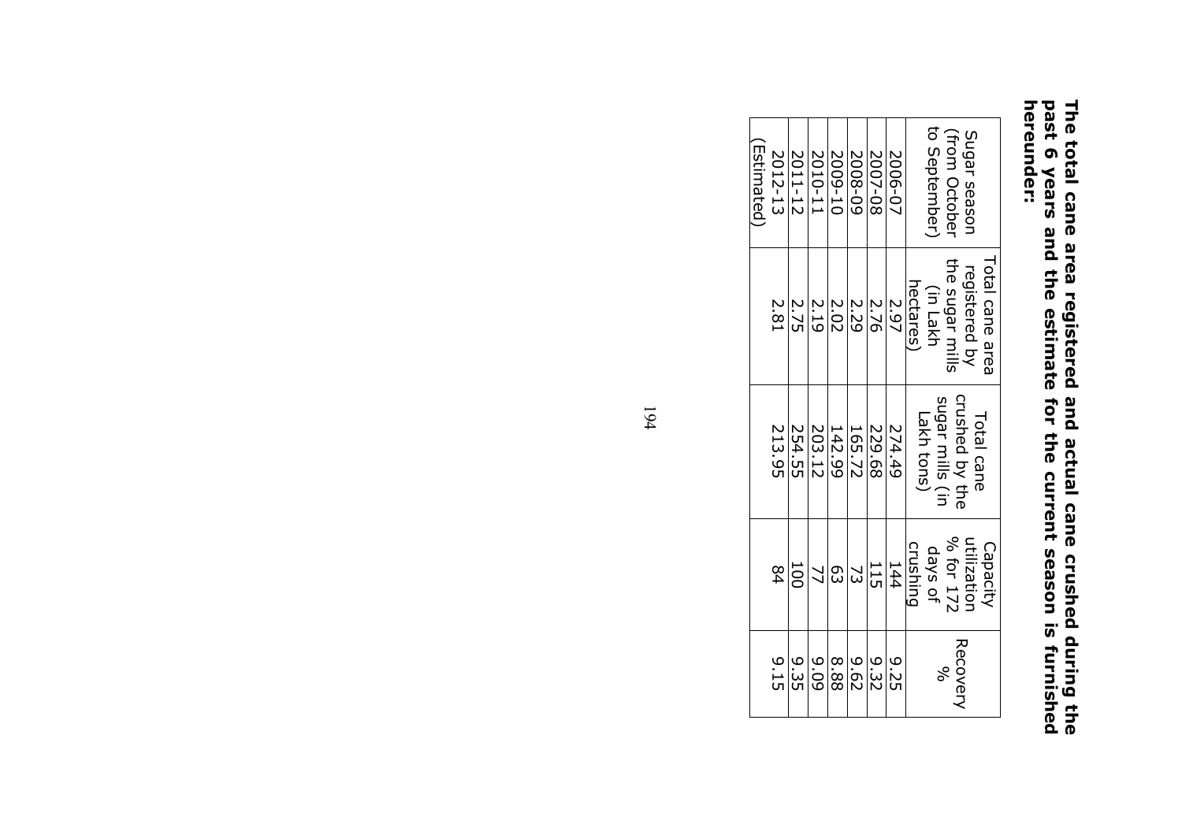**The total cane area registered and actual cane crushed during the past 6 years and the estimate for the current season is furnished hereunder:**

| Sugar season (from October to September) | Total cane area registered by the sugar mills (in Lakh hectares) | Total cane crushed by the sugar mills (in Lakh tons) | Capacity utilization % for 172 days of crushing | Recovery % |
|---|---|---|---|---|
| 2006-07 | 2.97 | 274.49 | 144 | 9.25 |
| 2007-08 | 2.76 | 229.68 | 115 | 9.32 |
| 2008-09 | 2.29 | 165.72 | 73 | 9.62 |
| 2009-10 | 2.02 | 142.99 | 63 | 8.88 |
| 2010-11 | 2.19 | 203.12 | 77 | 9.09 |
| 2011-12 | 2.75 | 254.55 | 100 | 9.35 |
| 2012-13 (Estimated) | 2.81 | 213.95 | 84 | 9.15 |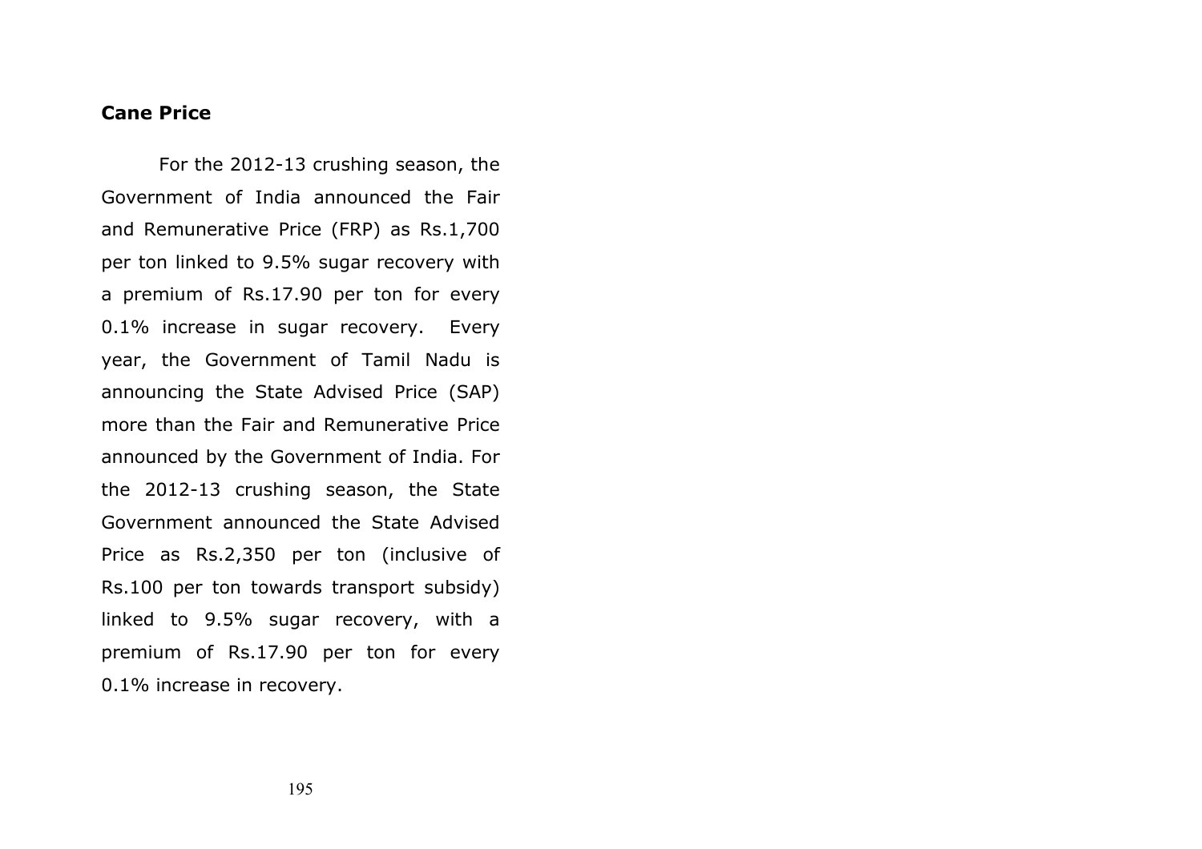**Cane Price**

For the 2012-13 crushing season, the Government of India announced the Fair and Remunerative Price (FRP) as Rs.1,700 per ton linked to 9.5% sugar recovery with a premium of Rs.17.90 per ton for every 0.1% increase in sugar recovery. Every year, the Government of Tamil Nadu is announcing the State Advised Price (SAP) more than the Fair and Remunerative Price announced by the Government of India. For the 2012-13 crushing season, the State Government announced the State Advised Price as Rs.2,350 per ton (inclusive of Rs.100 per ton towards transport subsidy) linked to 9.5% sugar recovery, with a premium of Rs.17.90 per ton for every 0.1% increase in recovery.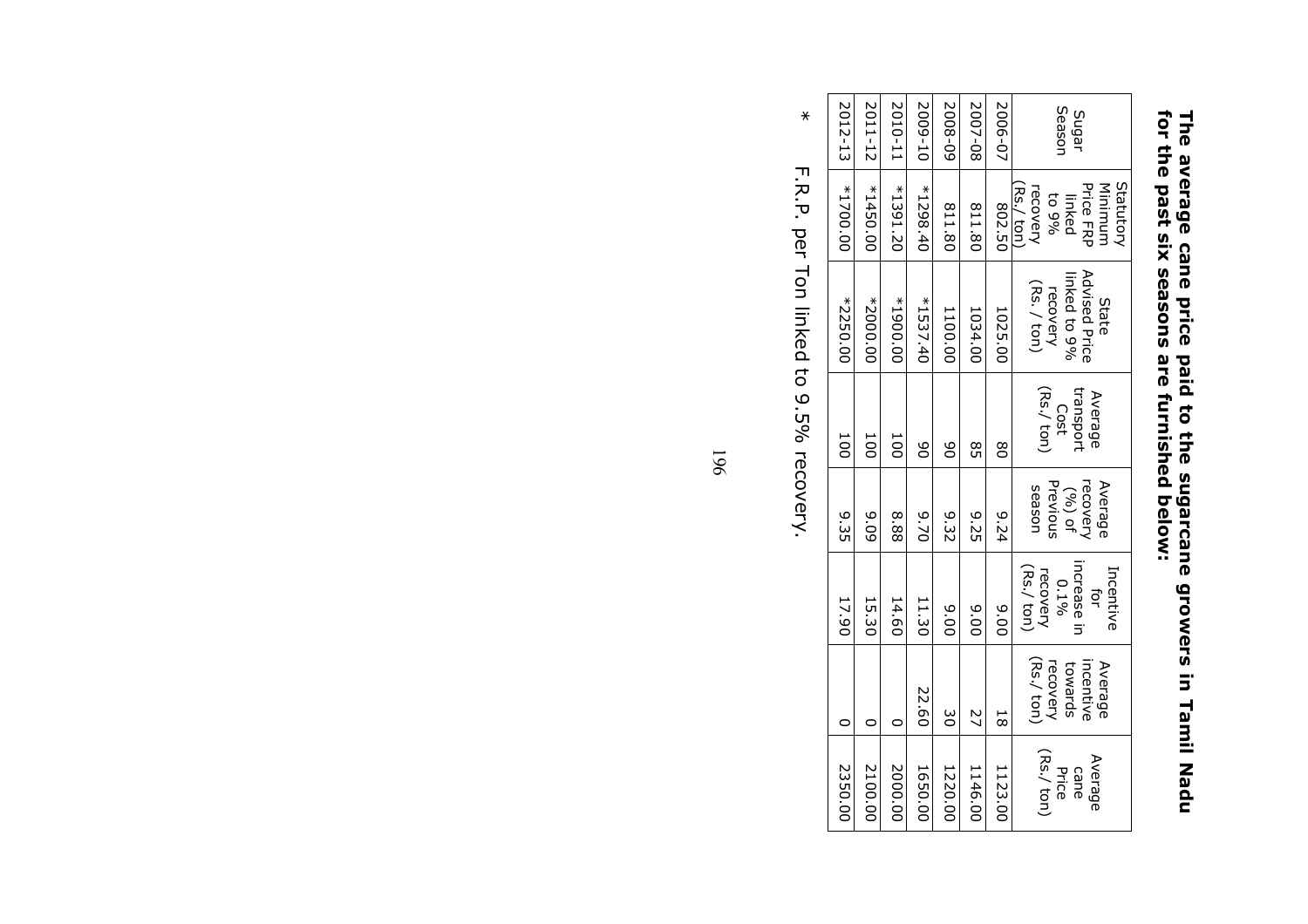**The average cane price paid to the sugarcane growers in Tamil Nadu for the past six seasons are furnished below:**

| Sugar Season | Statutory Minimum Price FRP linked to 9% recovery (Rs./ ton) | State Advised Price linked to 9% recovery (Rs. / ton) | Average transport Cost (Rs./ ton) | Average recovery (%) of Previous season | Incentive for increase in 0.1% recovery (Rs./ ton) | Average incentive towards recovery (Rs./ ton) | Average cane Price (Rs./ ton) |
|---|---|---|---|---|---|---|---|
| 2006-07 | 802.50 | 1025.00 | 80 | 9.24 | 9.00 | 18 | 1123.00 |
| 2007-08 | 811.80 | 1034.00 | 85 | 9.25 | 9.00 | 27 | 1146.00 |
| 2008-09 | 811.80 | 1100.00 | 90 | 9.32 | 9.00 | 30 | 1220.00 |
| 2009-10 | *1298.40 | *1537.40 | 90 | 9.70 | 11.30 | 22.60 | 1650.00 |
| 2010-11 | *1391.20 | *1900.00 | 100 | 8.88 | 14.60 | 0 | 2000.00 |
| 2011-12 | *1450.00 | *2000.00 | 100 | 9.09 | 15.30 | 0 | 2100.00 |
| 2012-13 | *1700.00 | *2250.00 | 100 | 9.35 | 17.90 | 0 | 2350.00 |

\* F.R.P. per Ton linked to 9.5% recovery.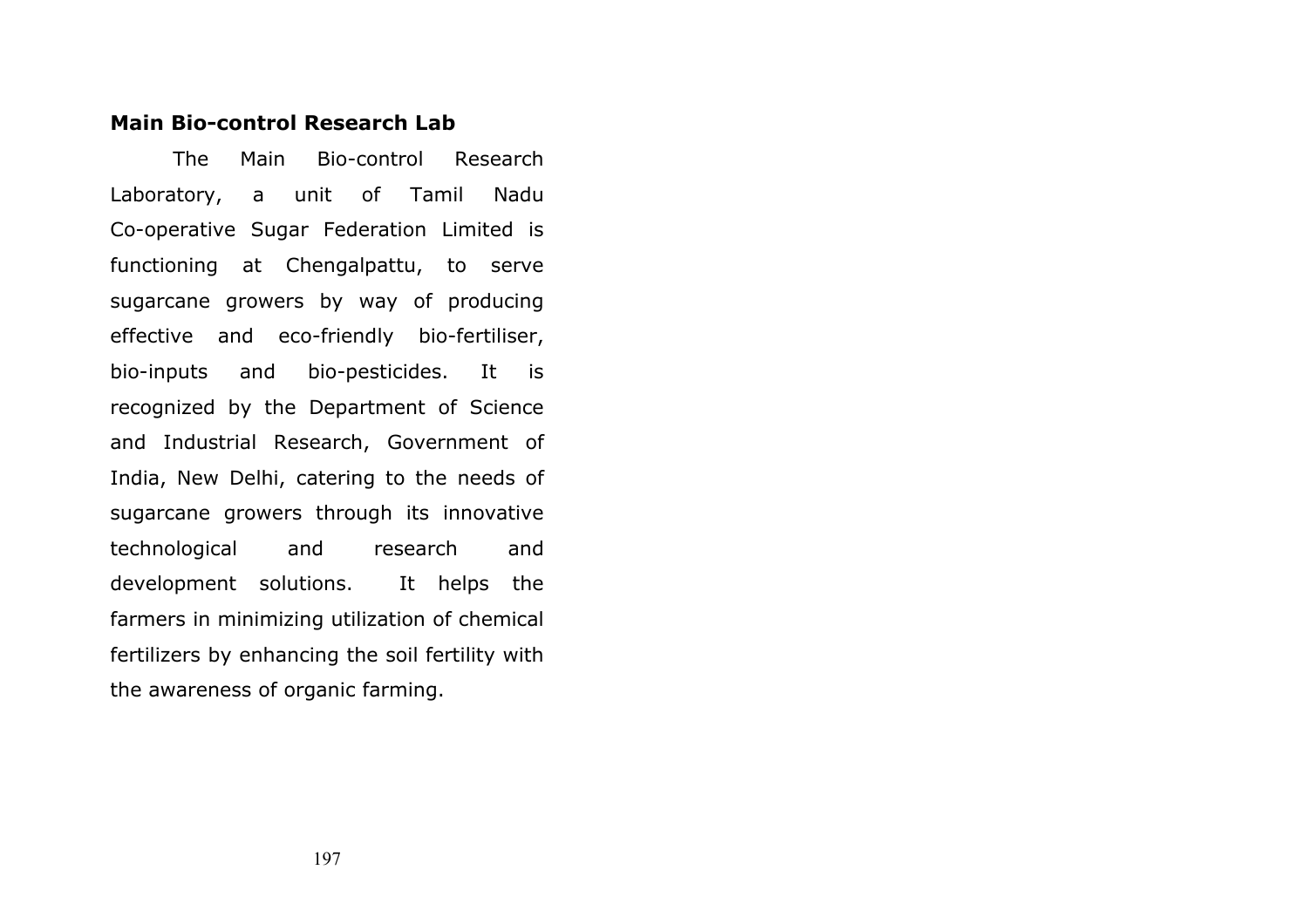**Main Bio-control Research Lab**

The Main Bio-control Research Laboratory, a unit of Tamil Nadu Co-operative Sugar Federation Limited is functioning at Chengalpattu, to serve sugarcane growers by way of producing effective and eco-friendly bio-fertiliser, bio-inputs and bio-pesticides. It is recognized by the Department of Science and Industrial Research, Government of India, New Delhi, catering to the needs of sugarcane growers through its innovative technological and research and development solutions. It helps the farmers in minimizing utilization of chemical fertilizers by enhancing the soil fertility with the awareness of organic farming.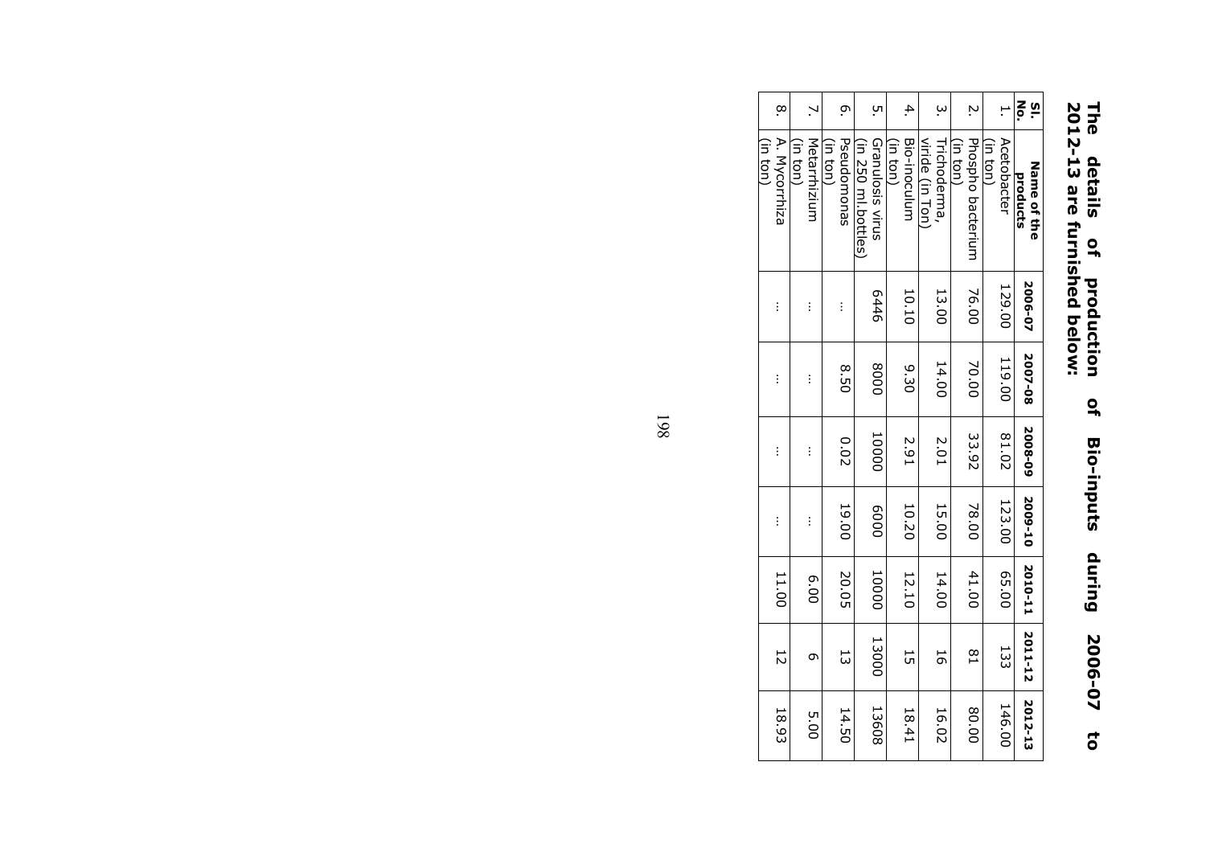**The details of production of Bio-inputs during 2006-07 to 2012-13 are furnished below:**

| Sl. No. | Name of the products | 2006-07 | 2007-08 | 2008-09 | 2009-10 | 2010-11 | 2011-12 | 2012-13 |
|---|---|---|---|---|---|---|---|---|
| 1. | Acetobacter (in ton) | 129.00 | 119.00 | 81.02 | 123.00 | 65.00 | 133 | 146.00 |
| 2. | Phospho bacterium (in ton) | 76.00 | 70.00 | 33.92 | 78.00 | 41.00 | 81 | 80.00 |
| 3. | Trichoderma, viride (in Ton) | 13.00 | 14.00 | 2.01 | 15.00 | 14.00 | 16 | 16.02 |
| 4. | Bio-inoculum (in ton) | 10.10 | 9.30 | 2.91 | 10.20 | 12.10 | 15 | 18.41 |
| 5. | Granulosis virus (in 250 ml.bottles) | 6446 | 8000 | 10000 | 6000 | 10000 | 13000 | 13608 |
| 6. | Pseudomonas (in ton) | ... | 8.50 | 0.02 | 19.00 | 20.05 | 13 | 14.50 |
| 7. | Metarrhizium (in ton) | ... | ... | ... | ... | 6.00 | 6 | 5.00 |
| 8. | A. Mycorrhiza (in ton) | ... | ... | ... | ... | 11.00 | 12 | 18.93 |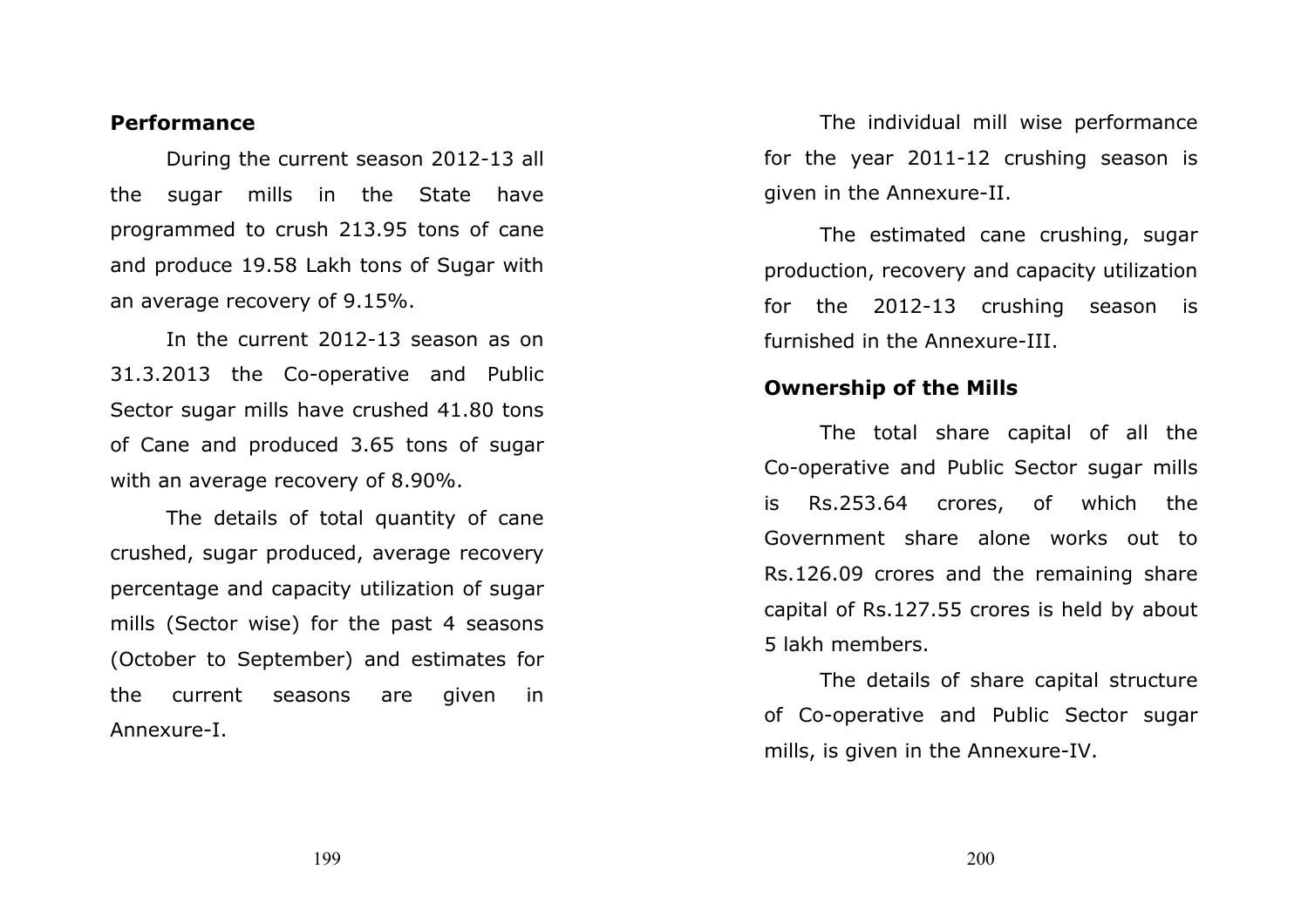## Performance

During the current season 2012-13 all the sugar mills in the State have programmed to crush 213.95 tons of cane and produce 19.58 Lakh tons of Sugar with an average recovery of 9.15%.

In the current 2012-13 season as on 31.3.2013 the Co-operative and Public Sector sugar mills have crushed 41.80 tons of Cane and produced 3.65 tons of sugar with an average recovery of 8.90%.

The details of total quantity of cane crushed, sugar produced, average recovery percentage and capacity utilization of sugar mills (Sector wise) for the past 4 seasons (October to September) and estimates for the current seasons are given in Annexure-I.

The individual mill wise performance for the year 2011-12 crushing season is given in the Annexure-II.

The estimated cane crushing, sugar production, recovery and capacity utilization for the 2012-13 crushing season is furnished in the Annexure-III.

## Ownership of the Mills

The total share capital of all the Co-operative and Public Sector sugar mills is Rs.253.64 crores, of which the Government share alone works out to Rs.126.09 crores and the remaining share capital of Rs.127.55 crores is held by about 5 lakh members.

The details of share capital structure of Co-operative and Public Sector sugar mills, is given in the Annexure-IV.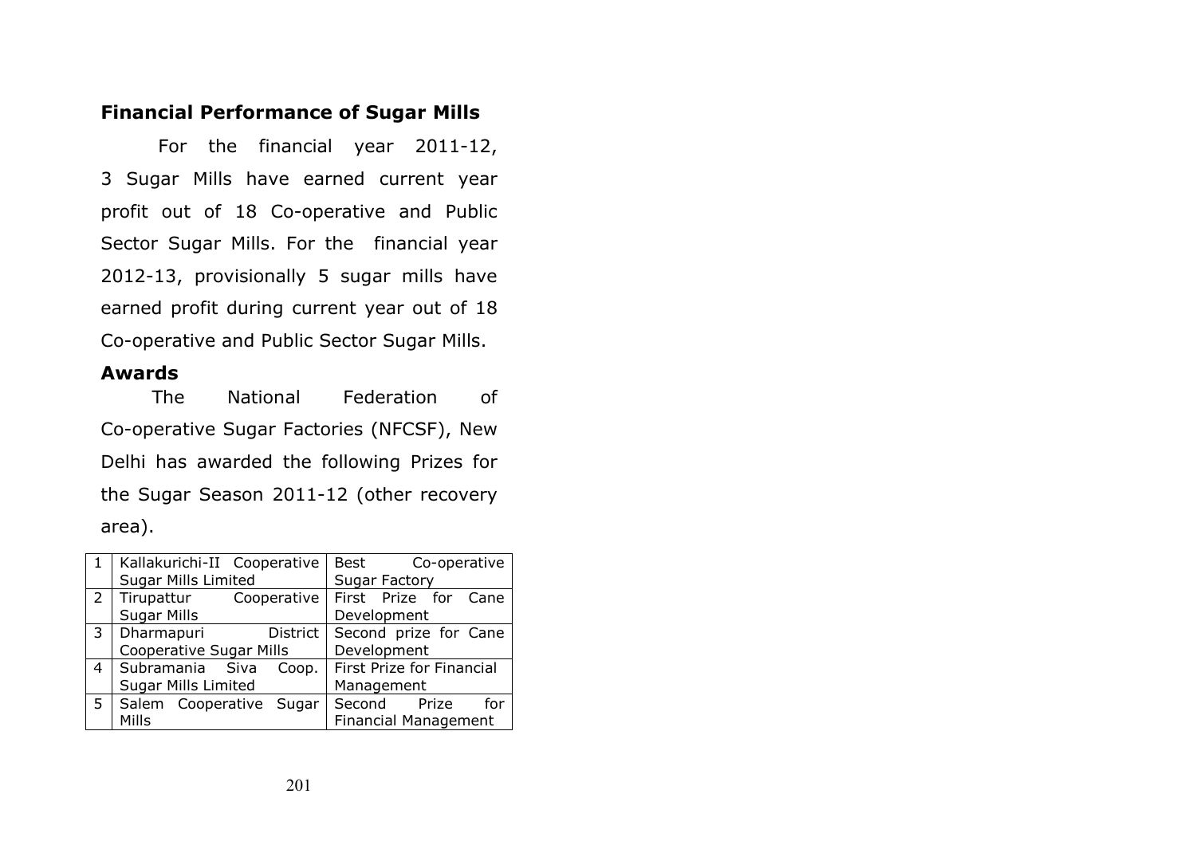### Financial Performance of Sugar Mills

For the financial year 2011-12, 3 Sugar Mills have earned current year profit out of 18 Co-operative and Public Sector Sugar Mills. For the financial year 2012-13, provisionally 5 sugar mills have earned profit during current year out of 18 Co-operative and Public Sector Sugar Mills.

### Awards

The National Federation of Co-operative Sugar Factories (NFCSF), New Delhi has awarded the following Prizes for the Sugar Season 2011-12 (other recovery area).

| | | |
|---|---|---|
| 1 | Kallakurichi-II Cooperative Sugar Mills Limited | Best Co-operative Sugar Factory |
| 2 | Tirupattur Cooperative Sugar Mills | First Prize for Cane Development |
| 3 | Dharmapuri District Cooperative Sugar Mills | Second prize for Cane Development |
| 4 | Subramania Siva Coop. Sugar Mills Limited | First Prize for Financial Management |
| 5 | Salem Cooperative Sugar Mills | Second Prize for Financial Management |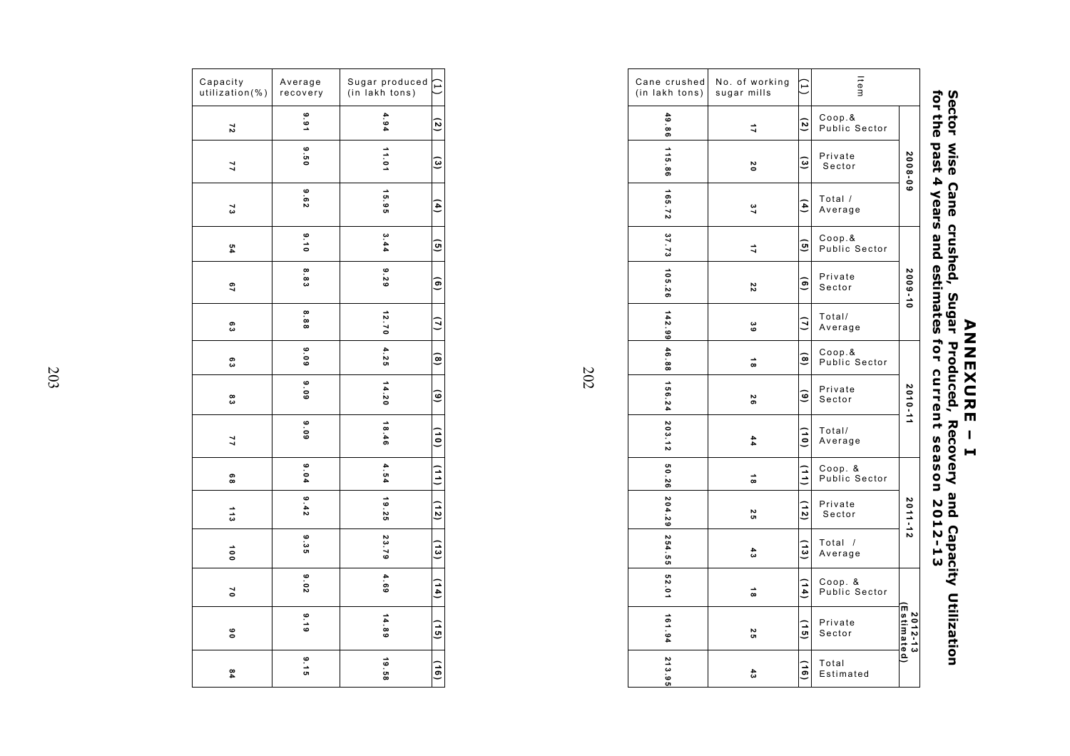# ANNEXURE – I

## Sector wise Cane crushed, Sugar Produced, Recovery and Capacity Utilization for the past 4 years and estimates for current season 2012-13

| Item | 2008-09 | | | 2009-10 | | | 2010-11 | | | 2011-12 | | | 2012-13 (Estimated) | | |
|---|---|---|---|---|---|---|---|---|---|---|---|---|---|---|---|
| | Coop.& Public Sector | Private Sector | Total / Average | Coop.& Public Sector | Private Sector | Total/ Average | Coop.& Public Sector | Private Sector | Total/ Average | Coop. & Public Sector | Private Sector | Total / Average | Coop. & Public Sector | Private Sector | Total Estimated |
| (1) | (2) | (3) | (4) | (5) | (6) | (7) | (8) | (9) | (10) | (11) | (12) | (13) | (14) | (15) | (16) |
| No. of working sugar mills | 17 | 20 | 37 | 17 | 22 | 39 | 18 | 26 | 44 | 18 | 25 | 43 | 18 | 25 | 43 |
| Cane crushed (in lakh tons) | 49.86 | 115.86 | 165.72 | 37.73 | 105.26 | 142.99 | 46.88 | 156.24 | 203.12 | 50.26 | 204.29 | 254.55 | 52.01 | 161.94 | 213.95 |
| Sugar produced (in lakh tons) | 4.94 | 11.01 | 15.95 | 3.44 | 9.29 | 12.70 | 4.25 | 14.20 | 18.46 | 4.54 | 19.25 | 23.79 | 4.69 | 14.89 | 19.58 |
| Average recovery | 9.91 | 9.50 | 9.62 | 9.10 | 8.83 | 8.88 | 9.09 | 9.09 | 9.09 | 9.04 | 9.42 | 9.35 | 9.02 | 9.19 | 9.15 |
| Capacity utilization(%) | 72 | 77 | 73 | 54 | 67 | 63 | 63 | 83 | 77 | 68 | 113 | 100 | 70 | 90 | 84 |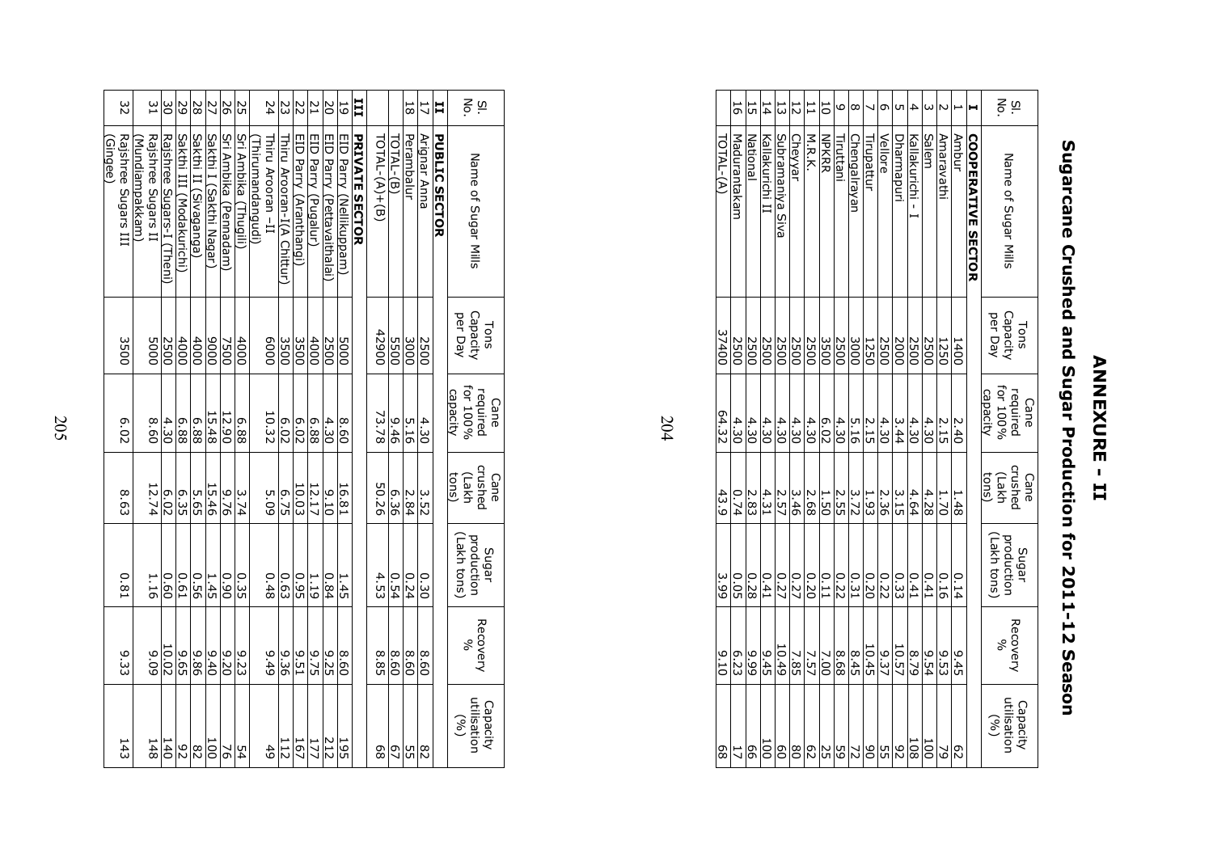# ANNEXURE - II

## Sugarcane Crushed and Sugar Production for 2011-12 Season

| Sl. No. | Name of Sugar Mills | Tons Capacity per Day | Cane required for 100% capacity | Cane crushed (Lakh tons) | Sugar production (Lakh tons) | Recovery % | Capacity utilisation (%) |
|---|---|---|---|---|---|---|---|
| **I** | **COOPERATIVE SECTOR** | | | | | | |
| 1 | Ambur | 1400 | 2.40 | 1.48 | 0.14 | 9.45 | 62 |
| 2 | Amaravathi | 1250 | 2.15 | 1.70 | 0.16 | 9.53 | 79 |
| 3 | Salem | 2500 | 4.30 | 4.28 | 0.41 | 9.54 | 100 |
| 4 | Kallakurichi - I | 2500 | 4.30 | 4.64 | 0.41 | 8.79 | 108 |
| 5 | Dharmapuri | 2000 | 3.44 | 3.15 | 0.33 | 10.57 | 92 |
| 6 | Vellore | 2500 | 4.30 | 2.36 | 0.22 | 9.37 | 55 |
| 7 | Tirupattur | 1250 | 2.15 | 1.93 | 0.20 | 10.45 | 90 |
| 8 | Chengalrayan | 3000 | 5.16 | 3.72 | 0.31 | 8.45 | 72 |
| 9 | Tiruttani | 2500 | 4.30 | 2.55 | 0.22 | 8.68 | 59 |
| 10 | NPKRR | 3500 | 6.02 | 1.50 | 0.11 | 7.00 | 25 |
| 11 | M.R.K. | 2500 | 4.30 | 2.68 | 0.20 | 7.57 | 62 |
| 12 | Cheyyar | 2500 | 4.30 | 3.46 | 0.27 | 7.85 | 80 |
| 13 | Subramaniya Siva | 2500 | 4.30 | 2.57 | 0.27 | 10.49 | 60 |
| 14 | Kallakurichi II | 2500 | 4.30 | 4.31 | 0.41 | 9.45 | 100 |
| 15 | National | 2500 | 4.30 | 2.83 | 0.28 | 9.99 | 66 |
| 16 | Madurantakam | 2500 | 4.30 | 0.74 | 0.05 | 6.23 | 17 |
| | TOTAL-(A) | 37400 | 64.32 | 43.9 | 3.99 | 9.10 | 68 |
| **II** | **PUBLIC SECTOR** | | | | | | |
| 17 | Arignar Anna | 2500 | 4.30 | 3.52 | 0.30 | 8.60 | 82 |
| 18 | Perambalur | 3000 | 5.16 | 2.84 | 0.24 | 8.60 | 55 |
| | TOTAL-(B) | 5500 | 9.46 | 6.36 | 0.54 | 8.60 | 67 |
| | TOTAL-(A)+(B) | 42900 | 73.78 | 50.26 | 4.53 | 8.85 | 68 |
| **III** | **PRIVATE SECTOR** | | | | | | |
| 19 | EID Parry (Nellikuppam) | 5000 | 8.60 | 16.81 | 1.45 | 8.60 | 195 |
| 20 | EID Parry (Pettavaithalai) | 2500 | 4.30 | 9.10 | 0.84 | 9.25 | 212 |
| 21 | EID Parry (Pugalur) | 4000 | 6.88 | 12.17 | 1.19 | 9.75 | 177 |
| 22 | EID Parry (Aranthangi) | 3500 | 6.02 | 10.03 | 0.95 | 9.51 | 167 |
| 23 | Thiru Arooran-I(A Chittur) | 3500 | 6.02 | 6.75 | 0.63 | 9.36 | 112 |
| 24 | Thiru Arooran –II (Thirumandangudi) | 6000 | 10.32 | 5.09 | 0.48 | 9.49 | 49 |
| 25 | Sri Ambika (Thugili) | 4000 | 6.88 | 3.74 | 0.35 | 9.23 | 54 |
| 26 | Sri Ambika (Pennadam) | 7500 | 12.90 | 9.76 | 0.90 | 9.20 | 76 |
| 27 | Sakthi I (Sakthi Nagar) | 9000 | 15.48 | 15.46 | 1.45 | 9.40 | 100 |
| 28 | Sakthi II (Sivaganga) | 4000 | 6.88 | 5.65 | 0.56 | 9.86 | 82 |
| 29 | Sakthi III (Modakurichi) | 4000 | 6.88 | 6.35 | 0.61 | 9.65 | 92 |
| 30 | Rajshree Sugars-I (Theni) | 2500 | 4.30 | 6.02 | 0.60 | 10.02 | 140 |
| 31 | Rajshree Sugars II (Mundiampakkam) | 5000 | 8.60 | 12.74 | 1.16 | 9.09 | 148 |
| 32 | Rajshree Sugars III (Gingee) | 3500 | 6.02 | 8.63 | 0.81 | 9.33 | 143 |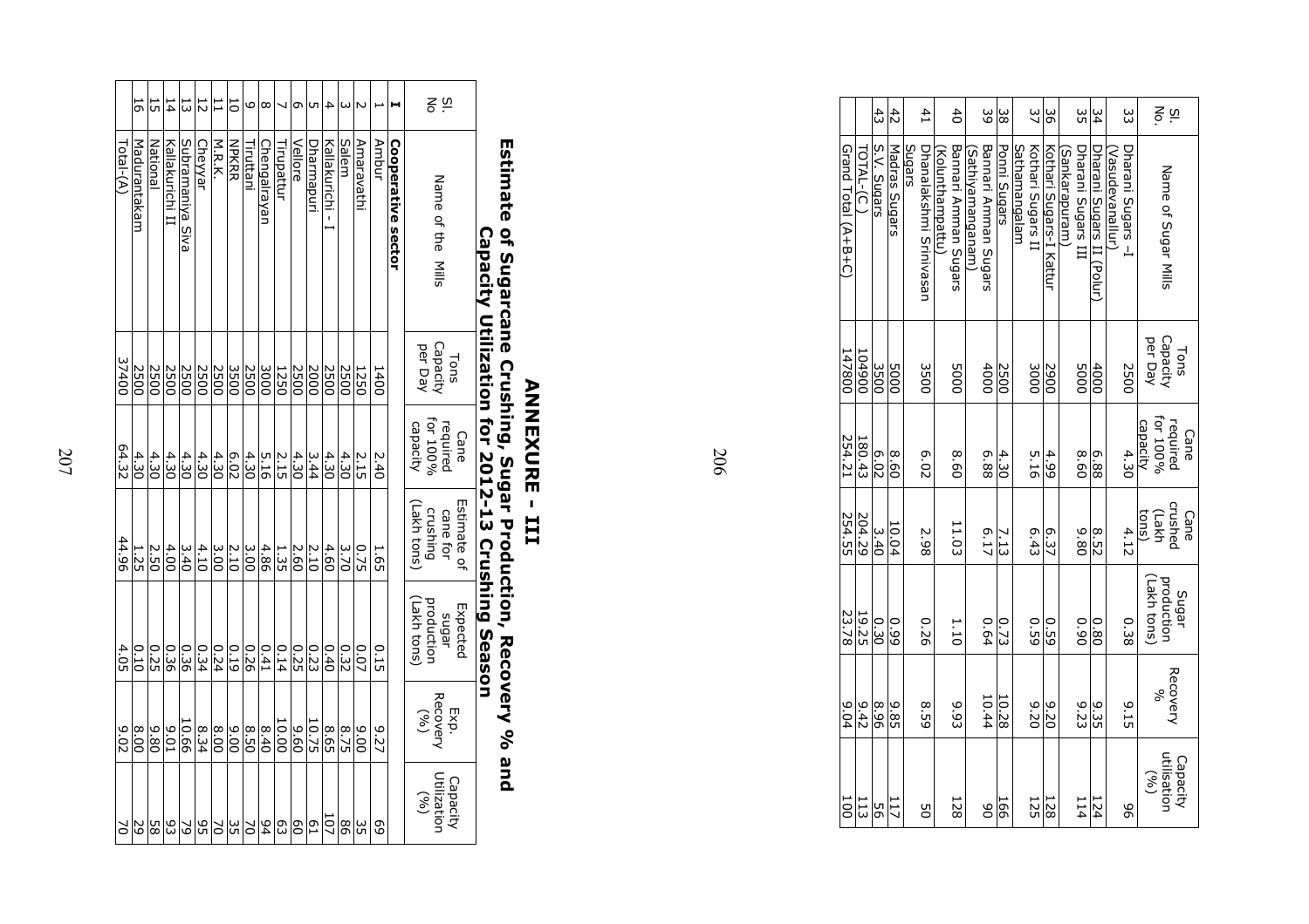| Sl. No. | Name of Sugar Mills | Tons Capacity per Day | Cane required for 100% capacity | Cane crushed (Lakh tons) | Sugar production (Lakh tons) | Recovery % | Capacity utilisation (%) |
|---|---|---|---|---|---|---|---|
| 33 | Dharani Sugars –I (Vasudevanallur) | 2500 | 4.30 | 4.12 | 0.38 | 9.15 | 96 |
| 34 | Dharani Sugars II (Polur) | 4000 | 6.88 | 8.52 | 0.80 | 9.35 | 124 |
| 35 | Dharani Sugars III (Sankarapuram) | 5000 | 8.60 | 9.80 | 0.90 | 9.23 | 114 |
| 36 | Kothari Sugars-I Kattur | 2900 | 4.99 | 6.37 | 0.59 | 9.20 | 128 |
| 37 | Kothari Sugars II Sathamangalam | 3000 | 5.16 | 6.43 | 0.59 | 9.20 | 125 |
| 38 | Ponni Sugars | 2500 | 4.30 | 7.13 | 0.73 | 10.28 | 166 |
| 39 | Bannari Amman Sugars (Sathiyamanganam) | 4000 | 6.88 | 6.17 | 0.64 | 10.44 | 90 |
| 40 | Bannari Amman Sugars (Kolunthampattu) | 5000 | 8.60 | 11.03 | 1.10 | 9.93 | 128 |
| 41 | Dhanalakshmi Srinivasan Sugars | 3500 | 6.02 | 2.98 | 0.26 | 8.59 | 50 |
| 42 | Madras Sugars | 5000 | 8.60 | 10.04 | 0.99 | 9.85 | 117 |
| 43 | S.V. Sugars | 3500 | 6.02 | 3.40 | 0.30 | 8.96 | 56 |
| | TOTAL-(C ) | 104900 | 180.43 | 204.29 | 19.25 | 9.42 | 113 |
| | Grand Total (A+B+C) | 147800 | 254.21 | 254.55 | 23.78 | 9.04 | 100 |

# ANNEXURE - III

## Estimate of Sugarcane Crushing, Sugar Production, Recovery % and Capacity Utilization for 2012-13 Crushing Season

| Sl. No | Name of the Mills | Tons Capacity per Day | Cane required for 100% capacity | Estimate of cane for crushing (Lakh tons) | Expected sugar production (Lakh tons) | Exp. Recovery (%) | Capacity Utilization (%) |
|---|---|---|---|---|---|---|---|
| **I** | **Cooperative sector** | | | | | | |
| 1 | Ambur | 1400 | 2.40 | 1.65 | 0.15 | 9.27 | 69 |
| 2 | Amaravathi | 1250 | 2.15 | 0.75 | 0.07 | 9.00 | 35 |
| 3 | Salem | 2500 | 4.30 | 3.70 | 0.32 | 8.75 | 86 |
| 4 | Kallakurichi - I | 2500 | 4.30 | 4.60 | 0.40 | 8.65 | 107 |
| 5 | Dharmapuri | 2000 | 3.44 | 2.10 | 0.23 | 10.75 | 61 |
| 6 | Vellore | 2500 | 4.30 | 2.60 | 0.25 | 9.60 | 60 |
| 7 | Tirupattur | 1250 | 2.15 | 1.35 | 0.14 | 10.00 | 63 |
| 8 | Chengalrayan | 3000 | 5.16 | 4.86 | 0.41 | 8.40 | 94 |
| 9 | Tiruttani | 2500 | 4.30 | 3.00 | 0.26 | 8.50 | 70 |
| 10 | NPKRR | 3500 | 6.02 | 2.10 | 0.19 | 9.00 | 35 |
| 11 | M.R.K. | 2500 | 4.30 | 3.00 | 0.24 | 8.00 | 70 |
| 12 | Cheyyar | 2500 | 4.30 | 4.10 | 0.34 | 8.34 | 95 |
| 13 | Subramaniya Siva | 2500 | 4.30 | 3.40 | 0.36 | 10.66 | 79 |
| 14 | Kallakurichi II | 2500 | 4.30 | 4.00 | 0.36 | 9.01 | 93 |
| 15 | National | 2500 | 4.30 | 2.50 | 0.25 | 9.80 | 58 |
| 16 | Madurantakam | 2500 | 4.30 | 1.25 | 0.10 | 8.00 | 29 |
| | Total-(A) | 37400 | 64.32 | 44.96 | 4.05 | 9.02 | 70 |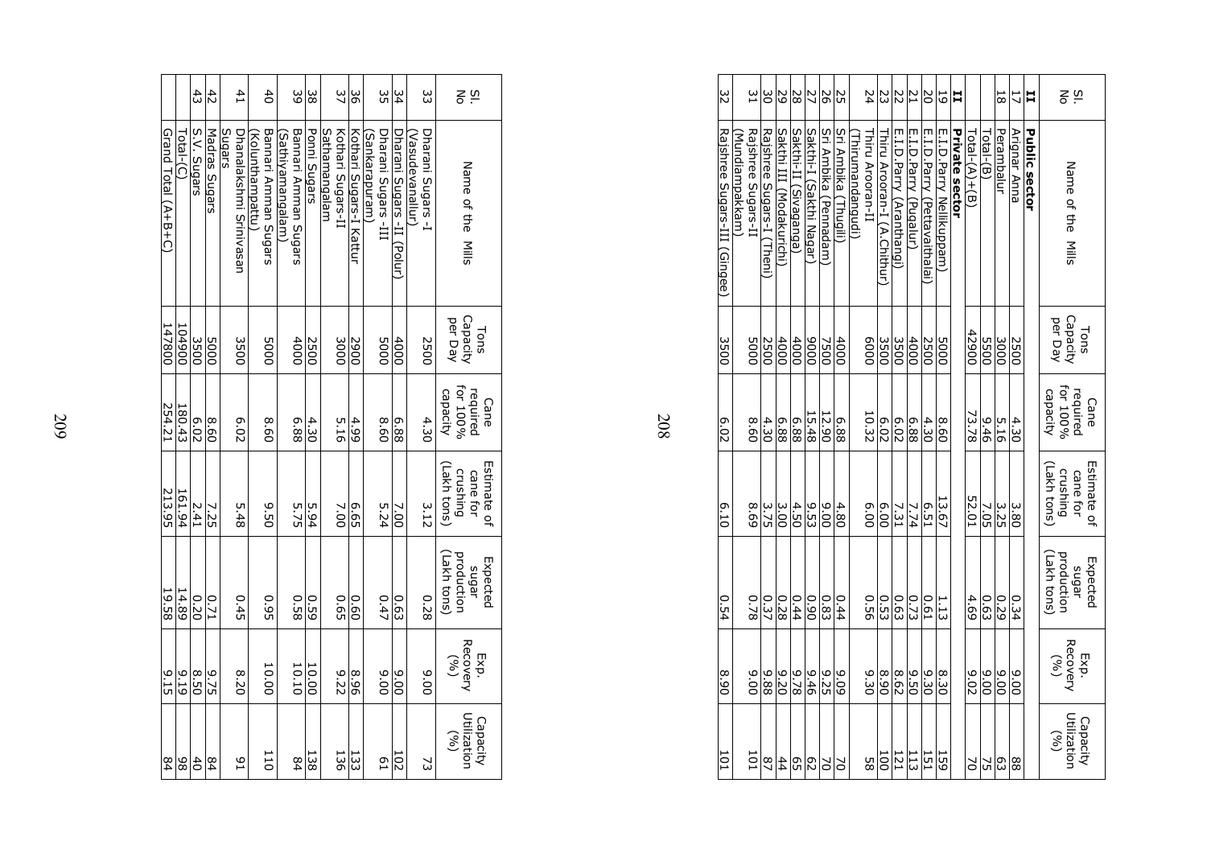| Sl. No | Name of the Mills | Tons Capacity per Day | Cane required for 100% capacity | Estimate of cane for crushing (Lakh tons) | Expected sugar production (Lakh tons) | Exp. Recovery (%) | Capacity Utilization (%) |
|---|---|---|---|---|---|---|---|
| **II** | **Public sector** | | | | | | |
| 17 | Arignar Anna | 2500 | 4.30 | 3.80 | 0.34 | 9.00 | 88 |
| 18 | Perambalur | 3000 | 5.16 | 3.25 | 0.29 | 9.00 | 63 |
| | Total-(B) | 5500 | 9.46 | 7.05 | 0.63 | 9.00 | 75 |
| | Total-(A)+(B) | 42900 | 73.78 | 52.01 | 4.69 | 9.02 | 70 |
| **III** | **Private sector** | | | | | | |
| 19 | E.I.D.Parry Nellikuppam) | 5000 | 8.60 | 13.67 | 1.13 | 8.30 | 159 |
| 20 | E.I.D.Parry (Pettavaithalai) | 2500 | 4.30 | 6.51 | 0.61 | 9.30 | 151 |
| 21 | E.I.D.Parry (Pugalur) | 4000 | 6.88 | 7.74 | 0.73 | 9.50 | 113 |
| 22 | E.I.D.Parry (Aranthangi) | 3500 | 6.02 | 7.31 | 0.63 | 8.62 | 121 |
| 23 | Thiru Arooran-I (A.Chithur) | 3500 | 6.02 | 6.00 | 0.53 | 8.90 | 100 |
| 24 | Thiru Arooran-II (Thirumandangudi) | 6000 | 10.32 | 6.00 | 0.56 | 9.30 | 58 |
| 25 | Sri Ambika (Thugili) | 4000 | 6.88 | 4.80 | 0.44 | 9.09 | 70 |
| 26 | Sri Ambika (Pennadam) | 7500 | 12.90 | 9.00 | 0.83 | 9.25 | 70 |
| 27 | Sakthi-I (Sakthi Nagar) | 9000 | 15.48 | 9.53 | 0.90 | 9.46 | 62 |
| 28 | Sakthi-II (Sivaganga) | 4000 | 6.88 | 4.50 | 0.44 | 9.78 | 65 |
| 29 | Sakthi III (Modakurichi) | 4000 | 6.88 | 3.00 | 0.28 | 9.20 | 44 |
| 30 | Rajshree Sugars-I (Theni) | 2500 | 4.30 | 3.75 | 0.37 | 9.88 | 87 |
| 31 | Rajshree Sugars-II (Mundiampakkam) | 5000 | 8.60 | 8.69 | 0.78 | 9.00 | 101 |
| 32 | Rajshree Sugars-III (Gingee) | 3500 | 6.02 | 6.10 | 0.54 | 8.90 | 101 |

| Sl. No | Name of the Mills | Tons Capacity per Day | Cane required for 100% capacity | Estimate of cane for crushing (Lakh tons) | Expected sugar production (Lakh tons) | Exp. Recovery (%) | Capacity Utilization (%) |
|---|---|---|---|---|---|---|---|
| 33 | Dharani Sugars -I (Vasudevanallur) | 2500 | 4.30 | 3.12 | 0.28 | 9.00 | 73 |
| 34 | Dharani Sugars -II (Polur) | 4000 | 6.88 | 7.00 | 0.63 | 9.00 | 102 |
| 35 | Dharani Sugars -III (Sankarapuram) | 5000 | 8.60 | 5.24 | 0.47 | 9.00 | 61 |
| 36 | Kothari Sugars-I Kattur | 2900 | 4.99 | 6.65 | 0.60 | 8.96 | 133 |
| 37 | Kothari Sugars-II Sathamangalam | 3000 | 5.16 | 7.00 | 0.65 | 9.22 | 136 |
| 38 | Ponni Sugars | 2500 | 4.30 | 5.94 | 0.59 | 10.00 | 138 |
| 39 | Bannari Amman Sugars (Sathiyamangalam) | 4000 | 6.88 | 5.75 | 0.58 | 10.10 | 84 |
| 40 | Bannari Amman Sugars (Kolunthampattu) | 5000 | 8.60 | 9.50 | 0.95 | 10.00 | 110 |
| 41 | Dhanalakshmi Srinivasan Sugars | 3500 | 6.02 | 5.48 | 0.45 | 8.20 | 91 |
| 42 | Madras Sugars | 5000 | 8.60 | 7.25 | 0.71 | 9.75 | 84 |
| 43 | S.V. Sugars | 3500 | 6.02 | 2.41 | 0.20 | 8.50 | 40 |
| | Total-(C) | 104900 | 180.43 | 161.94 | 14.89 | 9.19 | 98 |
| | Grand Total (A+B+C) | 147800 | 254.21 | 213.95 | 19.58 | 9.15 | 84 |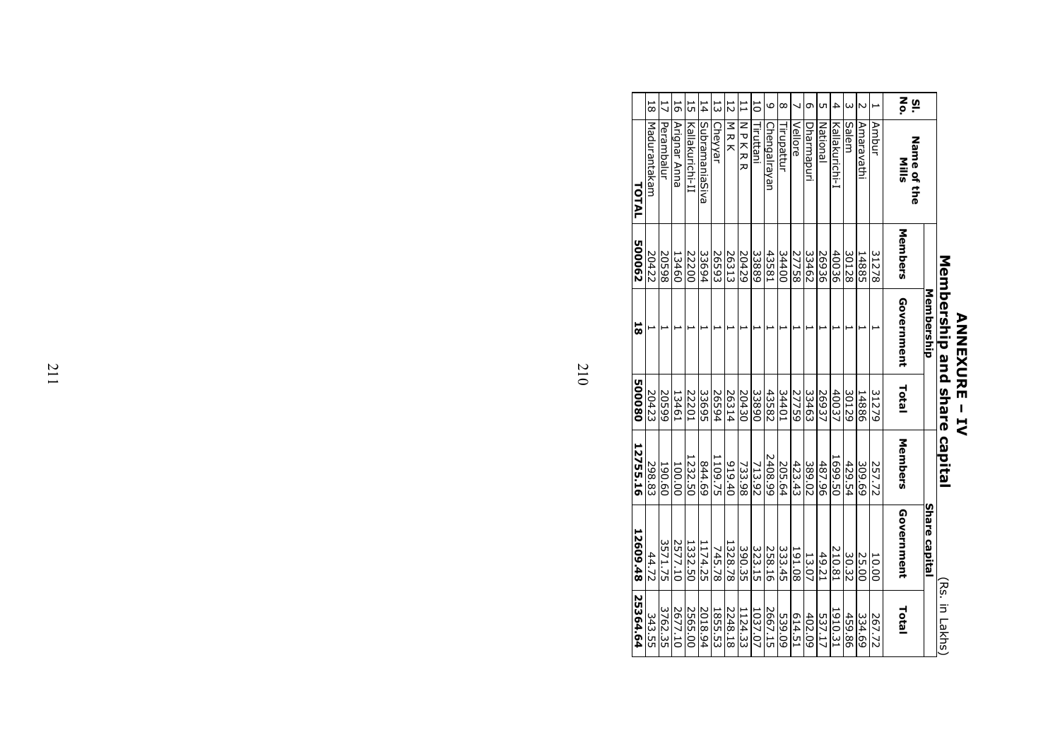# ANNEXURE – IV

## Membership and share capital

(Rs. in Lakhs)

| Sl. No. | Name of the Mills | Membership | | | Share capital | | |
|---|---|---|---|---|---|---|---|
| | | Members | Government | Total | Members | Government | Total |
| 1 | Ambur | 31278 | 1 | 31279 | 257.72 | 10.00 | 267.72 |
| 2 | Amaravathi | 14885 | 1 | 14886 | 309.69 | 25.00 | 334.69 |
| 3 | Salem | 30128 | 1 | 30129 | 429.54 | 30.32 | 459.86 |
| 4 | Kallakurichi-I | 40036 | 1 | 40037 | 1699.50 | 210.81 | 1910.31 |
| 5 | National | 26936 | 1 | 26937 | 487.96 | 49.21 | 537.17 |
| 6 | Dharmapuri | 33462 | 1 | 33463 | 389.02 | 13.07 | 402.09 |
| 7 | Vellore | 27758 | 1 | 27759 | 423.43 | 191.08 | 614.51 |
| 8 | Tirupattur | 34400 | 1 | 34401 | 205.64 | 333.45 | 539.09 |
| 9 | Chengalrayan | 43581 | 1 | 43582 | 2408.99 | 258.16 | 2667.15 |
| 10 | Tiruttani | 33889 | 1 | 33890 | 713.92 | 323.15 | 1037.07 |
| 11 | N P K R R | 20429 | 1 | 20430 | 733.98 | 390.35 | 1124.33 |
| 12 | M R K | 26313 | 1 | 26314 | 919.40 | 1328.78 | 2248.18 |
| 13 | Cheyyar | 26593 | 1 | 26594 | 1109.75 | 745.78 | 1855.53 |
| 14 | SubramaniaSiva | 33694 | 1 | 33695 | 844.69 | 1174.25 | 2018.94 |
| 15 | Kallakurichi-II | 22200 | 1 | 22201 | 1232.50 | 1332.50 | 2565.00 |
| 16 | Arignar Anna | 13460 | 1 | 13461 | 100.00 | 2577.10 | 2677.10 |
| 17 | Perambalur | 20598 | 1 | 20599 | 190.60 | 3571.75 | 3762.35 |
| 18 | Madurantakam | 20422 | 1 | 20423 | 298.83 | 44.72 | 343.55 |
| | **TOTAL** | **500062** | **18** | **500080** | **12755.16** | **12609.48** | **25364.64** |